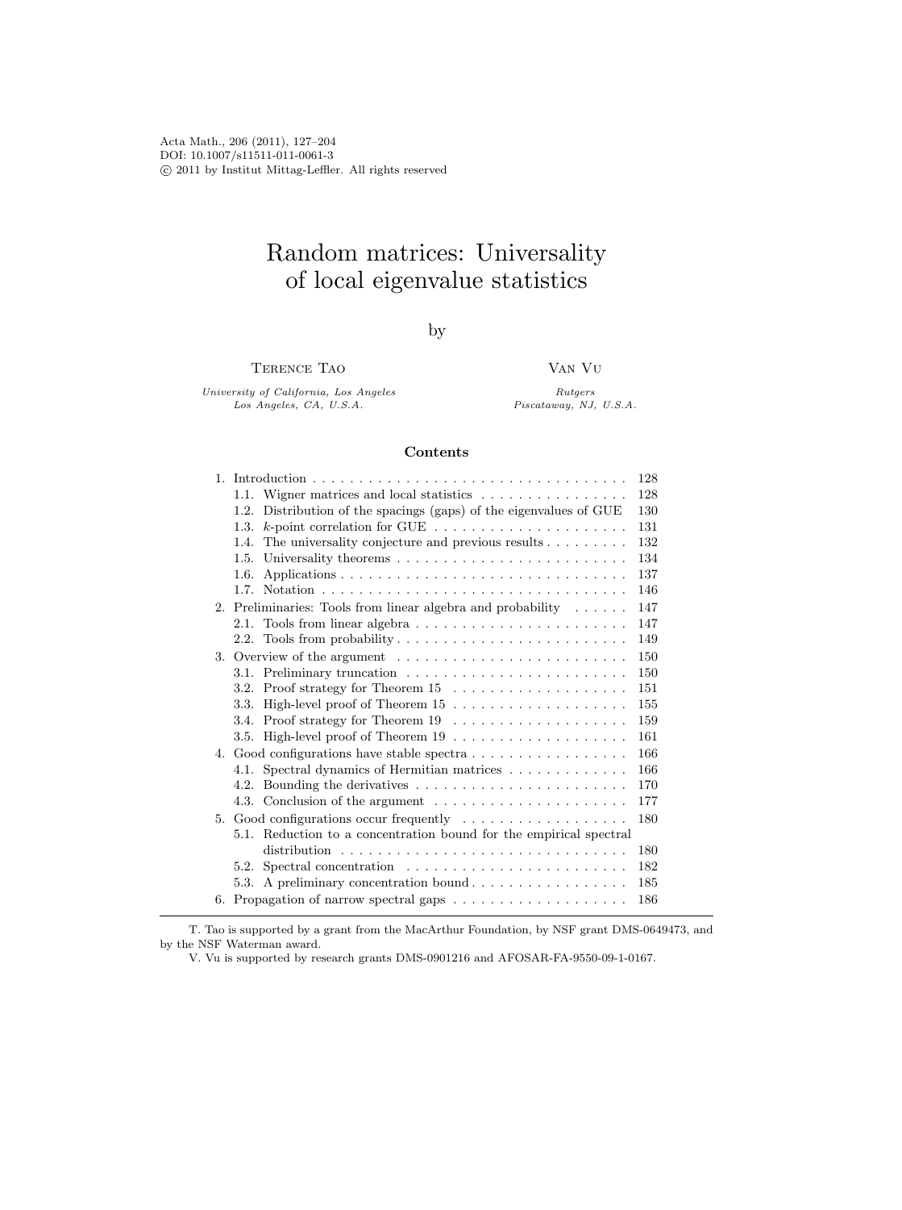Acta Math., 206 (2011), 127–204
DOI: 10.1007/s11511-011-0061-3
© 2011 by Institut Mittag-Leffler. All rights reserved

# Random matrices: Universality of local eigenvalue statistics

by

Terence Tao

*University of California, Los Angeles*
*Los Angeles, CA, U.S.A.*

Van Vu

*Rutgers*
*Piscataway, NJ, U.S.A.*

**Contents**

1. Introduction . . . . . . . . . . . . . . . . . . . . . . . . . . . . . . . . . . . 128
   - 1.1. Wigner matrices and local statistics . . . . . . . . . . . . . . . . 128
   - 1.2. Distribution of the spacings (gaps) of the eigenvalues of GUE 130
   - 1.3. $k$-point correlation for GUE . . . . . . . . . . . . . . . . . . . . . 131
   - 1.4. The universality conjecture and previous results . . . . . . . . . 132
   - 1.5. Universality theorems . . . . . . . . . . . . . . . . . . . . . . . . . 134
   - 1.6. Applications . . . . . . . . . . . . . . . . . . . . . . . . . . . . . . . 137
   - 1.7. Notation . . . . . . . . . . . . . . . . . . . . . . . . . . . . . . . . . 146
2. Preliminaries: Tools from linear algebra and probability . . . . . . 147
   - 2.1. Tools from linear algebra . . . . . . . . . . . . . . . . . . . . . . . 147
   - 2.2. Tools from probability . . . . . . . . . . . . . . . . . . . . . . . . . 149
3. Overview of the argument . . . . . . . . . . . . . . . . . . . . . . . . . 150
   - 3.1. Preliminary truncation . . . . . . . . . . . . . . . . . . . . . . . . 150
   - 3.2. Proof strategy for Theorem 15 . . . . . . . . . . . . . . . . . . . 151
   - 3.3. High-level proof of Theorem 15 . . . . . . . . . . . . . . . . . . . 155
   - 3.4. Proof strategy for Theorem 19 . . . . . . . . . . . . . . . . . . . 159
   - 3.5. High-level proof of Theorem 19 . . . . . . . . . . . . . . . . . . . 161
4. Good configurations have stable spectra . . . . . . . . . . . . . . . . . 166
   - 4.1. Spectral dynamics of Hermitian matrices . . . . . . . . . . . . . 166
   - 4.2. Bounding the derivatives . . . . . . . . . . . . . . . . . . . . . . . 170
   - 4.3. Conclusion of the argument . . . . . . . . . . . . . . . . . . . . . 177
5. Good configurations occur frequently . . . . . . . . . . . . . . . . . . 180
   - 5.1. Reduction to a concentration bound for the empirical spectral distribution . . . . . . . . . . . . . . . . . . . . . . . . . . . . . . . 180
   - 5.2. Spectral concentration . . . . . . . . . . . . . . . . . . . . . . . . 182
   - 5.3. A preliminary concentration bound . . . . . . . . . . . . . . . . . 185
6. Propagation of narrow spectral gaps . . . . . . . . . . . . . . . . . . . 186

---

T. Tao is supported by a grant from the MacArthur Foundation, by NSF grant DMS-0649473, and by the NSF Waterman award.

V. Vu is supported by research grants DMS-0901216 and AFOSAR-FA-9550-09-1-0167.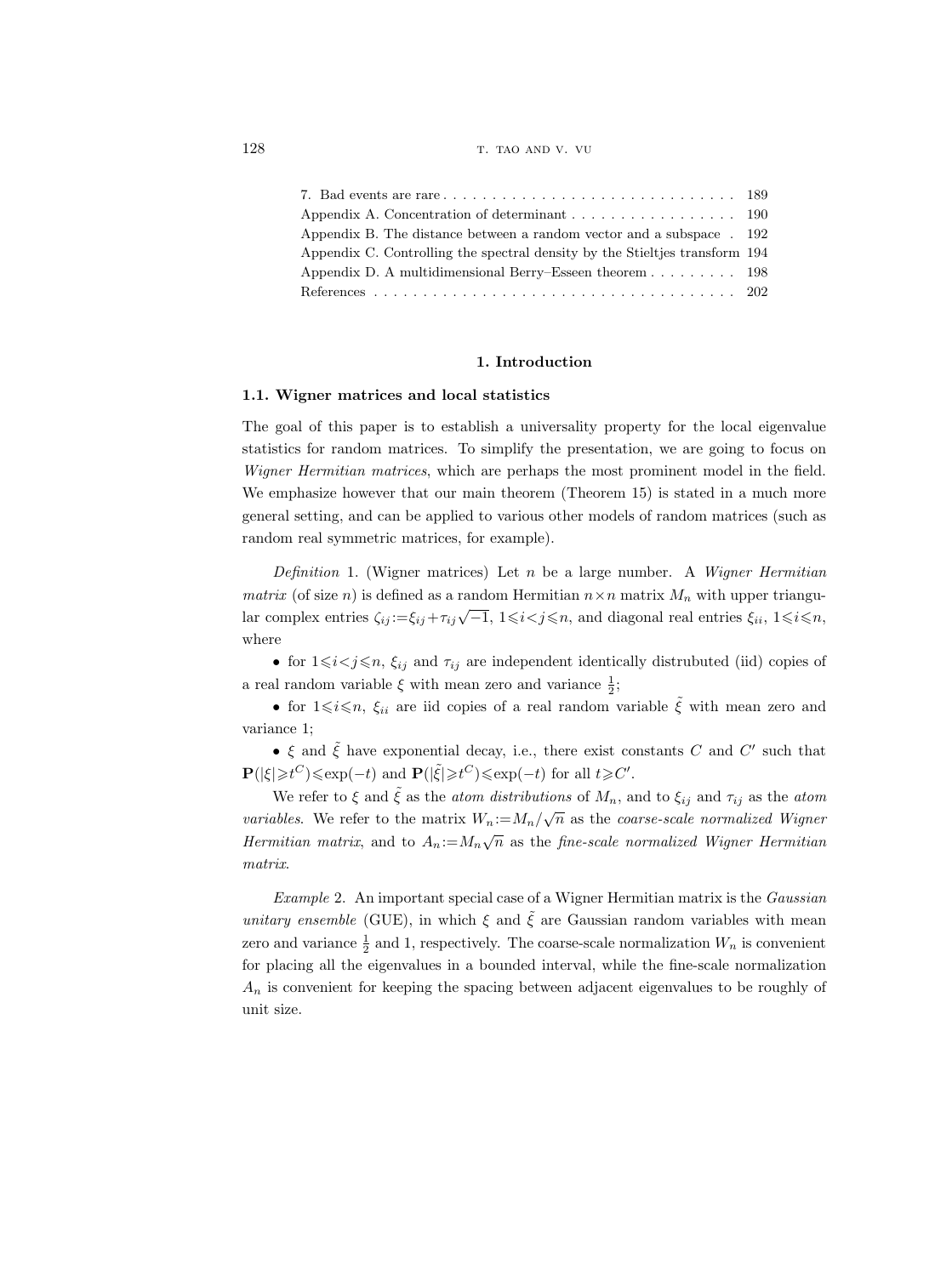7. Bad events are rare . . . . . . . . . . . . . . . . . . . . . . . . . . . . . . 189
Appendix A. Concentration of determinant . . . . . . . . . . . . . . . . . 190
Appendix B. The distance between a random vector and a subspace . 192
Appendix C. Controlling the spectral density by the Stieltjes transform 194
Appendix D. A multidimensional Berry–Esseen theorem . . . . . . . . . 198
References . . . . . . . . . . . . . . . . . . . . . . . . . . . . . . . . . . . . 202

## 1. Introduction

### 1.1. Wigner matrices and local statistics

The goal of this paper is to establish a universality property for the local eigenvalue statistics for random matrices. To simplify the presentation, we are going to focus on *Wigner Hermitian matrices*, which are perhaps the most prominent model in the field. We emphasize however that our main theorem (Theorem 15) is stated in a much more general setting, and can be applied to various other models of random matrices (such as random real symmetric matrices, for example).

*Definition* 1. (Wigner matrices) Let $n$ be a large number. A *Wigner Hermitian matrix* (of size $n$) is defined as a random Hermitian $n\times n$ matrix $M_n$ with upper triangular complex entries $\zeta_{ij}:=\xi_{ij}+\tau_{ij}\sqrt{-1}$, $1\leqslant i<j\leqslant n$, and diagonal real entries $\xi_{ii}$, $1\leqslant i\leqslant n$, where

- for $1\leqslant i<j\leqslant n$, $\xi_{ij}$ and $\tau_{ij}$ are independent identically distrubuted (iid) copies of a real random variable $\xi$ with mean zero and variance $\frac{1}{2}$;
- for $1\leqslant i\leqslant n$, $\xi_{ii}$ are iid copies of a real random variable $\tilde{\xi}$ with mean zero and variance 1;
- $\xi$ and $\tilde{\xi}$ have exponential decay, i.e., there exist constants $C$ and $C'$ such that $\mathbf{P}(|\xi|\geqslant t^C)\leqslant\exp(-t)$ and $\mathbf{P}(|\tilde{\xi}|\geqslant t^C)\leqslant\exp(-t)$ for all $t\geqslant C'$.

We refer to $\xi$ and $\tilde{\xi}$ as the *atom distributions* of $M_n$, and to $\xi_{ij}$ and $\tau_{ij}$ as the *atom variables*. We refer to the matrix $W_n:=M_n/\sqrt{n}$ as the *coarse-scale normalized Wigner Hermitian matrix*, and to $A_n:=M_n\sqrt{n}$ as the *fine-scale normalized Wigner Hermitian matrix*.

*Example* 2. An important special case of a Wigner Hermitian matrix is the *Gaussian unitary ensemble* (GUE), in which $\xi$ and $\tilde{\xi}$ are Gaussian random variables with mean zero and variance $\frac{1}{2}$ and 1, respectively. The coarse-scale normalization $W_n$ is convenient for placing all the eigenvalues in a bounded interval, while the fine-scale normalization $A_n$ is convenient for keeping the spacing between adjacent eigenvalues to be roughly of unit size.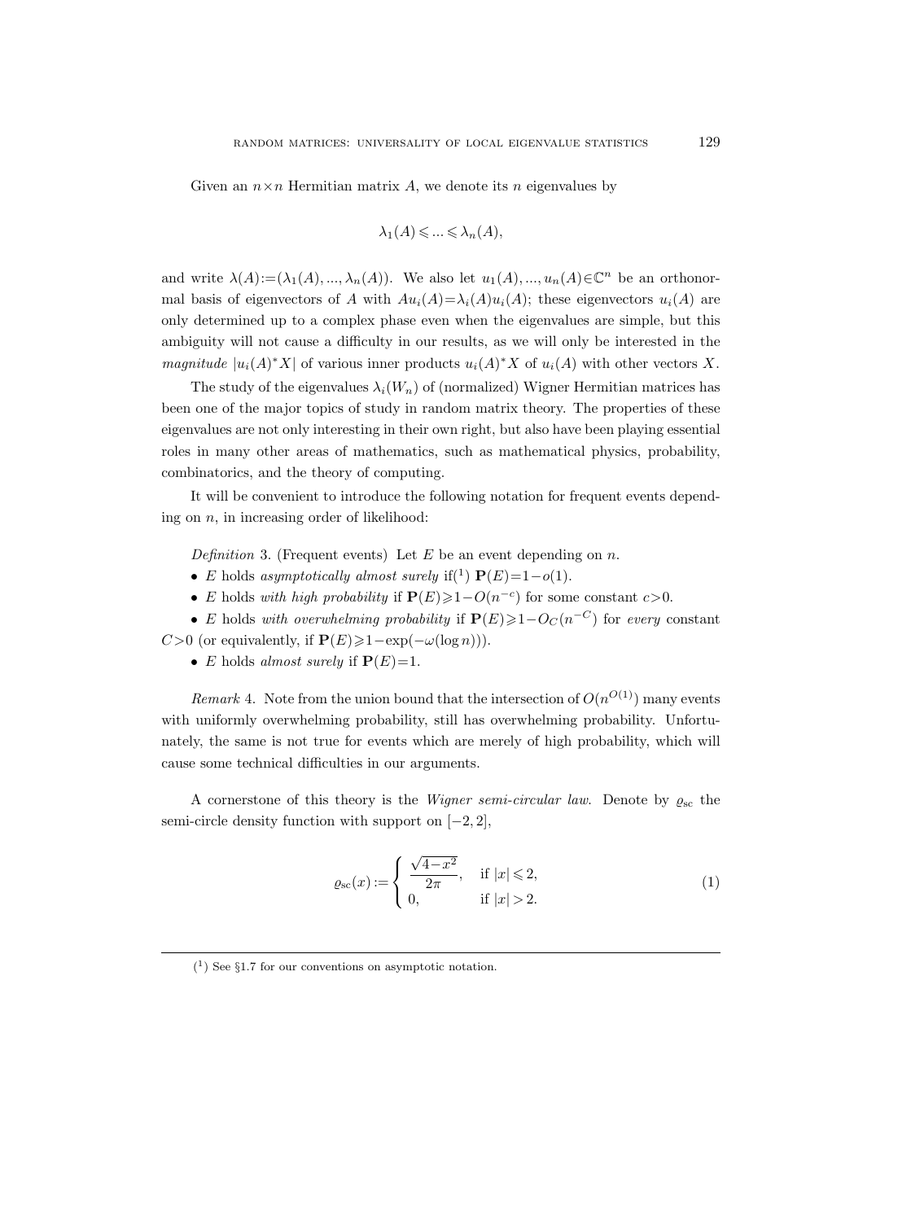Given an $n \times n$ Hermitian matrix $A$, we denote its $n$ eigenvalues by

$$\lambda_1(A) \leqslant ... \leqslant \lambda_n(A),$$

and write $\lambda(A) := (\lambda_1(A), ..., \lambda_n(A))$. We also let $u_1(A), ..., u_n(A) \in \mathbf{C}^n$ be an orthonormal basis of eigenvectors of $A$ with $Au_i(A) = \lambda_i(A) u_i(A)$; these eigenvectors $u_i(A)$ are only determined up to a complex phase even when the eigenvalues are simple, but this ambiguity will not cause a difficulty in our results, as we will only be interested in the *magnitude* $|u_i(A)^* X|$ of various inner products $u_i(A)^* X$ of $u_i(A)$ with other vectors $X$.

The study of the eigenvalues $\lambda_i(W_n)$ of (normalized) Wigner Hermitian matrices has been one of the major topics of study in random matrix theory. The properties of these eigenvalues are not only interesting in their own right, but also have been playing essential roles in many other areas of mathematics, such as mathematical physics, probability, combinatorics, and the theory of computing.

It will be convenient to introduce the following notation for frequent events depending on $n$, in increasing order of likelihood:

*Definition* 3. (Frequent events) Let $E$ be an event depending on $n$.

- $E$ holds *asymptotically almost surely* if[1] $\mathbf{P}(E) = 1 - o(1)$.
- $E$ holds *with high probability* if $\mathbf{P}(E) \geqslant 1 - O(n^{-c})$ for some constant $c > 0$.
- $E$ holds *with overwhelming probability* if $\mathbf{P}(E) \geqslant 1 - O_C(n^{-C})$ for *every* constant $C > 0$ (or equivalently, if $\mathbf{P}(E) \geqslant 1 - \exp(-\omega(\log n))$).
- $E$ holds *almost surely* if $\mathbf{P}(E) = 1$.

*Remark* 4. Note from the union bound that the intersection of $O(n^{O(1)})$ many events with uniformly overwhelming probability, still has overwhelming probability. Unfortunately, the same is not true for events which are merely of high probability, which will cause some technical difficulties in our arguments.

A cornerstone of this theory is the *Wigner semi-circular law*. Denote by $\varrho_{\mathrm{sc}}$ the semi-circle density function with support on $[-2, 2]$,

$$\varrho_{\mathrm{sc}}(x) := \begin{cases} \dfrac{\sqrt{4 - x^2}}{2\pi}, & \text{if } |x| \leqslant 2, \\ 0, & \text{if } |x| > 2. \end{cases} \tag{1}$$

[1] See §1.7 for our conventions on asymptotic notation.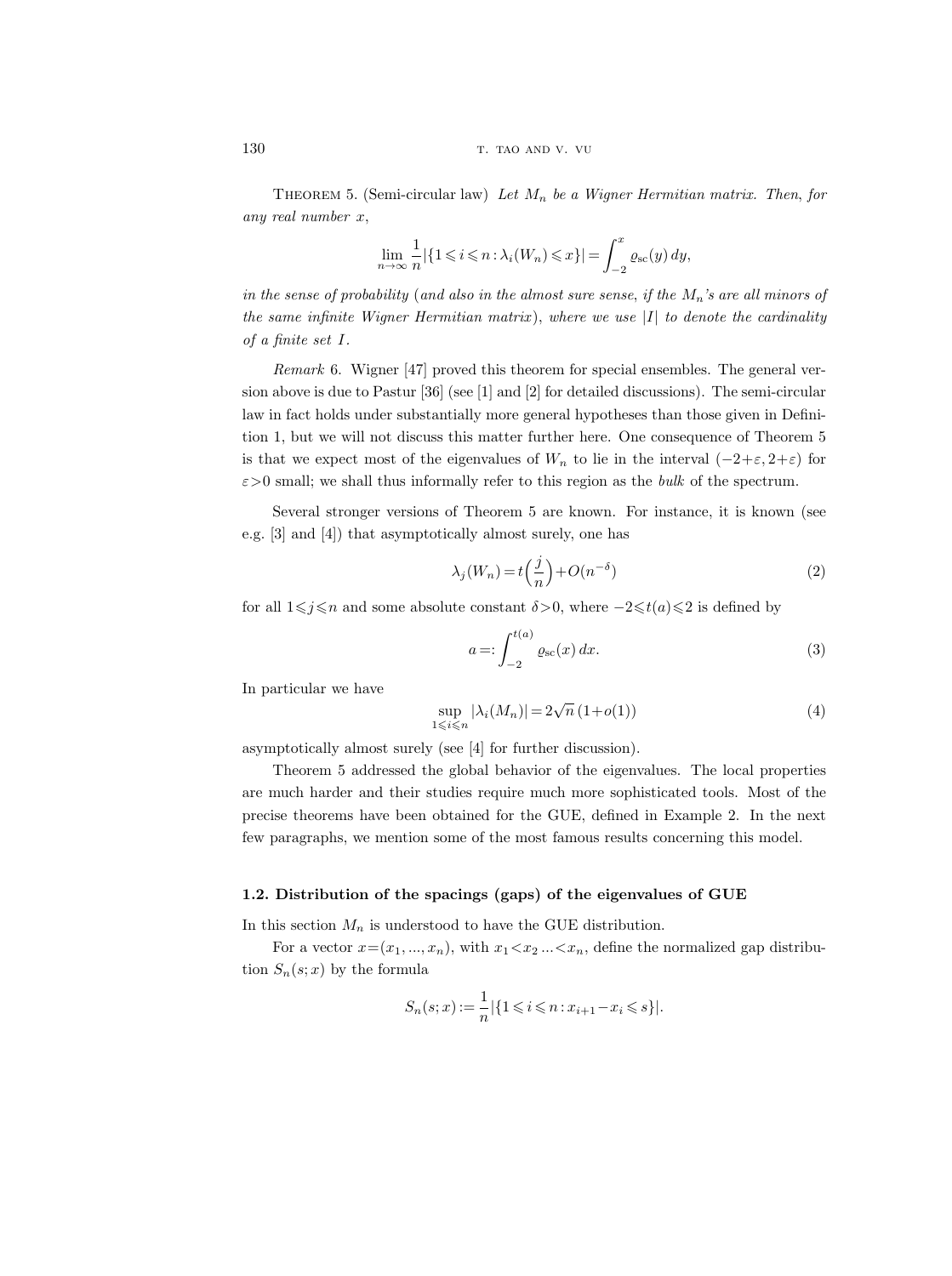THEOREM 5. (Semi-circular law) *Let $M_n$ be a Wigner Hermitian matrix. Then, for any real number $x$,*

$$\lim_{n\to\infty} \frac{1}{n}|\{1 \leqslant i \leqslant n : \lambda_i(W_n) \leqslant x\}| = \int_{-2}^{x} \varrho_{\text{sc}}(y)\, dy,$$

*in the sense of probability (and also in the almost sure sense, if the $M_n$'s are all minors of the same infinite Wigner Hermitian matrix), where we use $|I|$ to denote the cardinality of a finite set $I$.*

*Remark* 6. Wigner [47] proved this theorem for special ensembles. The general version above is due to Pastur [36] (see [1] and [2] for detailed discussions). The semi-circular law in fact holds under substantially more general hypotheses than those given in Definition 1, but we will not discuss this matter further here. One consequence of Theorem 5 is that we expect most of the eigenvalues of $W_n$ to lie in the interval $(-2+\varepsilon, 2+\varepsilon)$ for $\varepsilon > 0$ small; we shall thus informally refer to this region as the *bulk* of the spectrum.

Several stronger versions of Theorem 5 are known. For instance, it is known (see e.g. [3] and [4]) that asymptotically almost surely, one has

$$\lambda_j(W_n) = t\Big(\frac{j}{n}\Big) + O(n^{-\delta}) \tag{2}$$

for all $1 \leqslant j \leqslant n$ and some absolute constant $\delta > 0$, where $-2 \leqslant t(a) \leqslant 2$ is defined by

$$a =: \int_{-2}^{t(a)} \varrho_{\text{sc}}(x)\, dx. \tag{3}$$

In particular we have

$$\sup_{1 \leqslant i \leqslant n} |\lambda_i(M_n)| = 2\sqrt{n}\,(1+o(1)) \tag{4}$$

asymptotically almost surely (see [4] for further discussion).

Theorem 5 addressed the global behavior of the eigenvalues. The local properties are much harder and their studies require much more sophisticated tools. Most of the precise theorems have been obtained for the GUE, defined in Example 2. In the next few paragraphs, we mention some of the most famous results concerning this model.

### 1.2. Distribution of the spacings (gaps) of the eigenvalues of GUE

In this section $M_n$ is understood to have the GUE distribution.

For a vector $x = (x_1, ..., x_n)$, with $x_1 < x_2 ... < x_n$, define the normalized gap distribution $S_n(s; x)$ by the formula

$$S_n(s; x) := \frac{1}{n}|\{1 \leqslant i \leqslant n : x_{i+1} - x_i \leqslant s\}|.$$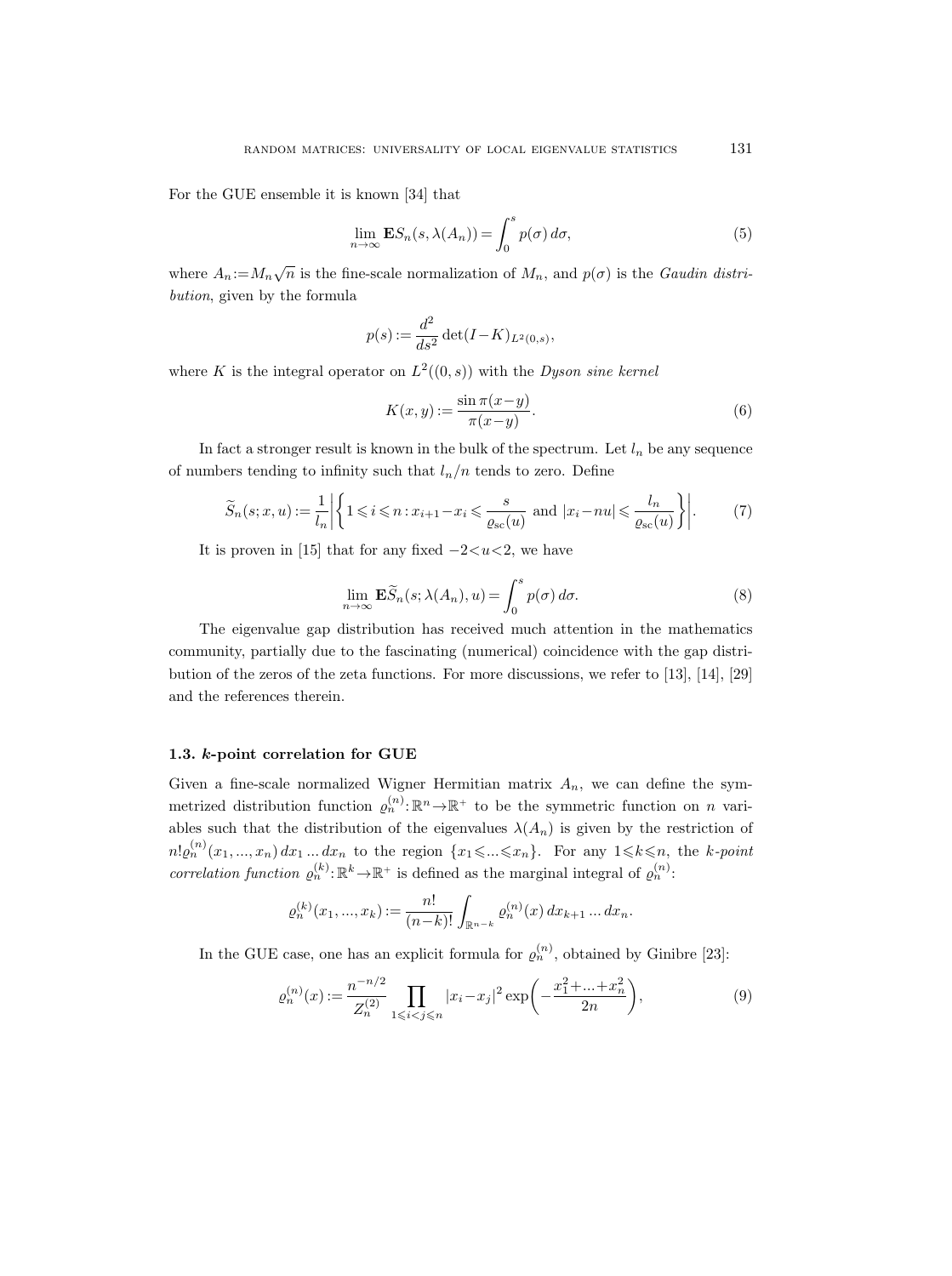For the GUE ensemble it is known [34] that

$$\lim_{n\to\infty} \mathbf{E} S_n(s, \lambda(A_n)) = \int_0^s p(\sigma)\, d\sigma, \tag{5}$$

where $A_n := M_n\sqrt{n}$ is the fine-scale normalization of $M_n$, and $p(\sigma)$ is the *Gaudin distribution*, given by the formula

$$p(s) := \frac{d^2}{ds^2} \det(I-K)_{L^2(0,s)},$$

where $K$ is the integral operator on $L^2((0,s))$ with the *Dyson sine kernel*

$$K(x,y) := \frac{\sin \pi(x-y)}{\pi(x-y)}. \tag{6}$$

In fact a stronger result is known in the bulk of the spectrum. Let $l_n$ be any sequence of numbers tending to infinity such that $l_n/n$ tends to zero. Define

$$\widetilde{S}_n(s; x, u) := \frac{1}{l_n} \left| \left\{ 1 \leqslant i \leqslant n : x_{i+1} - x_i \leqslant \frac{s}{\varrho_{\mathrm{sc}}(u)} \text{ and } |x_i - nu| \leqslant \frac{l_n}{\varrho_{\mathrm{sc}}(u)} \right\} \right|. \tag{7}$$

It is proven in [15] that for any fixed $-2<u<2$, we have

$$\lim_{n\to\infty} \mathbf{E} \widetilde{S}_n(s; \lambda(A_n), u) = \int_0^s p(\sigma)\, d\sigma. \tag{8}$$

The eigenvalue gap distribution has received much attention in the mathematics community, partially due to the fascinating (numerical) coincidence with the gap distribution of the zeros of the zeta functions. For more discussions, we refer to [13], [14], [29] and the references therein.

### 1.3. $k$-point correlation for GUE

Given a fine-scale normalized Wigner Hermitian matrix $A_n$, we can define the symmetrized distribution function $\varrho_n^{(n)}: \mathbb{R}^n \to \mathbb{R}^+$ to be the symmetric function on $n$ variables such that the distribution of the eigenvalues $\lambda(A_n)$ is given by the restriction of $n! \varrho_n^{(n)}(x_1, ..., x_n)\, dx_1 ... dx_n$ to the region $\{x_1 \leqslant ... \leqslant x_n\}$. For any $1 \leqslant k \leqslant n$, the *$k$-point correlation function* $\varrho_n^{(k)}: \mathbb{R}^k \to \mathbb{R}^+$ is defined as the marginal integral of $\varrho_n^{(n)}$:

$$\varrho_n^{(k)}(x_1, ..., x_k) := \frac{n!}{(n-k)!} \int_{\mathbb{R}^{n-k}} \varrho_n^{(n)}(x)\, dx_{k+1} ... dx_n.$$

In the GUE case, one has an explicit formula for $\varrho_n^{(n)}$, obtained by Ginibre [23]:

$$\varrho_n^{(n)}(x) := \frac{n^{-n/2}}{Z_n^{(2)}} \prod_{1 \leqslant i < j \leqslant n} |x_i - x_j|^2 \exp\left( -\frac{x_1^2 + ... + x_n^2}{2n} \right), \tag{9}$$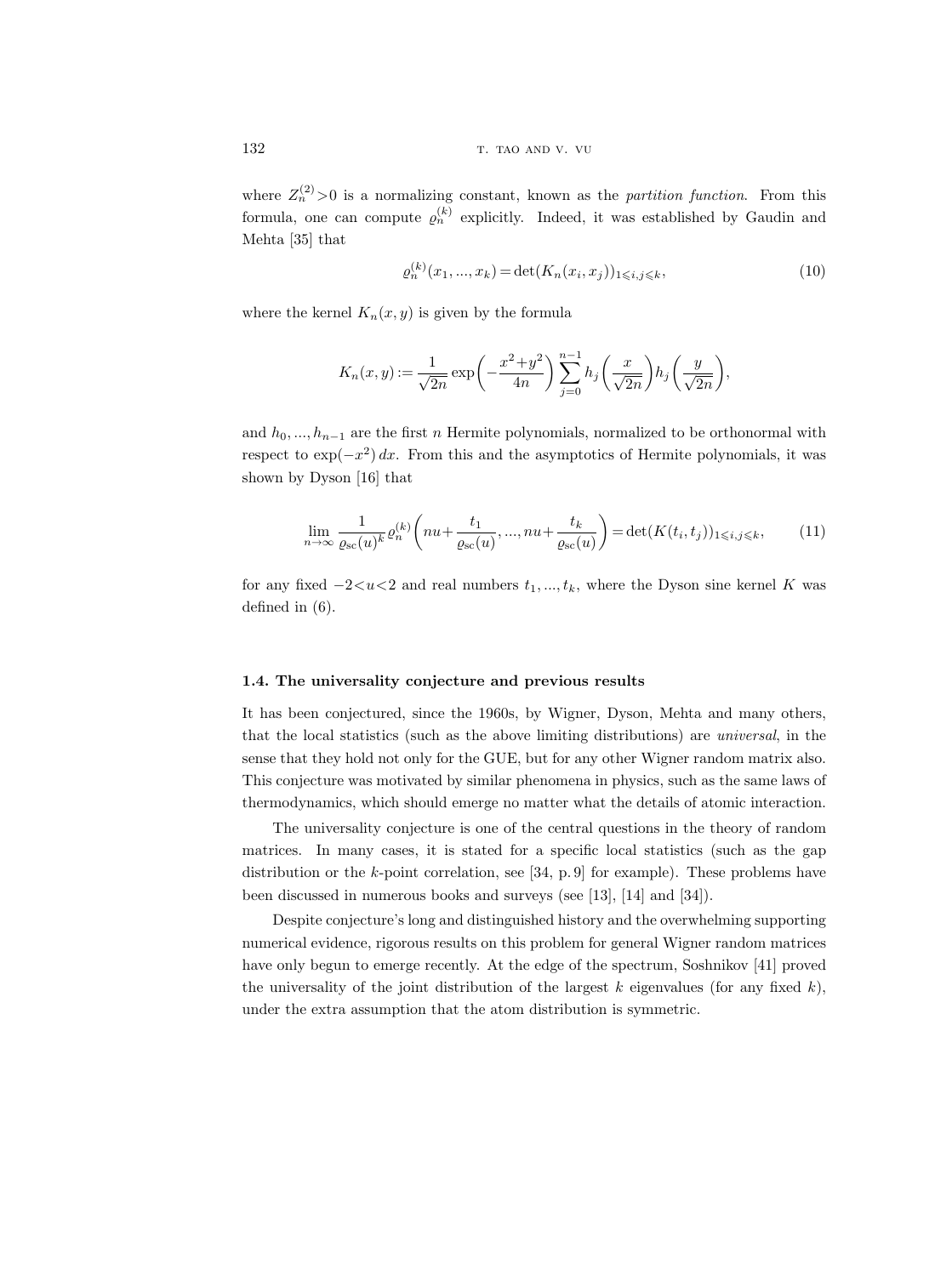where $Z_n^{(2)}>0$ is a normalizing constant, known as the *partition function*. From this formula, one can compute $\varrho_n^{(k)}$ explicitly. Indeed, it was established by Gaudin and Mehta [35] that

$$\varrho_n^{(k)}(x_1, ..., x_k) = \det(K_n(x_i, x_j))_{1 \leqslant i,j \leqslant k}, \tag{10}$$

where the kernel $K_n(x,y)$ is given by the formula

$$K_n(x,y) := \frac{1}{\sqrt{2n}} \exp\left(-\frac{x^2+y^2}{4n}\right) \sum_{j=0}^{n-1} h_j\left(\frac{x}{\sqrt{2n}}\right) h_j\left(\frac{y}{\sqrt{2n}}\right),$$

and $h_0, ..., h_{n-1}$ are the first $n$ Hermite polynomials, normalized to be orthonormal with respect to $\exp(-x^2)\,dx$. From this and the asymptotics of Hermite polynomials, it was shown by Dyson [16] that

$$\lim_{n\to\infty} \frac{1}{\varrho_{\mathrm{sc}}(u)^k} \varrho_n^{(k)}\left(nu + \frac{t_1}{\varrho_{\mathrm{sc}}(u)}, ..., nu + \frac{t_k}{\varrho_{\mathrm{sc}}(u)}\right) = \det(K(t_i, t_j))_{1 \leqslant i,j \leqslant k}, \tag{11}$$

for any fixed $-2<u<2$ and real numbers $t_1, ..., t_k$, where the Dyson sine kernel $K$ was defined in (6).

### 1.4. The universality conjecture and previous results

It has been conjectured, since the 1960s, by Wigner, Dyson, Mehta and many others, that the local statistics (such as the above limiting distributions) are *universal*, in the sense that they hold not only for the GUE, but for any other Wigner random matrix also. This conjecture was motivated by similar phenomena in physics, such as the same laws of thermodynamics, which should emerge no matter what the details of atomic interaction.

The universality conjecture is one of the central questions in the theory of random matrices. In many cases, it is stated for a specific local statistics (such as the gap distribution or the $k$-point correlation, see [34, p. 9] for example). These problems have been discussed in numerous books and surveys (see [13], [14] and [34]).

Despite conjecture's long and distinguished history and the overwhelming supporting numerical evidence, rigorous results on this problem for general Wigner random matrices have only begun to emerge recently. At the edge of the spectrum, Soshnikov [41] proved the universality of the joint distribution of the largest $k$ eigenvalues (for any fixed $k$), under the extra assumption that the atom distribution is symmetric.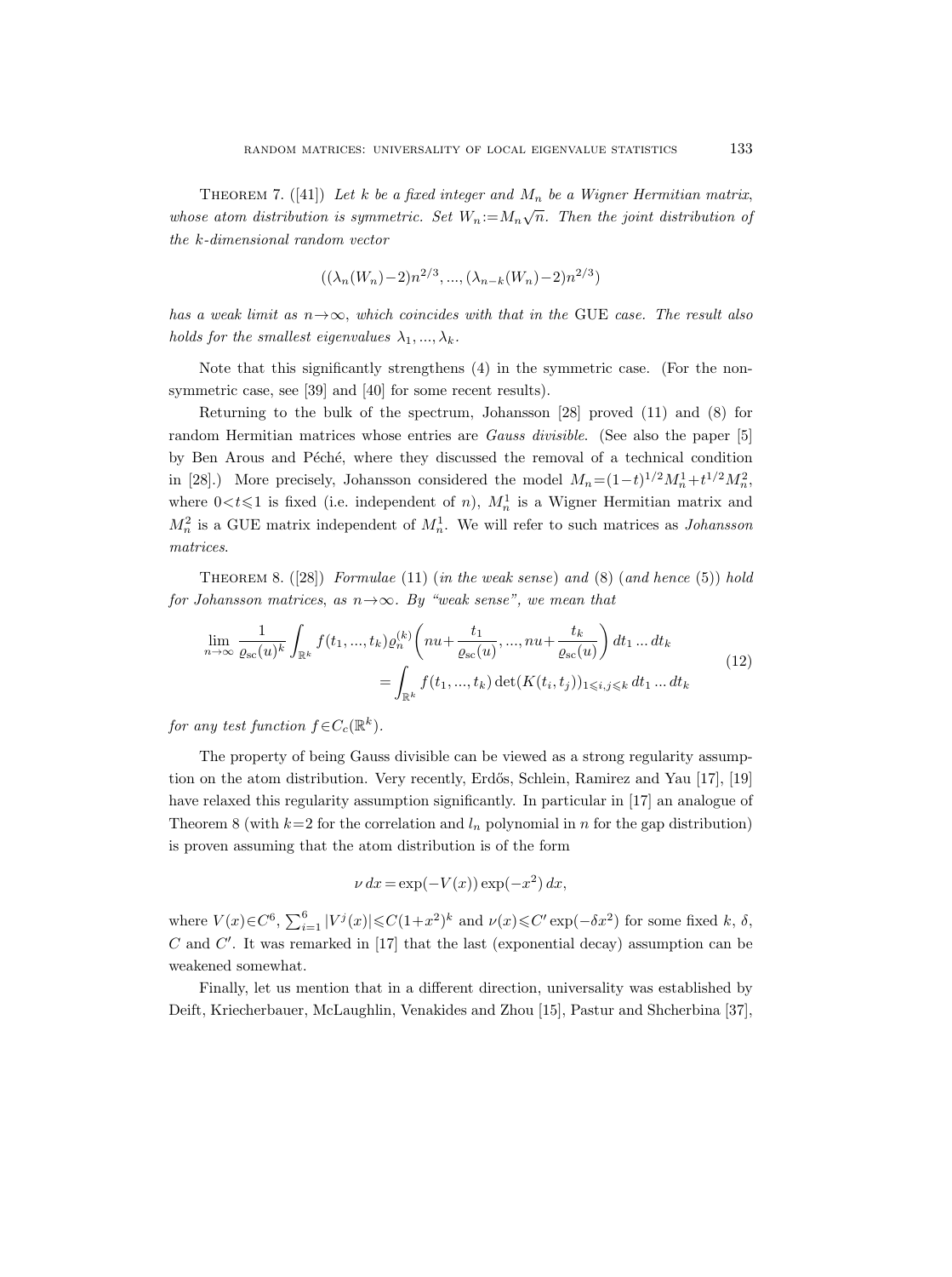Theorem 7. ([41]) *Let $k$ be a fixed integer and $M_n$ be a Wigner Hermitian matrix, whose atom distribution is symmetric. Set $W_n := M_n\sqrt{n}$. Then the joint distribution of the $k$-dimensional random vector*

$$((\lambda_n(W_n)-2)n^{2/3}, ..., (\lambda_{n-k}(W_n)-2)n^{2/3})$$

*has a weak limit as $n\to\infty$, which coincides with that in the* GUE *case. The result also holds for the smallest eigenvalues $\lambda_1, ..., \lambda_k$.*

Note that this significantly strengthens (4) in the symmetric case. (For the non-symmetric case, see [39] and [40] for some recent results).

Returning to the bulk of the spectrum, Johansson [28] proved (11) and (8) for random Hermitian matrices whose entries are *Gauss divisible*. (See also the paper [5] by Ben Arous and Péché, where they discussed the removal of a technical condition in [28].) More precisely, Johansson considered the model $M_n = (1-t)^{1/2}M_n^1 + t^{1/2}M_n^2$, where $0 < t \leqslant 1$ is fixed (i.e. independent of $n$), $M_n^1$ is a Wigner Hermitian matrix and $M_n^2$ is a GUE matrix independent of $M_n^1$. We will refer to such matrices as *Johansson matrices*.

Theorem 8. ([28]) *Formulae* (11) (*in the weak sense*) *and* (8) (*and hence* (5)) *hold for Johansson matrices, as $n\to\infty$. By "weak sense", we mean that*

$$\begin{aligned}\lim_{n\to\infty} \frac{1}{\varrho_{\mathrm{sc}}(u)^k} \int_{\mathbb{R}^k} f(t_1, ..., t_k)\varrho_n^{(k)}\left(nu + \frac{t_1}{\varrho_{\mathrm{sc}}(u)}, ..., nu + \frac{t_k}{\varrho_{\mathrm{sc}}(u)}\right) dt_1 ... dt_k \\ = \int_{\mathbb{R}^k} f(t_1, ..., t_k) \det(K(t_i, t_j))_{1\leqslant i,j\leqslant k}\, dt_1 ... dt_k\end{aligned} \tag{12}$$

*for any test function $f \in C_c(\mathbb{R}^k)$.*

The property of being Gauss divisible can be viewed as a strong regularity assumption on the atom distribution. Very recently, Erdős, Schlein, Ramirez and Yau [17], [19] have relaxed this regularity assumption significantly. In particular in [17] an analogue of Theorem 8 (with $k=2$ for the correlation and $l_n$ polynomial in $n$ for the gap distribution) is proven assuming that the atom distribution is of the form

$$\nu\, dx = \exp(-V(x))\exp(-x^2)\, dx,$$

where $V(x) \in C^6$, $\sum_{i=1}^6 |V^j(x)| \leqslant C(1+x^2)^k$ and $\nu(x) \leqslant C' \exp(-\delta x^2)$ for some fixed $k$, $\delta$, $C$ and $C'$. It was remarked in [17] that the last (exponential decay) assumption can be weakened somewhat.

Finally, let us mention that in a different direction, universality was established by Deift, Kriecherbauer, McLaughlin, Venakides and Zhou [15], Pastur and Shcherbina [37],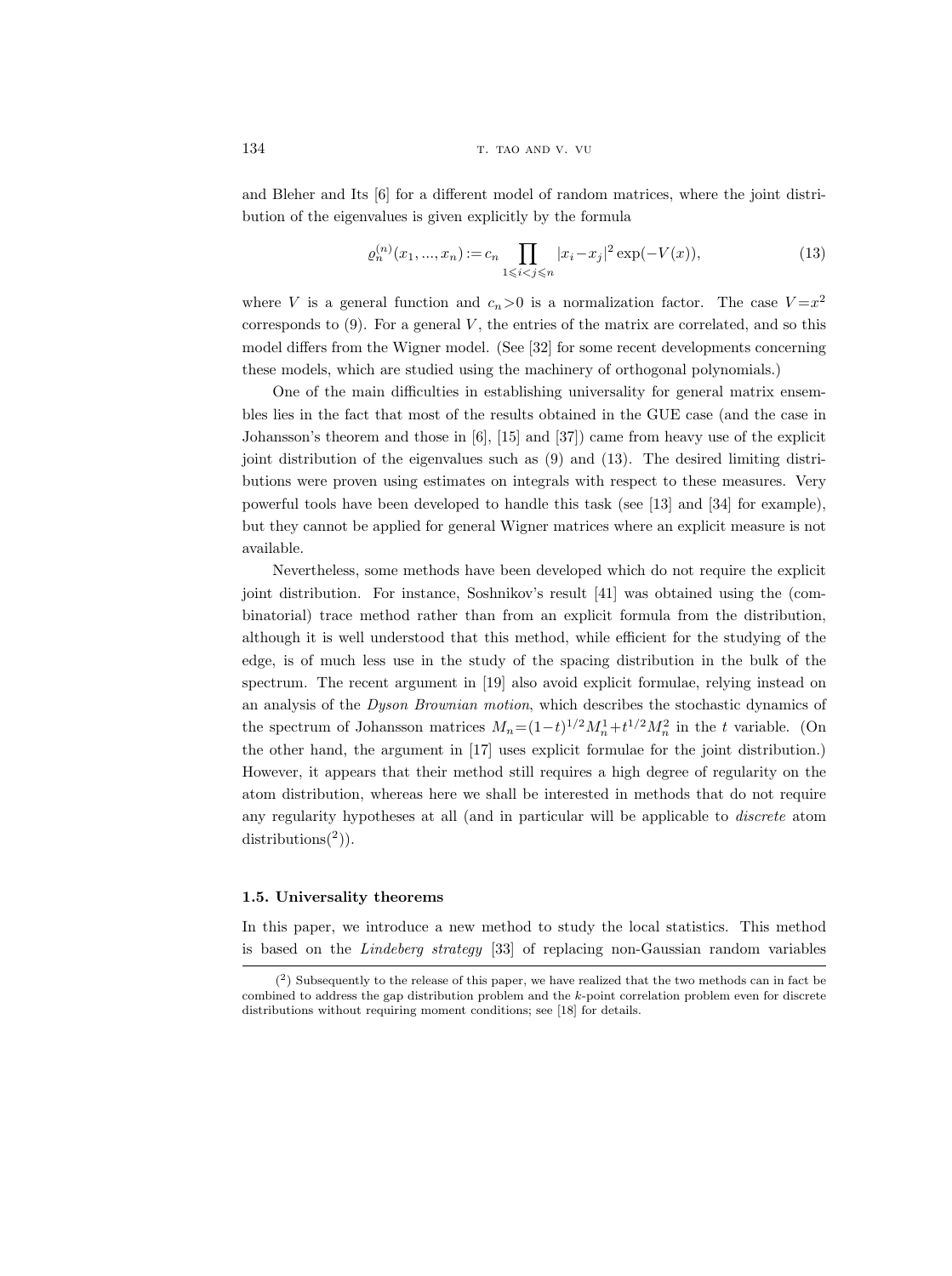and Bleher and Its [6] for a different model of random matrices, where the joint distribution of the eigenvalues is given explicitly by the formula

$$\varrho_n^{(n)}(x_1, ..., x_n) := c_n \prod_{1 \leqslant i < j \leqslant n} |x_i - x_j|^2 \exp(-V(x)), \tag{13}$$

where $V$ is a general function and $c_n > 0$ is a normalization factor. The case $V = x^2$ corresponds to (9). For a general $V$, the entries of the matrix are correlated, and so this model differs from the Wigner model. (See [32] for some recent developments concerning these models, which are studied using the machinery of orthogonal polynomials.)

One of the main difficulties in establishing universality for general matrix ensembles lies in the fact that most of the results obtained in the GUE case (and the case in Johansson's theorem and those in [6], [15] and [37]) came from heavy use of the explicit joint distribution of the eigenvalues such as (9) and (13). The desired limiting distributions were proven using estimates on integrals with respect to these measures. Very powerful tools have been developed to handle this task (see [13] and [34] for example), but they cannot be applied for general Wigner matrices where an explicit measure is not available.

Nevertheless, some methods have been developed which do not require the explicit joint distribution. For instance, Soshnikov's result [41] was obtained using the (combinatorial) trace method rather than from an explicit formula from the distribution, although it is well understood that this method, while efficient for the studying of the edge, is of much less use in the study of the spacing distribution in the bulk of the spectrum. The recent argument in [19] also avoid explicit formulae, relying instead on an analysis of the *Dyson Brownian motion*, which describes the stochastic dynamics of the spectrum of Johansson matrices $M_n = (1-t)^{1/2} M_n^1 + t^{1/2} M_n^2$ in the $t$ variable. (On the other hand, the argument in [17] uses explicit formulae for the joint distribution.) However, it appears that their method still requires a high degree of regularity on the atom distribution, whereas here we shall be interested in methods that do not require any regularity hypotheses at all (and in particular will be applicable to *discrete* atom distributions([2])).

### 1.5. Universality theorems

In this paper, we introduce a new method to study the local statistics. This method is based on the *Lindeberg strategy* [33] of replacing non-Gaussian random variables

---

([2]) Subsequently to the release of this paper, we have realized that the two methods can in fact be combined to address the gap distribution problem and the $k$-point correlation problem even for discrete distributions without requiring moment conditions; see [18] for details.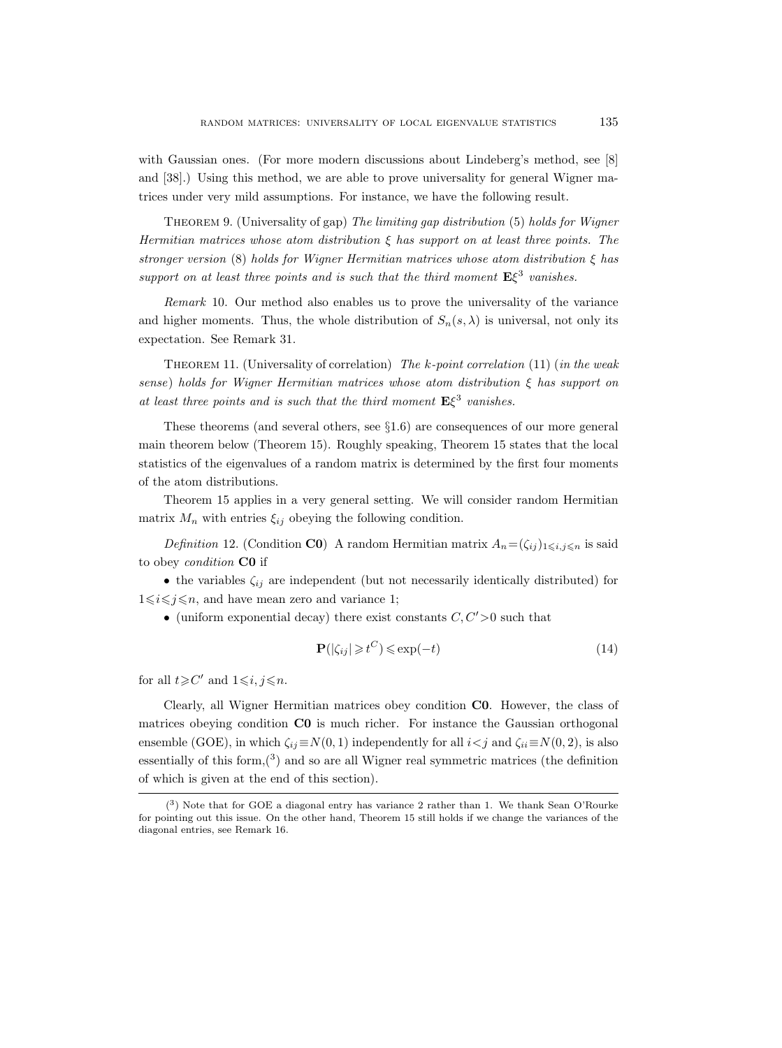with Gaussian ones. (For more modern discussions about Lindeberg's method, see [8] and [38].) Using this method, we are able to prove universality for general Wigner matrices under very mild assumptions. For instance, we have the following result.

THEOREM 9. (Universality of gap) *The limiting gap distribution* (5) *holds for Wigner Hermitian matrices whose atom distribution $\xi$ has support on at least three points. The stronger version* (8) *holds for Wigner Hermitian matrices whose atom distribution $\xi$ has support on at least three points and is such that the third moment $\mathbf{E}\xi^3$ vanishes.*

*Remark* 10. Our method also enables us to prove the universality of the variance and higher moments. Thus, the whole distribution of $S_n(s,\lambda)$ is universal, not only its expectation. See Remark 31.

THEOREM 11. (Universality of correlation) *The $k$-point correlation* (11) (*in the weak sense*) *holds for Wigner Hermitian matrices whose atom distribution $\xi$ has support on at least three points and is such that the third moment $\mathbf{E}\xi^3$ vanishes.*

These theorems (and several others, see §1.6) are consequences of our more general main theorem below (Theorem 15). Roughly speaking, Theorem 15 states that the local statistics of the eigenvalues of a random matrix is determined by the first four moments of the atom distributions.

Theorem 15 applies in a very general setting. We will consider random Hermitian matrix $M_n$ with entries $\xi_{ij}$ obeying the following condition.

*Definition* 12. (Condition **C0**) A random Hermitian matrix $A_n=(\zeta_{ij})_{1\leqslant i,j\leqslant n}$ is said to obey *condition* **C0** if

- the variables $\zeta_{ij}$ are independent (but not necessarily identically distributed) for $1\leqslant i\leqslant j\leqslant n$, and have mean zero and variance 1;
- (uniform exponential decay) there exist constants $C,C'>0$ such that

$$\mathbf{P}(|\zeta_{ij}|\geqslant t^C)\leqslant \exp(-t) \tag{14}$$

for all $t\geqslant C'$ and $1\leqslant i,j\leqslant n$.

Clearly, all Wigner Hermitian matrices obey condition **C0**. However, the class of matrices obeying condition **C0** is much richer. For instance the Gaussian orthogonal ensemble (GOE), in which $\zeta_{ij}\equiv N(0,1)$ independently for all $i<j$ and $\zeta_{ii}\equiv N(0,2)$, is also essentially of this form,([3]) and so are all Wigner real symmetric matrices (the definition of which is given at the end of this section).

([3]) Note that for GOE a diagonal entry has variance 2 rather than 1. We thank Sean O'Rourke for pointing out this issue. On the other hand, Theorem 15 still holds if we change the variances of the diagonal entries, see Remark 16.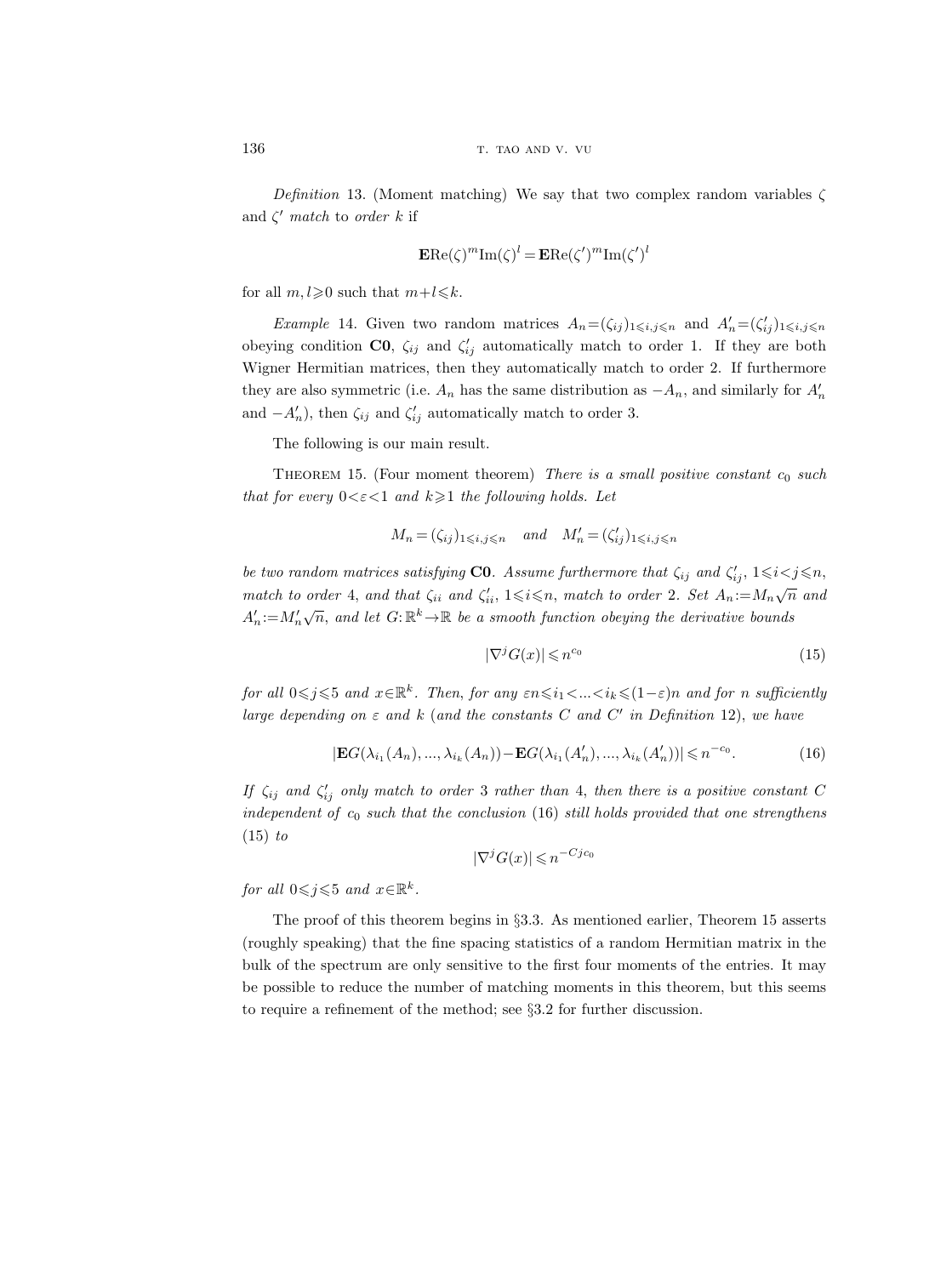*Definition* 13. (Moment matching) We say that two complex random variables $\zeta$ and $\zeta'$ *match* to *order* $k$ if

$$\mathbf{E}\mathrm{Re}(\zeta)^m \mathrm{Im}(\zeta)^l = \mathbf{E}\mathrm{Re}(\zeta')^m \mathrm{Im}(\zeta')^l$$

for all $m, l \geqslant 0$ such that $m+l \leqslant k$.

*Example* 14. Given two random matrices $A_n = (\zeta_{ij})_{1 \leqslant i,j \leqslant n}$ and $A'_n = (\zeta'_{ij})_{1 \leqslant i,j \leqslant n}$ obeying condition **C0**, $\zeta_{ij}$ and $\zeta'_{ij}$ automatically match to order 1. If they are both Wigner Hermitian matrices, then they automatically match to order 2. If furthermore they are also symmetric (i.e. $A_n$ has the same distribution as $-A_n$, and similarly for $A'_n$ and $-A'_n$), then $\zeta_{ij}$ and $\zeta'_{ij}$ automatically match to order 3.

The following is our main result.

THEOREM 15. (Four moment theorem) *There is a small positive constant $c_0$ such that for every $0 < \varepsilon < 1$ and $k \geqslant 1$ the following holds. Let*

$$M_n = (\zeta_{ij})_{1 \leqslant i,j \leqslant n} \quad \textit{and} \quad M'_n = (\zeta'_{ij})_{1 \leqslant i,j \leqslant n}$$

*be two random matrices satisfying* **C0**. *Assume furthermore that $\zeta_{ij}$ and $\zeta'_{ij}$, $1 \leqslant i < j \leqslant n$, match to order 4, and that $\zeta_{ii}$ and $\zeta'_{ii}$, $1 \leqslant i \leqslant n$, match to order 2. Set $A_n := M_n \sqrt{n}$ and $A'_n := M'_n \sqrt{n}$, and let $G: \mathbb{R}^k \to \mathbb{R}$ be a smooth function obeying the derivative bounds*

$$|\nabla^j G(x)| \leqslant n^{c_0} \tag{15}$$

*for all $0 \leqslant j \leqslant 5$ and $x \in \mathbb{R}^k$. Then, for any $\varepsilon n \leqslant i_1 < \ldots < i_k \leqslant (1-\varepsilon)n$ and for $n$ sufficiently large depending on $\varepsilon$ and $k$ (and the constants $C$ and $C'$ in Definition 12), we have*

$$|\mathbf{E}G(\lambda_{i_1}(A_n), \ldots, \lambda_{i_k}(A_n)) - \mathbf{E}G(\lambda_{i_1}(A'_n), \ldots, \lambda_{i_k}(A'_n))| \leqslant n^{-c_0}. \tag{16}$$

*If $\zeta_{ij}$ and $\zeta'_{ij}$ only match to order 3 rather than 4, then there is a positive constant $C$ independent of $c_0$ such that the conclusion* (16) *still holds provided that one strengthens* (15) *to*

$$|\nabla^j G(x)| \leqslant n^{-Cjc_0}$$

*for all $0 \leqslant j \leqslant 5$ and $x \in \mathbb{R}^k$.*

The proof of this theorem begins in §3.3. As mentioned earlier, Theorem 15 asserts (roughly speaking) that the fine spacing statistics of a random Hermitian matrix in the bulk of the spectrum are only sensitive to the first four moments of the entries. It may be possible to reduce the number of matching moments in this theorem, but this seems to require a refinement of the method; see §3.2 for further discussion.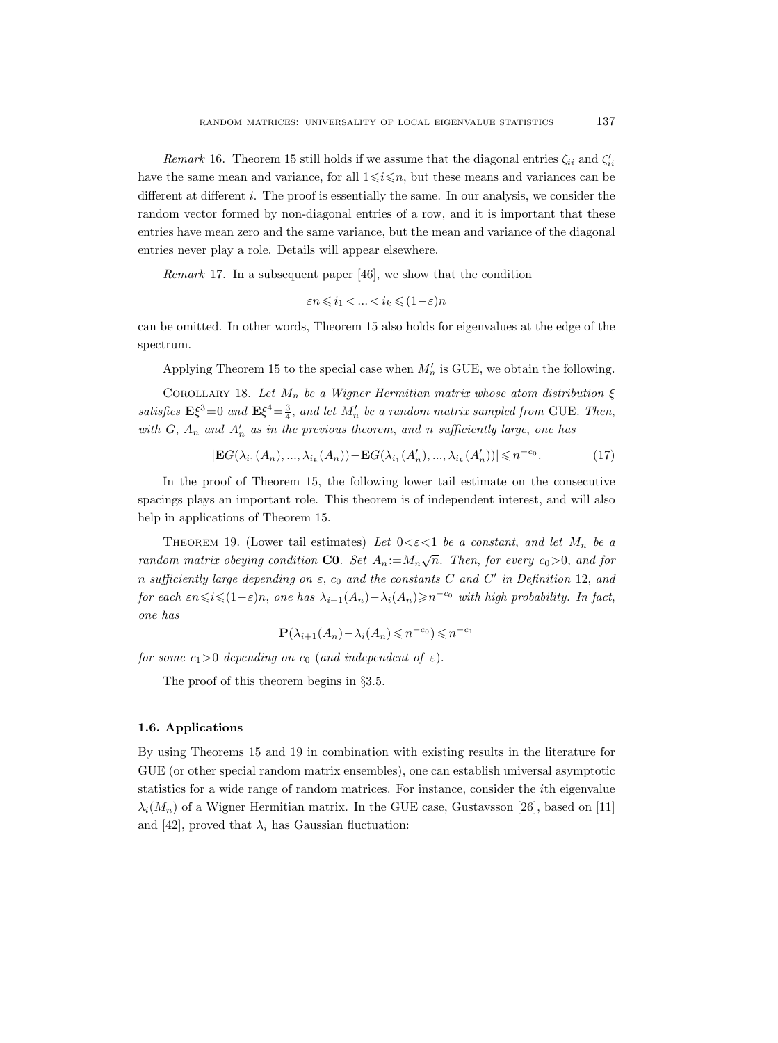*Remark* 16. Theorem 15 still holds if we assume that the diagonal entries $\zeta_{ii}$ and $\zeta'_{ii}$ have the same mean and variance, for all $1 \leqslant i \leqslant n$, but these means and variances can be different at different $i$. The proof is essentially the same. In our analysis, we consider the random vector formed by non-diagonal entries of a row, and it is important that these entries have mean zero and the same variance, but the mean and variance of the diagonal entries never play a role. Details will appear elsewhere.

*Remark* 17. In a subsequent paper [46], we show that the condition

$$\varepsilon n \leqslant i_1 < ... < i_k \leqslant (1-\varepsilon)n$$

can be omitted. In other words, Theorem 15 also holds for eigenvalues at the edge of the spectrum.

Applying Theorem 15 to the special case when $M'_n$ is GUE, we obtain the following.

COROLLARY 18. *Let $M_n$ be a Wigner Hermitian matrix whose atom distribution $\xi$ satisfies $\mathbf{E}\xi^3=0$ and $\mathbf{E}\xi^4=\frac{3}{4}$, and let $M'_n$ be a random matrix sampled from* GUE. *Then, with $G$, $A_n$ and $A'_n$ as in the previous theorem, and $n$ sufficiently large, one has*

$$|\mathbf{E}G(\lambda_{i_1}(A_n), ..., \lambda_{i_k}(A_n)) - \mathbf{E}G(\lambda_{i_1}(A'_n), ..., \lambda_{i_k}(A'_n))| \leqslant n^{-c_0}. \tag{17}$$

In the proof of Theorem 15, the following lower tail estimate on the consecutive spacings plays an important role. This theorem is of independent interest, and will also help in applications of Theorem 15.

THEOREM 19. (Lower tail estimates) *Let $0<\varepsilon<1$ be a constant, and let $M_n$ be a random matrix obeying condition* **C0**. *Set $A_n := M_n\sqrt{n}$. Then, for every $c_0>0$, and for $n$ sufficiently large depending on $\varepsilon$, $c_0$ and the constants $C$ and $C'$ in Definition* 12, *and for each $\varepsilon n \leqslant i \leqslant (1-\varepsilon)n$, one has $\lambda_{i+1}(A_n) - \lambda_i(A_n) \geqslant n^{-c_0}$ with high probability. In fact, one has*

$$\mathbf{P}(\lambda_{i+1}(A_n) - \lambda_i(A_n) \leqslant n^{-c_0}) \leqslant n^{-c_1}$$

*for some $c_1>0$ depending on $c_0$ (and independent of $\varepsilon$).*

The proof of this theorem begins in §3.5.

### 1.6. Applications

By using Theorems 15 and 19 in combination with existing results in the literature for GUE (or other special random matrix ensembles), one can establish universal asymptotic statistics for a wide range of random matrices. For instance, consider the $i$th eigenvalue $\lambda_i(M_n)$ of a Wigner Hermitian matrix. In the GUE case, Gustavsson [26], based on [11] and [42], proved that $\lambda_i$ has Gaussian fluctuation: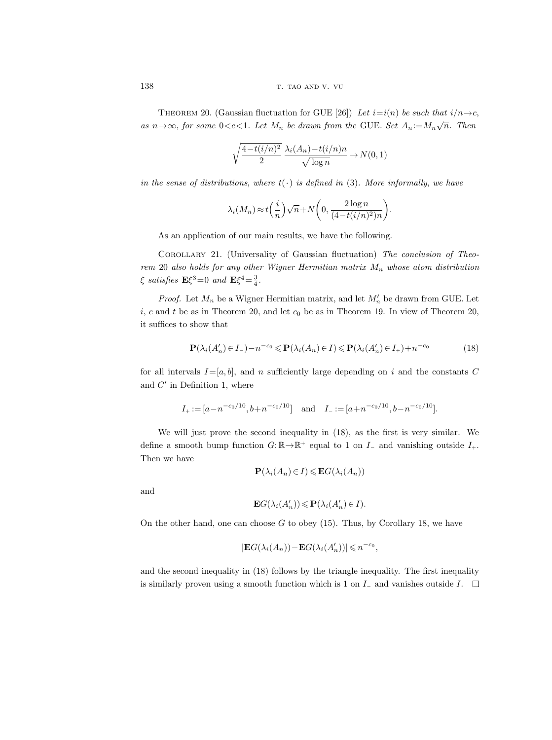**Theorem 20.** (Gaussian fluctuation for GUE [26]) *Let $i=i(n)$ be such that $i/n \to c$, as $n\to\infty$, for some $0<c<1$. Let $M_n$ be drawn from the* GUE. *Set $A_n := M_n\sqrt{n}$. Then*

$$\sqrt{\frac{4-t(i/n)^2}{2}}\,\frac{\lambda_i(A_n)-t(i/n)n}{\sqrt{\log n}} \to N(0,1)$$

*in the sense of distributions, where $t(\cdot)$ is defined in* (3). *More informally, we have*

$$\lambda_i(M_n) \approx t\Big(\frac{i}{n}\Big)\sqrt{n}+N\bigg(0, \frac{2\log n}{(4-t(i/n)^2)n}\bigg).$$

As an application of our main results, we have the following.

**Corollary 21.** (Universality of Gaussian fluctuation) *The conclusion of Theorem 20 also holds for any other Wigner Hermitian matrix $M_n$ whose atom distribution $\xi$ satisfies $\mathbf{E}\xi^3=0$ and $\mathbf{E}\xi^4=\frac{3}{4}$.*

*Proof.* Let $M_n$ be a Wigner Hermitian matrix, and let $M_n'$ be drawn from GUE. Let $i$, $c$ and $t$ be as in Theorem 20, and let $c_0$ be as in Theorem 19. In view of Theorem 20, it suffices to show that

$$\mathbf{P}(\lambda_i(A_n')\in I_-)-n^{-c_0} \leqslant \mathbf{P}(\lambda_i(A_n)\in I) \leqslant \mathbf{P}(\lambda_i(A_n')\in I_+)+n^{-c_0} \tag{18}$$

for all intervals $I=[a,b]$, and $n$ sufficiently large depending on $i$ and the constants $C$ and $C'$ in Definition 1, where

$$I_+ := [a-n^{-c_0/10}, b+n^{-c_0/10}] \quad \text{and} \quad I_- := [a+n^{-c_0/10}, b-n^{-c_0/10}].$$

We will just prove the second inequality in (18), as the first is very similar. We define a smooth bump function $G:\mathbb{R}\to\mathbb{R}^+$ equal to 1 on $I_-$ and vanishing outside $I_+$. Then we have

$$\mathbf{P}(\lambda_i(A_n)\in I) \leqslant \mathbf{E}G(\lambda_i(A_n))$$

and

$$\mathbf{E}G(\lambda_i(A_n')) \leqslant \mathbf{P}(\lambda_i(A_n')\in I).$$

On the other hand, one can choose $G$ to obey (15). Thus, by Corollary 18, we have

$$|\mathbf{E}G(\lambda_i(A_n))-\mathbf{E}G(\lambda_i(A_n'))| \leqslant n^{-c_0},$$

and the second inequality in (18) follows by the triangle inequality. The first inequality is similarly proven using a smooth function which is 1 on $I_-$ and vanishes outside $I$. $\square$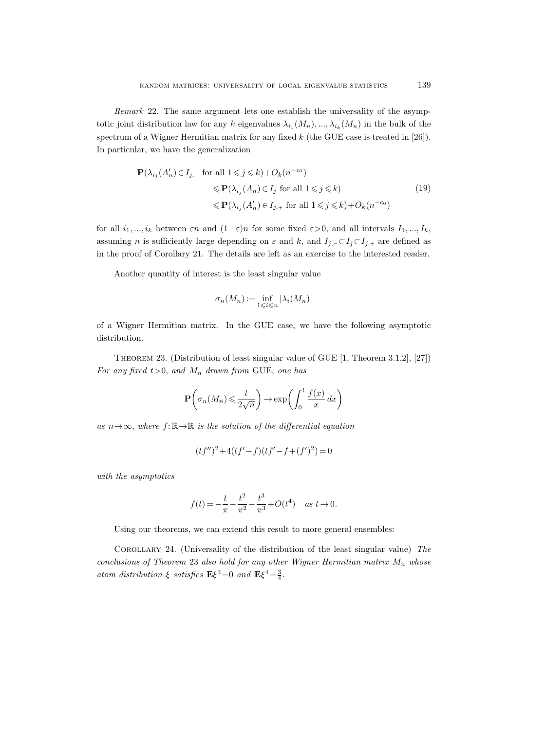*Remark* 22. The same argument lets one establish the universality of the asymptotic joint distribution law for any $k$ eigenvalues $\lambda_{i_1}(M_n), ..., \lambda_{i_k}(M_n)$ in the bulk of the spectrum of a Wigner Hermitian matrix for any fixed $k$ (the GUE case is treated in [26]). In particular, we have the generalization

$$
\begin{aligned}
\mathbf{P}(\lambda_{i_j}(A_n') \in I_{j,-} \text{ for all } 1 \leqslant j \leqslant k) + O_k(n^{-c_0}) \\
\leqslant \mathbf{P}(\lambda_{i_j}(A_n) \in I_j \text{ for all } 1 \leqslant j \leqslant k) \\
\leqslant \mathbf{P}(\lambda_{i_j}(A_n') \in I_{j,+} \text{ for all } 1 \leqslant j \leqslant k) + O_k(n^{-c_0})
\end{aligned}
\tag{19}
$$

for all $i_1, ..., i_k$ between $\varepsilon n$ and $(1-\varepsilon)n$ for some fixed $\varepsilon > 0$, and all intervals $I_1, ..., I_k$, assuming $n$ is sufficiently large depending on $\varepsilon$ and $k$, and $I_{j,-} \subset I_j \subset I_{j,+}$ are defined as in the proof of Corollary 21. The details are left as an exercise to the interested reader.

Another quantity of interest is the least singular value

$$\sigma_n(M_n) := \inf_{1 \leqslant i \leqslant n} |\lambda_i(M_n)|$$

of a Wigner Hermitian matrix. In the GUE case, we have the following asymptotic distribution.

THEOREM 23. (Distribution of least singular value of GUE [1, Theorem 3.1.2], [27]) *For any fixed $t > 0$, and $M_n$ drawn from* GUE, *one has*

$$\mathbf{P}\left(\sigma_n(M_n) \leqslant \frac{t}{2\sqrt{n}}\right) \to \exp\left(\int_0^t \frac{f(x)}{x}\, dx\right)$$

*as $n \to \infty$, where $f: \mathbb{R} \to \mathbb{R}$ is the solution of the differential equation*

$$(tf'')^2 + 4(tf' - f)(tf' - f + (f')^2) = 0$$

*with the asymptotics*

$$f(t) = -\frac{t}{\pi} - \frac{t^2}{\pi^2} - \frac{t^3}{\pi^3} + O(t^4) \quad \text{as } t \to 0.$$

Using our theorems, we can extend this result to more general ensembles:

COROLLARY 24. (Universality of the distribution of the least singular value) *The conclusions of Theorem* 23 *also hold for any other Wigner Hermitian matrix $M_n$ whose atom distribution $\xi$ satisfies $\mathbf{E}\xi^3 = 0$ and $\mathbf{E}\xi^4 = \frac{3}{4}$.*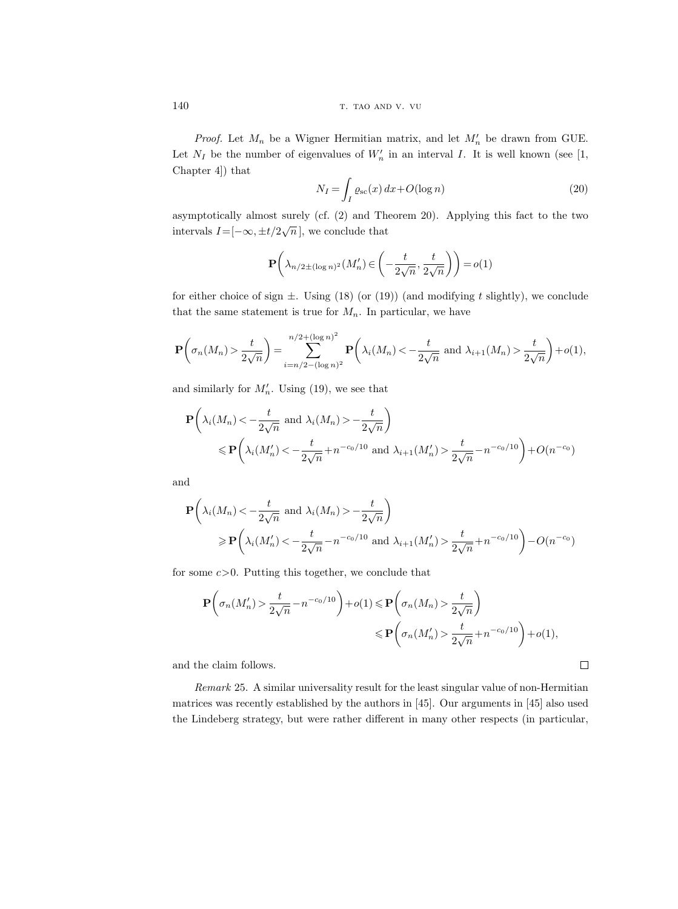*Proof.* Let $M_n$ be a Wigner Hermitian matrix, and let $M_n'$ be drawn from GUE. Let $N_I$ be the number of eigenvalues of $W_n'$ in an interval $I$. It is well known (see [1, Chapter 4]) that

$$N_I = \int_I \varrho_{\mathrm{sc}}(x)\,dx + O(\log n) \tag{20}$$

asymptotically almost surely (cf. (2) and Theorem 20). Applying this fact to the two intervals $I=[-\infty, \pm t/2\sqrt{n}\,]$, we conclude that

$$\mathbf{P}\biggl(\lambda_{n/2\pm(\log n)^2}(M_n') \in \biggl(-\frac{t}{2\sqrt{n}}, \frac{t}{2\sqrt{n}}\biggr)\biggr) = o(1)$$

for either choice of sign $\pm$. Using (18) (or (19)) (and modifying $t$ slightly), we conclude that the same statement is true for $M_n$. In particular, we have

$$\mathbf{P}\biggl(\sigma_n(M_n) > \frac{t}{2\sqrt{n}}\biggr) = \sum_{i=n/2-(\log n)^2}^{n/2+(\log n)^2} \mathbf{P}\biggl(\lambda_i(M_n) < -\frac{t}{2\sqrt{n}} \text{ and } \lambda_{i+1}(M_n) > \frac{t}{2\sqrt{n}}\biggr) + o(1),$$

and similarly for $M_n'$. Using (19), we see that

$$\begin{aligned}
\mathbf{P}\biggl(\lambda_i(M_n) < -\frac{t}{2\sqrt{n}} &\text{ and } \lambda_i(M_n) > -\frac{t}{2\sqrt{n}}\biggr) \\
&\leqslant \mathbf{P}\biggl(\lambda_i(M_n') < -\frac{t}{2\sqrt{n}} + n^{-c_0/10} \text{ and } \lambda_{i+1}(M_n') > \frac{t}{2\sqrt{n}} - n^{-c_0/10}\biggr) + O(n^{-c_0})
\end{aligned}$$

and

$$\begin{aligned}
\mathbf{P}\biggl(\lambda_i(M_n) < -\frac{t}{2\sqrt{n}} &\text{ and } \lambda_i(M_n) > -\frac{t}{2\sqrt{n}}\biggr) \\
&\geqslant \mathbf{P}\biggl(\lambda_i(M_n') < -\frac{t}{2\sqrt{n}} - n^{-c_0/10} \text{ and } \lambda_{i+1}(M_n') > \frac{t}{2\sqrt{n}} + n^{-c_0/10}\biggr) - O(n^{-c_0})
\end{aligned}$$

for some $c>0$. Putting this together, we conclude that

$$\begin{aligned}
\mathbf{P}\biggl(\sigma_n(M_n') > \frac{t}{2\sqrt{n}} - n^{-c_0/10}\biggr) + o(1) &\leqslant \mathbf{P}\biggl(\sigma_n(M_n) > \frac{t}{2\sqrt{n}}\biggr) \\
&\leqslant \mathbf{P}\biggl(\sigma_n(M_n') > \frac{t}{2\sqrt{n}} + n^{-c_0/10}\biggr) + o(1),
\end{aligned}$$

and the claim follows. □

*Remark* 25. A similar universality result for the least singular value of non-Hermitian matrices was recently established by the authors in [45]. Our arguments in [45] also used the Lindeberg strategy, but were rather different in many other respects (in particular,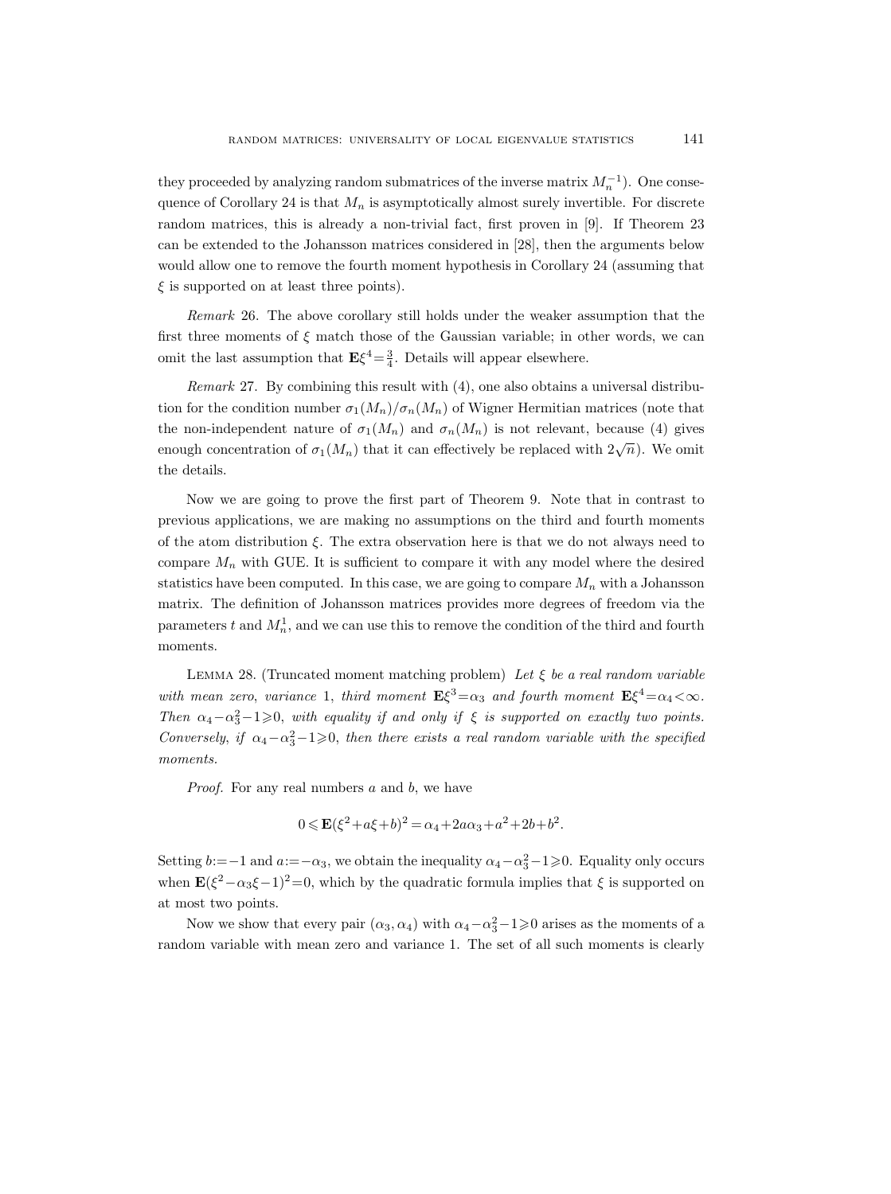they proceeded by analyzing random submatrices of the inverse matrix $M_n^{-1}$). One consequence of Corollary 24 is that $M_n$ is asymptotically almost surely invertible. For discrete random matrices, this is already a non-trivial fact, first proven in [9]. If Theorem 23 can be extended to the Johansson matrices considered in [28], then the arguments below would allow one to remove the fourth moment hypothesis in Corollary 24 (assuming that $\xi$ is supported on at least three points).

*Remark* 26. The above corollary still holds under the weaker assumption that the first three moments of $\xi$ match those of the Gaussian variable; in other words, we can omit the last assumption that $\mathbf{E}\xi^4=\frac{3}{4}$. Details will appear elsewhere.

*Remark* 27. By combining this result with (4), one also obtains a universal distribution for the condition number $\sigma_1(M_n)/\sigma_n(M_n)$ of Wigner Hermitian matrices (note that the non-independent nature of $\sigma_1(M_n)$ and $\sigma_n(M_n)$ is not relevant, because (4) gives enough concentration of $\sigma_1(M_n)$ that it can effectively be replaced with $2\sqrt{n}$). We omit the details.

Now we are going to prove the first part of Theorem 9. Note that in contrast to previous applications, we are making no assumptions on the third and fourth moments of the atom distribution $\xi$. The extra observation here is that we do not always need to compare $M_n$ with GUE. It is sufficient to compare it with any model where the desired statistics have been computed. In this case, we are going to compare $M_n$ with a Johansson matrix. The definition of Johansson matrices provides more degrees of freedom via the parameters $t$ and $M_n^1$, and we can use this to remove the condition of the third and fourth moments.

Lemma 28. (Truncated moment matching problem) *Let $\xi$ be a real random variable with mean zero, variance* 1, *third moment $\mathbf{E}\xi^3=\alpha_3$ and fourth moment $\mathbf{E}\xi^4=\alpha_4<\infty$. Then $\alpha_4-\alpha_3^2-1\geqslant 0$, with equality if and only if $\xi$ is supported on exactly two points. Conversely, if $\alpha_4-\alpha_3^2-1\geqslant 0$, then there exists a real random variable with the specified moments.*

*Proof.* For any real numbers $a$ and $b$, we have

$$0\leqslant \mathbf{E}(\xi^2+a\xi+b)^2=\alpha_4+2a\alpha_3+a^2+2b+b^2.$$

Setting $b:=-1$ and $a:=-\alpha_3$, we obtain the inequality $\alpha_4-\alpha_3^2-1\geqslant 0$. Equality only occurs when $\mathbf{E}(\xi^2-\alpha_3\xi-1)^2=0$, which by the quadratic formula implies that $\xi$ is supported on at most two points.

Now we show that every pair $(\alpha_3,\alpha_4)$ with $\alpha_4-\alpha_3^2-1\geqslant 0$ arises as the moments of a random variable with mean zero and variance 1. The set of all such moments is clearly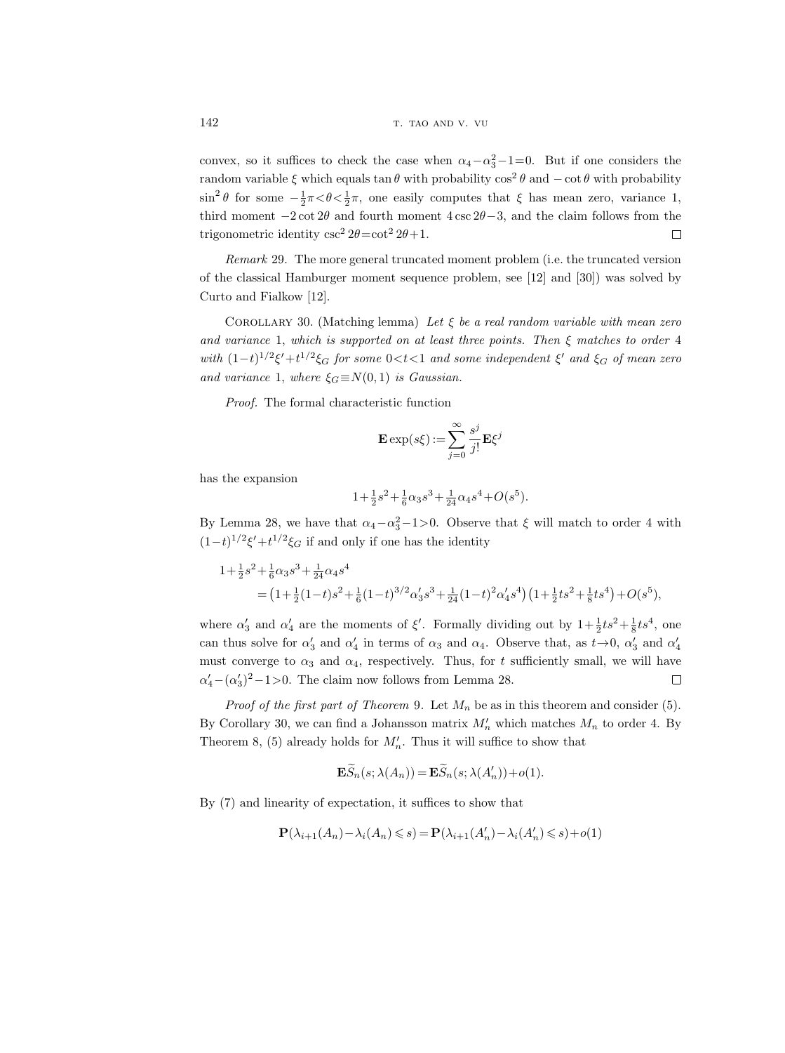convex, so it suffices to check the case when $\alpha_4-\alpha_3^2-1=0$. But if one considers the random variable $\xi$ which equals $\tan\theta$ with probability $\cos^2\theta$ and $-\cot\theta$ with probability $\sin^2\theta$ for some $-\frac{1}{2}\pi<\theta<\frac{1}{2}\pi$, one easily computes that $\xi$ has mean zero, variance 1, third moment $-2\cot 2\theta$ and fourth moment $4\csc 2\theta-3$, and the claim follows from the trigonometric identity $\csc^2 2\theta=\cot^2 2\theta+1$. $\square$

*Remark* 29. The more general truncated moment problem (i.e. the truncated version of the classical Hamburger moment sequence problem, see [12] and [30]) was solved by Curto and Fialkow [12].

COROLLARY 30. (Matching lemma) *Let $\xi$ be a real random variable with mean zero and variance* 1, *which is supported on at least three points. Then $\xi$ matches to order* 4 *with $(1-t)^{1/2}\xi'+t^{1/2}\xi_G$ for some $0<t<1$ and some independent $\xi'$ and $\xi_G$ of mean zero and variance* 1, *where $\xi_G\equiv N(0,1)$ is Gaussian.*

*Proof.* The formal characteristic function

$$\mathbf{E}\exp(s\xi):=\sum_{j=0}^{\infty}\frac{s^j}{j!}\mathbf{E}\xi^j$$

has the expansion

$$1+\tfrac{1}{2}s^2+\tfrac{1}{6}\alpha_3 s^3+\tfrac{1}{24}\alpha_4 s^4+O(s^5).$$

By Lemma 28, we have that $\alpha_4-\alpha_3^2-1>0$. Observe that $\xi$ will match to order 4 with $(1-t)^{1/2}\xi'+t^{1/2}\xi_G$ if and only if one has the identity

$$\begin{aligned}1+\tfrac{1}{2}s^2&+\tfrac{1}{6}\alpha_3 s^3+\tfrac{1}{24}\alpha_4 s^4\\ &=\big(1+\tfrac{1}{2}(1-t)s^2+\tfrac{1}{6}(1-t)^{3/2}\alpha_3' s^3+\tfrac{1}{24}(1-t)^2\alpha_4' s^4\big)\big(1+\tfrac{1}{2}ts^2+\tfrac{1}{8}ts^4\big)+O(s^5),\end{aligned}$$

where $\alpha_3'$ and $\alpha_4'$ are the moments of $\xi'$. Formally dividing out by $1+\frac{1}{2}ts^2+\frac{1}{8}ts^4$, one can thus solve for $\alpha_3'$ and $\alpha_4'$ in terms of $\alpha_3$ and $\alpha_4$. Observe that, as $t\to 0$, $\alpha_3'$ and $\alpha_4'$ must converge to $\alpha_3$ and $\alpha_4$, respectively. Thus, for $t$ sufficiently small, we will have $\alpha_4'-(\alpha_3')^2-1>0$. The claim now follows from Lemma 28. $\square$

*Proof of the first part of Theorem* 9. Let $M_n$ be as in this theorem and consider (5). By Corollary 30, we can find a Johansson matrix $M_n'$ which matches $M_n$ to order 4. By Theorem 8, (5) already holds for $M_n'$. Thus it will suffice to show that

$$\mathbf{E}\widetilde{S}_n(s;\lambda(A_n))=\mathbf{E}\widetilde{S}_n(s;\lambda(A_n'))+o(1).$$

By (7) and linearity of expectation, it suffices to show that

$$\mathbf{P}(\lambda_{i+1}(A_n)-\lambda_i(A_n)\leqslant s)=\mathbf{P}(\lambda_{i+1}(A_n')-\lambda_i(A_n')\leqslant s)+o(1)$$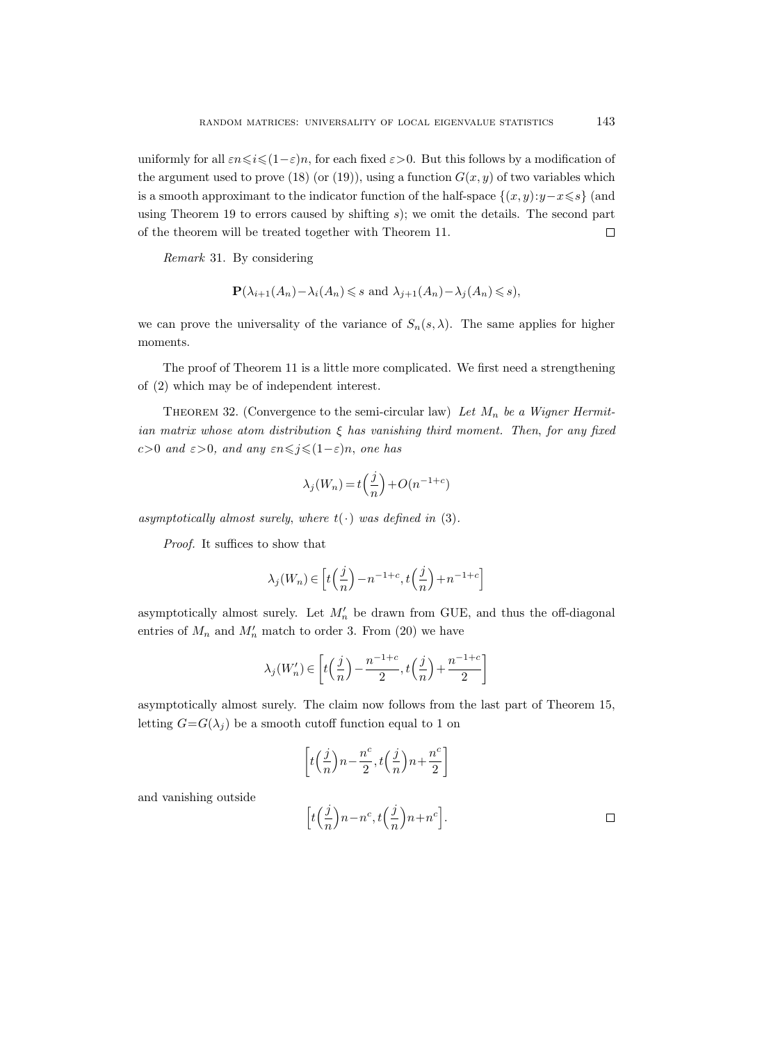uniformly for all $\varepsilon n \leqslant i \leqslant (1-\varepsilon)n$, for each fixed $\varepsilon > 0$. But this follows by a modification of the argument used to prove (18) (or (19)), using a function $G(x,y)$ of two variables which is a smooth approximant to the indicator function of the half-space $\{(x,y): y-x \leqslant s\}$ (and using Theorem 19 to errors caused by shifting $s$); we omit the details. The second part of the theorem will be treated together with Theorem 11. $\square$

*Remark* 31. By considering

$$\mathbf{P}(\lambda_{i+1}(A_n) - \lambda_i(A_n) \leqslant s \text{ and } \lambda_{j+1}(A_n) - \lambda_j(A_n) \leqslant s),$$

we can prove the universality of the variance of $S_n(s, \lambda)$. The same applies for higher moments.

The proof of Theorem 11 is a little more complicated. We first need a strengthening of (2) which may be of independent interest.

Theorem 32. (Convergence to the semi-circular law) *Let $M_n$ be a Wigner Hermitian matrix whose atom distribution $\xi$ has vanishing third moment. Then, for any fixed $c > 0$ and $\varepsilon > 0$, and any $\varepsilon n \leqslant j \leqslant (1-\varepsilon)n$, one has*

$$\lambda_j(W_n) = t\Big(\frac{j}{n}\Big) + O(n^{-1+c})$$

*asymptotically almost surely, where $t(\cdot)$ was defined in* (3).

*Proof.* It suffices to show that

$$\lambda_j(W_n) \in \Big[t\Big(\frac{j}{n}\Big) - n^{-1+c}, t\Big(\frac{j}{n}\Big) + n^{-1+c}\Big]$$

asymptotically almost surely. Let $M_n'$ be drawn from GUE, and thus the off-diagonal entries of $M_n$ and $M_n'$ match to order 3. From (20) we have

$$\lambda_j(W_n') \in \Big[t\Big(\frac{j}{n}\Big) - \frac{n^{-1+c}}{2}, t\Big(\frac{j}{n}\Big) + \frac{n^{-1+c}}{2}\Big]$$

asymptotically almost surely. The claim now follows from the last part of Theorem 15, letting $G = G(\lambda_j)$ be a smooth cutoff function equal to 1 on

$$\Big[t\Big(\frac{j}{n}\Big)n - \frac{n^c}{2}, t\Big(\frac{j}{n}\Big)n + \frac{n^c}{2}\Big]$$

and vanishing outside

$$\Big[t\Big(\frac{j}{n}\Big)n - n^c, t\Big(\frac{j}{n}\Big)n + n^c\Big]. \qquad \square$$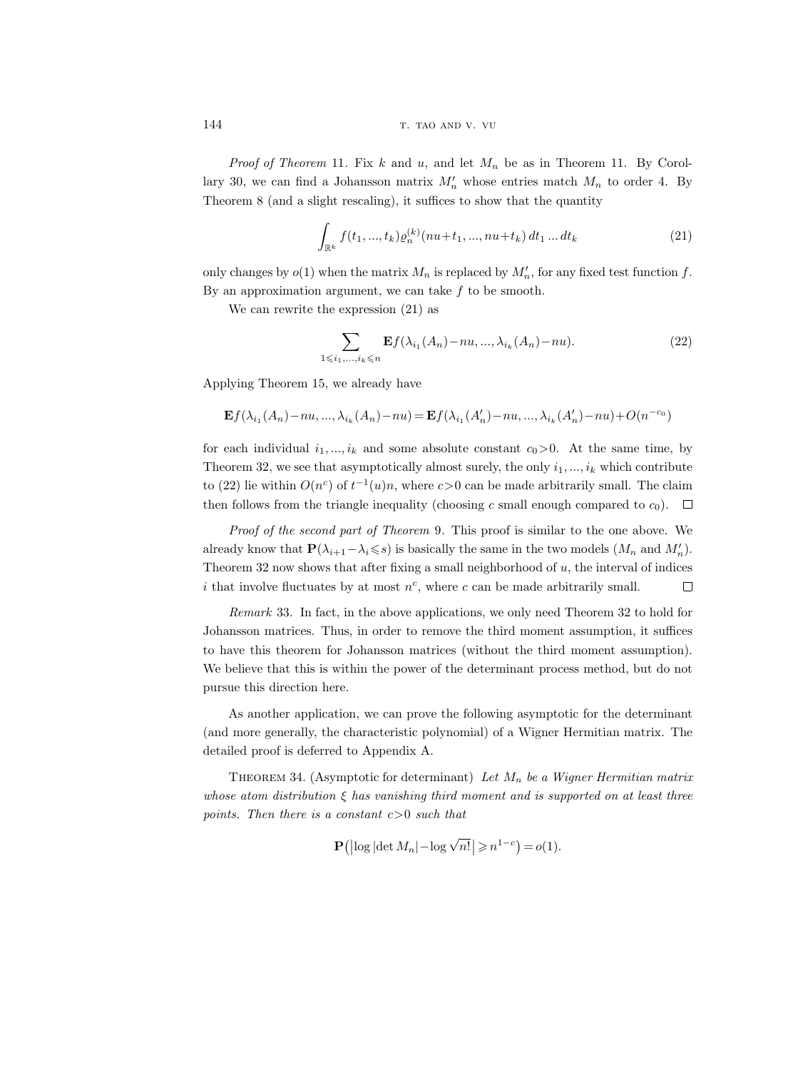*Proof of Theorem* 11. Fix $k$ and $u$, and let $M_n$ be as in Theorem 11. By Corollary 30, we can find a Johansson matrix $M_n'$ whose entries match $M_n$ to order 4. By Theorem 8 (and a slight rescaling), it suffices to show that the quantity

$$\int_{\mathbb{R}^k} f(t_1, ..., t_k) \varrho_n^{(k)}(nu+t_1, ..., nu+t_k)\, dt_1 \dots dt_k \tag{21}$$

only changes by $o(1)$ when the matrix $M_n$ is replaced by $M_n'$, for any fixed test function $f$. By an approximation argument, we can take $f$ to be smooth.

We can rewrite the expression (21) as

$$\sum_{1 \leqslant i_1, ..., i_k \leqslant n} \mathbf{E} f(\lambda_{i_1}(A_n) - nu, ..., \lambda_{i_k}(A_n) - nu). \tag{22}$$

Applying Theorem 15, we already have

$$\mathbf{E} f(\lambda_{i_1}(A_n) - nu, ..., \lambda_{i_k}(A_n) - nu) = \mathbf{E} f(\lambda_{i_1}(A_n') - nu, ..., \lambda_{i_k}(A_n') - nu) + O(n^{-c_0})$$

for each individual $i_1, ..., i_k$ and some absolute constant $c_0 > 0$. At the same time, by Theorem 32, we see that asymptotically almost surely, the only $i_1, ..., i_k$ which contribute to (22) lie within $O(n^c)$ of $t^{-1}(u)n$, where $c > 0$ can be made arbitrarily small. The claim then follows from the triangle inequality (choosing $c$ small enough compared to $c_0$). $\square$

*Proof of the second part of Theorem* 9. This proof is similar to the one above. We already know that $\mathbf{P}(\lambda_{i+1} - \lambda_i \leqslant s)$ is basically the same in the two models ($M_n$ and $M_n'$). Theorem 32 now shows that after fixing a small neighborhood of $u$, the interval of indices $i$ that involve fluctuates by at most $n^c$, where $c$ can be made arbitrarily small. $\square$

*Remark* 33. In fact, in the above applications, we only need Theorem 32 to hold for Johansson matrices. Thus, in order to remove the third moment assumption, it suffices to have this theorem for Johansson matrices (without the third moment assumption). We believe that this is within the power of the determinant process method, but do not pursue this direction here.

As another application, we can prove the following asymptotic for the determinant (and more generally, the characteristic polynomial) of a Wigner Hermitian matrix. The detailed proof is deferred to Appendix A.

THEOREM 34. (Asymptotic for determinant) *Let $M_n$ be a Wigner Hermitian matrix whose atom distribution $\xi$ has vanishing third moment and is supported on at least three points. Then there is a constant $c > 0$ such that*

$$\mathbf{P}\big(\big|\log|\det M_n| - \log\sqrt{n!}\big| \geqslant n^{1-c}\big) = o(1).$$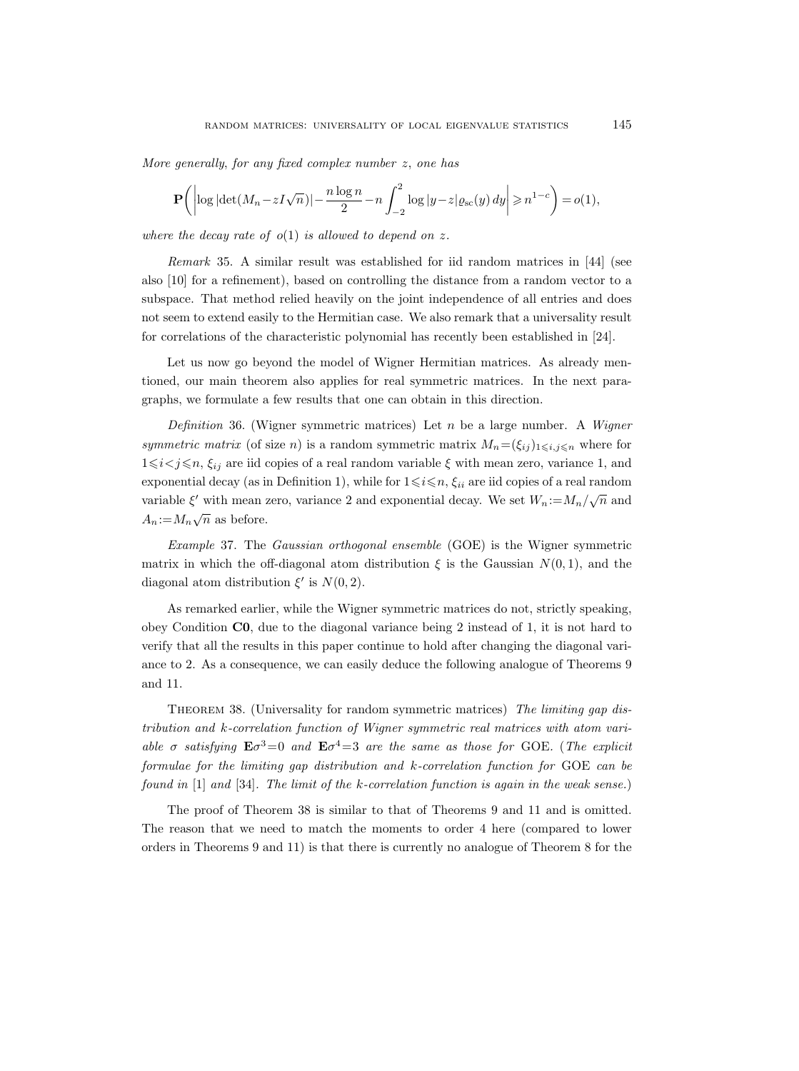*More generally, for any fixed complex number $z$, one has*

$$\mathbf{P}\left(\left|\log|\det(M_n - zI\sqrt{n})| - \frac{n\log n}{2} - n\int_{-2}^{2}\log|y-z|\varrho_{\mathrm{sc}}(y)\,dy\right| \geqslant n^{1-c}\right) = o(1),$$

*where the decay rate of $o(1)$ is allowed to depend on $z$.*

*Remark* 35. A similar result was established for iid random matrices in [44] (see also [10] for a refinement), based on controlling the distance from a random vector to a subspace. That method relied heavily on the joint independence of all entries and does not seem to extend easily to the Hermitian case. We also remark that a universality result for correlations of the characteristic polynomial has recently been established in [24].

Let us now go beyond the model of Wigner Hermitian matrices. As already mentioned, our main theorem also applies for real symmetric matrices. In the next paragraphs, we formulate a few results that one can obtain in this direction.

*Definition* 36. (Wigner symmetric matrices) Let $n$ be a large number. A *Wigner symmetric matrix* (of size $n$) is a random symmetric matrix $M_n = (\xi_{ij})_{1\leqslant i,j\leqslant n}$ where for $1\leqslant i<j\leqslant n$, $\xi_{ij}$ are iid copies of a real random variable $\xi$ with mean zero, variance 1, and exponential decay (as in Definition 1), while for $1\leqslant i\leqslant n$, $\xi_{ii}$ are iid copies of a real random variable $\xi'$ with mean zero, variance 2 and exponential decay. We set $W_n := M_n/\sqrt{n}$ and $A_n := M_n\sqrt{n}$ as before.

*Example* 37. The *Gaussian orthogonal ensemble* (GOE) is the Wigner symmetric matrix in which the off-diagonal atom distribution $\xi$ is the Gaussian $N(0,1)$, and the diagonal atom distribution $\xi'$ is $N(0,2)$.

As remarked earlier, while the Wigner symmetric matrices do not, strictly speaking, obey Condition **C0**, due to the diagonal variance being 2 instead of 1, it is not hard to verify that all the results in this paper continue to hold after changing the diagonal variance to 2. As a consequence, we can easily deduce the following analogue of Theorems 9 and 11.

Theorem 38. (Universality for random symmetric matrices) *The limiting gap distribution and $k$-correlation function of Wigner symmetric real matrices with atom variable $\sigma$ satisfying $\mathbf{E}\sigma^3=0$ and $\mathbf{E}\sigma^4=3$ are the same as those for* GOE. (*The explicit formulae for the limiting gap distribution and $k$-correlation function for* GOE *can be found in* [1] *and* [34]. *The limit of the $k$-correlation function is again in the weak sense.*)

The proof of Theorem 38 is similar to that of Theorems 9 and 11 and is omitted. The reason that we need to match the moments to order 4 here (compared to lower orders in Theorems 9 and 11) is that there is currently no analogue of Theorem 8 for the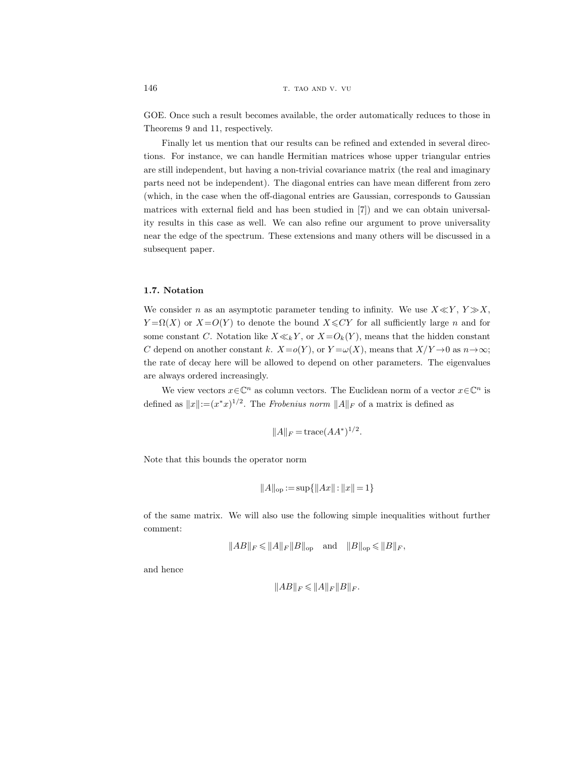GOE. Once such a result becomes available, the order automatically reduces to those in Theorems 9 and 11, respectively.

Finally let us mention that our results can be refined and extended in several directions. For instance, we can handle Hermitian matrices whose upper triangular entries are still independent, but having a non-trivial covariance matrix (the real and imaginary parts need not be independent). The diagonal entries can have mean different from zero (which, in the case when the off-diagonal entries are Gaussian, corresponds to Gaussian matrices with external field and has been studied in [7]) and we can obtain universality results in this case as well. We can also refine our argument to prove universality near the edge of the spectrum. These extensions and many others will be discussed in a subsequent paper.

### 1.7. Notation

We consider $n$ as an asymptotic parameter tending to infinity. We use $X \ll Y$, $Y \gg X$, $Y = \Omega(X)$ or $X = O(Y)$ to denote the bound $X \leqslant CY$ for all sufficiently large $n$ and for some constant $C$. Notation like $X \ll_k Y$, or $X = O_k(Y)$, means that the hidden constant $C$ depend on another constant $k$. $X = o(Y)$, or $Y = \omega(X)$, means that $X/Y \to 0$ as $n \to \infty$; the rate of decay here will be allowed to depend on other parameters. The eigenvalues are always ordered increasingly.

We view vectors $x \in \mathbf{C}^n$ as column vectors. The Euclidean norm of a vector $x \in \mathbf{C}^n$ is defined as $\|x\| := (x^* x)^{1/2}$. The *Frobenius norm* $\|A\|_F$ of a matrix is defined as

$$\|A\|_F = \operatorname{trace}(AA^*)^{1/2}.$$

Note that this bounds the operator norm

$$\|A\|_{\mathrm{op}} := \sup\{\|Ax\| : \|x\| = 1\}$$

of the same matrix. We will also use the following simple inequalities without further comment:

$$\|AB\|_F \leqslant \|A\|_F \|B\|_{\mathrm{op}} \quad \text{and} \quad \|B\|_{\mathrm{op}} \leqslant \|B\|_F,$$

and hence

$$\|AB\|_F \leqslant \|A\|_F \|B\|_F.$$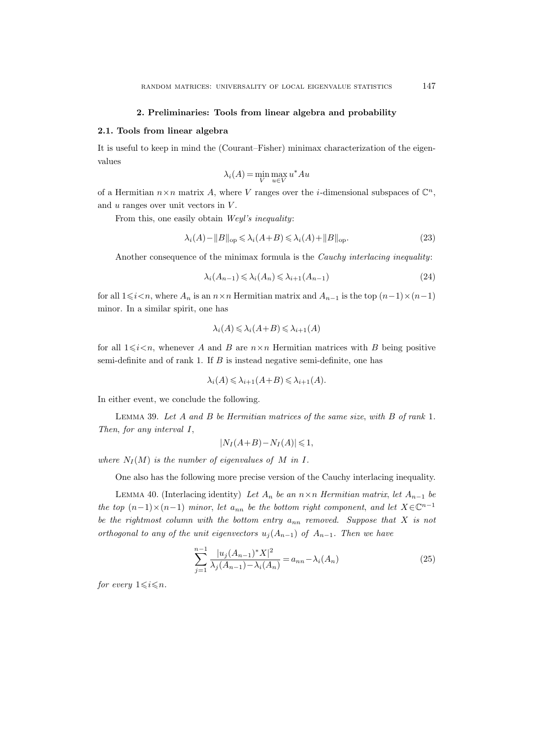## 2. Preliminaries: Tools from linear algebra and probability

### 2.1. Tools from linear algebra

It is useful to keep in mind the (Courant–Fisher) minimax characterization of the eigenvalues

$$\lambda_i(A) = \min_V \max_{u \in V} u^* A u$$

of a Hermitian $n \times n$ matrix $A$, where $V$ ranges over the $i$-dimensional subspaces of $\mathbb{C}^n$, and $u$ ranges over unit vectors in $V$.

From this, one easily obtain *Weyl's inequality*:

$$\lambda_i(A) - \|B\|_{\mathrm{op}} \leqslant \lambda_i(A+B) \leqslant \lambda_i(A) + \|B\|_{\mathrm{op}}. \tag{23}$$

Another consequence of the minimax formula is the *Cauchy interlacing inequality*:

$$\lambda_i(A_{n-1}) \leqslant \lambda_i(A_n) \leqslant \lambda_{i+1}(A_{n-1}) \tag{24}$$

for all $1 \leqslant i < n$, where $A_n$ is an $n \times n$ Hermitian matrix and $A_{n-1}$ is the top $(n-1) \times (n-1)$ minor. In a similar spirit, one has

$$\lambda_i(A) \leqslant \lambda_i(A+B) \leqslant \lambda_{i+1}(A)$$

for all $1 \leqslant i < n$, whenever $A$ and $B$ are $n \times n$ Hermitian matrices with $B$ being positive semi-definite and of rank 1. If $B$ is instead negative semi-definite, one has

$$\lambda_i(A) \leqslant \lambda_{i+1}(A+B) \leqslant \lambda_{i+1}(A).$$

In either event, we conclude the following.

Lemma 39. *Let $A$ and $B$ be Hermitian matrices of the same size, with $B$ of rank 1. Then, for any interval $I$,*

$$|N_I(A+B) - N_I(A)| \leqslant 1,$$

*where $N_I(M)$ is the number of eigenvalues of $M$ in $I$.*

One also has the following more precise version of the Cauchy interlacing inequality.

Lemma 40. (Interlacing identity) *Let $A_n$ be an $n \times n$ Hermitian matrix, let $A_{n-1}$ be the top $(n-1) \times (n-1)$ minor, let $a_{nn}$ be the bottom right component, and let $X \in \mathbb{C}^{n-1}$ be the rightmost column with the bottom entry $a_{nn}$ removed. Suppose that $X$ is not orthogonal to any of the unit eigenvectors $u_j(A_{n-1})$ of $A_{n-1}$. Then we have*

$$\sum_{j=1}^{n-1} \frac{|u_j(A_{n-1})^* X|^2}{\lambda_j(A_{n-1}) - \lambda_i(A_n)} = a_{nn} - \lambda_i(A_n) \tag{25}$$

*for every $1 \leqslant i \leqslant n$.*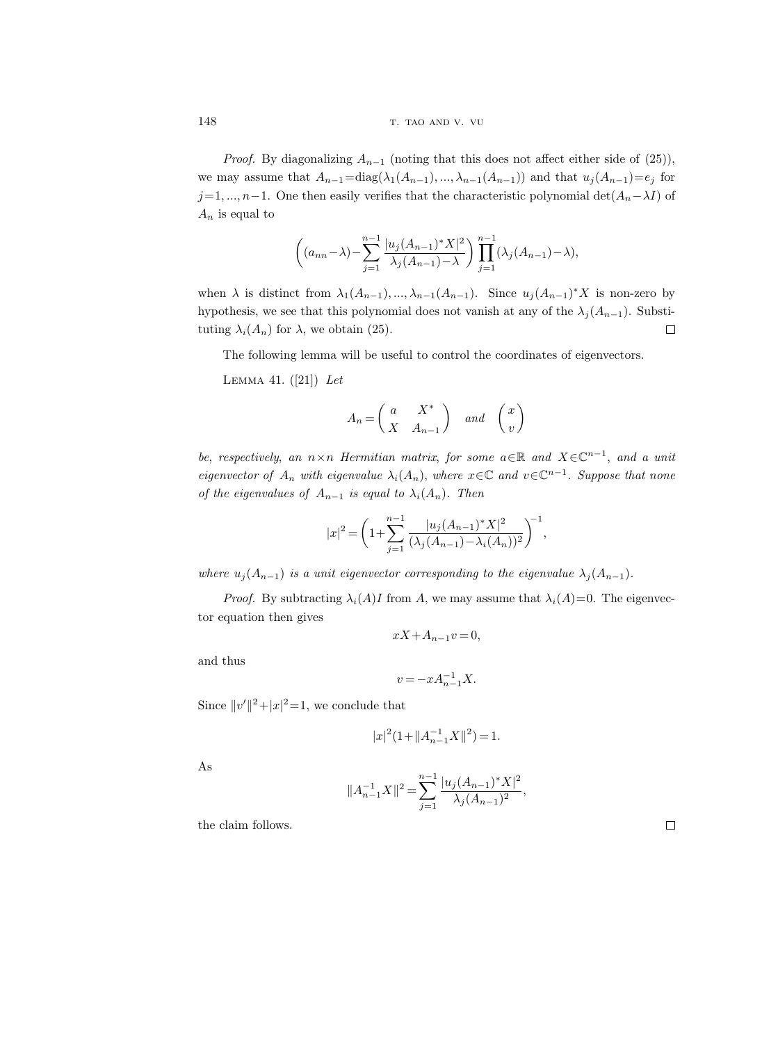*Proof.* By diagonalizing $A_{n-1}$ (noting that this does not affect either side of (25)), we may assume that $A_{n-1}=\operatorname{diag}(\lambda_1(A_{n-1}),...,\lambda_{n-1}(A_{n-1}))$ and that $u_j(A_{n-1})=e_j$ for $j=1,...,n-1$. One then easily verifies that the characteristic polynomial $\det(A_n-\lambda I)$ of $A_n$ is equal to

$$\left((a_{nn}-\lambda)-\sum_{j=1}^{n-1}\frac{|u_j(A_{n-1})^*X|^2}{\lambda_j(A_{n-1})-\lambda}\right)\prod_{j=1}^{n-1}(\lambda_j(A_{n-1})-\lambda),$$

when $\lambda$ is distinct from $\lambda_1(A_{n-1}),...,\lambda_{n-1}(A_{n-1})$. Since $u_j(A_{n-1})^*X$ is non-zero by hypothesis, we see that this polynomial does not vanish at any of the $\lambda_j(A_{n-1})$. Substituting $\lambda_i(A_n)$ for $\lambda$, we obtain (25). $\square$

The following lemma will be useful to control the coordinates of eigenvectors.

Lemma 41. ([21]) *Let*

$$A_n=\begin{pmatrix} a & X^* \\ X & A_{n-1}\end{pmatrix} \quad \textit{and} \quad \begin{pmatrix} x \\ v\end{pmatrix}$$

*be, respectively, an $n\times n$ Hermitian matrix, for some $a\in\mathbb{R}$ and $X\in\mathbb{C}^{n-1}$, and a unit eigenvector of $A_n$ with eigenvalue $\lambda_i(A_n)$, where $x\in\mathbb{C}$ and $v\in\mathbb{C}^{n-1}$. Suppose that none of the eigenvalues of $A_{n-1}$ is equal to $\lambda_i(A_n)$. Then*

$$|x|^2=\left(1+\sum_{j=1}^{n-1}\frac{|u_j(A_{n-1})^*X|^2}{(\lambda_j(A_{n-1})-\lambda_i(A_n))^2}\right)^{-1},$$

*where $u_j(A_{n-1})$ is a unit eigenvector corresponding to the eigenvalue $\lambda_j(A_{n-1})$.*

*Proof.* By subtracting $\lambda_i(A)I$ from $A$, we may assume that $\lambda_i(A)=0$. The eigenvector equation then gives

$$xX+A_{n-1}v=0,$$

and thus

$$v=-xA_{n-1}^{-1}X.$$

Since $\|v'\|^2+|x|^2=1$, we conclude that

$$|x|^2(1+\|A_{n-1}^{-1}X\|^2)=1.$$

As

$$\|A_{n-1}^{-1}X\|^2=\sum_{j=1}^{n-1}\frac{|u_j(A_{n-1})^*X|^2}{\lambda_j(A_{n-1})^2},$$

the claim follows. $\square$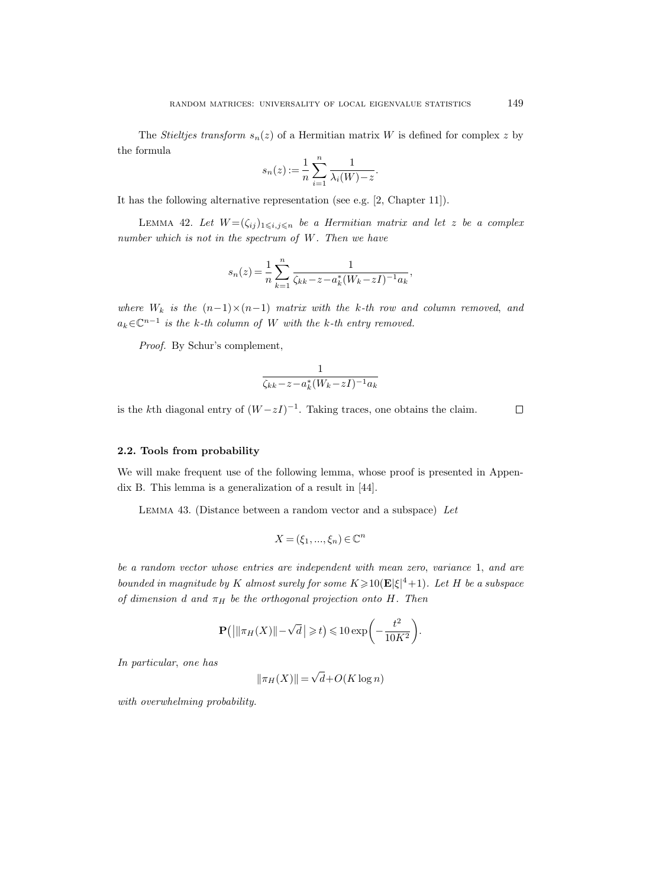The *Stieltjes transform* $s_n(z)$ of a Hermitian matrix $W$ is defined for complex $z$ by the formula

$$s_n(z) := \frac{1}{n}\sum_{i=1}^{n} \frac{1}{\lambda_i(W)-z}.$$

It has the following alternative representation (see e.g. [2, Chapter 11]).

Lemma 42. *Let $W=(\zeta_{ij})_{1\leqslant i,j\leqslant n}$ be a Hermitian matrix and let $z$ be a complex number which is not in the spectrum of $W$. Then we have*

$$s_n(z) = \frac{1}{n}\sum_{k=1}^{n} \frac{1}{\zeta_{kk}-z-a_k^*(W_k-zI)^{-1}a_k},$$

*where $W_k$ is the $(n-1)\times(n-1)$ matrix with the $k$-th row and column removed, and $a_k\in\mathbb{C}^{n-1}$ is the $k$-th column of $W$ with the $k$-th entry removed.*

*Proof.* By Schur's complement,

$$\frac{1}{\zeta_{kk}-z-a_k^*(W_k-zI)^{-1}a_k}$$

is the $k$th diagonal entry of $(W-zI)^{-1}$. Taking traces, one obtains the claim. □

## 2.2. Tools from probability

We will make frequent use of the following lemma, whose proof is presented in Appendix B. This lemma is a generalization of a result in [44].

Lemma 43. (Distance between a random vector and a subspace) *Let*

$$X = (\xi_1, ..., \xi_n) \in \mathbb{C}^n$$

*be a random vector whose entries are independent with mean zero, variance 1, and are bounded in magnitude by $K$ almost surely for some $K\geqslant 10(\mathbf{E}|\xi|^4+1)$. Let $H$ be a subspace of dimension $d$ and $\pi_H$ be the orthogonal projection onto $H$. Then*

$$\mathbf{P}\big(\big|\|\pi_H(X)\|-\sqrt{d}\,\big|\geqslant t\big)\leqslant 10\exp\bigg(-\frac{t^2}{10K^2}\bigg).$$

*In particular, one has*

$$\|\pi_H(X)\| = \sqrt{d}+O(K\log n)$$

*with overwhelming probability.*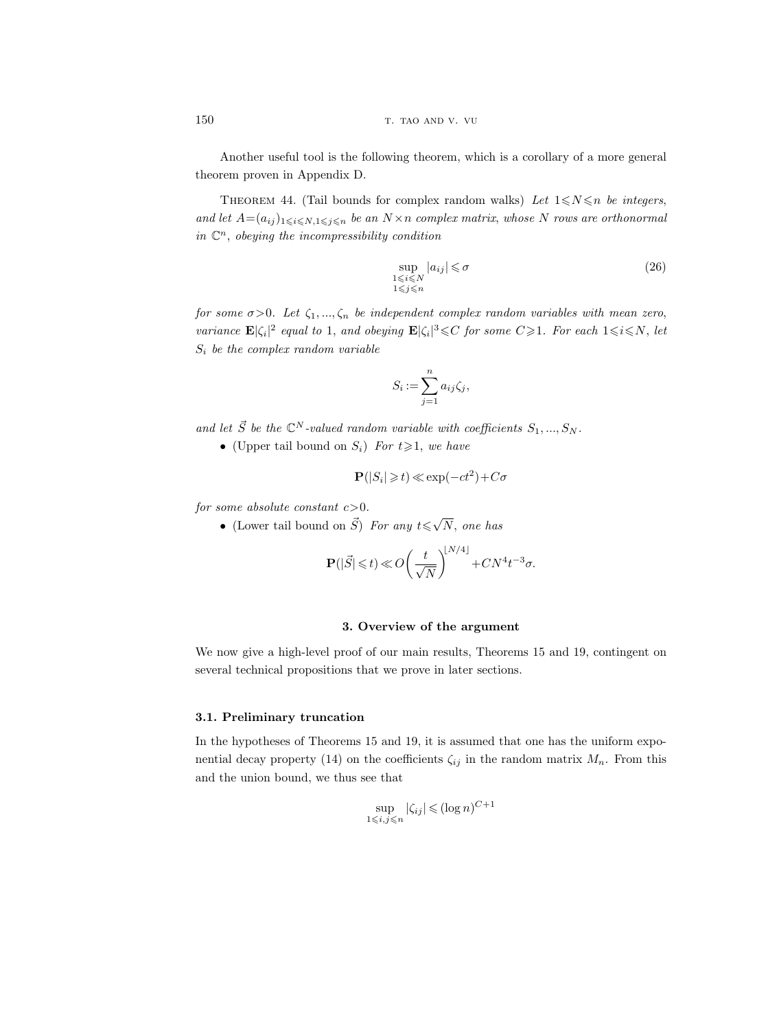Another useful tool is the following theorem, which is a corollary of a more general theorem proven in Appendix D.

THEOREM 44. (Tail bounds for complex random walks) *Let $1 \leqslant N \leqslant n$ be integers, and let $A = (a_{ij})_{1 \leqslant i \leqslant N, 1 \leqslant j \leqslant n}$ be an $N \times n$ complex matrix, whose $N$ rows are orthonormal in $\mathbb{C}^n$, obeying the incompressibility condition*

$$\sup_{\substack{1 \leqslant i \leqslant N \\ 1 \leqslant j \leqslant n}} |a_{ij}| \leqslant \sigma \tag{26}$$

*for some $\sigma > 0$. Let $\zeta_1, ..., \zeta_n$ be independent complex random variables with mean zero, variance $\mathbf{E}|\zeta_i|^2$ equal to 1, and obeying $\mathbf{E}|\zeta_i|^3 \leqslant C$ for some $C \geqslant 1$. For each $1 \leqslant i \leqslant N$, let $S_i$ be the complex random variable*

$$S_i := \sum_{j=1}^{n} a_{ij} \zeta_j,$$

*and let $\vec{S}$ be the $\mathbb{C}^N$-valued random variable with coefficients $S_1, ..., S_N$.*

- (Upper tail bound on $S_i$) *For $t \geqslant 1$, we have*

$$\mathbf{P}(|S_i| \geqslant t) \ll \exp(-ct^2) + C\sigma$$

*for some absolute constant $c > 0$.*

- (Lower tail bound on $\vec{S}$) *For any $t \leqslant \sqrt{N}$, one has*

$$\mathbf{P}(|\vec{S}| \leqslant t) \ll O\left(\frac{t}{\sqrt{N}}\right)^{\lfloor N/4 \rfloor} + CN^4 t^{-3} \sigma.$$

## 3. Overview of the argument

We now give a high-level proof of our main results, Theorems 15 and 19, contingent on several technical propositions that we prove in later sections.

### 3.1. Preliminary truncation

In the hypotheses of Theorems 15 and 19, it is assumed that one has the uniform exponential decay property (14) on the coefficients $\zeta_{ij}$ in the random matrix $M_n$. From this and the union bound, we thus see that

$$\sup_{1 \leqslant i,j \leqslant n} |\zeta_{ij}| \leqslant (\log n)^{C+1}$$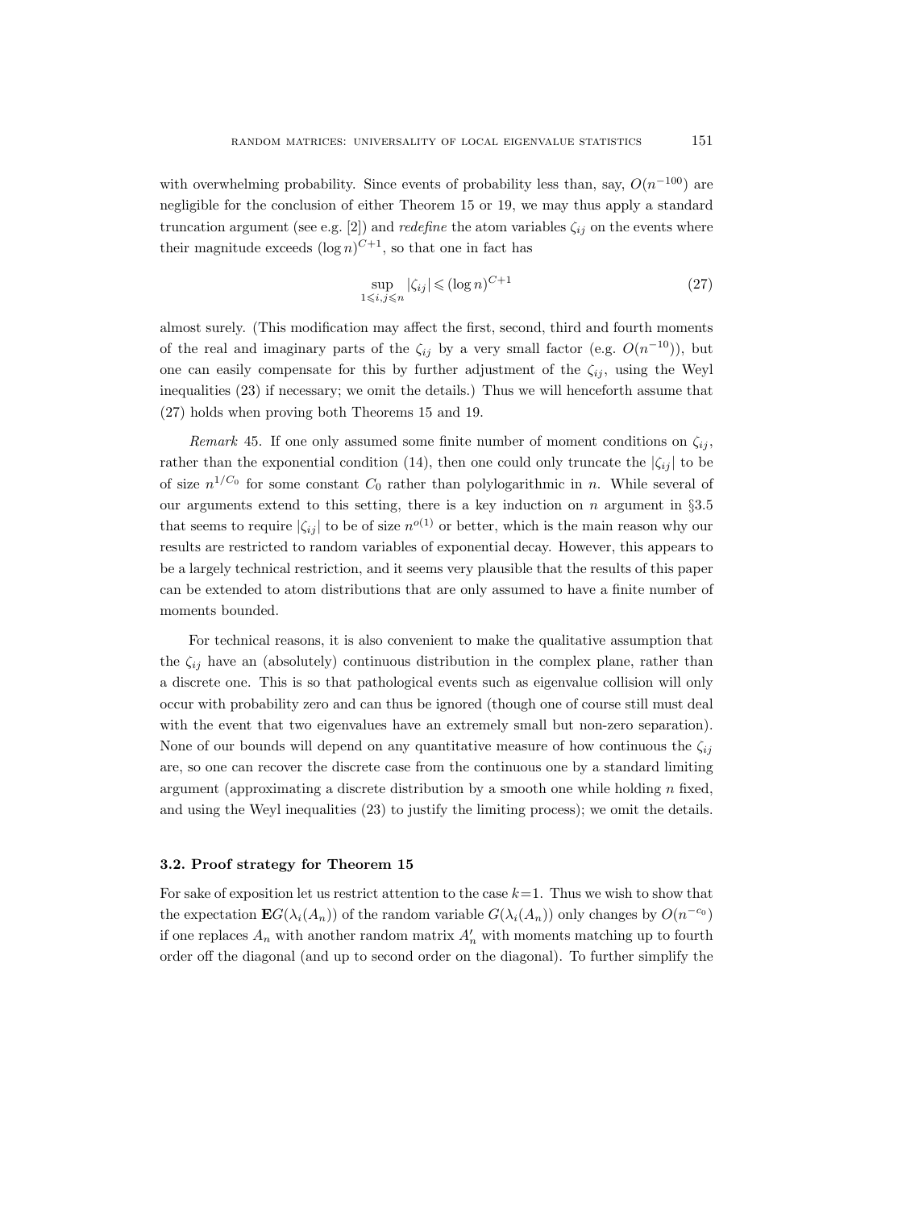with overwhelming probability. Since events of probability less than, say, $O(n^{-100})$ are negligible for the conclusion of either Theorem 15 or 19, we may thus apply a standard truncation argument (see e.g. [2]) and *redefine* the atom variables $\zeta_{ij}$ on the events where their magnitude exceeds $(\log n)^{C+1}$, so that one in fact has

$$\sup_{1 \leqslant i,j \leqslant n} |\zeta_{ij}| \leqslant (\log n)^{C+1} \tag{27}$$

almost surely. (This modification may affect the first, second, third and fourth moments of the real and imaginary parts of the $\zeta_{ij}$ by a very small factor (e.g. $O(n^{-10})$), but one can easily compensate for this by further adjustment of the $\zeta_{ij}$, using the Weyl inequalities (23) if necessary; we omit the details.) Thus we will henceforth assume that (27) holds when proving both Theorems 15 and 19.

*Remark* 45. If one only assumed some finite number of moment conditions on $\zeta_{ij}$, rather than the exponential condition (14), then one could only truncate the $|\zeta_{ij}|$ to be of size $n^{1/C_0}$ for some constant $C_0$ rather than polylogarithmic in $n$. While several of our arguments extend to this setting, there is a key induction on $n$ argument in §3.5 that seems to require $|\zeta_{ij}|$ to be of size $n^{o(1)}$ or better, which is the main reason why our results are restricted to random variables of exponential decay. However, this appears to be a largely technical restriction, and it seems very plausible that the results of this paper can be extended to atom distributions that are only assumed to have a finite number of moments bounded.

For technical reasons, it is also convenient to make the qualitative assumption that the $\zeta_{ij}$ have an (absolutely) continuous distribution in the complex plane, rather than a discrete one. This is so that pathological events such as eigenvalue collision will only occur with probability zero and can thus be ignored (though one of course still must deal with the event that two eigenvalues have an extremely small but non-zero separation). None of our bounds will depend on any quantitative measure of how continuous the $\zeta_{ij}$ are, so one can recover the discrete case from the continuous one by a standard limiting argument (approximating a discrete distribution by a smooth one while holding $n$ fixed, and using the Weyl inequalities (23) to justify the limiting process); we omit the details.

### 3.2. Proof strategy for Theorem 15

For sake of exposition let us restrict attention to the case $k=1$. Thus we wish to show that the expectation $\mathbf{E}G(\lambda_i(A_n))$ of the random variable $G(\lambda_i(A_n))$ only changes by $O(n^{-c_0})$ if one replaces $A_n$ with another random matrix $A_n'$ with moments matching up to fourth order off the diagonal (and up to second order on the diagonal). To further simplify the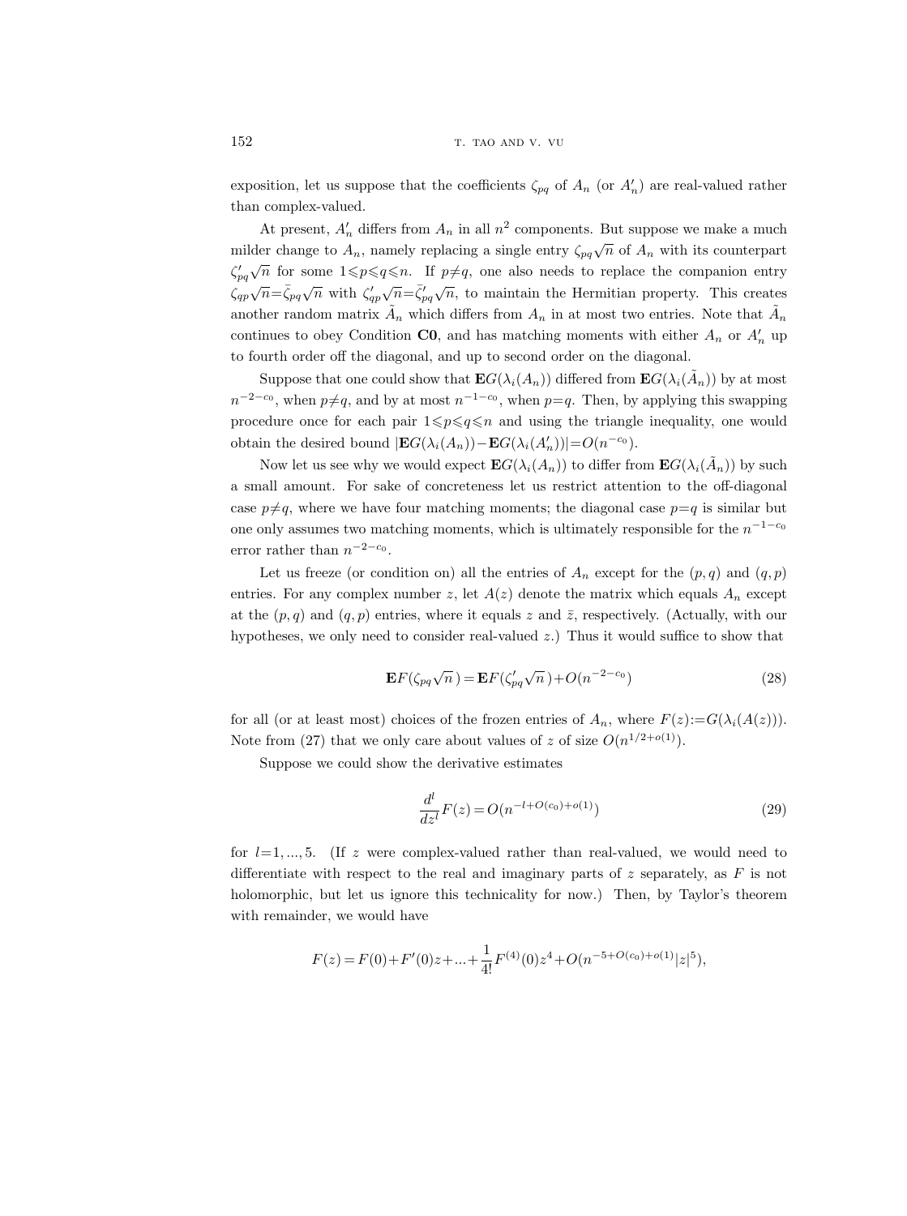exposition, let us suppose that the coefficients $\zeta_{pq}$ of $A_n$ (or $A_n'$) are real-valued rather than complex-valued.

At present, $A_n'$ differs from $A_n$ in all $n^2$ components. But suppose we make a much milder change to $A_n$, namely replacing a single entry $\zeta_{pq}\sqrt{n}$ of $A_n$ with its counterpart $\zeta_{pq}'\sqrt{n}$ for some $1\leqslant p\leqslant q\leqslant n$. If $p\neq q$, one also needs to replace the companion entry $\zeta_{qp}\sqrt{n}=\bar{\zeta}_{pq}\sqrt{n}$ with $\zeta_{qp}'\sqrt{n}=\bar{\zeta}_{pq}'\sqrt{n}$, to maintain the Hermitian property. This creates another random matrix $\tilde{A}_n$ which differs from $A_n$ in at most two entries. Note that $\tilde{A}_n$ continues to obey Condition **C0**, and has matching moments with either $A_n$ or $A_n'$ up to fourth order off the diagonal, and up to second order on the diagonal.

Suppose that one could show that $\mathbf{E}G(\lambda_i(A_n))$ differed from $\mathbf{E}G(\lambda_i(\tilde{A}_n))$ by at most $n^{-2-c_0}$, when $p\neq q$, and by at most $n^{-1-c_0}$, when $p=q$. Then, by applying this swapping procedure once for each pair $1\leqslant p\leqslant q\leqslant n$ and using the triangle inequality, one would obtain the desired bound $|\mathbf{E}G(\lambda_i(A_n))-\mathbf{E}G(\lambda_i(A_n'))|=O(n^{-c_0})$.

Now let us see why we would expect $\mathbf{E}G(\lambda_i(A_n))$ to differ from $\mathbf{E}G(\lambda_i(\tilde{A}_n))$ by such a small amount. For sake of concreteness let us restrict attention to the off-diagonal case $p\neq q$, where we have four matching moments; the diagonal case $p=q$ is similar but one only assumes two matching moments, which is ultimately responsible for the $n^{-1-c_0}$ error rather than $n^{-2-c_0}$.

Let us freeze (or condition on) all the entries of $A_n$ except for the $(p,q)$ and $(q,p)$ entries. For any complex number $z$, let $A(z)$ denote the matrix which equals $A_n$ except at the $(p,q)$ and $(q,p)$ entries, where it equals $z$ and $\bar{z}$, respectively. (Actually, with our hypotheses, we only need to consider real-valued $z$.) Thus it would suffice to show that

$$\mathbf{E}F(\zeta_{pq}\sqrt{n})=\mathbf{E}F(\zeta_{pq}'\sqrt{n})+O(n^{-2-c_0}) \tag{28}$$

for all (or at least most) choices of the frozen entries of $A_n$, where $F(z):=G(\lambda_i(A(z)))$. Note from (27) that we only care about values of $z$ of size $O(n^{1/2+o(1)})$.

Suppose we could show the derivative estimates

$$\frac{d^l}{dz^l}F(z)=O(n^{-l+O(c_0)+o(1)}) \tag{29}$$

for $l=1,...,5$. (If $z$ were complex-valued rather than real-valued, we would need to differentiate with respect to the real and imaginary parts of $z$ separately, as $F$ is not holomorphic, but let us ignore this technicality for now.) Then, by Taylor's theorem with remainder, we would have

$$F(z)=F(0)+F'(0)z+...+\frac{1}{4!}F^{(4)}(0)z^4+O(n^{-5+O(c_0)+o(1)}|z|^5),$$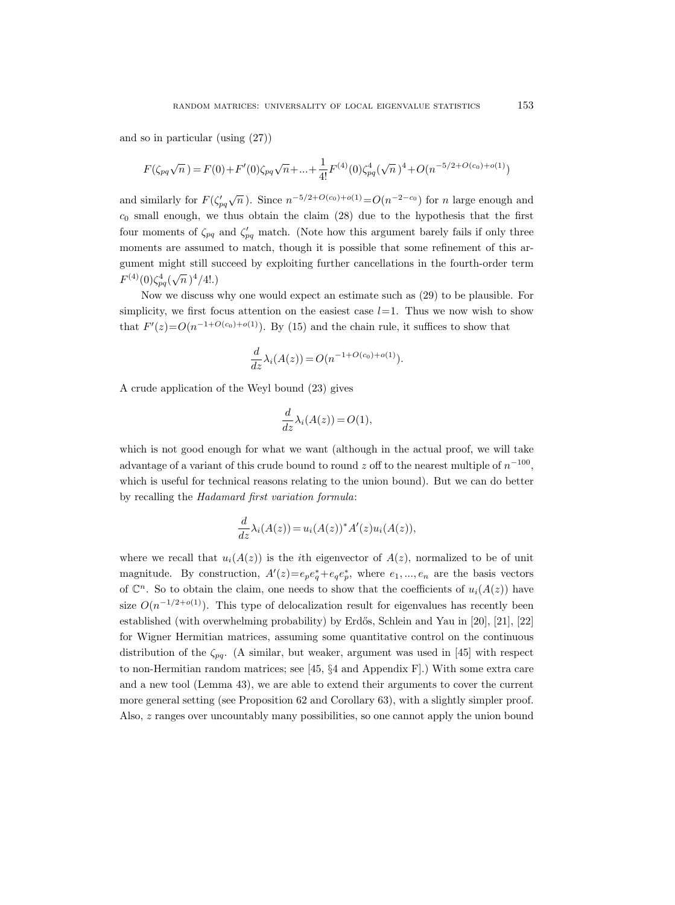and so in particular (using (27))

$$F(\zeta_{pq}\sqrt{n}\,) = F(0) + F'(0)\zeta_{pq}\sqrt{n} + ... + \frac{1}{4!}F^{(4)}(0)\zeta_{pq}^4(\sqrt{n}\,)^4 + O(n^{-5/2+O(c_0)+o(1)})$$

and similarly for $F(\zeta'_{pq}\sqrt{n}\,)$. Since $n^{-5/2+O(c_0)+o(1)} = O(n^{-2-c_0})$ for $n$ large enough and $c_0$ small enough, we thus obtain the claim (28) due to the hypothesis that the first four moments of $\zeta_{pq}$ and $\zeta'_{pq}$ match. (Note how this argument barely fails if only three moments are assumed to match, though it is possible that some refinement of this argument might still succeed by exploiting further cancellations in the fourth-order term $F^{(4)}(0)\zeta_{pq}^4(\sqrt{n}\,)^4/4!$.)

Now we discuss why one would expect an estimate such as (29) to be plausible. For simplicity, we first focus attention on the easiest case $l=1$. Thus we now wish to show that $F'(z) = O(n^{-1+O(c_0)+o(1)})$. By (15) and the chain rule, it suffices to show that

$$\frac{d}{dz}\lambda_i(A(z)) = O(n^{-1+O(c_0)+o(1)}).$$

A crude application of the Weyl bound (23) gives

$$\frac{d}{dz}\lambda_i(A(z)) = O(1),$$

which is not good enough for what we want (although in the actual proof, we will take advantage of a variant of this crude bound to round $z$ off to the nearest multiple of $n^{-100}$, which is useful for technical reasons relating to the union bound). But we can do better by recalling the *Hadamard first variation formula*:

$$\frac{d}{dz}\lambda_i(A(z)) = u_i(A(z))^* A'(z) u_i(A(z)),$$

where we recall that $u_i(A(z))$ is the $i$th eigenvector of $A(z)$, normalized to be of unit magnitude. By construction, $A'(z) = e_p e_q^* + e_q e_p^*$, where $e_1, ..., e_n$ are the basis vectors of $\mathbb{C}^n$. So to obtain the claim, one needs to show that the coefficients of $u_i(A(z))$ have size $O(n^{-1/2+o(1)})$. This type of delocalization result for eigenvalues has recently been established (with overwhelming probability) by Erdős, Schlein and Yau in [20], [21], [22] for Wigner Hermitian matrices, assuming some quantitative control on the continuous distribution of the $\zeta_{pq}$. (A similar, but weaker, argument was used in [45] with respect to non-Hermitian random matrices; see [45, §4 and Appendix F].) With some extra care and a new tool (Lemma 43), we are able to extend their arguments to cover the current more general setting (see Proposition 62 and Corollary 63), with a slightly simpler proof. Also, $z$ ranges over uncountably many possibilities, so one cannot apply the union bound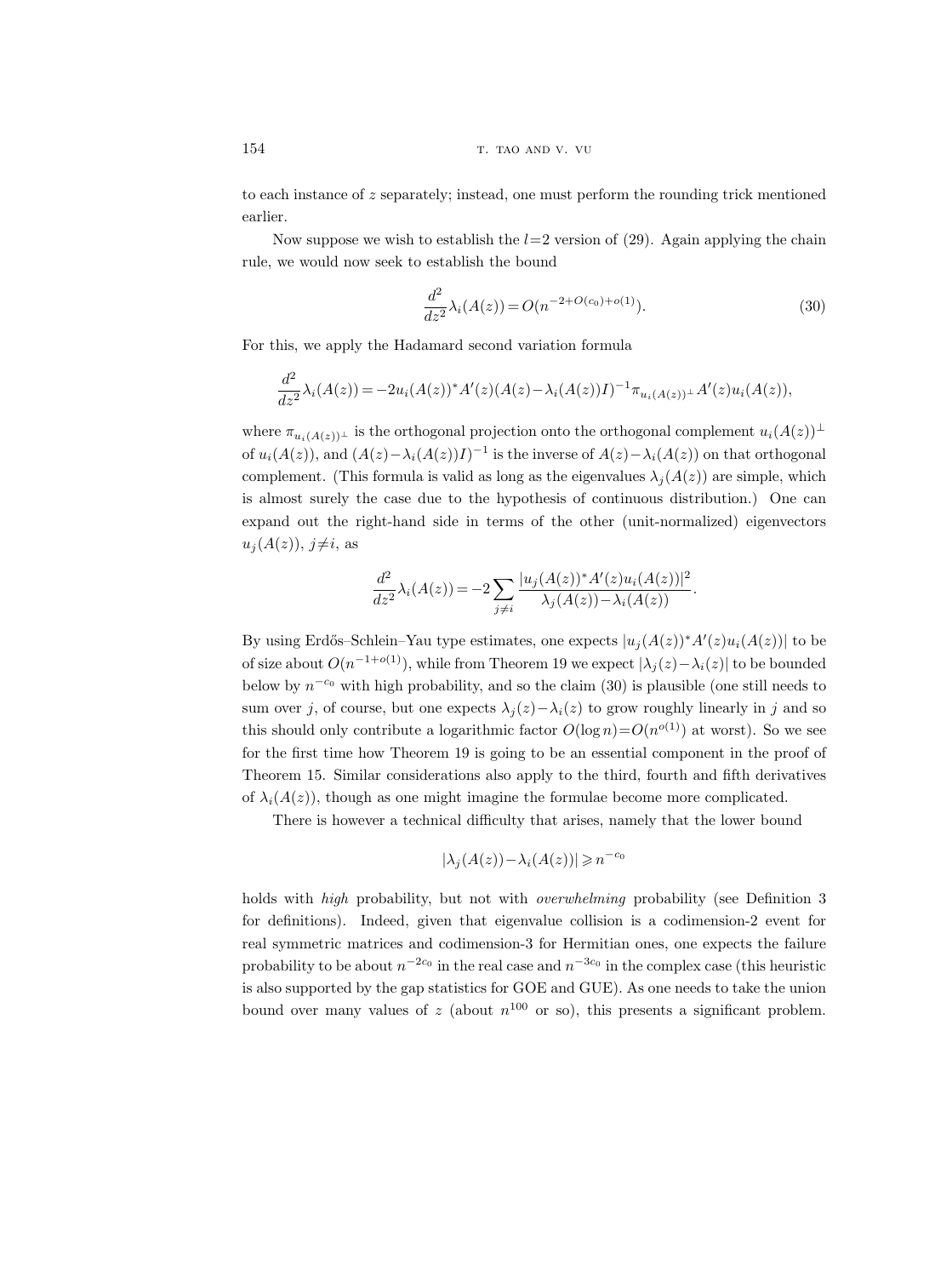to each instance of $z$ separately; instead, one must perform the rounding trick mentioned earlier.

Now suppose we wish to establish the $l=2$ version of (29). Again applying the chain rule, we would now seek to establish the bound

$$\frac{d^2}{dz^2}\lambda_i(A(z)) = O(n^{-2+O(c_0)+o(1)}). \tag{30}$$

For this, we apply the Hadamard second variation formula

$$\frac{d^2}{dz^2}\lambda_i(A(z)) = -2u_i(A(z))^* A'(z)(A(z)-\lambda_i(A(z))I)^{-1}\pi_{u_i(A(z))^\perp}A'(z)u_i(A(z)),$$

where $\pi_{u_i(A(z))^\perp}$ is the orthogonal projection onto the orthogonal complement $u_i(A(z))^\perp$ of $u_i(A(z))$, and $(A(z)-\lambda_i(A(z))I)^{-1}$ is the inverse of $A(z)-\lambda_i(A(z))$ on that orthogonal complement. (This formula is valid as long as the eigenvalues $\lambda_j(A(z))$ are simple, which is almost surely the case due to the hypothesis of continuous distribution.) One can expand out the right-hand side in terms of the other (unit-normalized) eigenvectors $u_j(A(z))$, $j\neq i$, as

$$\frac{d^2}{dz^2}\lambda_i(A(z)) = -2\sum_{j\neq i}\frac{|u_j(A(z))^* A'(z)u_i(A(z))|^2}{\lambda_j(A(z))-\lambda_i(A(z))}.$$

By using Erdős–Schlein–Yau type estimates, one expects $|u_j(A(z))^* A'(z)u_i(A(z))|$ to be of size about $O(n^{-1+o(1)})$, while from Theorem 19 we expect $|\lambda_j(z)-\lambda_i(z)|$ to be bounded below by $n^{-c_0}$ with high probability, and so the claim (30) is plausible (one still needs to sum over $j$, of course, but one expects $\lambda_j(z)-\lambda_i(z)$ to grow roughly linearly in $j$ and so this should only contribute a logarithmic factor $O(\log n)=O(n^{o(1)})$ at worst). So we see for the first time how Theorem 19 is going to be an essential component in the proof of Theorem 15. Similar considerations also apply to the third, fourth and fifth derivatives of $\lambda_i(A(z))$, though as one might imagine the formulae become more complicated.

There is however a technical difficulty that arises, namely that the lower bound

$$|\lambda_j(A(z))-\lambda_i(A(z))| \geqslant n^{-c_0}$$

holds with *high* probability, but not with *overwhelming* probability (see Definition 3 for definitions). Indeed, given that eigenvalue collision is a codimension-2 event for real symmetric matrices and codimension-3 for Hermitian ones, one expects the failure probability to be about $n^{-2c_0}$ in the real case and $n^{-3c_0}$ in the complex case (this heuristic is also supported by the gap statistics for GOE and GUE). As one needs to take the union bound over many values of $z$ (about $n^{100}$ or so), this presents a significant problem.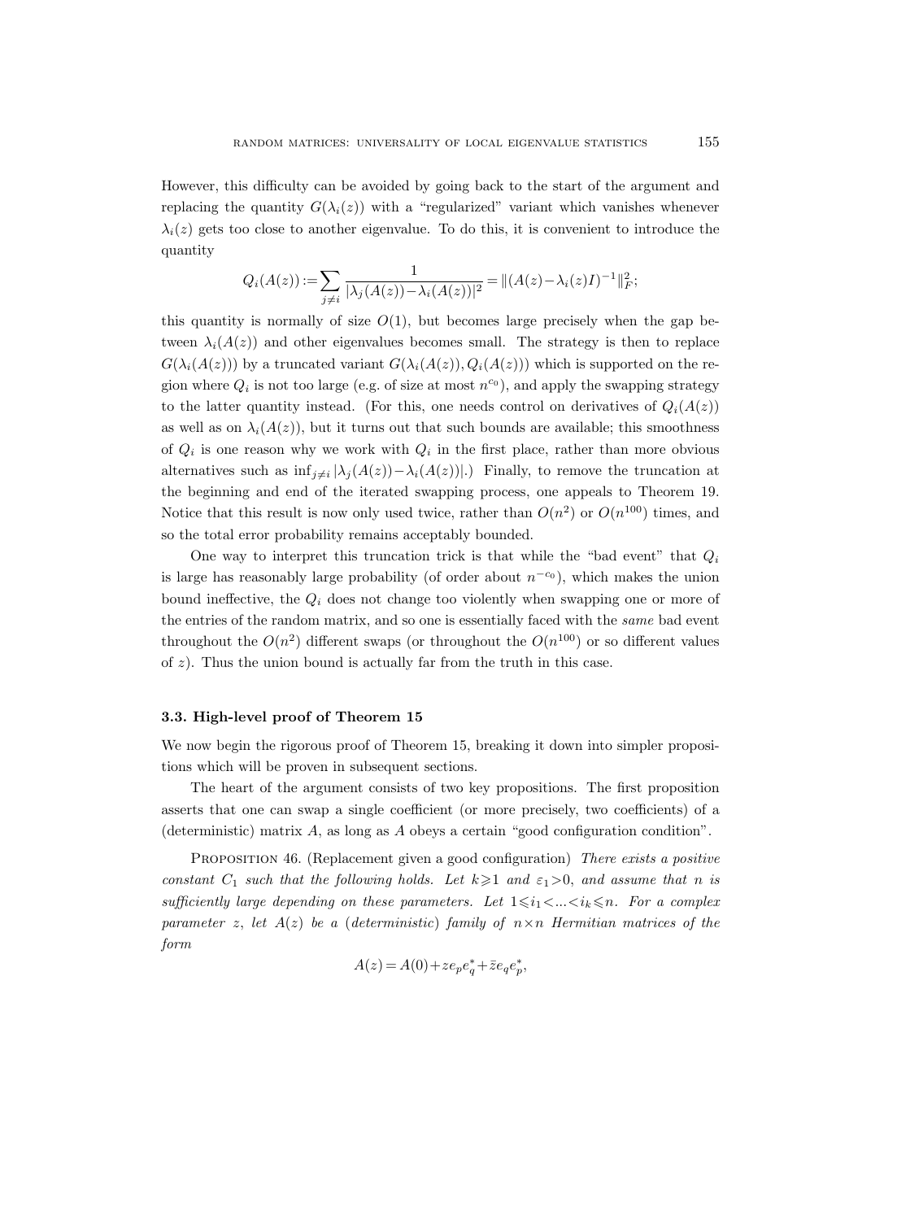However, this difficulty can be avoided by going back to the start of the argument and replacing the quantity $G(\lambda_i(z))$ with a "regularized" variant which vanishes whenever $\lambda_i(z)$ gets too close to another eigenvalue. To do this, it is convenient to introduce the quantity

$$Q_i(A(z)) := \sum_{j\neq i} \frac{1}{|\lambda_j(A(z))-\lambda_i(A(z))|^2} = \|(A(z)-\lambda_i(z)I)^{-1}\|_F^2;$$

this quantity is normally of size $O(1)$, but becomes large precisely when the gap between $\lambda_i(A(z))$ and other eigenvalues becomes small. The strategy is then to replace $G(\lambda_i(A(z)))$ by a truncated variant $G(\lambda_i(A(z)), Q_i(A(z)))$ which is supported on the region where $Q_i$ is not too large (e.g. of size at most $n^{c_0}$), and apply the swapping strategy to the latter quantity instead. (For this, one needs control on derivatives of $Q_i(A(z))$ as well as on $\lambda_i(A(z))$, but it turns out that such bounds are available; this smoothness of $Q_i$ is one reason why we work with $Q_i$ in the first place, rather than more obvious alternatives such as $\inf_{j\neq i}|\lambda_j(A(z))-\lambda_i(A(z))|$.) Finally, to remove the truncation at the beginning and end of the iterated swapping process, one appeals to Theorem 19. Notice that this result is now only used twice, rather than $O(n^2)$ or $O(n^{100})$ times, and so the total error probability remains acceptably bounded.

One way to interpret this truncation trick is that while the "bad event" that $Q_i$ is large has reasonably large probability (of order about $n^{-c_0}$), which makes the union bound ineffective, the $Q_i$ does not change too violently when swapping one or more of the entries of the random matrix, and so one is essentially faced with the *same* bad event throughout the $O(n^2)$ different swaps (or throughout the $O(n^{100})$ or so different values of $z$). Thus the union bound is actually far from the truth in this case.

### 3.3. High-level proof of Theorem 15

We now begin the rigorous proof of Theorem 15, breaking it down into simpler propositions which will be proven in subsequent sections.

The heart of the argument consists of two key propositions. The first proposition asserts that one can swap a single coefficient (or more precisely, two coefficients) of a (deterministic) matrix $A$, as long as $A$ obeys a certain "good configuration condition".

Proposition 46. (Replacement given a good configuration) *There exists a positive constant $C_1$ such that the following holds. Let $k\geqslant 1$ and $\varepsilon_1>0$, and assume that $n$ is sufficiently large depending on these parameters. Let $1\leqslant i_1<...<i_k\leqslant n$. For a complex parameter $z$, let $A(z)$ be a (deterministic) family of $n\times n$ Hermitian matrices of the form*

$$A(z) = A(0) + z e_p e_q^* + \bar{z} e_q e_p^*,$$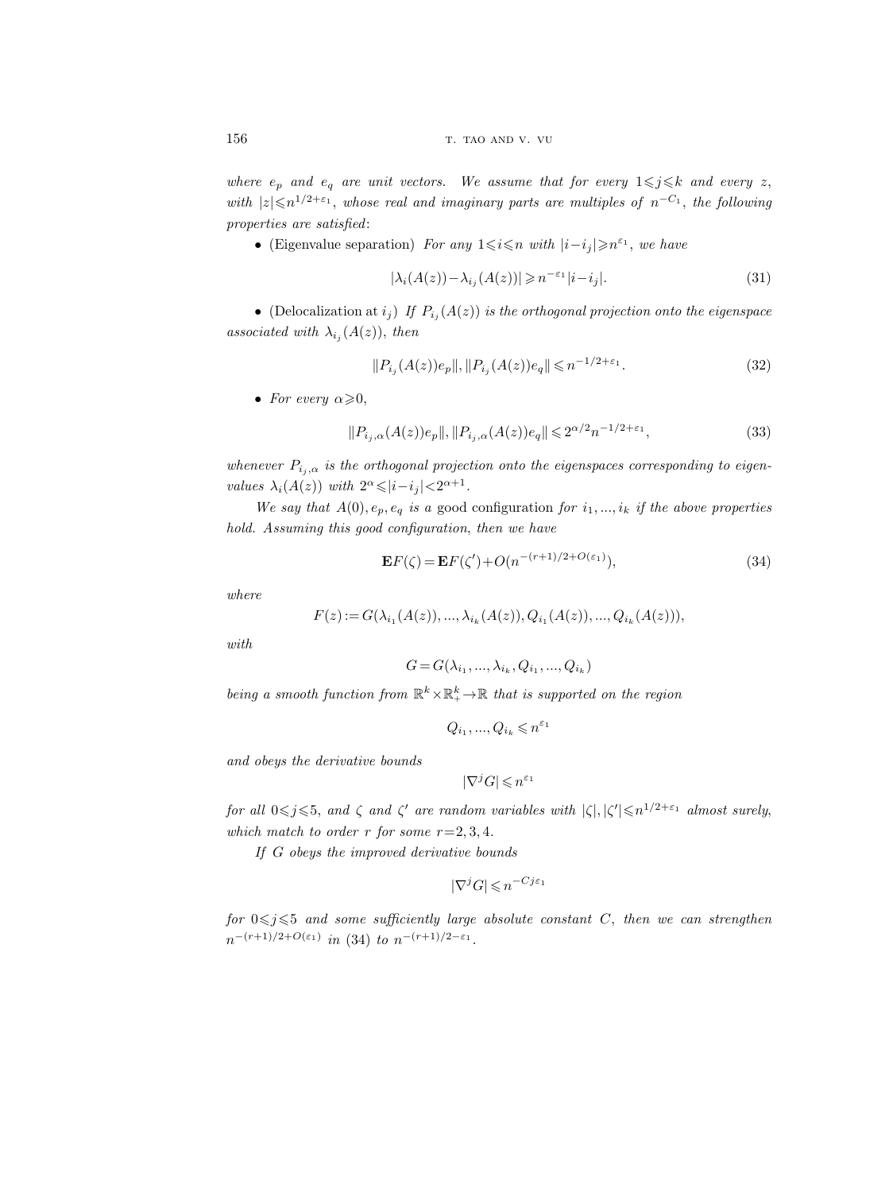*where $e_p$ and $e_q$ are unit vectors. We assume that for every $1 \leqslant j \leqslant k$ and every $z$, with $|z| \leqslant n^{1/2+\varepsilon_1}$, whose real and imaginary parts are multiples of $n^{-C_1}$, the following properties are satisfied*:

- (Eigenvalue separation) *For any $1 \leqslant i \leqslant n$ with $|i-i_j| \geqslant n^{\varepsilon_1}$, we have*

$$|\lambda_i(A(z)) - \lambda_{i_j}(A(z))| \geqslant n^{-\varepsilon_1}|i-i_j|. \tag{31}$$

- (Delocalization at $i_j$) *If $P_{i_j}(A(z))$ is the orthogonal projection onto the eigenspace associated with $\lambda_{i_j}(A(z))$, then*

$$\|P_{i_j}(A(z))e_p\|, \|P_{i_j}(A(z))e_q\| \leqslant n^{-1/2+\varepsilon_1}. \tag{32}$$

- *For every $\alpha \geqslant 0$,*

$$\|P_{i_j,\alpha}(A(z))e_p\|, \|P_{i_j,\alpha}(A(z))e_q\| \leqslant 2^{\alpha/2} n^{-1/2+\varepsilon_1}, \tag{33}$$

*whenever $P_{i_j,\alpha}$ is the orthogonal projection onto the eigenspaces corresponding to eigenvalues $\lambda_i(A(z))$ with $2^\alpha \leqslant |i-i_j| < 2^{\alpha+1}$.*

*We say that $A(0), e_p, e_q$ is a* good configuration *for $i_1, ..., i_k$ if the above properties hold. Assuming this good configuration, then we have*

$$\mathbf{E}F(\zeta) = \mathbf{E}F(\zeta') + O(n^{-(r+1)/2+O(\varepsilon_1)}), \tag{34}$$

*where*

$$F(z) := G(\lambda_{i_1}(A(z)), ..., \lambda_{i_k}(A(z)), Q_{i_1}(A(z)), ..., Q_{i_k}(A(z))),$$

*with*

$$G = G(\lambda_{i_1}, ..., \lambda_{i_k}, Q_{i_1}, ..., Q_{i_k})$$

*being a smooth function from $\mathbb{R}^k \times \mathbb{R}_+^k \to \mathbb{R}$ that is supported on the region*

$$Q_{i_1}, ..., Q_{i_k} \leqslant n^{\varepsilon_1}$$

*and obeys the derivative bounds*

$$|\nabla^j G| \leqslant n^{\varepsilon_1}$$

*for all $0 \leqslant j \leqslant 5$, and $\zeta$ and $\zeta'$ are random variables with $|\zeta|, |\zeta'| \leqslant n^{1/2+\varepsilon_1}$ almost surely, which match to order $r$ for some $r=2,3,4$.*

*If $G$ obeys the improved derivative bounds*

$$|\nabla^j G| \leqslant n^{-Cj\varepsilon_1}$$

*for $0 \leqslant j \leqslant 5$ and some sufficiently large absolute constant $C$, then we can strengthen $n^{-(r+1)/2+O(\varepsilon_1)}$ in (34) to $n^{-(r+1)/2-\varepsilon_1}$.*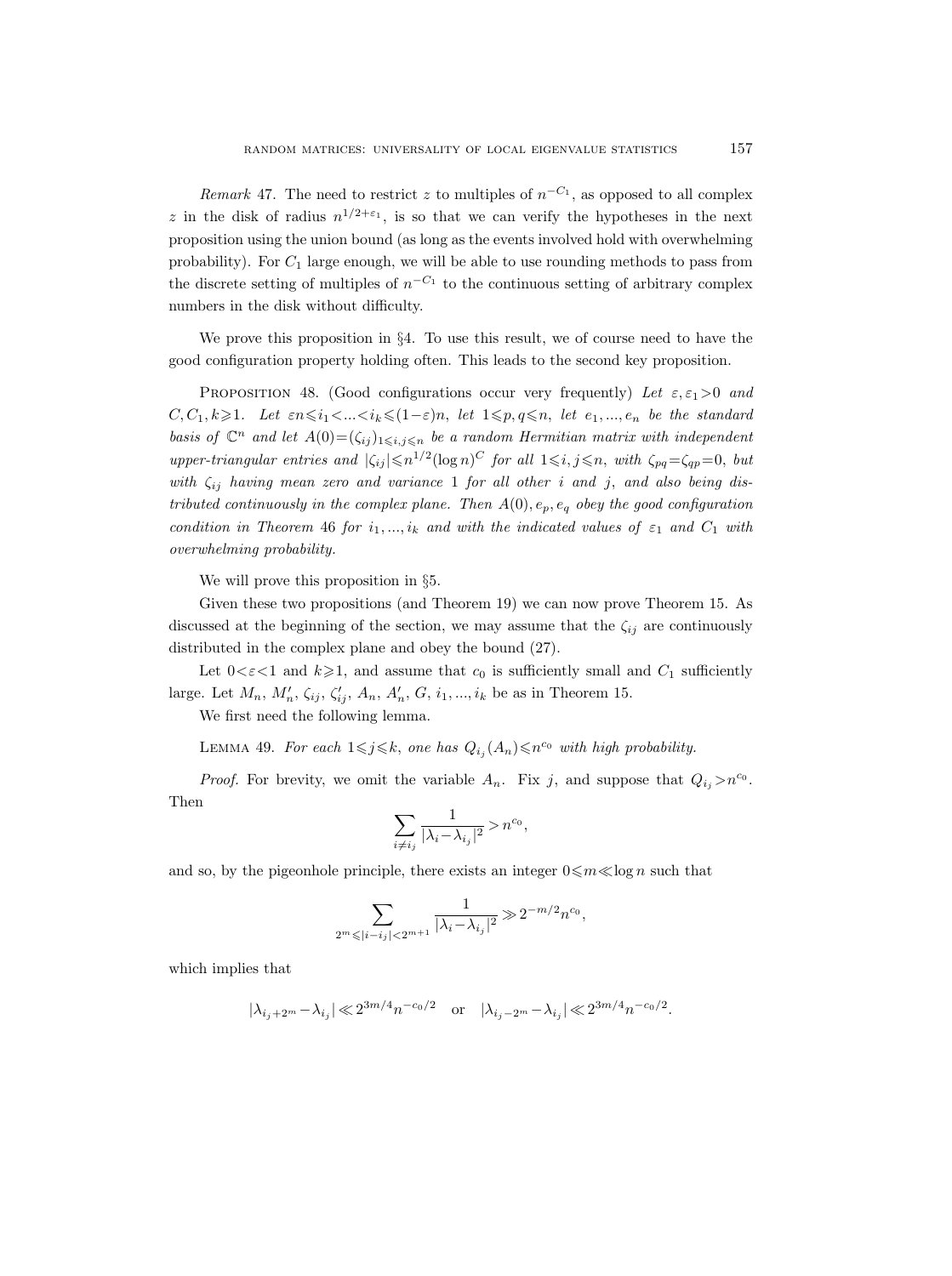*Remark* 47. The need to restrict $z$ to multiples of $n^{-C_1}$, as opposed to all complex $z$ in the disk of radius $n^{1/2+\varepsilon_1}$, is so that we can verify the hypotheses in the next proposition using the union bound (as long as the events involved hold with overwhelming probability). For $C_1$ large enough, we will be able to use rounding methods to pass from the discrete setting of multiples of $n^{-C_1}$ to the continuous setting of arbitrary complex numbers in the disk without difficulty.

We prove this proposition in §4. To use this result, we of course need to have the good configuration property holding often. This leads to the second key proposition.

Proposition 48. (Good configurations occur very frequently) *Let $\varepsilon, \varepsilon_1 > 0$ and $C, C_1, k \geqslant 1$. Let $\varepsilon n \leqslant i_1 < ... < i_k \leqslant (1-\varepsilon)n$, let $1 \leqslant p, q \leqslant n$, let $e_1, ..., e_n$ be the standard basis of $\mathbb{C}^n$ and let $A(0) = (\zeta_{ij})_{1 \leqslant i,j \leqslant n}$ be a random Hermitian matrix with independent upper-triangular entries and $|\zeta_{ij}| \leqslant n^{1/2}(\log n)^C$ for all $1 \leqslant i, j \leqslant n$, with $\zeta_{pq} = \zeta_{qp} = 0$, but with $\zeta_{ij}$ having mean zero and variance 1 for all other $i$ and $j$, and also being distributed continuously in the complex plane. Then $A(0), e_p, e_q$ obey the good configuration condition in Theorem 46 for $i_1, ..., i_k$ and with the indicated values of $\varepsilon_1$ and $C_1$ with overwhelming probability.*

We will prove this proposition in §5.

Given these two propositions (and Theorem 19) we can now prove Theorem 15. As discussed at the beginning of the section, we may assume that the $\zeta_{ij}$ are continuously distributed in the complex plane and obey the bound (27).

Let $0 < \varepsilon < 1$ and $k \geqslant 1$, and assume that $c_0$ is sufficiently small and $C_1$ sufficiently large. Let $M_n$, $M_n'$, $\zeta_{ij}$, $\zeta_{ij}'$, $A_n$, $A_n'$, $G$, $i_1, ..., i_k$ be as in Theorem 15.

We first need the following lemma.

Lemma 49. *For each $1 \leqslant j \leqslant k$, one has $Q_{i_j}(A_n) \leqslant n^{c_0}$ with high probability.*

*Proof.* For brevity, we omit the variable $A_n$. Fix $j$, and suppose that $Q_{i_j} > n^{c_0}$. Then

$$\sum_{i \neq i_j} \frac{1}{|\lambda_i - \lambda_{i_j}|^2} > n^{c_0},$$

and so, by the pigeonhole principle, there exists an integer $0 \leqslant m \ll \log n$ such that

$$\sum_{2^m \leqslant |i - i_j| < 2^{m+1}} \frac{1}{|\lambda_i - \lambda_{i_j}|^2} \gg 2^{-m/2} n^{c_0},$$

which implies that

$$|\lambda_{i_j + 2^m} - \lambda_{i_j}| \ll 2^{3m/4} n^{-c_0/2} \quad \text{or} \quad |\lambda_{i_j - 2^m} - \lambda_{i_j}| \ll 2^{3m/4} n^{-c_0/2}.$$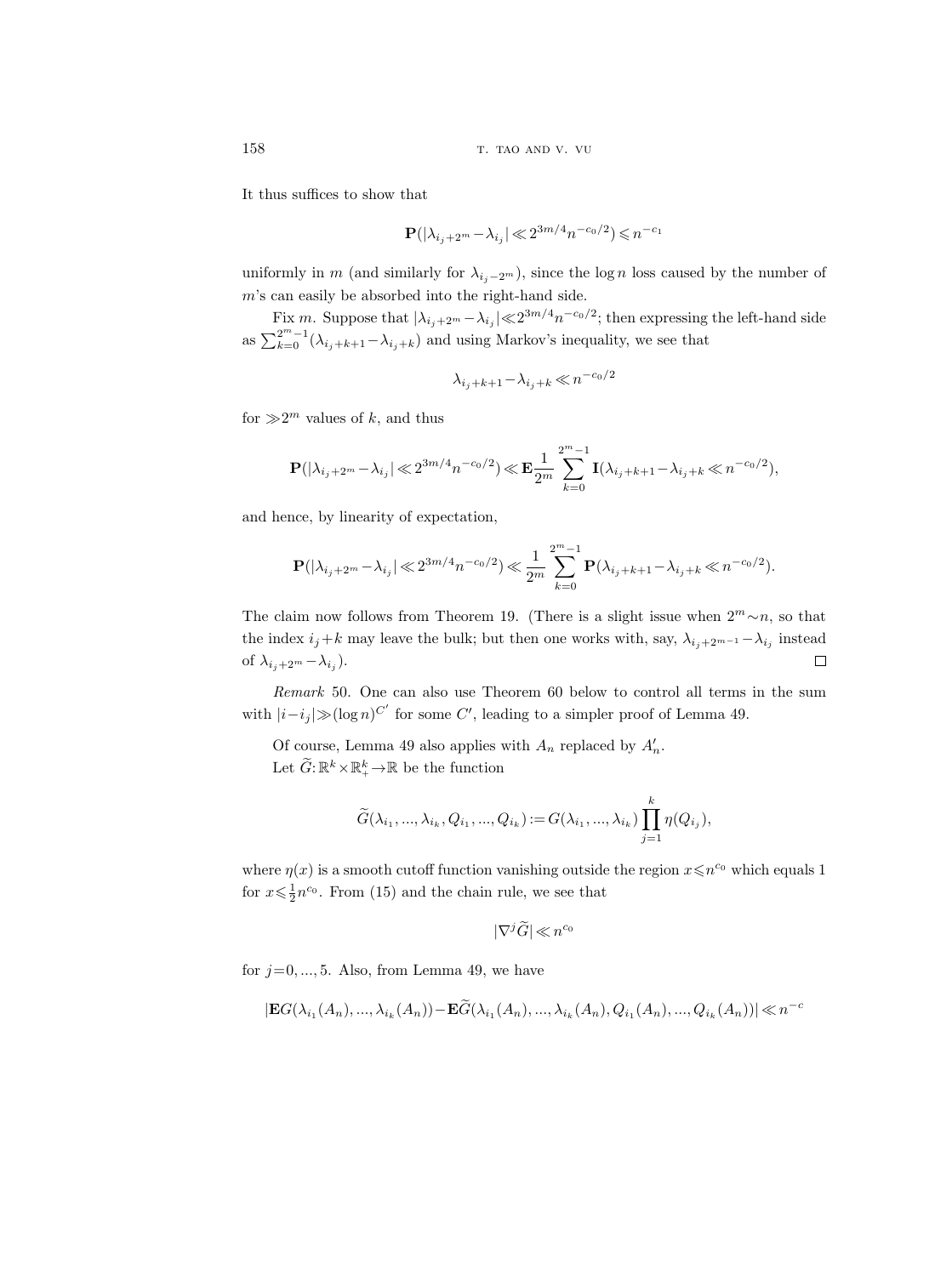It thus suffices to show that

$$\mathbf{P}(|\lambda_{i_j+2^m}-\lambda_{i_j}|\ll 2^{3m/4}n^{-c_0/2})\leqslant n^{-c_1}$$

uniformly in $m$ (and similarly for $\lambda_{i_j-2^m}$), since the $\log n$ loss caused by the number of $m$'s can easily be absorbed into the right-hand side.

Fix $m$. Suppose that $|\lambda_{i_j+2^m}-\lambda_{i_j}|\ll 2^{3m/4}n^{-c_0/2}$; then expressing the left-hand side as $\sum_{k=0}^{2^m-1}(\lambda_{i_j+k+1}-\lambda_{i_j+k})$ and using Markov's inequality, we see that

$$\lambda_{i_j+k+1}-\lambda_{i_j+k}\ll n^{-c_0/2}$$

for $\gg 2^m$ values of $k$, and thus

$$\mathbf{P}(|\lambda_{i_j+2^m}-\lambda_{i_j}|\ll 2^{3m/4}n^{-c_0/2})\ll \mathbf{E}\frac{1}{2^m}\sum_{k=0}^{2^m-1}\mathbf{I}(\lambda_{i_j+k+1}-\lambda_{i_j+k}\ll n^{-c_0/2}),$$

and hence, by linearity of expectation,

$$\mathbf{P}(|\lambda_{i_j+2^m}-\lambda_{i_j}|\ll 2^{3m/4}n^{-c_0/2})\ll \frac{1}{2^m}\sum_{k=0}^{2^m-1}\mathbf{P}(\lambda_{i_j+k+1}-\lambda_{i_j+k}\ll n^{-c_0/2}).$$

The claim now follows from Theorem 19. (There is a slight issue when $2^m\sim n$, so that the index $i_j+k$ may leave the bulk; but then one works with, say, $\lambda_{i_j+2^{m-1}}-\lambda_{i_j}$ instead of $\lambda_{i_j+2^m}-\lambda_{i_j}$). □

*Remark* 50. One can also use Theorem 60 below to control all terms in the sum with $|i-i_j|\gg(\log n)^{C'}$ for some $C'$, leading to a simpler proof of Lemma 49.

Of course, Lemma 49 also applies with $A_n$ replaced by $A_n'$.

Let $\widetilde{G}:\mathbb{R}^k\times\mathbb{R}_+^k\to\mathbb{R}$ be the function

$$\widetilde{G}(\lambda_{i_1},...,\lambda_{i_k},Q_{i_1},...,Q_{i_k}):=G(\lambda_{i_1},...,\lambda_{i_k})\prod_{j=1}^k\eta(Q_{i_j}),$$

where $\eta(x)$ is a smooth cutoff function vanishing outside the region $x\leqslant n^{c_0}$ which equals 1 for $x\leqslant\frac{1}{2}n^{c_0}$. From (15) and the chain rule, we see that

$$|\nabla^j\widetilde{G}|\ll n^{c_0}$$

for $j=0,...,5$. Also, from Lemma 49, we have

$$|\mathbf{E}G(\lambda_{i_1}(A_n),...,\lambda_{i_k}(A_n))-\mathbf{E}\widetilde{G}(\lambda_{i_1}(A_n),...,\lambda_{i_k}(A_n),Q_{i_1}(A_n),...,Q_{i_k}(A_n))|\ll n^{-c}$$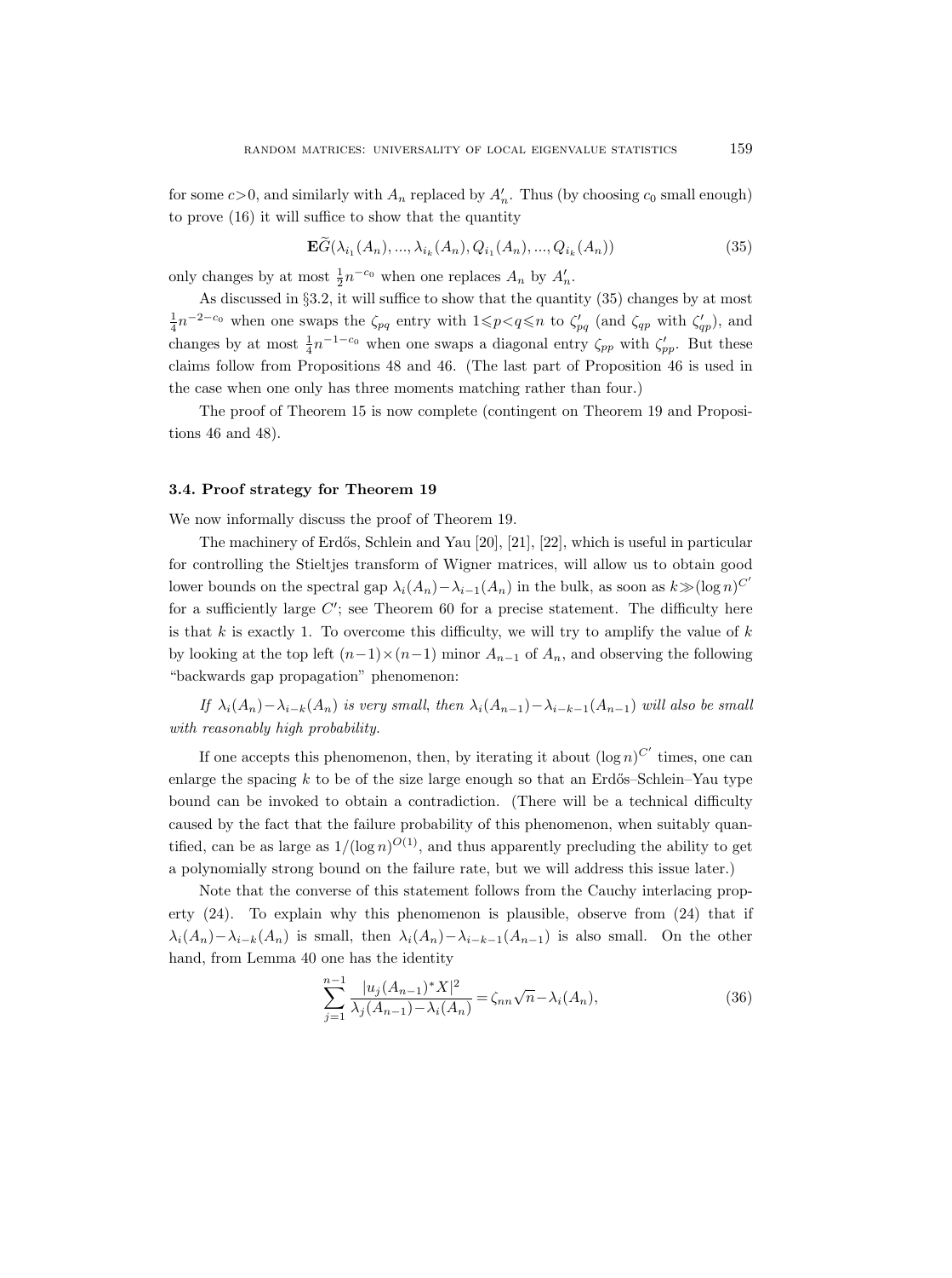for some $c>0$, and similarly with $A_n$ replaced by $A_n'$. Thus (by choosing $c_0$ small enough) to prove (16) it will suffice to show that the quantity

$$\mathbf{E}\widetilde{G}(\lambda_{i_1}(A_n), ..., \lambda_{i_k}(A_n), Q_{i_1}(A_n), ..., Q_{i_k}(A_n)) \tag{35}$$

only changes by at most $\frac{1}{2}n^{-c_0}$ when one replaces $A_n$ by $A_n'$.

As discussed in §3.2, it will suffice to show that the quantity (35) changes by at most $\frac{1}{4}n^{-2-c_0}$ when one swaps the $\zeta_{pq}$ entry with $1\leqslant p<q\leqslant n$ to $\zeta_{pq}'$ (and $\zeta_{qp}$ with $\zeta_{qp}'$), and changes by at most $\frac{1}{4}n^{-1-c_0}$ when one swaps a diagonal entry $\zeta_{pp}$ with $\zeta_{pp}'$. But these claims follow from Propositions 48 and 46. (The last part of Proposition 46 is used in the case when one only has three moments matching rather than four.)

The proof of Theorem 15 is now complete (contingent on Theorem 19 and Propositions 46 and 48).

### 3.4. Proof strategy for Theorem 19

We now informally discuss the proof of Theorem 19.

The machinery of Erdős, Schlein and Yau [20], [21], [22], which is useful in particular for controlling the Stieltjes transform of Wigner matrices, will allow us to obtain good lower bounds on the spectral gap $\lambda_i(A_n)-\lambda_{i-1}(A_n)$ in the bulk, as soon as $k\gg(\log n)^{C'}$ for a sufficiently large $C'$; see Theorem 60 for a precise statement. The difficulty here is that $k$ is exactly 1. To overcome this difficulty, we will try to amplify the value of $k$ by looking at the top left $(n-1)\times(n-1)$ minor $A_{n-1}$ of $A_n$, and observing the following "backwards gap propagation" phenomenon:

*If $\lambda_i(A_n)-\lambda_{i-k}(A_n)$ is very small, then $\lambda_i(A_{n-1})-\lambda_{i-k-1}(A_{n-1})$ will also be small with reasonably high probability.*

If one accepts this phenomenon, then, by iterating it about $(\log n)^{C'}$ times, one can enlarge the spacing $k$ to be of the size large enough so that an Erdős–Schlein–Yau type bound can be invoked to obtain a contradiction. (There will be a technical difficulty caused by the fact that the failure probability of this phenomenon, when suitably quantified, can be as large as $1/(\log n)^{O(1)}$, and thus apparently precluding the ability to get a polynomially strong bound on the failure rate, but we will address this issue later.)

Note that the converse of this statement follows from the Cauchy interlacing property (24). To explain why this phenomenon is plausible, observe from (24) that if $\lambda_i(A_n)-\lambda_{i-k}(A_n)$ is small, then $\lambda_i(A_n)-\lambda_{i-k-1}(A_{n-1})$ is also small. On the other hand, from Lemma 40 one has the identity

$$\sum_{j=1}^{n-1}\frac{|u_j(A_{n-1})^*X|^2}{\lambda_j(A_{n-1})-\lambda_i(A_n)}=\zeta_{nn}\sqrt{n}-\lambda_i(A_n), \tag{36}$$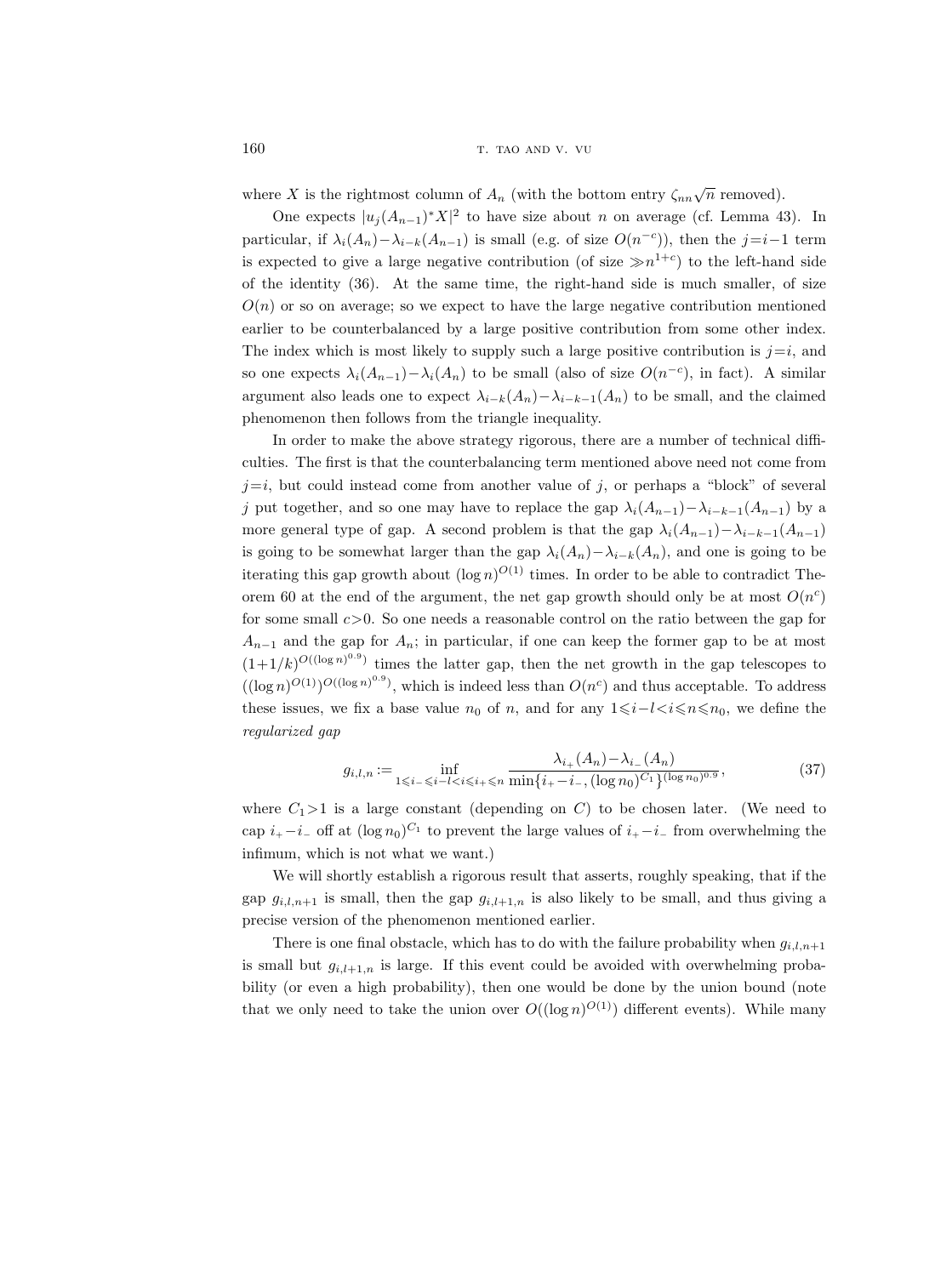where $X$ is the rightmost column of $A_n$ (with the bottom entry $\zeta_{nn}\sqrt{n}$ removed).

One expects $|u_j(A_{n-1})^*X|^2$ to have size about $n$ on average (cf. Lemma 43). In particular, if $\lambda_i(A_n)-\lambda_{i-k}(A_{n-1})$ is small (e.g. of size $O(n^{-c})$), then the $j=i-1$ term is expected to give a large negative contribution (of size $\gg n^{1+c}$) to the left-hand side of the identity (36). At the same time, the right-hand side is much smaller, of size $O(n)$ or so on average; so we expect to have the large negative contribution mentioned earlier to be counterbalanced by a large positive contribution from some other index. The index which is most likely to supply such a large positive contribution is $j=i$, and so one expects $\lambda_i(A_{n-1})-\lambda_i(A_n)$ to be small (also of size $O(n^{-c})$, in fact). A similar argument also leads one to expect $\lambda_{i-k}(A_n)-\lambda_{i-k-1}(A_n)$ to be small, and the claimed phenomenon then follows from the triangle inequality.

In order to make the above strategy rigorous, there are a number of technical difficulties. The first is that the counterbalancing term mentioned above need not come from $j=i$, but could instead come from another value of $j$, or perhaps a "block" of several $j$ put together, and so one may have to replace the gap $\lambda_i(A_{n-1})-\lambda_{i-k-1}(A_{n-1})$ by a more general type of gap. A second problem is that the gap $\lambda_i(A_{n-1})-\lambda_{i-k-1}(A_{n-1})$ is going to be somewhat larger than the gap $\lambda_i(A_n)-\lambda_{i-k}(A_n)$, and one is going to be iterating this gap growth about $(\log n)^{O(1)}$ times. In order to be able to contradict Theorem 60 at the end of the argument, the net gap growth should only be at most $O(n^c)$ for some small $c>0$. So one needs a reasonable control on the ratio between the gap for $A_{n-1}$ and the gap for $A_n$; in particular, if one can keep the former gap to be at most $(1+1/k)^{O((\log n)^{0.9})}$ times the latter gap, then the net growth in the gap telescopes to $((\log n)^{O(1)})^{O((\log n)^{0.9})}$, which is indeed less than $O(n^c)$ and thus acceptable. To address these issues, we fix a base value $n_0$ of $n$, and for any $1\leqslant i-l<i\leqslant n\leqslant n_0$, we define the *regularized gap*

$$g_{i,l,n} := \inf_{1\leqslant i_-\leqslant i-l<i\leqslant i_+\leqslant n} \frac{\lambda_{i_+}(A_n)-\lambda_{i_-}(A_n)}{\min\{i_+-i_-,(\log n_0)^{C_1}\}^{(\log n_0)^{0.9}}}, \tag{37}$$

where $C_1>1$ is a large constant (depending on $C$) to be chosen later. (We need to cap $i_+-i_-$ off at $(\log n_0)^{C_1}$ to prevent the large values of $i_+-i_-$ from overwhelming the infimum, which is not what we want.)

We will shortly establish a rigorous result that asserts, roughly speaking, that if the gap $g_{i,l,n+1}$ is small, then the gap $g_{i,l+1,n}$ is also likely to be small, and thus giving a precise version of the phenomenon mentioned earlier.

There is one final obstacle, which has to do with the failure probability when $g_{i,l,n+1}$ is small but $g_{i,l+1,n}$ is large. If this event could be avoided with overwhelming probability (or even a high probability), then one would be done by the union bound (note that we only need to take the union over $O((\log n)^{O(1)})$ different events). While many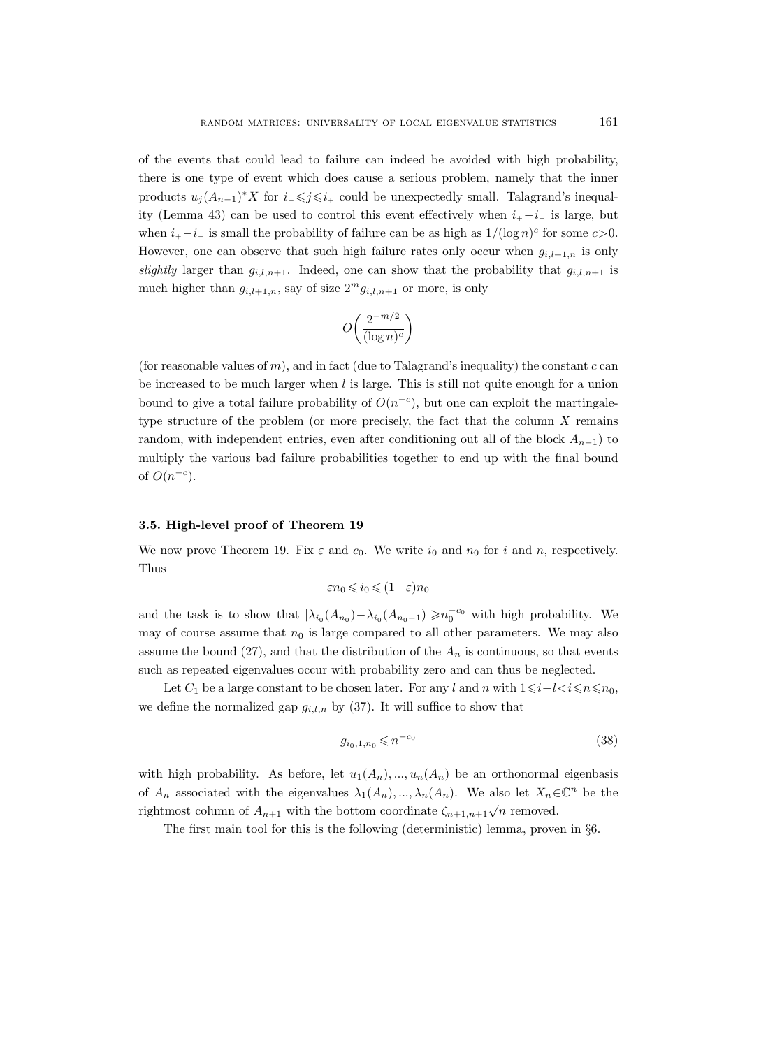of the events that could lead to failure can indeed be avoided with high probability, there is one type of event which does cause a serious problem, namely that the inner products $u_j(A_{n-1})^*X$ for $i_-\leqslant j\leqslant i_+$ could be unexpectedly small. Talagrand's inequality (Lemma 43) can be used to control this event effectively when $i_+-i_-$ is large, but when $i_+-i_-$ is small the probability of failure can be as high as $1/(\log n)^c$ for some $c>0$. However, one can observe that such high failure rates only occur when $g_{i,l+1,n}$ is only *slightly* larger than $g_{i,l,n+1}$. Indeed, one can show that the probability that $g_{i,l,n+1}$ is much higher than $g_{i,l+1,n}$, say of size $2^m g_{i,l,n+1}$ or more, is only

$$O\bigg(\frac{2^{-m/2}}{(\log n)^c}\bigg)$$

(for reasonable values of $m$), and in fact (due to Talagrand's inequality) the constant $c$ can be increased to be much larger when $l$ is large. This is still not quite enough for a union bound to give a total failure probability of $O(n^{-c})$, but one can exploit the martingale-type structure of the problem (or more precisely, the fact that the column $X$ remains random, with independent entries, even after conditioning out all of the block $A_{n-1}$) to multiply the various bad failure probabilities together to end up with the final bound of $O(n^{-c})$.

### 3.5. High-level proof of Theorem 19

We now prove Theorem 19. Fix $\varepsilon$ and $c_0$. We write $i_0$ and $n_0$ for $i$ and $n$, respectively. Thus

$$\varepsilon n_0\leqslant i_0\leqslant (1-\varepsilon)n_0$$

and the task is to show that $|\lambda_{i_0}(A_{n_0})-\lambda_{i_0}(A_{n_0-1})|\geqslant n_0^{-c_0}$ with high probability. We may of course assume that $n_0$ is large compared to all other parameters. We may also assume the bound (27), and that the distribution of the $A_n$ is continuous, so that events such as repeated eigenvalues occur with probability zero and can thus be neglected.

Let $C_1$ be a large constant to be chosen later. For any $l$ and $n$ with $1\leqslant i-l<i\leqslant n\leqslant n_0$, we define the normalized gap $g_{i,l,n}$ by (37). It will suffice to show that

$$g_{i_0,1,n_0}\leqslant n^{-c_0} \tag{38}$$

with high probability. As before, let $u_1(A_n),...,u_n(A_n)$ be an orthonormal eigenbasis of $A_n$ associated with the eigenvalues $\lambda_1(A_n),...,\lambda_n(A_n)$. We also let $X_n\in\mathbb{C}^n$ be the rightmost column of $A_{n+1}$ with the bottom coordinate $\zeta_{n+1,n+1}\sqrt{n}$ removed.

The first main tool for this is the following (deterministic) lemma, proven in §6.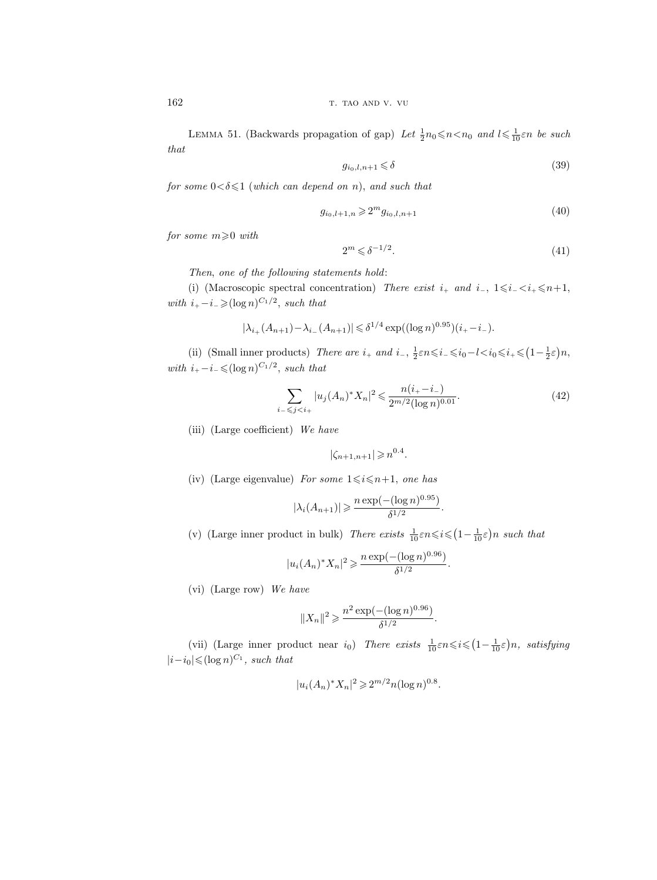Lemma 51. (Backwards propagation of gap) *Let* $\frac{1}{2}n_0 \leqslant n < n_0$ *and* $l \leqslant \frac{1}{10}\varepsilon n$ *be such that*

$$g_{i_0,l,n+1} \leqslant \delta \tag{39}$$

*for some* $0<\delta\leqslant 1$ *(which can depend on* $n$*), and such that*

$$g_{i_0,l+1,n} \geqslant 2^m g_{i_0,l,n+1} \tag{40}$$

*for some* $m \geqslant 0$ *with*

$$2^m \leqslant \delta^{-1/2}. \tag{41}$$

*Then, one of the following statements hold*:

(i) (Macroscopic spectral concentration) *There exist* $i_+$ *and* $i_-$, $1 \leqslant i_- < i_+ \leqslant n+1$, *with* $i_+ - i_- \geqslant (\log n)^{C_1/2}$, *such that*

$$|\lambda_{i_+}(A_{n+1}) - \lambda_{i_-}(A_{n+1})| \leqslant \delta^{1/4} \exp((\log n)^{0.95})(i_+ - i_-).$$

(ii) (Small inner products) *There are* $i_+$ *and* $i_-$, $\frac{1}{2}\varepsilon n \leqslant i_- \leqslant i_0 - l < i_0 \leqslant i_+ \leqslant \left(1 - \frac{1}{2}\varepsilon\right)n$, *with* $i_+ - i_- \leqslant (\log n)^{C_1/2}$, *such that*

$$\sum_{i_- \leqslant j < i_+} |u_j(A_n)^* X_n|^2 \leqslant \frac{n(i_+ - i_-)}{2^{m/2}(\log n)^{0.01}}. \tag{42}$$

(iii) (Large coefficient) *We have*

$$|\zeta_{n+1,n+1}| \geqslant n^{0.4}.$$

(iv) (Large eigenvalue) *For some* $1 \leqslant i \leqslant n+1$, *one has*

$$|\lambda_i(A_{n+1})| \geqslant \frac{n \exp(-(\log n)^{0.95})}{\delta^{1/2}}.$$

(v) (Large inner product in bulk) *There exists* $\frac{1}{10}\varepsilon n \leqslant i \leqslant \left(1 - \frac{1}{10}\varepsilon\right)n$ *such that*

$$|u_i(A_n)^* X_n|^2 \geqslant \frac{n \exp(-(\log n)^{0.96})}{\delta^{1/2}}.$$

(vi) (Large row) *We have*

$$\|X_n\|^2 \geqslant \frac{n^2 \exp(-(\log n)^{0.96})}{\delta^{1/2}}.$$

(vii) (Large inner product near $i_0$) *There exists* $\frac{1}{10}\varepsilon n \leqslant i \leqslant \left(1 - \frac{1}{10}\varepsilon\right)n$, *satisfying* $|i - i_0| \leqslant (\log n)^{C_1}$, *such that*

$$|u_i(A_n)^* X_n|^2 \geqslant 2^{m/2} n (\log n)^{0.8}.$$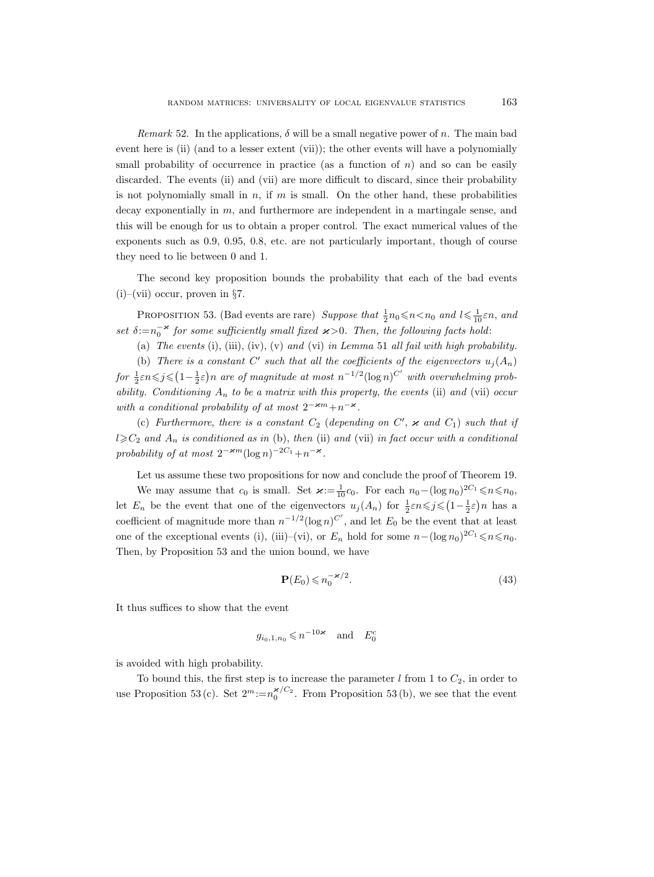*Remark* 52. In the applications, $\delta$ will be a small negative power of $n$. The main bad event here is (ii) (and to a lesser extent (vii)); the other events will have a polynomially small probability of occurrence in practice (as a function of $n$) and so can be easily discarded. The events (ii) and (vii) are more difficult to discard, since their probability is not polynomially small in $n$, if $m$ is small. On the other hand, these probabilities decay exponentially in $m$, and furthermore are independent in a martingale sense, and this will be enough for us to obtain a proper control. The exact numerical values of the exponents such as 0.9, 0.95, 0.8, etc. are not particularly important, though of course they need to lie between 0 and 1.

The second key proposition bounds the probability that each of the bad events (i)–(vii) occur, proven in §7.

PROPOSITION 53. (Bad events are rare) *Suppose that* $\frac{1}{2}n_0 \leqslant n < n_0$ *and* $l \leqslant \frac{1}{10}\varepsilon n$, *and set* $\delta := n_0^{-\varkappa}$ *for some sufficiently small fixed* $\varkappa > 0$. *Then, the following facts hold*:

(a) *The events* (i), (iii), (iv), (v) *and* (vi) *in Lemma* 51 *all fail with high probability.*

(b) *There is a constant* $C'$ *such that all the coefficients of the eigenvectors* $u_j(A_n)$ *for* $\frac{1}{2}\varepsilon n \leqslant j \leqslant (1-\frac{1}{2}\varepsilon)n$ *are of magnitude at most* $n^{-1/2}(\log n)^{C'}$ *with overwhelming probability. Conditioning* $A_n$ *to be a matrix with this property, the events* (ii) *and* (vii) *occur with a conditional probability of at most* $2^{-\varkappa m} + n^{-\varkappa}$.

(c) *Furthermore, there is a constant* $C_2$ (*depending on* $C'$, $\varkappa$ *and* $C_1$) *such that if* $l \geqslant C_2$ *and* $A_n$ *is conditioned as in* (b), *then* (ii) *and* (vii) *in fact occur with a conditional probability of at most* $2^{-\varkappa m}(\log n)^{-2C_1} + n^{-\varkappa}$.

Let us assume these two propositions for now and conclude the proof of Theorem 19.

We may assume that $c_0$ is small. Set $\varkappa := \frac{1}{10}c_0$. For each $n_0 - (\log n_0)^{2C_1} \leqslant n \leqslant n_0$, let $E_n$ be the event that one of the eigenvectors $u_j(A_n)$ for $\frac{1}{2}\varepsilon n \leqslant j \leqslant (1-\frac{1}{2}\varepsilon)n$ has a coefficient of magnitude more than $n^{-1/2}(\log n)^{C'}$, and let $E_0$ be the event that at least one of the exceptional events (i), (iii)–(vi), or $E_n$ hold for some $n - (\log n_0)^{2C_1} \leqslant n \leqslant n_0$. Then, by Proposition 53 and the union bound, we have

$$\mathbf{P}(E_0) \leqslant n_0^{-\varkappa/2}. \tag{43}$$

It thus suffices to show that the event

$$g_{i_0,1,n_0} \leqslant n^{-10\varkappa} \quad \text{and} \quad E_0^c$$

is avoided with high probability.

To bound this, the first step is to increase the parameter $l$ from 1 to $C_2$, in order to use Proposition 53 (c). Set $2^m := n_0^{\varkappa/C_2}$. From Proposition 53 (b), we see that the event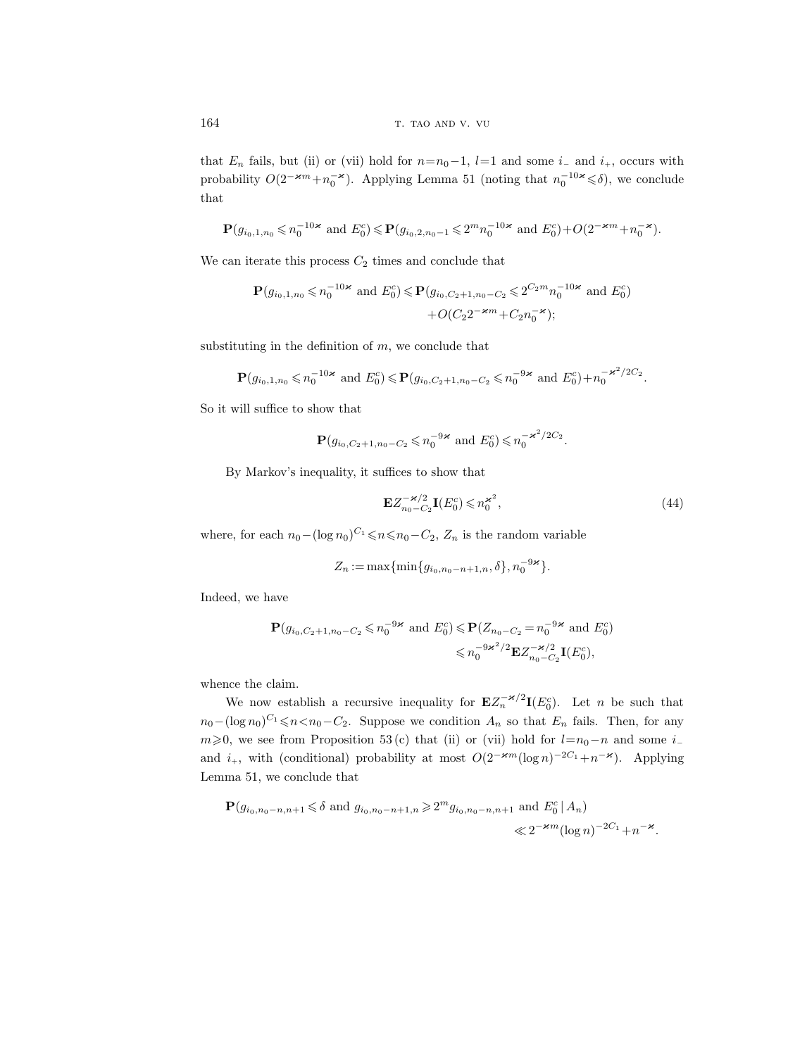that $E_n$ fails, but (ii) or (vii) hold for $n=n_0-1$, $l=1$ and some $i_-$ and $i_+$, occurs with probability $O(2^{-\varkappa m}+n_0^{-\varkappa})$. Applying Lemma 51 (noting that $n_0^{-10\varkappa}\leqslant\delta$), we conclude that

$$\mathbf{P}(g_{i_0,1,n_0}\leqslant n_0^{-10\varkappa} \text{ and } E_0^c)\leqslant\mathbf{P}(g_{i_0,2,n_0-1}\leqslant 2^m n_0^{-10\varkappa} \text{ and } E_0^c)+O(2^{-\varkappa m}+n_0^{-\varkappa}).$$

We can iterate this process $C_2$ times and conclude that

$$\begin{aligned}\mathbf{P}(g_{i_0,1,n_0}\leqslant n_0^{-10\varkappa} \text{ and } E_0^c)\leqslant{}&\mathbf{P}(g_{i_0,C_2+1,n_0-C_2}\leqslant 2^{C_2 m} n_0^{-10\varkappa} \text{ and } E_0^c)\\&+O(C_2 2^{-\varkappa m}+C_2 n_0^{-\varkappa});\end{aligned}$$

substituting in the definition of $m$, we conclude that

$$\mathbf{P}(g_{i_0,1,n_0}\leqslant n_0^{-10\varkappa} \text{ and } E_0^c)\leqslant\mathbf{P}(g_{i_0,C_2+1,n_0-C_2}\leqslant n_0^{-9\varkappa} \text{ and } E_0^c)+n_0^{-\varkappa^2/2C_2}.$$

So it will suffice to show that

$$\mathbf{P}(g_{i_0,C_2+1,n_0-C_2}\leqslant n_0^{-9\varkappa} \text{ and } E_0^c)\leqslant n_0^{-\varkappa^2/2C_2}.$$

By Markov's inequality, it suffices to show that

$$\mathbf{E}Z_{n_0-C_2}^{-\varkappa/2}\mathbf{I}(E_0^c)\leqslant n_0^{\varkappa^2}, \tag{44}$$

where, for each $n_0-(\log n_0)^{C_1}\leqslant n\leqslant n_0-C_2$, $Z_n$ is the random variable

$$Z_n:=\max\{\min\{g_{i_0,n_0-n+1,n},\delta\},n_0^{-9\varkappa}\}.$$

Indeed, we have

$$\begin{aligned}\mathbf{P}(g_{i_0,C_2+1,n_0-C_2}\leqslant n_0^{-9\varkappa} \text{ and } E_0^c)&\leqslant\mathbf{P}(Z_{n_0-C_2}=n_0^{-9\varkappa} \text{ and } E_0^c)\\&\leqslant n_0^{-9\varkappa^2/2}\mathbf{E}Z_{n_0-C_2}^{-\varkappa/2}\mathbf{I}(E_0^c),\end{aligned}$$

whence the claim.

We now establish a recursive inequality for $\mathbf{E}Z_n^{-\varkappa/2}\mathbf{I}(E_0^c)$. Let $n$ be such that $n_0-(\log n_0)^{C_1}\leqslant n<n_0-C_2$. Suppose we condition $A_n$ so that $E_n$ fails. Then, for any $m\geqslant 0$, we see from Proposition 53 (c) that (ii) or (vii) hold for $l=n_0-n$ and some $i_-$ and $i_+$, with (conditional) probability at most $O(2^{-\varkappa m}(\log n)^{-2C_1}+n^{-\varkappa})$. Applying Lemma 51, we conclude that

$$\begin{aligned}\mathbf{P}(g_{i_0,n_0-n,n+1}\leqslant\delta \text{ and } g_{i_0,n_0-n+1,n}\geqslant 2^m g_{i_0,n_0-n,n+1} \text{ and } E_0^c\,|\,A_n)&\\ \ll 2^{-\varkappa m}(\log n)^{-2C_1}+n^{-\varkappa}&.\end{aligned}$$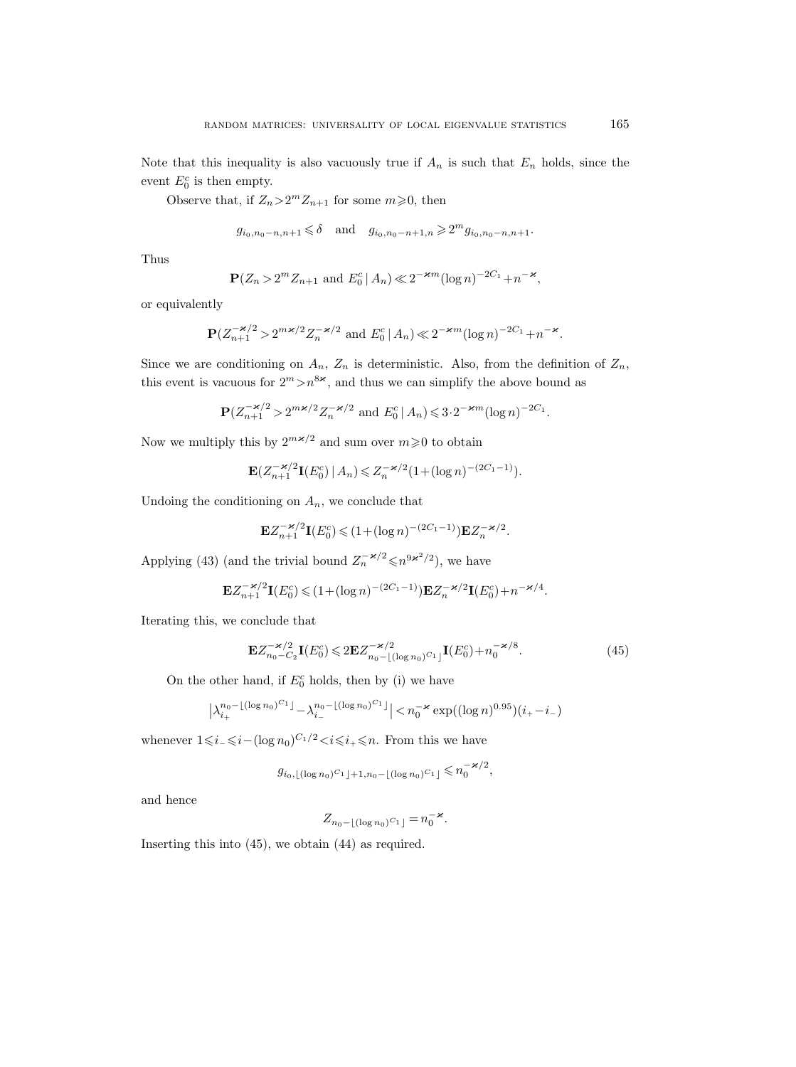Note that this inequality is also vacuously true if $A_n$ is such that $E_n$ holds, since the event $E_0^c$ is then empty.

Observe that, if $Z_n > 2^m Z_{n+1}$ for some $m \geqslant 0$, then

$$g_{i_0, n_0-n, n+1} \leqslant \delta \quad \text{and} \quad g_{i_0, n_0-n+1, n} \geqslant 2^m g_{i_0, n_0-n, n+1}.$$

Thus

$$\mathbf{P}(Z_n > 2^m Z_{n+1} \text{ and } E_0^c \mid A_n) \ll 2^{-\varkappa m} (\log n)^{-2C_1} + n^{-\varkappa},$$

or equivalently

$$\mathbf{P}(Z_{n+1}^{-\varkappa/2} > 2^{m\varkappa/2} Z_n^{-\varkappa/2} \text{ and } E_0^c \mid A_n) \ll 2^{-\varkappa m} (\log n)^{-2C_1} + n^{-\varkappa}.$$

Since we are conditioning on $A_n$, $Z_n$ is deterministic. Also, from the definition of $Z_n$, this event is vacuous for $2^m > n^{8\varkappa}$, and thus we can simplify the above bound as

$$\mathbf{P}(Z_{n+1}^{-\varkappa/2} > 2^{m\varkappa/2} Z_n^{-\varkappa/2} \text{ and } E_0^c \mid A_n) \leqslant 3 \cdot 2^{-\varkappa m} (\log n)^{-2C_1}.$$

Now we multiply this by $2^{m\varkappa/2}$ and sum over $m \geqslant 0$ to obtain

$$\mathbf{E}(Z_{n+1}^{-\varkappa/2} \mathbf{I}(E_0^c) \mid A_n) \leqslant Z_n^{-\varkappa/2} (1 + (\log n)^{-(2C_1-1)}).$$

Undoing the conditioning on $A_n$, we conclude that

$$\mathbf{E} Z_{n+1}^{-\varkappa/2} \mathbf{I}(E_0^c) \leqslant (1 + (\log n)^{-(2C_1-1)}) \mathbf{E} Z_n^{-\varkappa/2}.$$

Applying (43) (and the trivial bound $Z_n^{-\varkappa/2} \leqslant n^{9\varkappa^2/2}$), we have

$$\mathbf{E} Z_{n+1}^{-\varkappa/2} \mathbf{I}(E_0^c) \leqslant (1 + (\log n)^{-(2C_1-1)}) \mathbf{E} Z_n^{-\varkappa/2} \mathbf{I}(E_0^c) + n^{-\varkappa/4}.$$

Iterating this, we conclude that

$$\mathbf{E} Z_{n_0 - C_2}^{-\varkappa/2} \mathbf{I}(E_0^c) \leqslant 2 \mathbf{E} Z_{n_0 - \lfloor (\log n_0)^{C_1} \rfloor}^{-\varkappa/2} \mathbf{I}(E_0^c) + n_0^{-\varkappa/8}. \tag{45}$$

On the other hand, if $E_0^c$ holds, then by (i) we have

$$\big| \lambda_{i_+}^{n_0 - \lfloor (\log n_0)^{C_1} \rfloor} - \lambda_{i_-}^{n_0 - \lfloor (\log n_0)^{C_1} \rfloor} \big| < n_0^{-\varkappa} \exp((\log n)^{0.95})(i_+ - i_-)$$

whenever $1 \leqslant i_- \leqslant i - (\log n_0)^{C_1/2} < i \leqslant i_+ \leqslant n$. From this we have

$$g_{i_0, \lfloor (\log n_0)^{C_1} \rfloor + 1, n_0 - \lfloor (\log n_0)^{C_1} \rfloor} \leqslant n_0^{-\varkappa/2},$$

and hence

$$Z_{n_0 - \lfloor (\log n_0)^{C_1} \rfloor} = n_0^{-\varkappa}.$$

Inserting this into (45), we obtain (44) as required.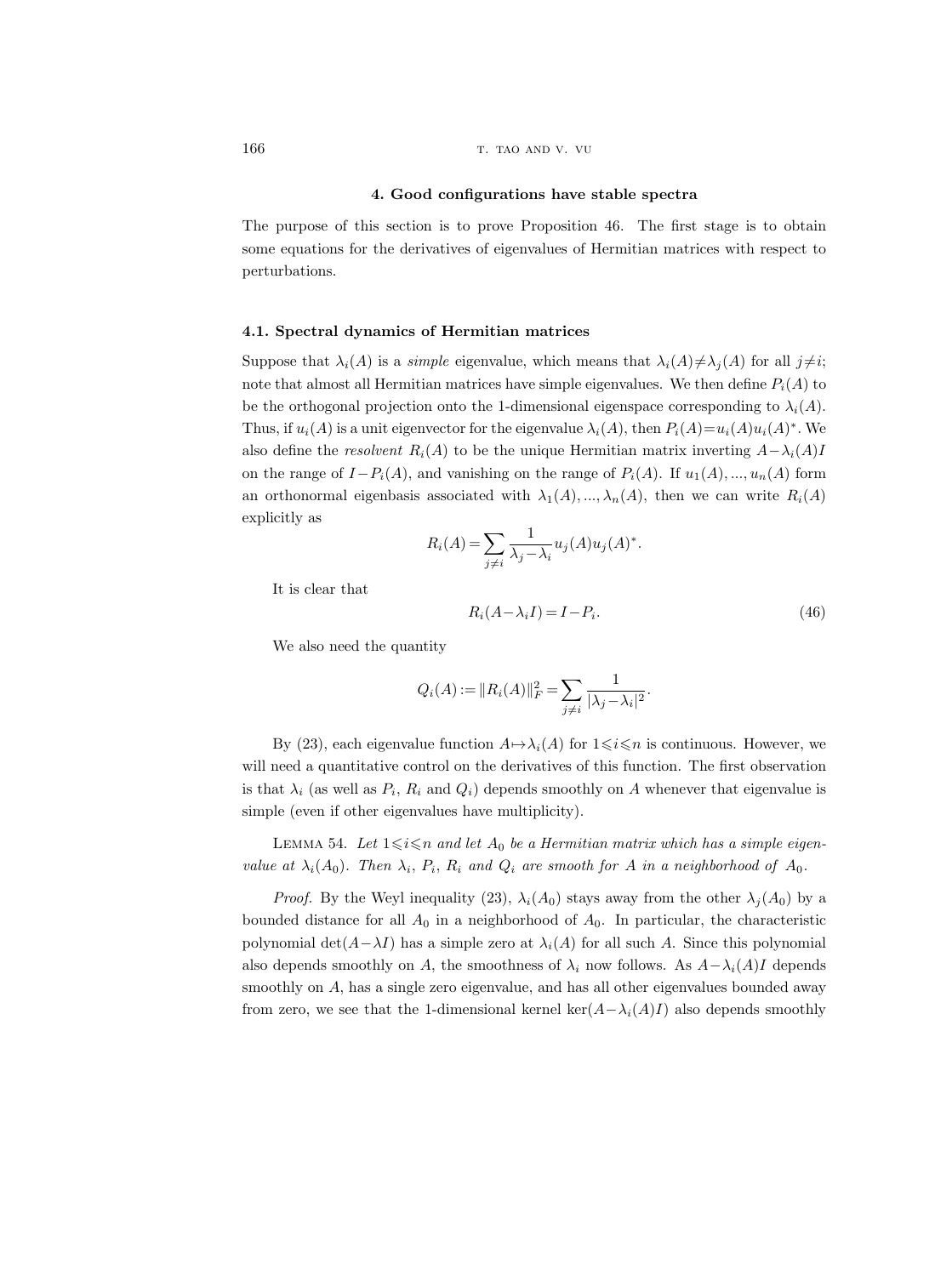## 4. Good configurations have stable spectra

The purpose of this section is to prove Proposition 46. The first stage is to obtain some equations for the derivatives of eigenvalues of Hermitian matrices with respect to perturbations.

### 4.1. Spectral dynamics of Hermitian matrices

Suppose that $\lambda_i(A)$ is a *simple* eigenvalue, which means that $\lambda_i(A) \neq \lambda_j(A)$ for all $j \neq i$; note that almost all Hermitian matrices have simple eigenvalues. We then define $P_i(A)$ to be the orthogonal projection onto the 1-dimensional eigenspace corresponding to $\lambda_i(A)$. Thus, if $u_i(A)$ is a unit eigenvector for the eigenvalue $\lambda_i(A)$, then $P_i(A) = u_i(A) u_i(A)^*$. We also define the *resolvent* $R_i(A)$ to be the unique Hermitian matrix inverting $A - \lambda_i(A)I$ on the range of $I - P_i(A)$, and vanishing on the range of $P_i(A)$. If $u_1(A), ..., u_n(A)$ form an orthonormal eigenbasis associated with $\lambda_1(A), ..., \lambda_n(A)$, then we can write $R_i(A)$ explicitly as

$$R_i(A) = \sum_{j \neq i} \frac{1}{\lambda_j - \lambda_i} u_j(A) u_j(A)^*.$$

It is clear that

$$R_i(A - \lambda_i I) = I - P_i. \tag{46}$$

We also need the quantity

$$Q_i(A) := \|R_i(A)\|_F^2 = \sum_{j \neq i} \frac{1}{|\lambda_j - \lambda_i|^2}.$$

By (23), each eigenvalue function $A \mapsto \lambda_i(A)$ for $1 \leqslant i \leqslant n$ is continuous. However, we will need a quantitative control on the derivatives of this function. The first observation is that $\lambda_i$ (as well as $P_i$, $R_i$ and $Q_i$) depends smoothly on $A$ whenever that eigenvalue is simple (even if other eigenvalues have multiplicity).

LEMMA 54. *Let $1 \leqslant i \leqslant n$ and let $A_0$ be a Hermitian matrix which has a simple eigenvalue at $\lambda_i(A_0)$. Then $\lambda_i$, $P_i$, $R_i$ and $Q_i$ are smooth for $A$ in a neighborhood of $A_0$.*

*Proof.* By the Weyl inequality (23), $\lambda_i(A_0)$ stays away from the other $\lambda_j(A_0)$ by a bounded distance for all $A_0$ in a neighborhood of $A_0$. In particular, the characteristic polynomial $\det(A - \lambda I)$ has a simple zero at $\lambda_i(A)$ for all such $A$. Since this polynomial also depends smoothly on $A$, the smoothness of $\lambda_i$ now follows. As $A - \lambda_i(A)I$ depends smoothly on $A$, has a single zero eigenvalue, and has all other eigenvalues bounded away from zero, we see that the 1-dimensional kernel $\ker(A - \lambda_i(A)I)$ also depends smoothly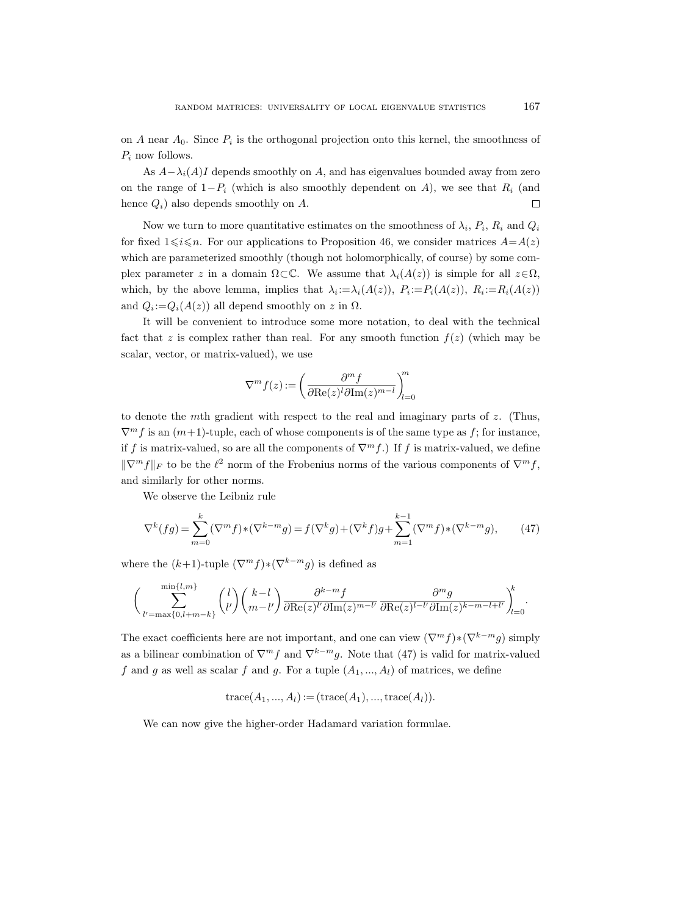on $A$ near $A_0$. Since $P_i$ is the orthogonal projection onto this kernel, the smoothness of $P_i$ now follows.

As $A - \lambda_i(A)I$ depends smoothly on $A$, and has eigenvalues bounded away from zero on the range of $1 - P_i$ (which is also smoothly dependent on $A$), we see that $R_i$ (and hence $Q_i$) also depends smoothly on $A$. □

Now we turn to more quantitative estimates on the smoothness of $\lambda_i$, $P_i$, $R_i$ and $Q_i$ for fixed $1 \leqslant i \leqslant n$. For our applications to Proposition 46, we consider matrices $A = A(z)$ which are parameterized smoothly (though not holomorphically, of course) by some complex parameter $z$ in a domain $\Omega \subset \mathbb{C}$. We assume that $\lambda_i(A(z))$ is simple for all $z \in \Omega$, which, by the above lemma, implies that $\lambda_i := \lambda_i(A(z))$, $P_i := P_i(A(z))$, $R_i := R_i(A(z))$ and $Q_i := Q_i(A(z))$ all depend smoothly on $z$ in $\Omega$.

It will be convenient to introduce some more notation, to deal with the technical fact that $z$ is complex rather than real. For any smooth function $f(z)$ (which may be scalar, vector, or matrix-valued), we use

$$\nabla^m f(z) := \left( \frac{\partial^m f}{\partial \mathrm{Re}(z)^l \partial \mathrm{Im}(z)^{m-l}} \right)_{l=0}^{m}$$

to denote the $m$th gradient with respect to the real and imaginary parts of $z$. (Thus, $\nabla^m f$ is an $(m+1)$-tuple, each of whose components is of the same type as $f$; for instance, if $f$ is matrix-valued, so are all the components of $\nabla^m f$.) If $f$ is matrix-valued, we define $\|\nabla^m f\|_F$ to be the $\ell^2$ norm of the Frobenius norms of the various components of $\nabla^m f$, and similarly for other norms.

We observe the Leibniz rule

$$\nabla^k(fg) = \sum_{m=0}^{k} (\nabla^m f) * (\nabla^{k-m} g) = f(\nabla^k g) + (\nabla^k f) g + \sum_{m=1}^{k-1} (\nabla^m f) * (\nabla^{k-m} g), \qquad (47)$$

where the $(k+1)$-tuple $(\nabla^m f) * (\nabla^{k-m} g)$ is defined as

$$\left( \sum_{l'=\max\{0, l+m-k\}}^{\min\{l,m\}} \binom{l}{l'} \binom{k-l}{m-l'} \frac{\partial^{k-m} f}{\partial \mathrm{Re}(z)^{l'} \partial \mathrm{Im}(z)^{m-l'}} \frac{\partial^m g}{\partial \mathrm{Re}(z)^{l-l'} \partial \mathrm{Im}(z)^{k-m-l+l'}} \right)_{l=0}^{k}.$$

The exact coefficients here are not important, and one can view $(\nabla^m f) * (\nabla^{k-m} g)$ simply as a bilinear combination of $\nabla^m f$ and $\nabla^{k-m} g$. Note that (47) is valid for matrix-valued $f$ and $g$ as well as scalar $f$ and $g$. For a tuple $(A_1, ..., A_l)$ of matrices, we define

$$\mathrm{trace}(A_1, ..., A_l) := (\mathrm{trace}(A_1), ..., \mathrm{trace}(A_l)).$$

We can now give the higher-order Hadamard variation formulae.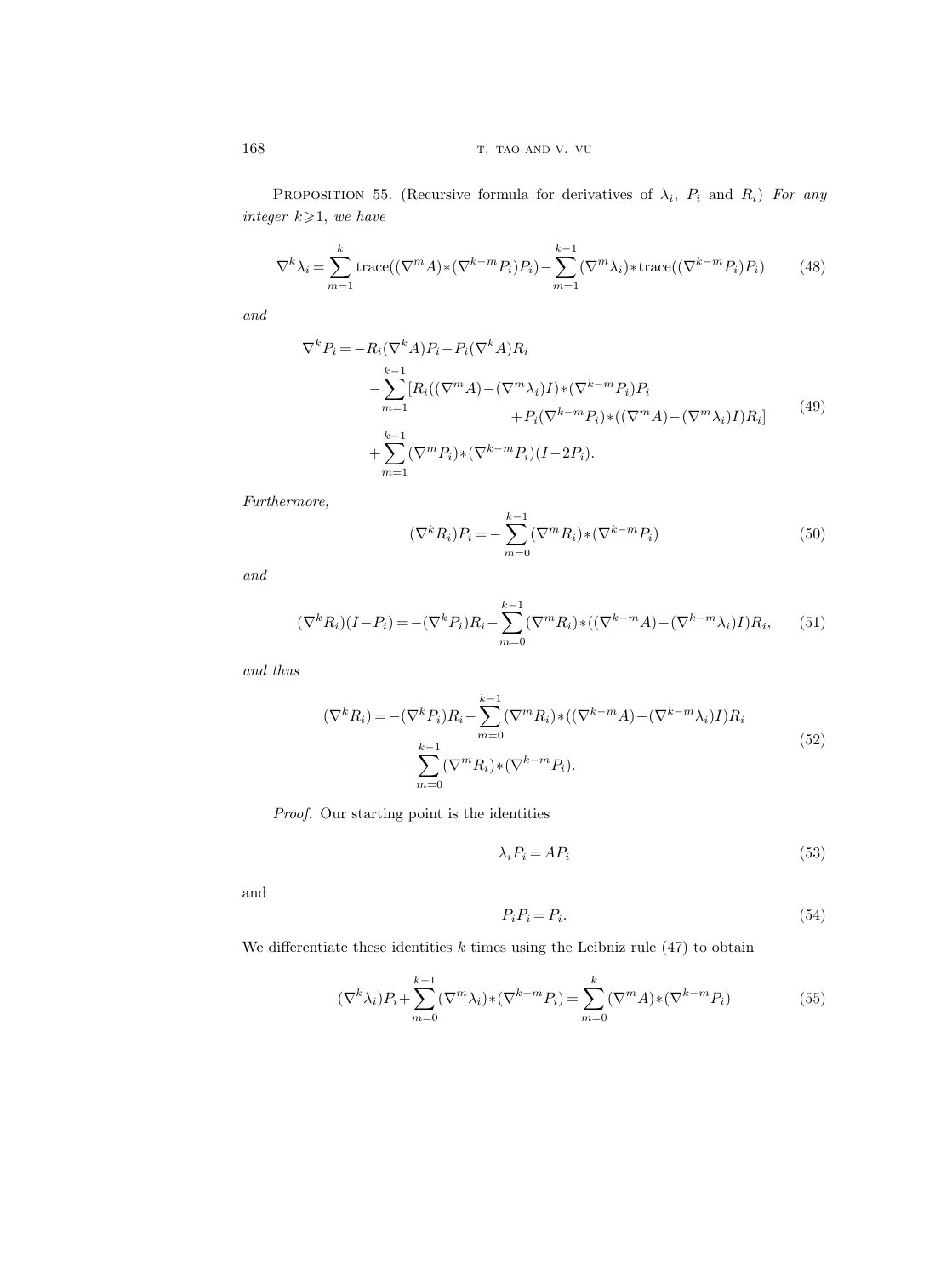PROPOSITION 55. (Recursive formula for derivatives of $\lambda_i$, $P_i$ and $R_i$) *For any integer $k \geqslant 1$, we have*

$$\nabla^k \lambda_i = \sum_{m=1}^{k} \operatorname{trace}((\nabla^m A) * (\nabla^{k-m} P_i) P_i) - \sum_{m=1}^{k-1} (\nabla^m \lambda_i) * \operatorname{trace}((\nabla^{k-m} P_i) P_i) \tag{48}$$

*and*

$$\begin{aligned} \nabla^k P_i = & -R_i(\nabla^k A)P_i - P_i(\nabla^k A)R_i \\ & -\sum_{m=1}^{k-1} [R_i((\nabla^m A) - (\nabla^m \lambda_i)I) * (\nabla^{k-m} P_i) P_i \\ & \qquad\qquad + P_i(\nabla^{k-m} P_i) * ((\nabla^m A) - (\nabla^m \lambda_i)I) R_i] \\ & + \sum_{m=1}^{k-1} (\nabla^m P_i) * (\nabla^{k-m} P_i)(I - 2P_i). \end{aligned} \tag{49}$$

*Furthermore,*

$$(\nabla^k R_i) P_i = -\sum_{m=0}^{k-1} (\nabla^m R_i) * (\nabla^{k-m} P_i) \tag{50}$$

*and*

$$(\nabla^k R_i)(I - P_i) = -(\nabla^k P_i) R_i - \sum_{m=0}^{k-1} (\nabla^m R_i) * ((\nabla^{k-m} A) - (\nabla^{k-m} \lambda_i) I) R_i, \tag{51}$$

*and thus*

$$\begin{aligned} (\nabla^k R_i) = & -(\nabla^k P_i) R_i - \sum_{m=0}^{k-1} (\nabla^m R_i) * ((\nabla^{k-m} A) - (\nabla^{k-m} \lambda_i) I) R_i \\ & - \sum_{m=0}^{k-1} (\nabla^m R_i) * (\nabla^{k-m} P_i). \end{aligned} \tag{52}$$

*Proof.* Our starting point is the identities

$$\lambda_i P_i = A P_i \tag{53}$$

and

$$P_i P_i = P_i. \tag{54}$$

We differentiate these identities $k$ times using the Leibniz rule (47) to obtain

$$(\nabla^k \lambda_i) P_i + \sum_{m=0}^{k-1} (\nabla^m \lambda_i) * (\nabla^{k-m} P_i) = \sum_{m=0}^{k} (\nabla^m A) * (\nabla^{k-m} P_i) \tag{55}$$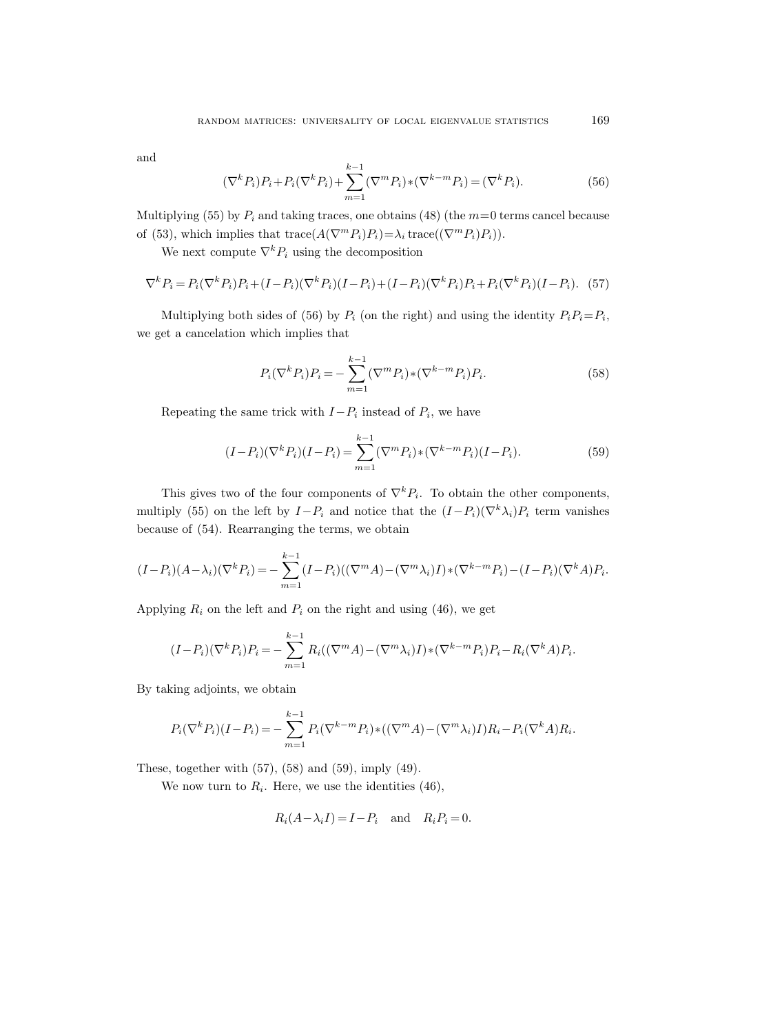and

$$(\nabla^k P_i)P_i + P_i(\nabla^k P_i) + \sum_{m=1}^{k-1} (\nabla^m P_i) * (\nabla^{k-m} P_i) = (\nabla^k P_i). \tag{56}$$

Multiplying (55) by $P_i$ and taking traces, one obtains (48) (the $m=0$ terms cancel because of (53), which implies that $\operatorname{trace}(A(\nabla^m P_i)P_i) = \lambda_i \operatorname{trace}((\nabla^m P_i)P_i))$.

We next compute $\nabla^k P_i$ using the decomposition

$$\nabla^k P_i = P_i(\nabla^k P_i)P_i + (I-P_i)(\nabla^k P_i)(I-P_i) + (I-P_i)(\nabla^k P_i)P_i + P_i(\nabla^k P_i)(I-P_i). \tag{57}$$

Multiplying both sides of (56) by $P_i$ (on the right) and using the identity $P_i P_i = P_i$, we get a cancelation which implies that

$$P_i(\nabla^k P_i)P_i = -\sum_{m=1}^{k-1} (\nabla^m P_i) * (\nabla^{k-m} P_i)P_i. \tag{58}$$

Repeating the same trick with $I-P_i$ instead of $P_i$, we have

$$(I-P_i)(\nabla^k P_i)(I-P_i) = \sum_{m=1}^{k-1} (\nabla^m P_i) * (\nabla^{k-m} P_i)(I-P_i). \tag{59}$$

This gives two of the four components of $\nabla^k P_i$. To obtain the other components, multiply (55) on the left by $I-P_i$ and notice that the $(I-P_i)(\nabla^k \lambda_i)P_i$ term vanishes because of (54). Rearranging the terms, we obtain

$$(I-P_i)(A-\lambda_i)(\nabla^k P_i) = -\sum_{m=1}^{k-1} (I-P_i)((\nabla^m A) - (\nabla^m \lambda_i)I) * (\nabla^{k-m} P_i) - (I-P_i)(\nabla^k A)P_i.$$

Applying $R_i$ on the left and $P_i$ on the right and using (46), we get

$$(I-P_i)(\nabla^k P_i)P_i = -\sum_{m=1}^{k-1} R_i((\nabla^m A) - (\nabla^m \lambda_i)I) * (\nabla^{k-m} P_i)P_i - R_i(\nabla^k A)P_i.$$

By taking adjoints, we obtain

$$P_i(\nabla^k P_i)(I-P_i) = -\sum_{m=1}^{k-1} P_i(\nabla^{k-m} P_i) * ((\nabla^m A) - (\nabla^m \lambda_i)I)R_i - P_i(\nabla^k A)R_i.$$

These, together with (57), (58) and (59), imply (49).

We now turn to $R_i$. Here, we use the identities (46),

$$R_i(A-\lambda_i I) = I - P_i \quad \text{and} \quad R_i P_i = 0.$$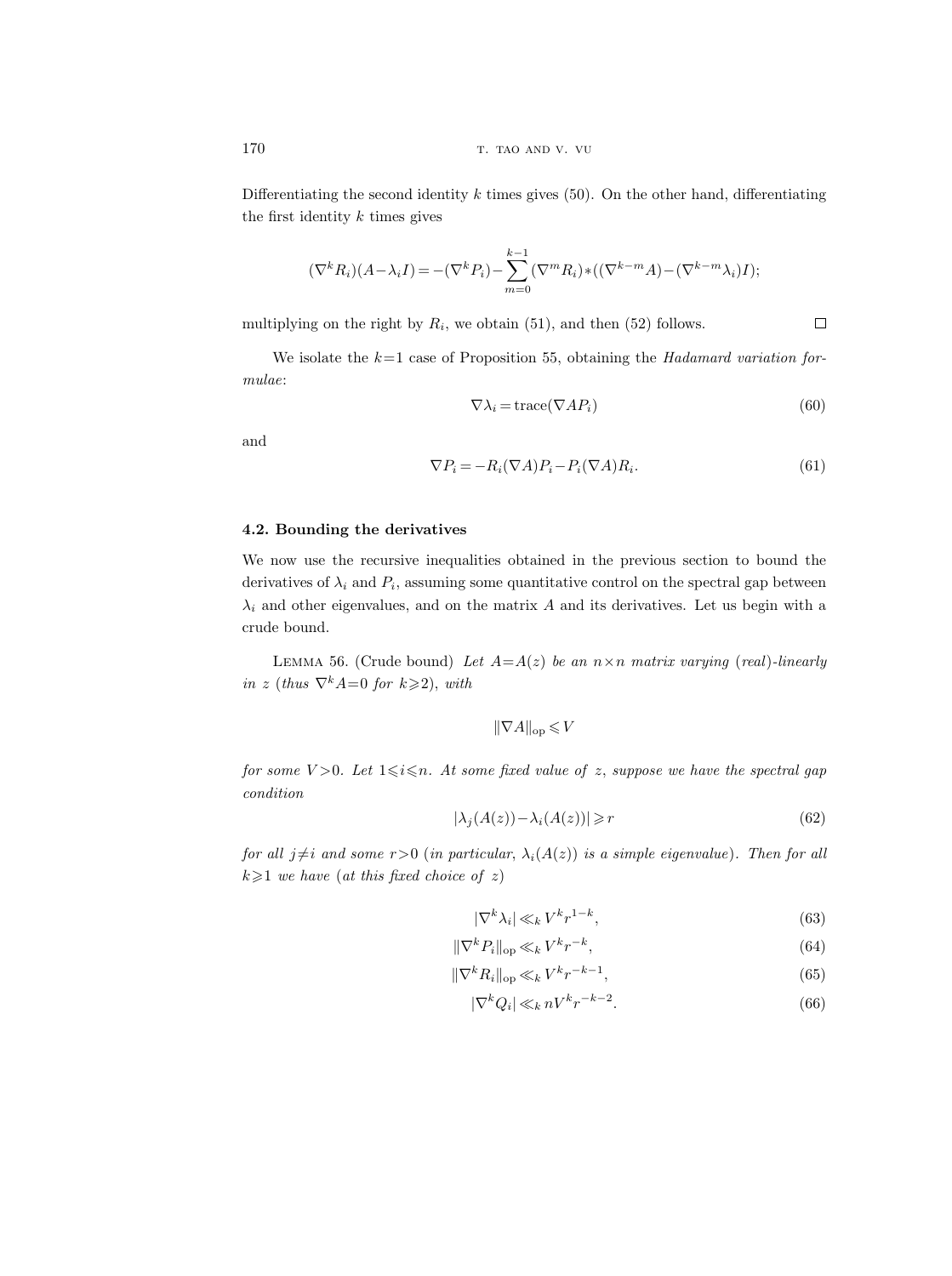Differentiating the second identity $k$ times gives (50). On the other hand, differentiating the first identity $k$ times gives

$$(\nabla^k R_i)(A - \lambda_i I) = -(\nabla^k P_i) - \sum_{m=0}^{k-1} (\nabla^m R_i) * ((\nabla^{k-m} A) - (\nabla^{k-m} \lambda_i) I);$$

multiplying on the right by $R_i$, we obtain (51), and then (52) follows. $\square$

We isolate the $k=1$ case of Proposition 55, obtaining the *Hadamard variation formulae*:

$$\nabla \lambda_i = \operatorname{trace}(\nabla A P_i) \tag{60}$$

and

$$\nabla P_i = -R_i (\nabla A) P_i - P_i (\nabla A) R_i. \tag{61}$$

### 4.2. Bounding the derivatives

We now use the recursive inequalities obtained in the previous section to bound the derivatives of $\lambda_i$ and $P_i$, assuming some quantitative control on the spectral gap between $\lambda_i$ and other eigenvalues, and on the matrix $A$ and its derivatives. Let us begin with a crude bound.

Lemma 56. (Crude bound) *Let $A = A(z)$ be an $n \times n$ matrix varying (real)-linearly in $z$ (thus $\nabla^k A = 0$ for $k \geqslant 2$), with*

$$\|\nabla A\|_{\mathrm{op}} \leqslant V$$

*for some $V > 0$. Let $1 \leqslant i \leqslant n$. At some fixed value of $z$, suppose we have the spectral gap condition*

$$|\lambda_j(A(z)) - \lambda_i(A(z))| \geqslant r \tag{62}$$

*for all $j \neq i$ and some $r > 0$ (in particular, $\lambda_i(A(z))$ is a simple eigenvalue). Then for all $k \geqslant 1$ we have (at this fixed choice of $z$)*

$$|\nabla^k \lambda_i| \ll_k V^k r^{1-k}, \tag{63}$$

$$\|\nabla^k P_i\|_{\mathrm{op}} \ll_k V^k r^{-k}, \tag{64}$$

$$\|\nabla^k R_i\|_{\mathrm{op}} \ll_k V^k r^{-k-1}, \tag{65}$$

$$|\nabla^k Q_i| \ll_k n V^k r^{-k-2}. \tag{66}$$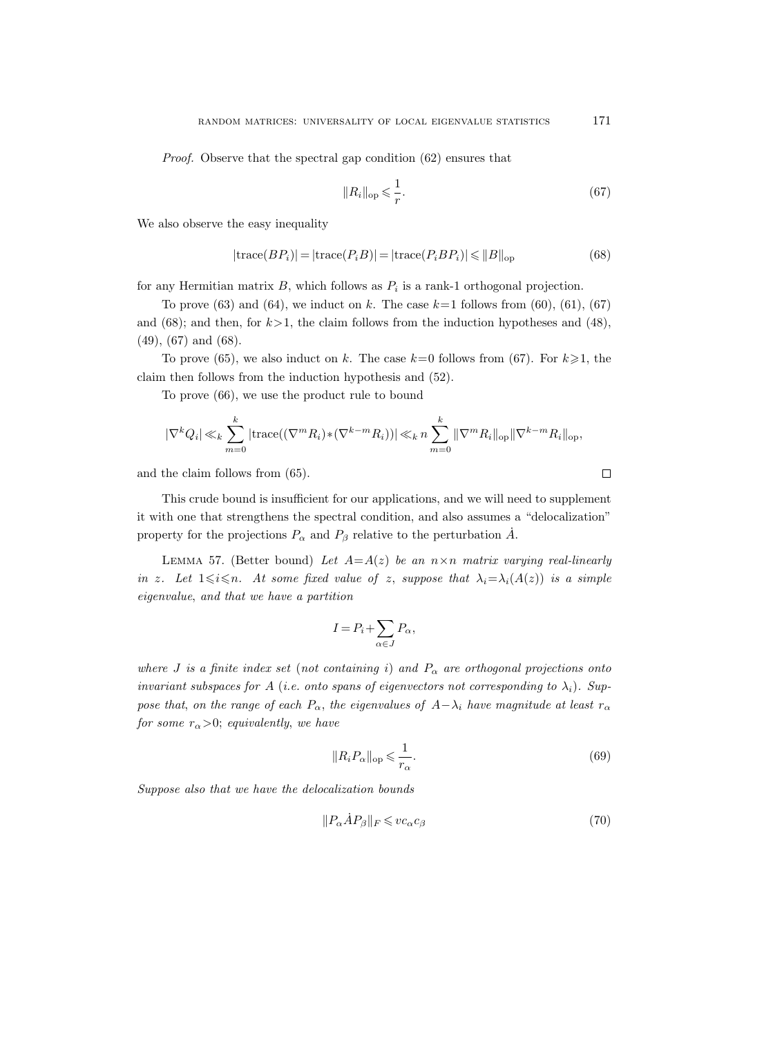*Proof.* Observe that the spectral gap condition (62) ensures that

$$\|R_i\|_{\mathrm{op}} \leqslant \frac{1}{r}. \tag{67}$$

We also observe the easy inequality

$$|\mathrm{trace}(BP_i)| = |\mathrm{trace}(P_iB)| = |\mathrm{trace}(P_iBP_i)| \leqslant \|B\|_{\mathrm{op}} \tag{68}$$

for any Hermitian matrix $B$, which follows as $P_i$ is a rank-1 orthogonal projection.

To prove (63) and (64), we induct on $k$. The case $k=1$ follows from (60), (61), (67) and (68); and then, for $k>1$, the claim follows from the induction hypotheses and (48), (49), (67) and (68).

To prove (65), we also induct on $k$. The case $k=0$ follows from (67). For $k\geqslant 1$, the claim then follows from the induction hypothesis and (52).

To prove (66), we use the product rule to bound

$$|\nabla^k Q_i| \ll_k \sum_{m=0}^{k} |\mathrm{trace}((\nabla^m R_i)*(\nabla^{k-m} R_i))| \ll_k n \sum_{m=0}^{k} \|\nabla^m R_i\|_{\mathrm{op}} \|\nabla^{k-m} R_i\|_{\mathrm{op}},$$

and the claim follows from (65). $\square$

This crude bound is insufficient for our applications, and we will need to supplement it with one that strengthens the spectral condition, and also assumes a "delocalization" property for the projections $P_\alpha$ and $P_\beta$ relative to the perturbation $\dot{A}$.

Lemma 57. (Better bound) *Let $A=A(z)$ be an $n\times n$ matrix varying real-linearly in $z$. Let $1\leqslant i\leqslant n$. At some fixed value of $z$, suppose that $\lambda_i=\lambda_i(A(z))$ is a simple eigenvalue, and that we have a partition*

$$I = P_i + \sum_{\alpha\in J} P_\alpha,$$

*where $J$ is a finite index set* (*not containing $i$*) *and $P_\alpha$ are orthogonal projections onto invariant subspaces for $A$* (*i.e. onto spans of eigenvectors not corresponding to $\lambda_i$*). *Suppose that, on the range of each $P_\alpha$, the eigenvalues of $A-\lambda_i$ have magnitude at least $r_\alpha$ for some $r_\alpha>0$; equivalently, we have*

$$\|R_i P_\alpha\|_{\mathrm{op}} \leqslant \frac{1}{r_\alpha}. \tag{69}$$

*Suppose also that we have the delocalization bounds*

$$\|P_\alpha \dot{A} P_\beta\|_F \leqslant v c_\alpha c_\beta \tag{70}$$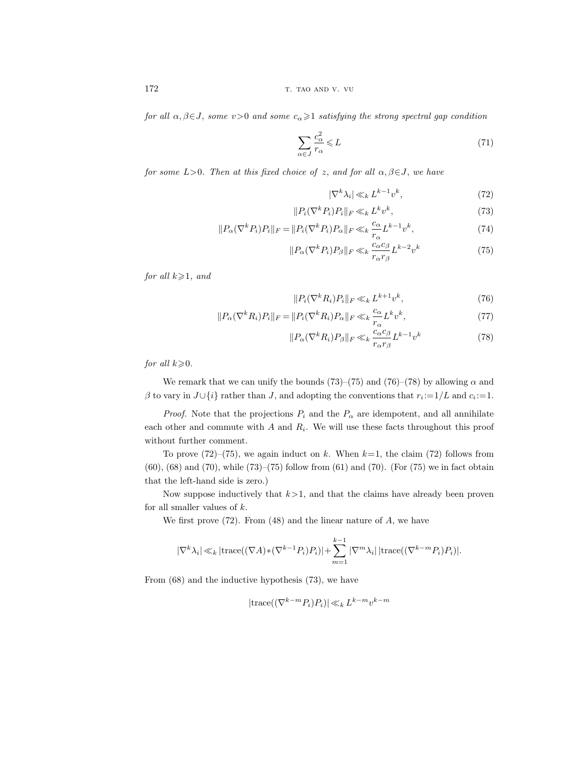*for all $\alpha,\beta\in J$, some $v>0$ and some $c_\alpha\geqslant 1$ satisfying the strong spectral gap condition*

$$\sum_{\alpha\in J}\frac{c_\alpha^2}{r_\alpha}\leqslant L \tag{71}$$

*for some $L>0$. Then at this fixed choice of $z$, and for all $\alpha,\beta\in J$, we have*

$$|\nabla^k\lambda_i|\ll_k L^{k-1}v^k, \tag{72}$$

$$\|P_i(\nabla^k P_i)P_i\|_F\ll_k L^k v^k, \tag{73}$$

$$\|P_\alpha(\nabla^k P_i)P_i\|_F=\|P_i(\nabla^k P_i)P_\alpha\|_F\ll_k \frac{c_\alpha}{r_\alpha}L^{k-1}v^k, \tag{74}$$

$$\|P_\alpha(\nabla^k P_i)P_\beta\|_F\ll_k \frac{c_\alpha c_\beta}{r_\alpha r_\beta}L^{k-2}v^k \tag{75}$$

*for all $k\geqslant 1$, and*

$$\|P_i(\nabla^k R_i)P_i\|_F\ll_k L^{k+1}v^k, \tag{76}$$

$$\|P_\alpha(\nabla^k R_i)P_i\|_F=\|P_i(\nabla^k R_i)P_\alpha\|_F\ll_k \frac{c_\alpha}{r_\alpha}L^k v^k, \tag{77}$$

$$\|P_\alpha(\nabla^k R_i)P_\beta\|_F\ll_k \frac{c_\alpha c_\beta}{r_\alpha r_\beta}L^{k-1}v^k \tag{78}$$

*for all $k\geqslant 0$.*

We remark that we can unify the bounds (73)–(75) and (76)–(78) by allowing $\alpha$ and $\beta$ to vary in $J\cup\{i\}$ rather than $J$, and adopting the conventions that $r_i:=1/L$ and $c_i:=1$.

*Proof.* Note that the projections $P_i$ and the $P_\alpha$ are idempotent, and all annihilate each other and commute with $A$ and $R_i$. We will use these facts throughout this proof without further comment.

To prove (72)–(75), we again induct on $k$. When $k=1$, the claim (72) follows from (60), (68) and (70), while (73)–(75) follow from (61) and (70). (For (75) we in fact obtain that the left-hand side is zero.)

Now suppose inductively that $k>1$, and that the claims have already been proven for all smaller values of $k$.

We first prove (72). From (48) and the linear nature of $A$, we have

$$|\nabla^k\lambda_i|\ll_k |\operatorname{trace}((\nabla A)*(\nabla^{k-1}P_i)P_i)|+\sum_{m=1}^{k-1}|\nabla^m\lambda_i|\,|\operatorname{trace}((\nabla^{k-m}P_i)P_i)|.$$

From (68) and the inductive hypothesis (73), we have

$$|\operatorname{trace}((\nabla^{k-m}P_i)P_i)|\ll_k L^{k-m}v^{k-m}$$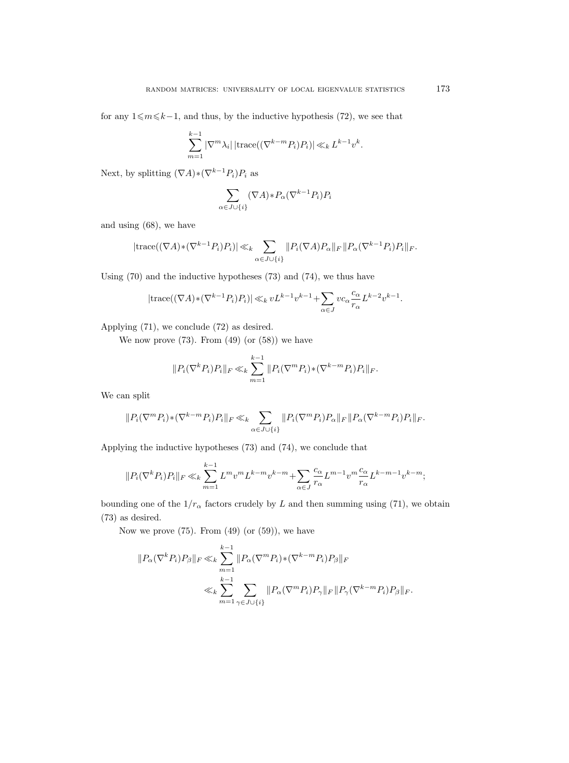for any $1 \leqslant m \leqslant k-1$, and thus, by the inductive hypothesis (72), we see that

$$\sum_{m=1}^{k-1} |\nabla^m \lambda_i| \, |\mathrm{trace}((\nabla^{k-m} P_i) P_i)| \ll_k L^{k-1} v^k.$$

Next, by splitting $(\nabla A) * (\nabla^{k-1} P_i) P_i$ as

$$\sum_{\alpha \in J \cup \{i\}} (\nabla A) * P_\alpha (\nabla^{k-1} P_i) P_i$$

and using (68), we have

$$|\mathrm{trace}((\nabla A) * (\nabla^{k-1} P_i) P_i)| \ll_k \sum_{\alpha \in J \cup \{i\}} \|P_i (\nabla A) P_\alpha\|_F \|P_\alpha (\nabla^{k-1} P_i) P_i\|_F.$$

Using (70) and the inductive hypotheses (73) and (74), we thus have

$$|\mathrm{trace}((\nabla A) * (\nabla^{k-1} P_i) P_i)| \ll_k v L^{k-1} v^{k-1} + \sum_{\alpha \in J} v c_\alpha \frac{c_\alpha}{r_\alpha} L^{k-2} v^{k-1}.$$

Applying (71), we conclude (72) as desired.

We now prove (73). From (49) (or (58)) we have

$$\|P_i (\nabla^k P_i) P_i\|_F \ll_k \sum_{m=1}^{k-1} \|P_i (\nabla^m P_i) * (\nabla^{k-m} P_i) P_i\|_F.$$

We can split

$$\|P_i (\nabla^m P_i) * (\nabla^{k-m} P_i) P_i\|_F \ll_k \sum_{\alpha \in J \cup \{i\}} \|P_i (\nabla^m P_i) P_\alpha\|_F \|P_\alpha (\nabla^{k-m} P_i) P_i\|_F.$$

Applying the inductive hypotheses (73) and (74), we conclude that

$$\|P_i (\nabla^k P_i) P_i\|_F \ll_k \sum_{m=1}^{k-1} L^m v^m L^{k-m} v^{k-m} + \sum_{\alpha \in J} \frac{c_\alpha}{r_\alpha} L^{m-1} v^m \frac{c_\alpha}{r_\alpha} L^{k-m-1} v^{k-m};$$

bounding one of the $1/r_\alpha$ factors crudely by $L$ and then summing using (71), we obtain (73) as desired.

Now we prove (75). From (49) (or (59)), we have

$$\begin{aligned}
\|P_\alpha (\nabla^k P_i) P_\beta\|_F &\ll_k \sum_{m=1}^{k-1} \|P_\alpha (\nabla^m P_i) * (\nabla^{k-m} P_i) P_\beta\|_F \\
&\ll_k \sum_{m=1}^{k-1} \sum_{\gamma \in J \cup \{i\}} \|P_\alpha (\nabla^m P_i) P_\gamma\|_F \|P_\gamma (\nabla^{k-m} P_i) P_\beta\|_F.
\end{aligned}$$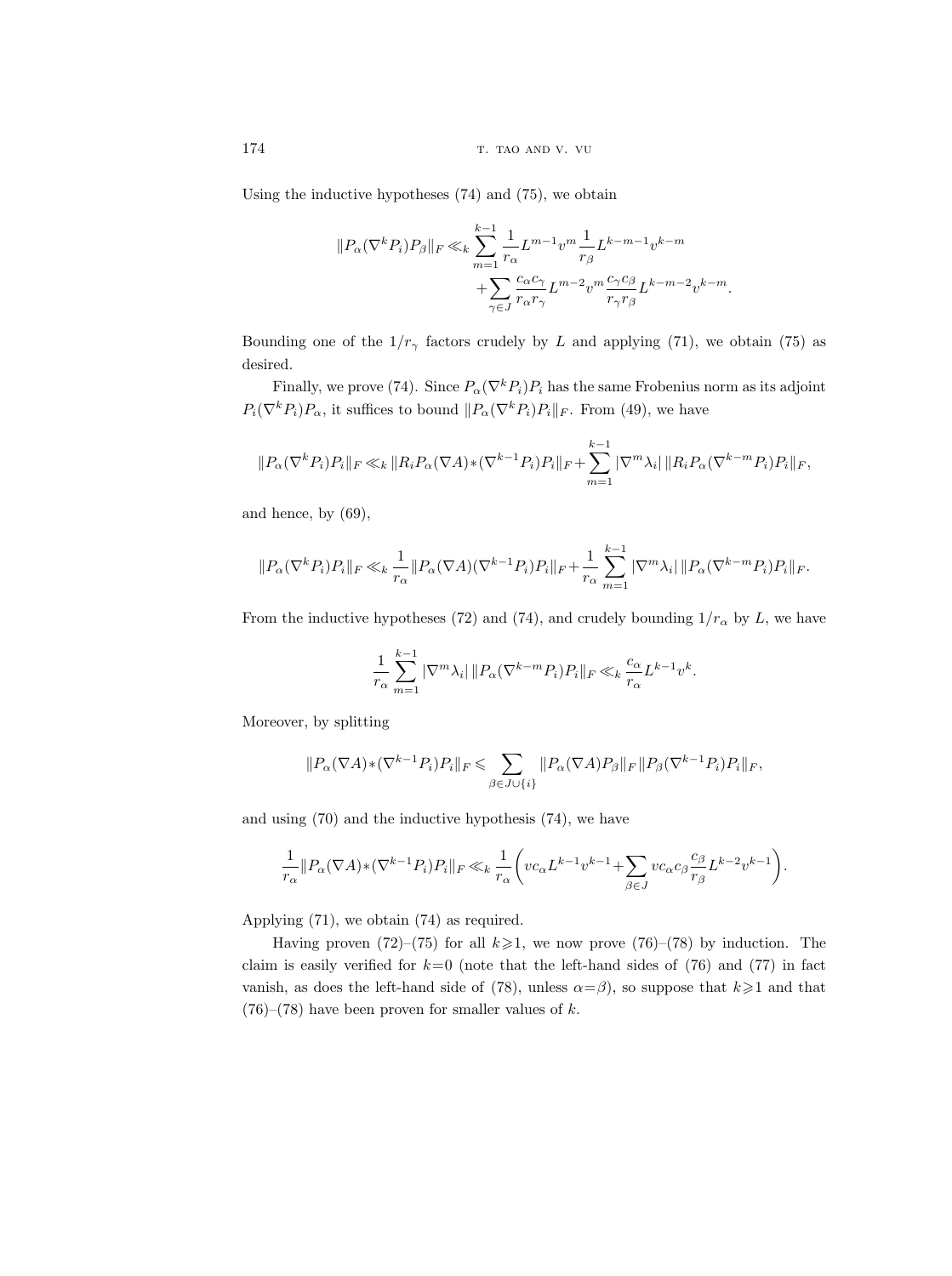Using the inductive hypotheses (74) and (75), we obtain

$$\|P_\alpha(\nabla^k P_i)P_\beta\|_F \ll_k \sum_{m=1}^{k-1} \frac{1}{r_\alpha} L^{m-1} v^m \frac{1}{r_\beta} L^{k-m-1} v^{k-m} + \sum_{\gamma\in J} \frac{c_\alpha c_\gamma}{r_\alpha r_\gamma} L^{m-2} v^m \frac{c_\gamma c_\beta}{r_\gamma r_\beta} L^{k-m-2} v^{k-m}.$$

Bounding one of the $1/r_\gamma$ factors crudely by $L$ and applying (71), we obtain (75) as desired.

Finally, we prove (74). Since $P_\alpha(\nabla^k P_i)P_i$ has the same Frobenius norm as its adjoint $P_i(\nabla^k P_i)P_\alpha$, it suffices to bound $\|P_\alpha(\nabla^k P_i)P_i\|_F$. From (49), we have

$$\|P_\alpha(\nabla^k P_i)P_i\|_F \ll_k \|R_i P_\alpha(\nabla A)*(\nabla^{k-1}P_i)P_i\|_F + \sum_{m=1}^{k-1} |\nabla^m \lambda_i|\, \|R_i P_\alpha(\nabla^{k-m}P_i)P_i\|_F,$$

and hence, by (69),

$$\|P_\alpha(\nabla^k P_i)P_i\|_F \ll_k \frac{1}{r_\alpha}\|P_\alpha(\nabla A)(\nabla^{k-1}P_i)P_i\|_F + \frac{1}{r_\alpha}\sum_{m=1}^{k-1} |\nabla^m \lambda_i|\, \|P_\alpha(\nabla^{k-m}P_i)P_i\|_F.$$

From the inductive hypotheses (72) and (74), and crudely bounding $1/r_\alpha$ by $L$, we have

$$\frac{1}{r_\alpha}\sum_{m=1}^{k-1} |\nabla^m \lambda_i|\, \|P_\alpha(\nabla^{k-m}P_i)P_i\|_F \ll_k \frac{c_\alpha}{r_\alpha} L^{k-1} v^k.$$

Moreover, by splitting

$$\|P_\alpha(\nabla A)*(\nabla^{k-1}P_i)P_i\|_F \leqslant \sum_{\beta\in J\cup\{i\}} \|P_\alpha(\nabla A)P_\beta\|_F \|P_\beta(\nabla^{k-1}P_i)P_i\|_F,$$

and using (70) and the inductive hypothesis (74), we have

$$\frac{1}{r_\alpha}\|P_\alpha(\nabla A)*(\nabla^{k-1}P_i)P_i\|_F \ll_k \frac{1}{r_\alpha}\biggl(v c_\alpha L^{k-1} v^{k-1} + \sum_{\beta\in J} v c_\alpha c_\beta \frac{c_\beta}{r_\beta} L^{k-2} v^{k-1}\biggr).$$

Applying (71), we obtain (74) as required.

Having proven (72)–(75) for all $k\geqslant 1$, we now prove (76)–(78) by induction. The claim is easily verified for $k=0$ (note that the left-hand sides of (76) and (77) in fact vanish, as does the left-hand side of (78), unless $\alpha=\beta$), so suppose that $k\geqslant 1$ and that (76)–(78) have been proven for smaller values of $k$.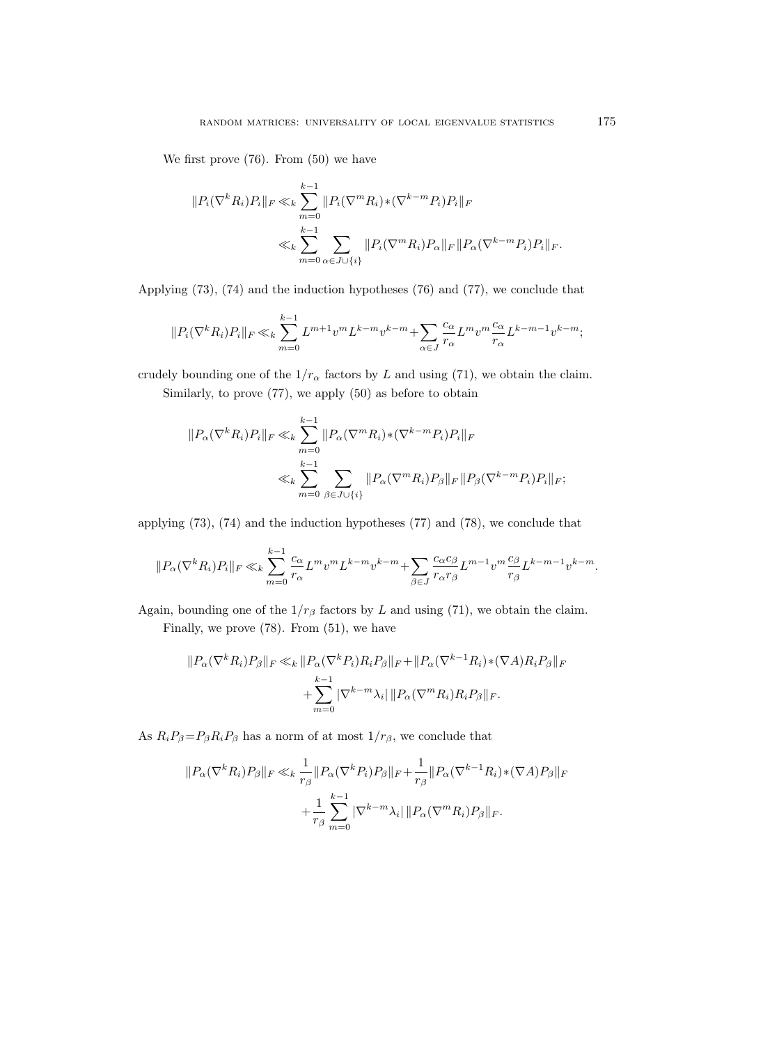We first prove (76). From (50) we have

$$
\begin{aligned}
\|P_i(\nabla^k R_i)P_i\|_F &\ll_k \sum_{m=0}^{k-1} \|P_i(\nabla^m R_i)*(\nabla^{k-m}P_i)P_i\|_F \\
&\ll_k \sum_{m=0}^{k-1} \sum_{\alpha\in J\cup\{i\}} \|P_i(\nabla^m R_i)P_\alpha\|_F \|P_\alpha(\nabla^{k-m}P_i)P_i\|_F.
\end{aligned}
$$

Applying (73), (74) and the induction hypotheses (76) and (77), we conclude that

$$
\|P_i(\nabla^k R_i)P_i\|_F \ll_k \sum_{m=0}^{k-1} L^{m+1}v^m L^{k-m}v^{k-m} + \sum_{\alpha\in J} \frac{c_\alpha}{r_\alpha} L^m v^m \frac{c_\alpha}{r_\alpha} L^{k-m-1} v^{k-m};
$$

crudely bounding one of the $1/r_\alpha$ factors by $L$ and using (71), we obtain the claim.

Similarly, to prove (77), we apply (50) as before to obtain

$$
\begin{aligned}
\|P_\alpha(\nabla^k R_i)P_i\|_F &\ll_k \sum_{m=0}^{k-1} \|P_\alpha(\nabla^m R_i)*(\nabla^{k-m}P_i)P_i\|_F \\
&\ll_k \sum_{m=0}^{k-1} \sum_{\beta\in J\cup\{i\}} \|P_\alpha(\nabla^m R_i)P_\beta\|_F \|P_\beta(\nabla^{k-m}P_i)P_i\|_F;
\end{aligned}
$$

applying (73), (74) and the induction hypotheses (77) and (78), we conclude that

$$
\|P_\alpha(\nabla^k R_i)P_i\|_F \ll_k \sum_{m=0}^{k-1} \frac{c_\alpha}{r_\alpha} L^m v^m L^{k-m} v^{k-m} + \sum_{\beta\in J} \frac{c_\alpha c_\beta}{r_\alpha r_\beta} L^{m-1} v^m \frac{c_\beta}{r_\beta} L^{k-m-1} v^{k-m}.
$$

Again, bounding one of the $1/r_\beta$ factors by $L$ and using (71), we obtain the claim.

Finally, we prove (78). From (51), we have

$$
\begin{aligned}
\|P_\alpha(\nabla^k R_i)P_\beta\|_F &\ll_k \|P_\alpha(\nabla^k P_i)R_iP_\beta\|_F + \|P_\alpha(\nabla^{k-1}R_i)*(\nabla A)R_iP_\beta\|_F \\
&\quad + \sum_{m=0}^{k-1} |\nabla^{k-m}\lambda_i|\, \|P_\alpha(\nabla^m R_i)R_iP_\beta\|_F.
\end{aligned}
$$

As $R_iP_\beta = P_\beta R_i P_\beta$ has a norm of at most $1/r_\beta$, we conclude that

$$
\begin{aligned}
\|P_\alpha(\nabla^k R_i)P_\beta\|_F &\ll_k \frac{1}{r_\beta}\|P_\alpha(\nabla^k P_i)P_\beta\|_F + \frac{1}{r_\beta}\|P_\alpha(\nabla^{k-1}R_i)*(\nabla A)P_\beta\|_F \\
&\quad + \frac{1}{r_\beta}\sum_{m=0}^{k-1} |\nabla^{k-m}\lambda_i|\, \|P_\alpha(\nabla^m R_i)P_\beta\|_F.
\end{aligned}
$$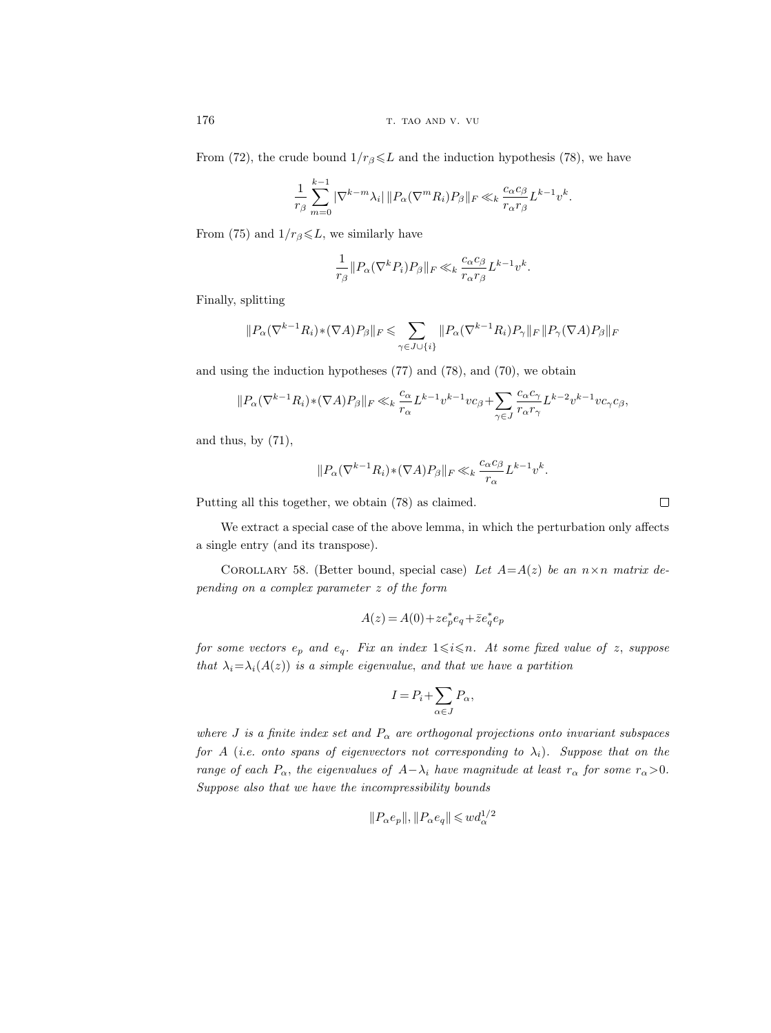From (72), the crude bound $1/r_\beta \leqslant L$ and the induction hypothesis (78), we have

$$\frac{1}{r_\beta}\sum_{m=0}^{k-1} |\nabla^{k-m}\lambda_i|\, \|P_\alpha(\nabla^m R_i)P_\beta\|_F \ll_k \frac{c_\alpha c_\beta}{r_\alpha r_\beta} L^{k-1} v^k.$$

From (75) and $1/r_\beta \leqslant L$, we similarly have

$$\frac{1}{r_\beta}\|P_\alpha(\nabla^k P_i)P_\beta\|_F \ll_k \frac{c_\alpha c_\beta}{r_\alpha r_\beta} L^{k-1} v^k.$$

Finally, splitting

$$\|P_\alpha(\nabla^{k-1}R_i)*(\nabla A)P_\beta\|_F \leqslant \sum_{\gamma\in J\cup\{i\}} \|P_\alpha(\nabla^{k-1}R_i)P_\gamma\|_F\, \|P_\gamma(\nabla A)P_\beta\|_F$$

and using the induction hypotheses (77) and (78), and (70), we obtain

$$\|P_\alpha(\nabla^{k-1}R_i)*(\nabla A)P_\beta\|_F \ll_k \frac{c_\alpha}{r_\alpha} L^{k-1} v^{k-1} v c_\beta + \sum_{\gamma\in J} \frac{c_\alpha c_\gamma}{r_\alpha r_\gamma} L^{k-2} v^{k-1} v c_\gamma c_\beta,$$

and thus, by (71),

$$\|P_\alpha(\nabla^{k-1}R_i)*(\nabla A)P_\beta\|_F \ll_k \frac{c_\alpha c_\beta}{r_\alpha} L^{k-1} v^k.$$

Putting all this together, we obtain (78) as claimed. $\square$

We extract a special case of the above lemma, in which the perturbation only affects a single entry (and its transpose).

Corollary 58. (Better bound, special case) *Let $A = A(z)$ be an $n\times n$ matrix depending on a complex parameter $z$ of the form*

$$A(z) = A(0) + z e_p^* e_q + \bar{z} e_q^* e_p$$

*for some vectors $e_p$ and $e_q$. Fix an index $1 \leqslant i \leqslant n$. At some fixed value of $z$, suppose that $\lambda_i = \lambda_i(A(z))$ is a simple eigenvalue, and that we have a partition*

$$I = P_i + \sum_{\alpha\in J} P_\alpha,$$

*where $J$ is a finite index set and $P_\alpha$ are orthogonal projections onto invariant subspaces for $A$ (i.e. onto spans of eigenvectors not corresponding to $\lambda_i$). Suppose that on the range of each $P_\alpha$, the eigenvalues of $A - \lambda_i$ have magnitude at least $r_\alpha$ for some $r_\alpha > 0$. Suppose also that we have the incompressibility bounds*

$$\|P_\alpha e_p\|, \|P_\alpha e_q\| \leqslant w d_\alpha^{1/2}$$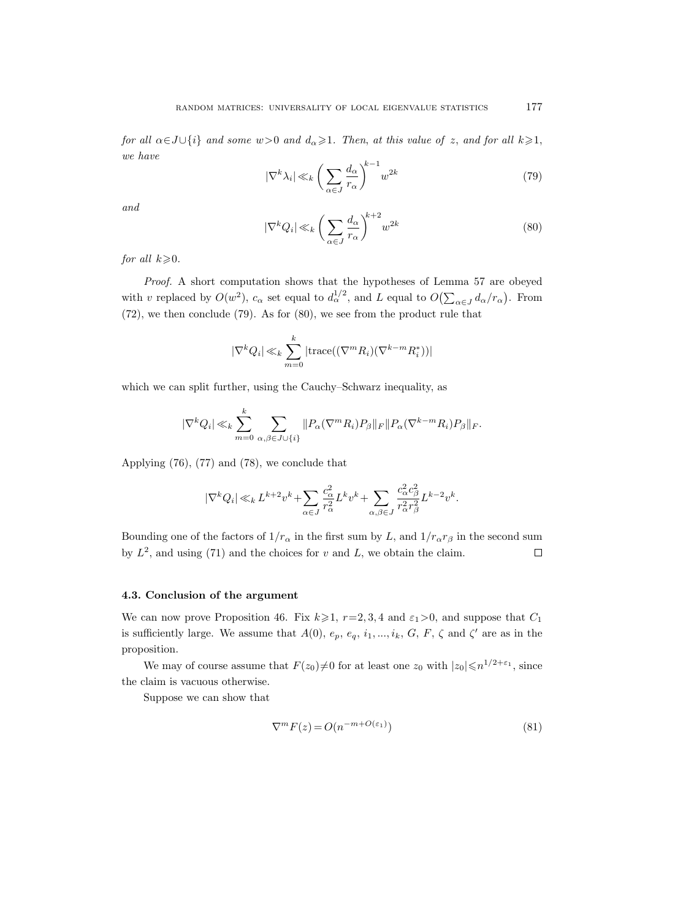*for all* $\alpha \in J \cup \{i\}$ *and some* $w>0$ *and* $d_\alpha \geqslant 1$. *Then, at this value of* $z$, *and for all* $k \geqslant 1$, *we have*

$$|\nabla^k \lambda_i| \ll_k \bigg( \sum_{\alpha \in J} \frac{d_\alpha}{r_\alpha} \bigg)^{k-1} w^{2k} \tag{79}$$

*and*

$$|\nabla^k Q_i| \ll_k \bigg( \sum_{\alpha \in J} \frac{d_\alpha}{r_\alpha} \bigg)^{k+2} w^{2k} \tag{80}$$

*for all* $k \geqslant 0$.

*Proof.* A short computation shows that the hypotheses of Lemma 57 are obeyed with $v$ replaced by $O(w^2)$, $c_\alpha$ set equal to $d_\alpha^{1/2}$, and $L$ equal to $O\big(\sum_{\alpha \in J} d_\alpha / r_\alpha\big)$. From (72), we then conclude (79). As for (80), we see from the product rule that

$$|\nabla^k Q_i| \ll_k \sum_{m=0}^{k} |\mathrm{trace}((\nabla^m R_i)(\nabla^{k-m} R_i^*))|$$

which we can split further, using the Cauchy–Schwarz inequality, as

$$|\nabla^k Q_i| \ll_k \sum_{m=0}^{k} \sum_{\alpha,\beta \in J \cup \{i\}} \|P_\alpha (\nabla^m R_i) P_\beta\|_F \|P_\alpha (\nabla^{k-m} R_i) P_\beta\|_F.$$

Applying (76), (77) and (78), we conclude that

$$|\nabla^k Q_i| \ll_k L^{k+2} v^k + \sum_{\alpha \in J} \frac{c_\alpha^2}{r_\alpha^2} L^k v^k + \sum_{\alpha,\beta \in J} \frac{c_\alpha^2 c_\beta^2}{r_\alpha^2 r_\beta^2} L^{k-2} v^k.$$

Bounding one of the factors of $1/r_\alpha$ in the first sum by $L$, and $1/r_\alpha r_\beta$ in the second sum by $L^2$, and using (71) and the choices for $v$ and $L$, we obtain the claim. $\square$

### 4.3. Conclusion of the argument

We can now prove Proposition 46. Fix $k \geqslant 1$, $r=2,3,4$ and $\varepsilon_1 > 0$, and suppose that $C_1$ is sufficiently large. We assume that $A(0)$, $e_p$, $e_q$, $i_1, ..., i_k$, $G$, $F$, $\zeta$ and $\zeta'$ are as in the proposition.

We may of course assume that $F(z_0) \neq 0$ for at least one $z_0$ with $|z_0| \leqslant n^{1/2+\varepsilon_1}$, since the claim is vacuous otherwise.

Suppose we can show that

$$\nabla^m F(z) = O(n^{-m+O(\varepsilon_1)}) \tag{81}$$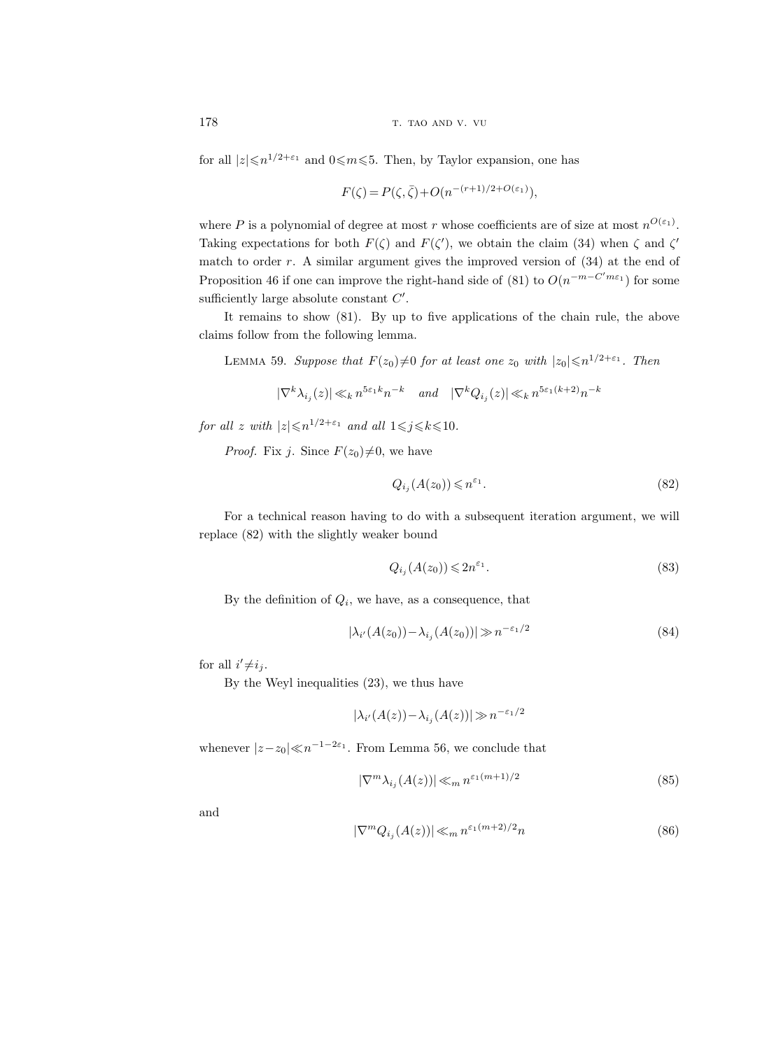for all $|z| \leqslant n^{1/2+\varepsilon_1}$ and $0 \leqslant m \leqslant 5$. Then, by Taylor expansion, one has

$$F(\zeta) = P(\zeta, \bar{\zeta}) + O(n^{-(r+1)/2+O(\varepsilon_1)}),$$

where $P$ is a polynomial of degree at most $r$ whose coefficients are of size at most $n^{O(\varepsilon_1)}$. Taking expectations for both $F(\zeta)$ and $F(\zeta')$, we obtain the claim (34) when $\zeta$ and $\zeta'$ match to order $r$. A similar argument gives the improved version of (34) at the end of Proposition 46 if one can improve the right-hand side of (81) to $O(n^{-m-C'm\varepsilon_1})$ for some sufficiently large absolute constant $C'$.

It remains to show (81). By up to five applications of the chain rule, the above claims follow from the following lemma.

LEMMA 59. *Suppose that $F(z_0) \neq 0$ for at least one $z_0$ with $|z_0| \leqslant n^{1/2+\varepsilon_1}$. Then*

$$|\nabla^k \lambda_{i_j}(z)| \ll_k n^{5\varepsilon_1 k} n^{-k} \quad \textit{and} \quad |\nabla^k Q_{i_j}(z)| \ll_k n^{5\varepsilon_1 (k+2)} n^{-k}$$

*for all $z$ with $|z| \leqslant n^{1/2+\varepsilon_1}$ and all $1 \leqslant j \leqslant k \leqslant 10$.*

*Proof.* Fix $j$. Since $F(z_0) \neq 0$, we have

$$Q_{i_j}(A(z_0)) \leqslant n^{\varepsilon_1}. \tag{82}$$

For a technical reason having to do with a subsequent iteration argument, we will replace (82) with the slightly weaker bound

$$Q_{i_j}(A(z_0)) \leqslant 2n^{\varepsilon_1}. \tag{83}$$

By the definition of $Q_i$, we have, as a consequence, that

$$|\lambda_{i'}(A(z_0)) - \lambda_{i_j}(A(z_0))| \gg n^{-\varepsilon_1/2} \tag{84}$$

for all $i' \neq i_j$.

By the Weyl inequalities (23), we thus have

$$|\lambda_{i'}(A(z)) - \lambda_{i_j}(A(z))| \gg n^{-\varepsilon_1/2}$$

whenever $|z - z_0| \ll n^{-1-2\varepsilon_1}$. From Lemma 56, we conclude that

$$|\nabla^m \lambda_{i_j}(A(z))| \ll_m n^{\varepsilon_1 (m+1)/2} \tag{85}$$

and

$$|\nabla^m Q_{i_j}(A(z))| \ll_m n^{\varepsilon_1 (m+2)/2} n \tag{86}$$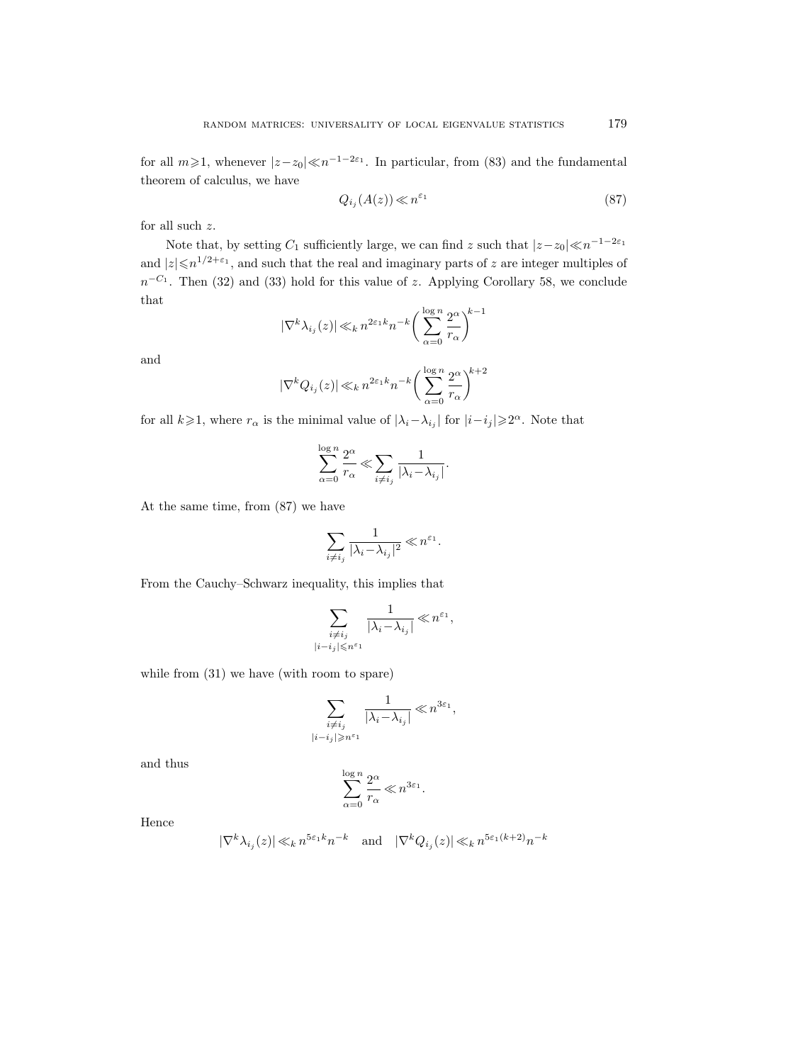for all $m\geqslant 1$, whenever $|z-z_0|\ll n^{-1-2\varepsilon_1}$. In particular, from (83) and the fundamental theorem of calculus, we have

$$Q_{i_j}(A(z))\ll n^{\varepsilon_1} \tag{87}$$

for all such $z$.

Note that, by setting $C_1$ sufficiently large, we can find $z$ such that $|z-z_0|\ll n^{-1-2\varepsilon_1}$ and $|z|\leqslant n^{1/2+\varepsilon_1}$, and such that the real and imaginary parts of $z$ are integer multiples of $n^{-C_1}$. Then (32) and (33) hold for this value of $z$. Applying Corollary 58, we conclude that

$$|\nabla^k \lambda_{i_j}(z)|\ll_k n^{2\varepsilon_1 k} n^{-k}\biggl(\sum_{\alpha=0}^{\log n}\frac{2^\alpha}{r_\alpha}\biggr)^{k-1}$$

and

$$|\nabla^k Q_{i_j}(z)|\ll_k n^{2\varepsilon_1 k} n^{-k}\biggl(\sum_{\alpha=0}^{\log n}\frac{2^\alpha}{r_\alpha}\biggr)^{k+2}$$

for all $k\geqslant 1$, where $r_\alpha$ is the minimal value of $|\lambda_i-\lambda_{i_j}|$ for $|i-i_j|\geqslant 2^\alpha$. Note that

$$\sum_{\alpha=0}^{\log n}\frac{2^\alpha}{r_\alpha}\ll\sum_{i\neq i_j}\frac{1}{|\lambda_i-\lambda_{i_j}|}.$$

At the same time, from (87) we have

$$\sum_{i\neq i_j}\frac{1}{|\lambda_i-\lambda_{i_j}|^2}\ll n^{\varepsilon_1}.$$

From the Cauchy–Schwarz inequality, this implies that

$$\sum_{\substack{i\neq i_j\\ |i-i_j|\leqslant n^{\varepsilon_1}}}\frac{1}{|\lambda_i-\lambda_{i_j}|}\ll n^{\varepsilon_1},$$

while from (31) we have (with room to spare)

$$\sum_{\substack{i\neq i_j\\ |i-i_j|\geqslant n^{\varepsilon_1}}}\frac{1}{|\lambda_i-\lambda_{i_j}|}\ll n^{3\varepsilon_1},$$

and thus

$$\sum_{\alpha=0}^{\log n}\frac{2^\alpha}{r_\alpha}\ll n^{3\varepsilon_1}.$$

Hence

$$|\nabla^k \lambda_{i_j}(z)|\ll_k n^{5\varepsilon_1 k}n^{-k}\quad\text{and}\quad |\nabla^k Q_{i_j}(z)|\ll_k n^{5\varepsilon_1 (k+2)}n^{-k}$$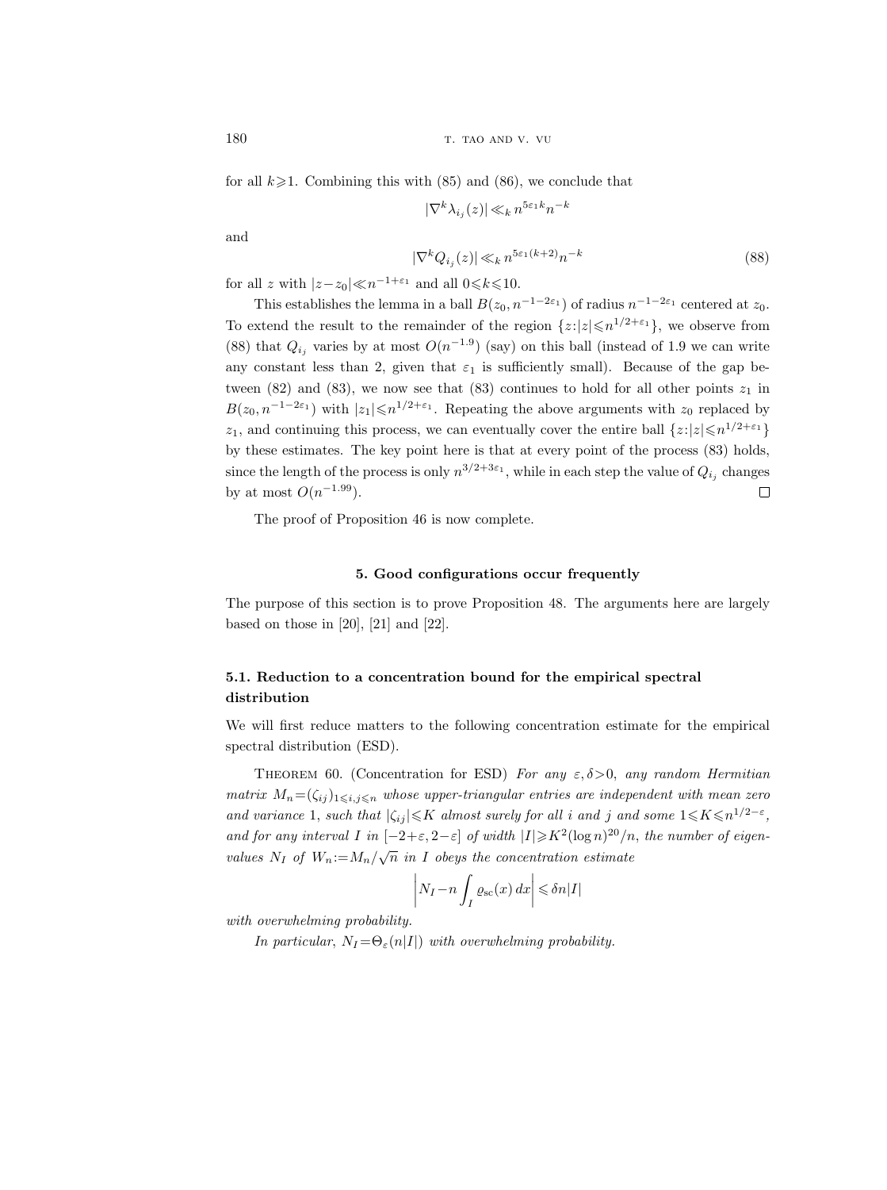for all $k \geqslant 1$. Combining this with (85) and (86), we conclude that

$$|\nabla^k \lambda_{i_j}(z)| \ll_k n^{5\varepsilon_1 k} n^{-k}$$

and

$$|\nabla^k Q_{i_j}(z)| \ll_k n^{5\varepsilon_1(k+2)} n^{-k} \tag{88}$$

for all $z$ with $|z-z_0| \ll n^{-1+\varepsilon_1}$ and all $0 \leqslant k \leqslant 10$.

This establishes the lemma in a ball $B(z_0, n^{-1-2\varepsilon_1})$ of radius $n^{-1-2\varepsilon_1}$ centered at $z_0$. To extend the result to the remainder of the region $\{z : |z| \leqslant n^{1/2+\varepsilon_1}\}$, we observe from (88) that $Q_{i_j}$ varies by at most $O(n^{-1.9})$ (say) on this ball (instead of 1.9 we can write any constant less than 2, given that $\varepsilon_1$ is sufficiently small). Because of the gap between (82) and (83), we now see that (83) continues to hold for all other points $z_1$ in $B(z_0, n^{-1-2\varepsilon_1})$ with $|z_1| \leqslant n^{1/2+\varepsilon_1}$. Repeating the above arguments with $z_0$ replaced by $z_1$, and continuing this process, we can eventually cover the entire ball $\{z : |z| \leqslant n^{1/2+\varepsilon_1}\}$ by these estimates. The key point here is that at every point of the process (83) holds, since the length of the process is only $n^{3/2+3\varepsilon_1}$, while in each step the value of $Q_{i_j}$ changes by at most $O(n^{-1.99})$. $\square$

The proof of Proposition 46 is now complete.

## 5. Good configurations occur frequently

The purpose of this section is to prove Proposition 48. The arguments here are largely based on those in [20], [21] and [22].

### 5.1. Reduction to a concentration bound for the empirical spectral distribution

We will first reduce matters to the following concentration estimate for the empirical spectral distribution (ESD).

THEOREM 60. (Concentration for ESD) *For any $\varepsilon, \delta > 0$, any random Hermitian matrix $M_n = (\zeta_{ij})_{1 \leqslant i,j \leqslant n}$ whose upper-triangular entries are independent with mean zero and variance* 1*, such that $|\zeta_{ij}| \leqslant K$ almost surely for all $i$ and $j$ and some $1 \leqslant K \leqslant n^{1/2-\varepsilon}$, and for any interval $I$ in $[-2+\varepsilon, 2-\varepsilon]$ of width $|I| \geqslant K^2 (\log n)^{20}/n$, the number of eigenvalues $N_I$ of $W_n := M_n/\sqrt{n}$ in $I$ obeys the concentration estimate*

$$\left| N_I - n \int_I \varrho_{\mathrm{sc}}(x)\, dx \right| \leqslant \delta n |I|$$

*with overwhelming probability.*

*In particular, $N_I = \Theta_\varepsilon(n|I|)$ with overwhelming probability.*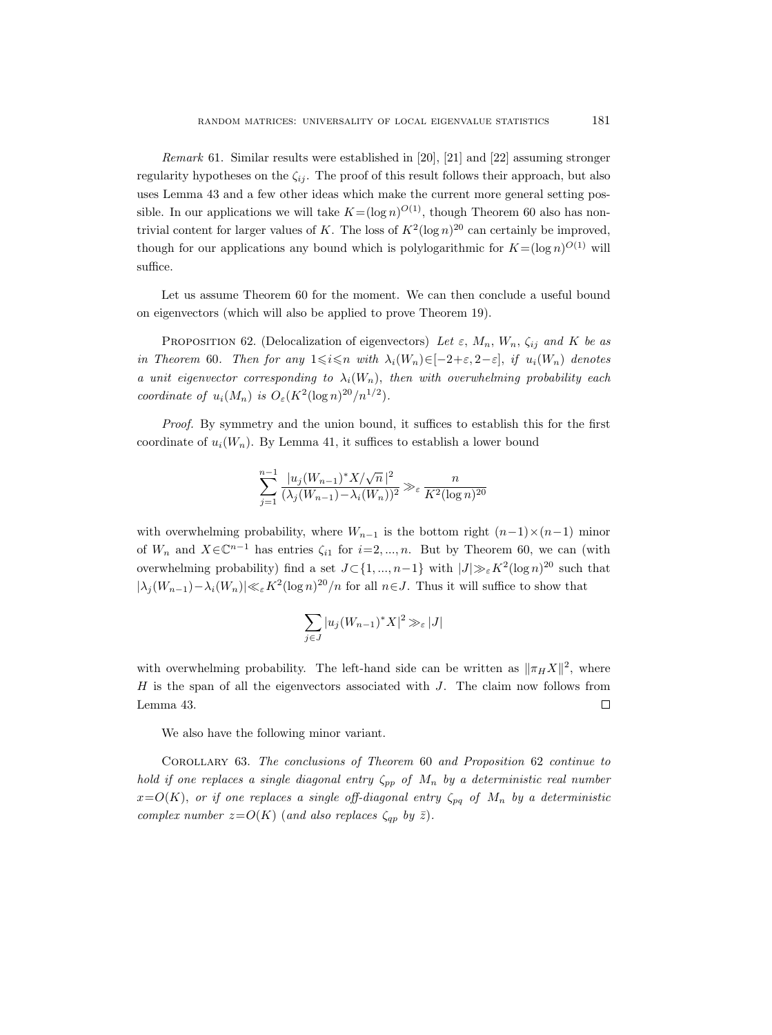*Remark* 61. Similar results were established in [20], [21] and [22] assuming stronger regularity hypotheses on the $\zeta_{ij}$. The proof of this result follows their approach, but also uses Lemma 43 and a few other ideas which make the current more general setting possible. In our applications we will take $K=(\log n)^{O(1)}$, though Theorem 60 also has nontrivial content for larger values of $K$. The loss of $K^2(\log n)^{20}$ can certainly be improved, though for our applications any bound which is polylogarithmic for $K=(\log n)^{O(1)}$ will suffice.

Let us assume Theorem 60 for the moment. We can then conclude a useful bound on eigenvectors (which will also be applied to prove Theorem 19).

Proposition 62. (Delocalization of eigenvectors) *Let $\varepsilon$, $M_n$, $W_n$, $\zeta_{ij}$ and $K$ be as in Theorem 60. Then for any $1\leqslant i\leqslant n$ with $\lambda_i(W_n)\in[-2+\varepsilon, 2-\varepsilon]$, if $u_i(W_n)$ denotes a unit eigenvector corresponding to $\lambda_i(W_n)$, then with overwhelming probability each coordinate of $u_i(M_n)$ is $O_\varepsilon(K^2(\log n)^{20}/n^{1/2})$.*

*Proof.* By symmetry and the union bound, it suffices to establish this for the first coordinate of $u_i(W_n)$. By Lemma 41, it suffices to establish a lower bound

$$\sum_{j=1}^{n-1} \frac{|u_j(W_{n-1})^* X/\sqrt{n}\,|^2}{(\lambda_j(W_{n-1})-\lambda_i(W_n))^2} \gg_\varepsilon \frac{n}{K^2(\log n)^{20}}$$

with overwhelming probability, where $W_{n-1}$ is the bottom right $(n-1)\times(n-1)$ minor of $W_n$ and $X\in\mathbb{C}^{n-1}$ has entries $\zeta_{i1}$ for $i=2,...,n$. But by Theorem 60, we can (with overwhelming probability) find a set $J\subset\{1,...,n-1\}$ with $|J|\gg_\varepsilon K^2(\log n)^{20}$ such that $|\lambda_j(W_{n-1})-\lambda_i(W_n)|\ll_\varepsilon K^2(\log n)^{20}/n$ for all $n\in J$. Thus it will suffice to show that

$$\sum_{j\in J} |u_j(W_{n-1})^* X|^2 \gg_\varepsilon |J|$$

with overwhelming probability. The left-hand side can be written as $\|\pi_H X\|^2$, where $H$ is the span of all the eigenvectors associated with $J$. The claim now follows from Lemma 43. $\square$

We also have the following minor variant.

Corollary 63. *The conclusions of Theorem 60 and Proposition 62 continue to hold if one replaces a single diagonal entry $\zeta_{pp}$ of $M_n$ by a deterministic real number $x=O(K)$, or if one replaces a single off-diagonal entry $\zeta_{pq}$ of $M_n$ by a deterministic complex number $z=O(K)$ (and also replaces $\zeta_{qp}$ by $\bar{z}$).*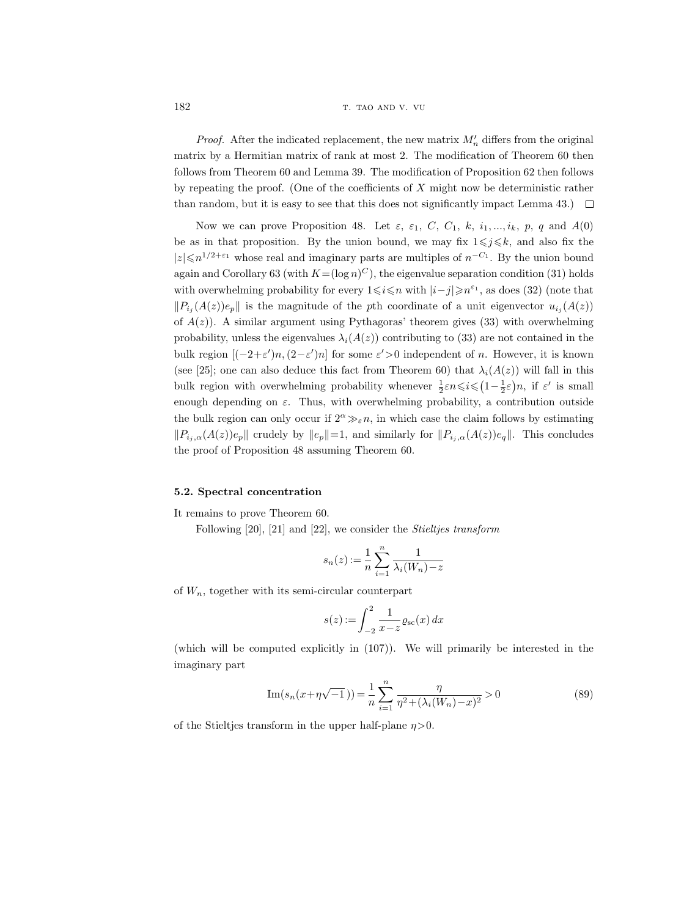*Proof.* After the indicated replacement, the new matrix $M_n'$ differs from the original matrix by a Hermitian matrix of rank at most 2. The modification of Theorem 60 then follows from Theorem 60 and Lemma 39. The modification of Proposition 62 then follows by repeating the proof. (One of the coefficients of $X$ might now be deterministic rather than random, but it is easy to see that this does not significantly impact Lemma 43.) $\square$

Now we can prove Proposition 48. Let $\varepsilon$, $\varepsilon_1$, $C$, $C_1$, $k$, $i_1, ..., i_k$, $p$, $q$ and $A(0)$ be as in that proposition. By the union bound, we may fix $1 \leqslant j \leqslant k$, and also fix the $|z| \leqslant n^{1/2+\varepsilon_1}$ whose real and imaginary parts are multiples of $n^{-C_1}$. By the union bound again and Corollary 63 (with $K = (\log n)^C$), the eigenvalue separation condition (31) holds with overwhelming probability for every $1 \leqslant i \leqslant n$ with $|i-j| \geqslant n^{\varepsilon_1}$, as does (32) (note that $\|P_{i_j}(A(z))e_p\|$ is the magnitude of the $p$th coordinate of a unit eigenvector $u_{i_j}(A(z))$ of $A(z)$). A similar argument using Pythagoras' theorem gives (33) with overwhelming probability, unless the eigenvalues $\lambda_i(A(z))$ contributing to (33) are not contained in the bulk region $[(-2+\varepsilon')n, (2-\varepsilon')n]$ for some $\varepsilon' > 0$ independent of $n$. However, it is known (see [25]; one can also deduce this fact from Theorem 60) that $\lambda_i(A(z))$ will fall in this bulk region with overwhelming probability whenever $\frac{1}{2}\varepsilon n \leqslant i \leqslant \left(1 - \frac{1}{2}\varepsilon\right)n$, if $\varepsilon'$ is small enough depending on $\varepsilon$. Thus, with overwhelming probability, a contribution outside the bulk region can only occur if $2^\alpha \gg_\varepsilon n$, in which case the claim follows by estimating $\|P_{i_j,\alpha}(A(z))e_p\|$ crudely by $\|e_p\| = 1$, and similarly for $\|P_{i_j,\alpha}(A(z))e_q\|$. This concludes the proof of Proposition 48 assuming Theorem 60.

### 5.2. Spectral concentration

It remains to prove Theorem 60.

Following [20], [21] and [22], we consider the *Stieltjes transform*

$$s_n(z) := \frac{1}{n} \sum_{i=1}^{n} \frac{1}{\lambda_i(W_n) - z}$$

of $W_n$, together with its semi-circular counterpart

$$s(z) := \int_{-2}^{2} \frac{1}{x - z} \varrho_{\mathrm{sc}}(x)\, dx$$

(which will be computed explicitly in (107)). We will primarily be interested in the imaginary part

$$\operatorname{Im}(s_n(x + \eta\sqrt{-1})) = \frac{1}{n} \sum_{i=1}^{n} \frac{\eta}{\eta^2 + (\lambda_i(W_n) - x)^2} > 0 \tag{89}$$

of the Stieltjes transform in the upper half-plane $\eta > 0$.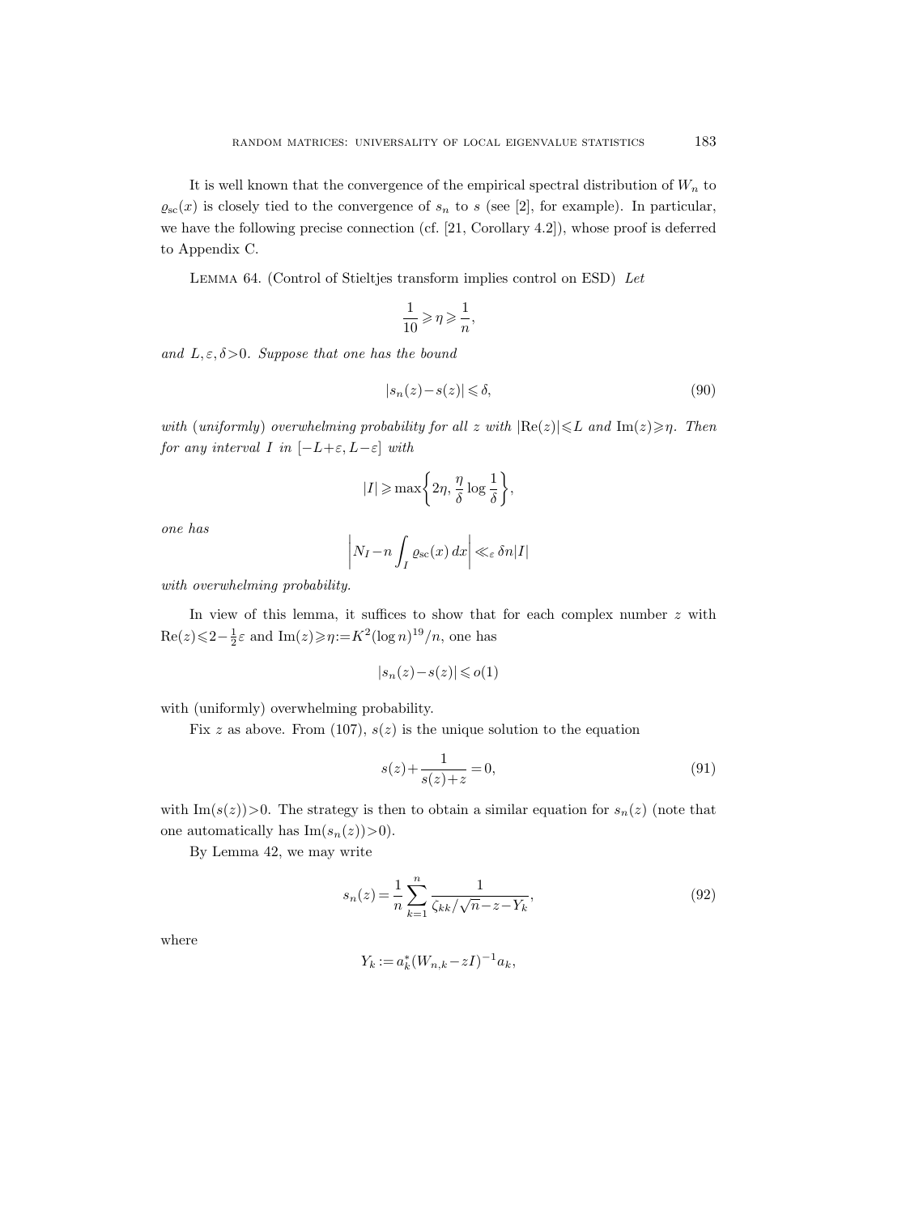It is well known that the convergence of the empirical spectral distribution of $W_n$ to $\varrho_{\rm sc}(x)$ is closely tied to the convergence of $s_n$ to $s$ (see [2], for example). In particular, we have the following precise connection (cf. [21, Corollary 4.2]), whose proof is deferred to Appendix C.

Lemma 64. (Control of Stieltjes transform implies control on ESD) *Let*

$$\frac{1}{10} \geqslant \eta \geqslant \frac{1}{n},$$

*and* $L, \varepsilon, \delta > 0$. *Suppose that one has the bound*

$$|s_n(z) - s(z)| \leqslant \delta, \tag{90}$$

*with (uniformly) overwhelming probability for all* $z$ *with* $|\mathrm{Re}(z)| \leqslant L$ *and* $\mathrm{Im}(z) \geqslant \eta$. *Then for any interval* $I$ *in* $[-L+\varepsilon, L-\varepsilon]$ *with*

$$|I| \geqslant \max\left\{2\eta, \frac{\eta}{\delta}\log\frac{1}{\delta}\right\},$$

*one has*

$$\left| N_I - n\int_I \varrho_{\rm sc}(x)\,dx \right| \ll_\varepsilon \delta n |I|$$

*with overwhelming probability.*

In view of this lemma, it suffices to show that for each complex number $z$ with $\mathrm{Re}(z) \leqslant 2 - \frac{1}{2}\varepsilon$ and $\mathrm{Im}(z) \geqslant \eta := K^2(\log n)^{19}/n$, one has

$$|s_n(z) - s(z)| \leqslant o(1)$$

with (uniformly) overwhelming probability.

Fix $z$ as above. From (107), $s(z)$ is the unique solution to the equation

$$s(z) + \frac{1}{s(z)+z} = 0, \tag{91}$$

with $\mathrm{Im}(s(z)) > 0$. The strategy is then to obtain a similar equation for $s_n(z)$ (note that one automatically has $\mathrm{Im}(s_n(z)) > 0$).

By Lemma 42, we may write

$$s_n(z) = \frac{1}{n}\sum_{k=1}^{n} \frac{1}{\zeta_{kk}/\sqrt{n} - z - Y_k}, \tag{92}$$

where

$$Y_k := a_k^*(W_{n,k} - zI)^{-1} a_k,$$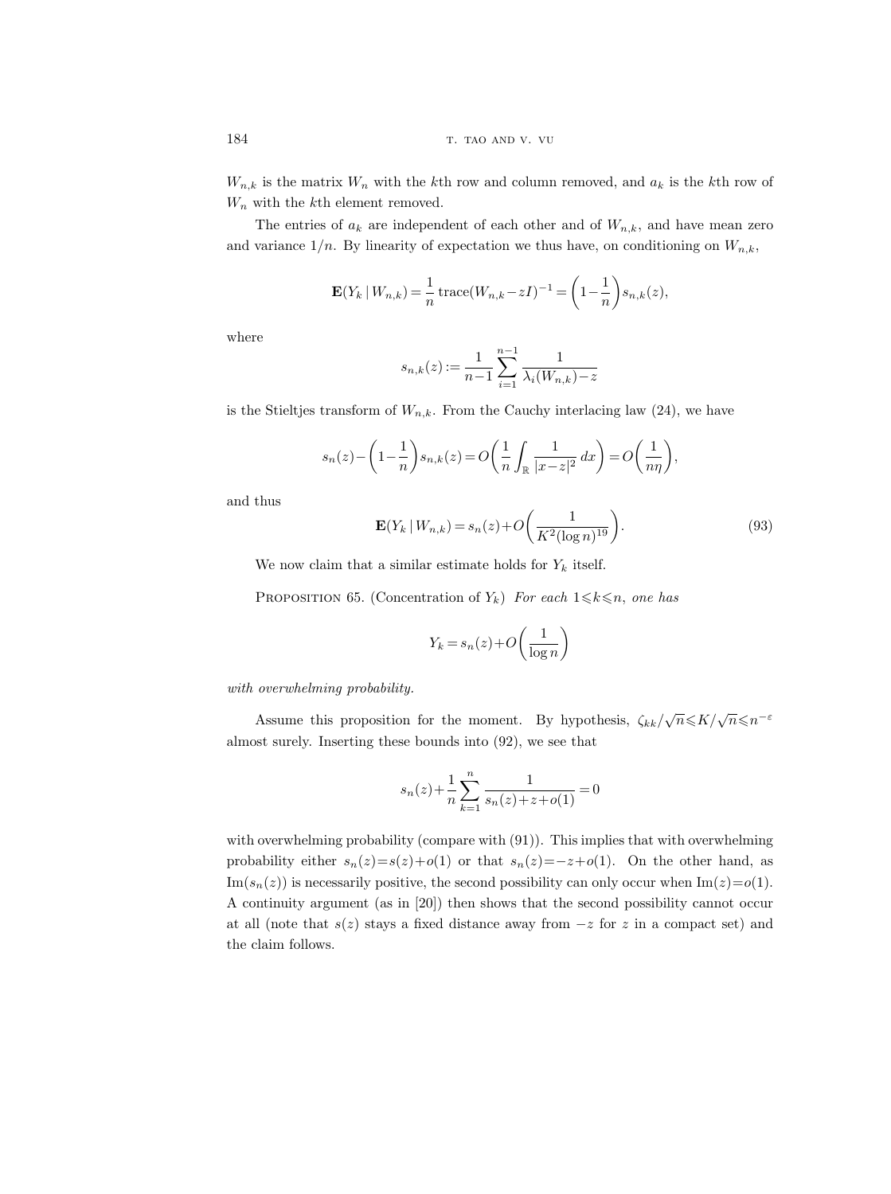$W_{n,k}$ is the matrix $W_n$ with the $k$th row and column removed, and $a_k$ is the $k$th row of $W_n$ with the $k$th element removed.

The entries of $a_k$ are independent of each other and of $W_{n,k}$, and have mean zero and variance $1/n$. By linearity of expectation we thus have, on conditioning on $W_{n,k}$,

$$\mathbf{E}(Y_k \mid W_{n,k}) = \frac{1}{n} \operatorname{trace}(W_{n,k} - zI)^{-1} = \left(1 - \frac{1}{n}\right) s_{n,k}(z),$$

where

$$s_{n,k}(z) := \frac{1}{n-1} \sum_{i=1}^{n-1} \frac{1}{\lambda_i(W_{n,k}) - z}$$

is the Stieltjes transform of $W_{n,k}$. From the Cauchy interlacing law (24), we have

$$s_n(z) - \left(1 - \frac{1}{n}\right) s_{n,k}(z) = O\left(\frac{1}{n} \int_{\mathbb{R}} \frac{1}{|x-z|^2} \, dx\right) = O\left(\frac{1}{n\eta}\right),$$

and thus

$$\mathbf{E}(Y_k \mid W_{n,k}) = s_n(z) + O\left(\frac{1}{K^2 (\log n)^{19}}\right). \tag{93}$$

We now claim that a similar estimate holds for $Y_k$ itself.

Proposition 65. (Concentration of $Y_k$) *For each* $1 \leqslant k \leqslant n$, *one has*

$$Y_k = s_n(z) + O\left(\frac{1}{\log n}\right)$$

*with overwhelming probability.*

Assume this proposition for the moment. By hypothesis, $\zeta_{kk}/\sqrt{n} \leqslant K/\sqrt{n} \leqslant n^{-\varepsilon}$ almost surely. Inserting these bounds into (92), we see that

$$s_n(z) + \frac{1}{n} \sum_{k=1}^{n} \frac{1}{s_n(z) + z + o(1)} = 0$$

with overwhelming probability (compare with (91)). This implies that with overwhelming probability either $s_n(z) = s(z) + o(1)$ or that $s_n(z) = -z + o(1)$. On the other hand, as $\operatorname{Im}(s_n(z))$ is necessarily positive, the second possibility can only occur when $\operatorname{Im}(z) = o(1)$. A continuity argument (as in [20]) then shows that the second possibility cannot occur at all (note that $s(z)$ stays a fixed distance away from $-z$ for $z$ in a compact set) and the claim follows.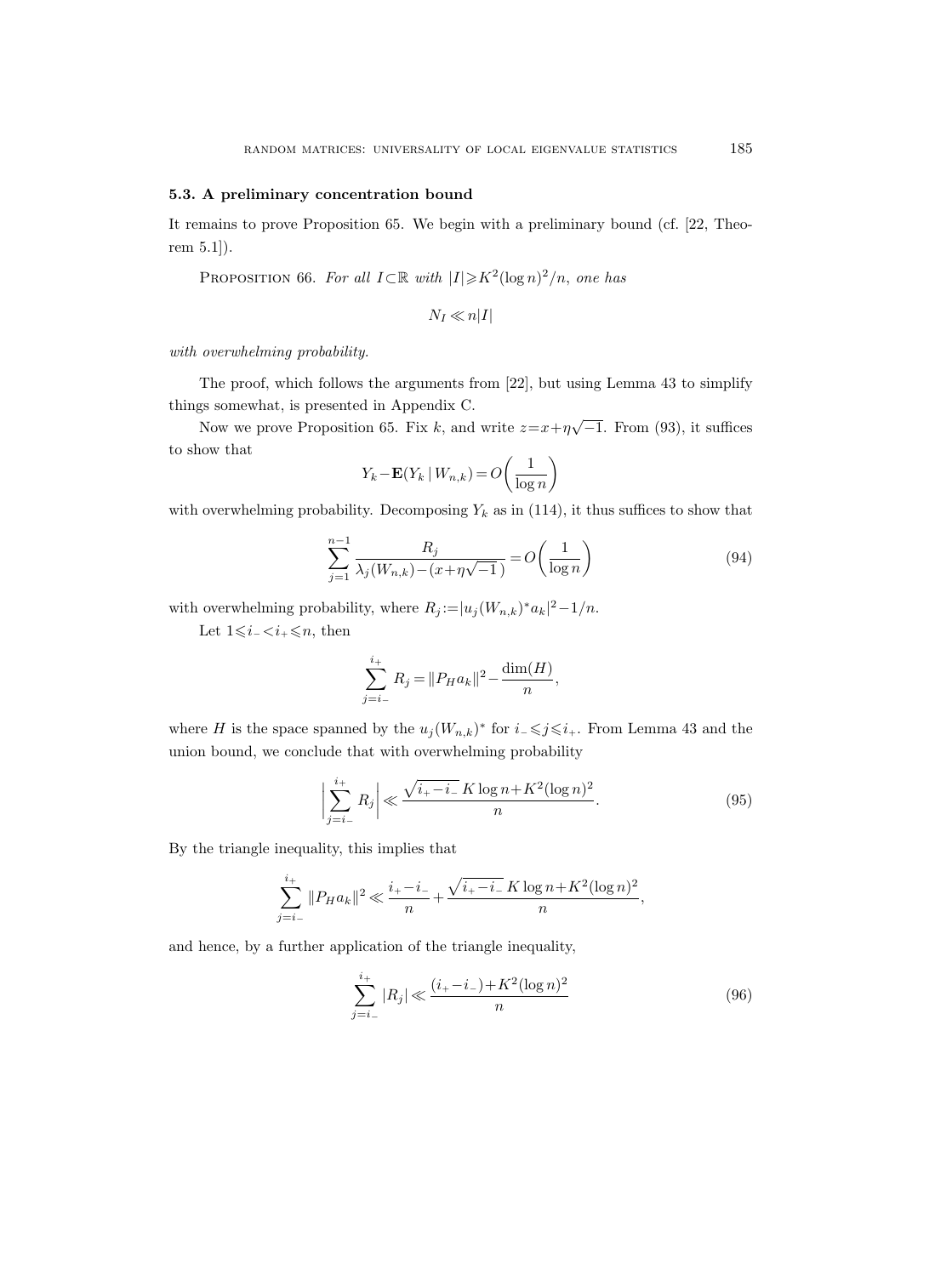### 5.3. A preliminary concentration bound

It remains to prove Proposition 65. We begin with a preliminary bound (cf. [22, Theorem 5.1]).

PROPOSITION 66. *For all* $I \subset \mathbb{R}$ *with* $|I| \geqslant K^2(\log n)^2/n$, *one has*

$$N_I \ll n|I|$$

*with overwhelming probability.*

The proof, which follows the arguments from [22], but using Lemma 43 to simplify things somewhat, is presented in Appendix C.

Now we prove Proposition 65. Fix $k$, and write $z = x + \eta\sqrt{-1}$. From (93), it suffices to show that

$$Y_k - \mathbf{E}(Y_k \mid W_{n,k}) = O\left(\frac{1}{\log n}\right)$$

with overwhelming probability. Decomposing $Y_k$ as in (114), it thus suffices to show that

$$\sum_{j=1}^{n-1} \frac{R_j}{\lambda_j(W_{n,k}) - (x + \eta\sqrt{-1}\,)} = O\left(\frac{1}{\log n}\right) \tag{94}$$

with overwhelming probability, where $R_j := |u_j(W_{n,k})^* a_k|^2 - 1/n$.

Let $1 \leqslant i_- < i_+ \leqslant n$, then

$$\sum_{j=i_-}^{i_+} R_j = \|P_H a_k\|^2 - \frac{\dim(H)}{n},$$

where $H$ is the space spanned by the $u_j(W_{n,k})^*$ for $i_- \leqslant j \leqslant i_+$. From Lemma 43 and the union bound, we conclude that with overwhelming probability

$$\left|\sum_{j=i_-}^{i_+} R_j\right| \ll \frac{\sqrt{i_+ - i_-}\, K \log n + K^2(\log n)^2}{n}. \tag{95}$$

By the triangle inequality, this implies that

$$\sum_{j=i_-}^{i_+} \|P_H a_k\|^2 \ll \frac{i_+ - i_-}{n} + \frac{\sqrt{i_+ - i_-}\, K \log n + K^2(\log n)^2}{n},$$

and hence, by a further application of the triangle inequality,

$$\sum_{j=i_-}^{i_+} |R_j| \ll \frac{(i_+ - i_-) + K^2(\log n)^2}{n} \tag{96}$$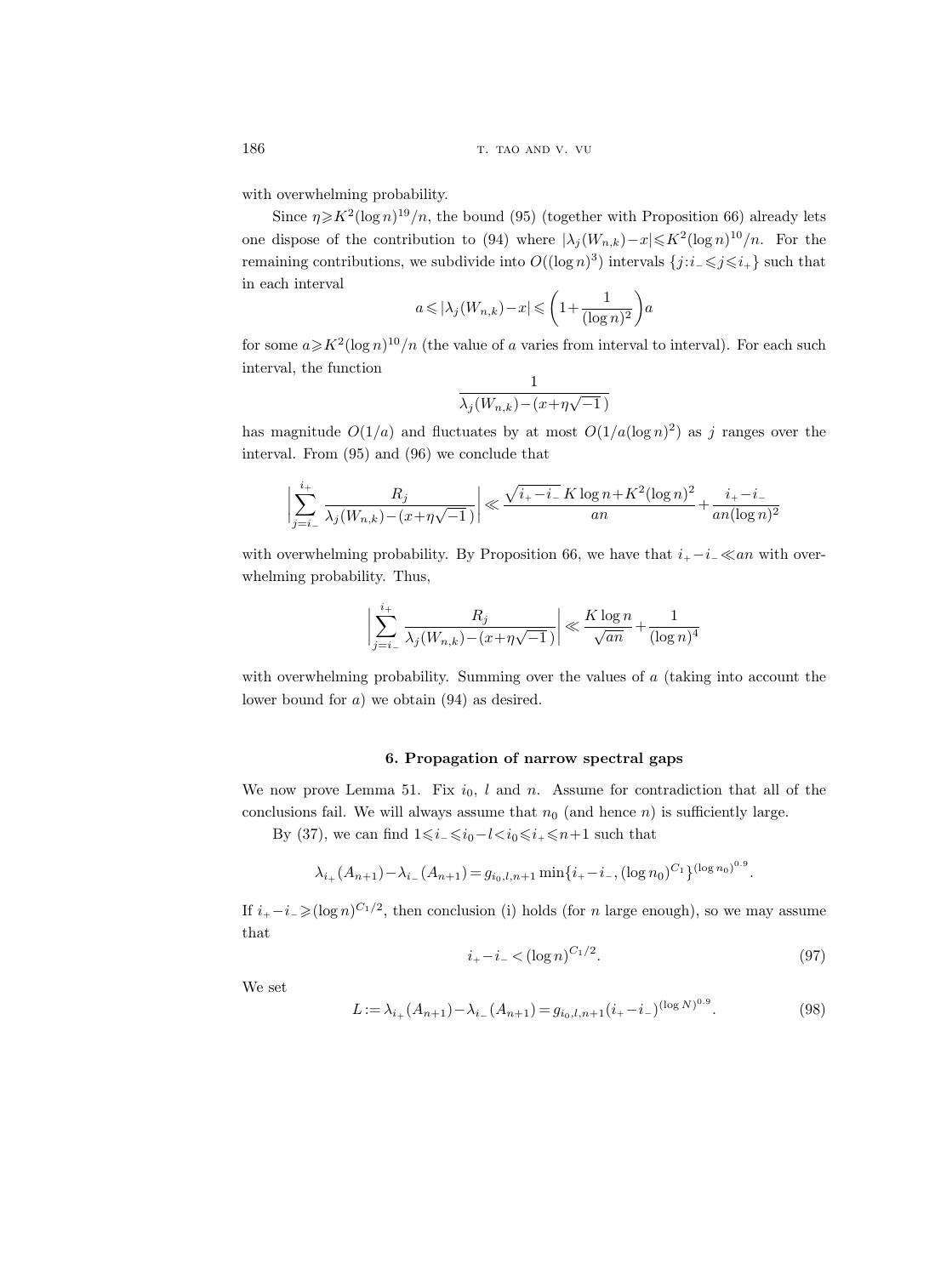with overwhelming probability.

Since $\eta \geqslant K^2(\log n)^{19}/n$, the bound (95) (together with Proposition 66) already lets one dispose of the contribution to (94) where $|\lambda_j(W_{n,k})-x| \leqslant K^2(\log n)^{10}/n$. For the remaining contributions, we subdivide into $O((\log n)^3)$ intervals $\{j : i_- \leqslant j \leqslant i_+\}$ such that in each interval

$$a \leqslant |\lambda_j(W_{n,k})-x| \leqslant \left(1+\frac{1}{(\log n)^2}\right)a$$

for some $a \geqslant K^2(\log n)^{10}/n$ (the value of $a$ varies from interval to interval). For each such interval, the function

$$\frac{1}{\lambda_j(W_{n,k})-(x+\eta\sqrt{-1}\,)}$$

has magnitude $O(1/a)$ and fluctuates by at most $O(1/a(\log n)^2)$ as $j$ ranges over the interval. From (95) and (96) we conclude that

$$\left|\sum_{j=i_-}^{i_+} \frac{R_j}{\lambda_j(W_{n,k})-(x+\eta\sqrt{-1}\,)}\right| \ll \frac{\sqrt{i_+-i_-}\,K\log n + K^2(\log n)^2}{an} + \frac{i_+-i_-}{an(\log n)^2}$$

with overwhelming probability. By Proposition 66, we have that $i_+-i_- \ll an$ with overwhelming probability. Thus,

$$\left|\sum_{j=i_-}^{i_+} \frac{R_j}{\lambda_j(W_{n,k})-(x+\eta\sqrt{-1}\,)}\right| \ll \frac{K\log n}{\sqrt{an}} + \frac{1}{(\log n)^4}$$

with overwhelming probability. Summing over the values of $a$ (taking into account the lower bound for $a$) we obtain (94) as desired.

## 6. Propagation of narrow spectral gaps

We now prove Lemma 51. Fix $i_0$, $l$ and $n$. Assume for contradiction that all of the conclusions fail. We will always assume that $n_0$ (and hence $n$) is sufficiently large.

By (37), we can find $1 \leqslant i_- \leqslant i_0 - l < i_0 \leqslant i_+ \leqslant n+1$ such that

$$\lambda_{i_+}(A_{n+1}) - \lambda_{i_-}(A_{n+1}) = g_{i_0,l,n+1} \min\{i_+-i_-, (\log n_0)^{C_1}\}^{(\log n_0)^{0.9}}.$$

If $i_+ - i_- \geqslant (\log n)^{C_1/2}$, then conclusion (i) holds (for $n$ large enough), so we may assume that

$$i_+ - i_- < (\log n)^{C_1/2}. \tag{97}$$

We set

$$L := \lambda_{i_+}(A_{n+1}) - \lambda_{i_-}(A_{n+1}) = g_{i_0,l,n+1}(i_+-i_-)^{(\log N)^{0.9}}. \tag{98}$$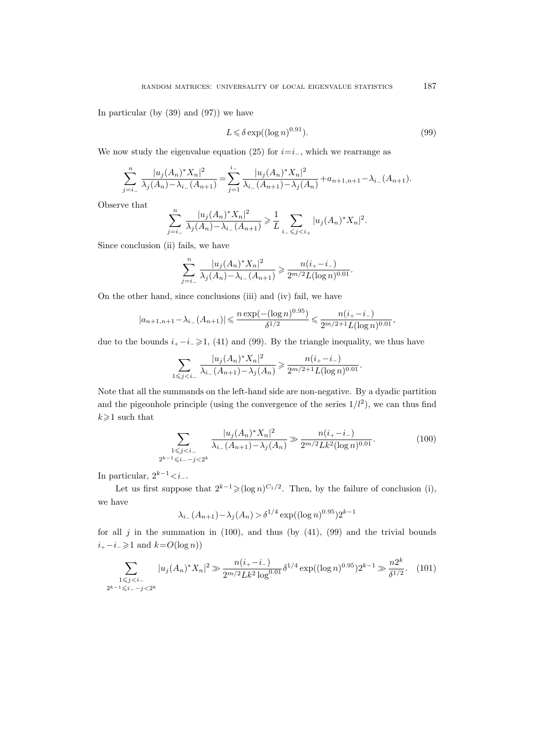In particular (by (39) and (97)) we have

$$L \leqslant \delta \exp((\log n)^{0.91}). \tag{99}$$

We now study the eigenvalue equation (25) for $i=i_-$, which we rearrange as

$$\sum_{j=i_-}^{n} \frac{|u_j(A_n)^* X_n|^2}{\lambda_j(A_n) - \lambda_{i_-}(A_{n+1})} = \sum_{j=1}^{i_-} \frac{|u_j(A_n)^* X_n|^2}{\lambda_{i_-}(A_{n+1}) - \lambda_j(A_n)} + a_{n+1,n+1} - \lambda_{i_-}(A_{n+1}).$$

Observe that

$$\sum_{j=i_-}^{n} \frac{|u_j(A_n)^* X_n|^2}{\lambda_j(A_n) - \lambda_{i_-}(A_{n+1})} \geqslant \frac{1}{L} \sum_{i_- \leqslant j < i_+} |u_j(A_n)^* X_n|^2.$$

Since conclusion (ii) fails, we have

$$\sum_{j=i_-}^{n} \frac{|u_j(A_n)^* X_n|^2}{\lambda_j(A_n) - \lambda_{i_-}(A_{n+1})} \geqslant \frac{n(i_+ - i_-)}{2^{m/2} L (\log n)^{0.01}}.$$

On the other hand, since conclusions (iii) and (iv) fail, we have

$$|a_{n+1,n+1} - \lambda_{i_-}(A_{n+1})| \leqslant \frac{n \exp(-(\log n)^{0.95})}{\delta^{1/2}} \leqslant \frac{n(i_+ - i_-)}{2^{m/2+1} L (\log n)^{0.01}},$$

due to the bounds $i_+ - i_- \geqslant 1$, (41) and (99). By the triangle inequality, we thus have

$$\sum_{1 \leqslant j < i_-} \frac{|u_j(A_n)^* X_n|^2}{\lambda_{i_-}(A_{n+1}) - \lambda_j(A_n)} \geqslant \frac{n(i_+ - i_-)}{2^{m/2+1} L (\log n)^{0.01}}.$$

Note that all the summands on the left-hand side are non-negative. By a dyadic partition and the pigeonhole principle (using the convergence of the series $1/l^2$), we can thus find $k \geqslant 1$ such that

$$\sum_{\substack{1 \leqslant j < i_- \\ 2^{k-1} \leqslant i_- - j < 2^k}} \frac{|u_j(A_n)^* X_n|^2}{\lambda_{i_-}(A_{n+1}) - \lambda_j(A_n)} \gg \frac{n(i_+ - i_-)}{2^{m/2} L k^2 (\log n)^{0.01}}. \tag{100}$$

In particular, $2^{k-1} < i_-$.

Let us first suppose that $2^{k-1} \geqslant (\log n)^{C_1/2}$. Then, by the failure of conclusion (i), we have

$$\lambda_{i_-}(A_{n+1}) - \lambda_j(A_n) > \delta^{1/4} \exp((\log n)^{0.95}) 2^{k-1}$$

for all $j$ in the summation in (100), and thus (by (41), (99) and the trivial bounds $i_+ - i_- \geqslant 1$ and $k = O(\log n)$)

$$\sum_{\substack{1 \leqslant j < i_- \\ 2^{k-1} \leqslant i_- - j < 2^k}} |u_j(A_n)^* X_n|^2 \gg \frac{n(i_+ - i_-)}{2^{m/2} L k^2 \log^{0.01}} \delta^{1/4} \exp((\log n)^{0.95}) 2^{k-1} \gg \frac{n 2^k}{\delta^{1/2}}. \tag{101}$$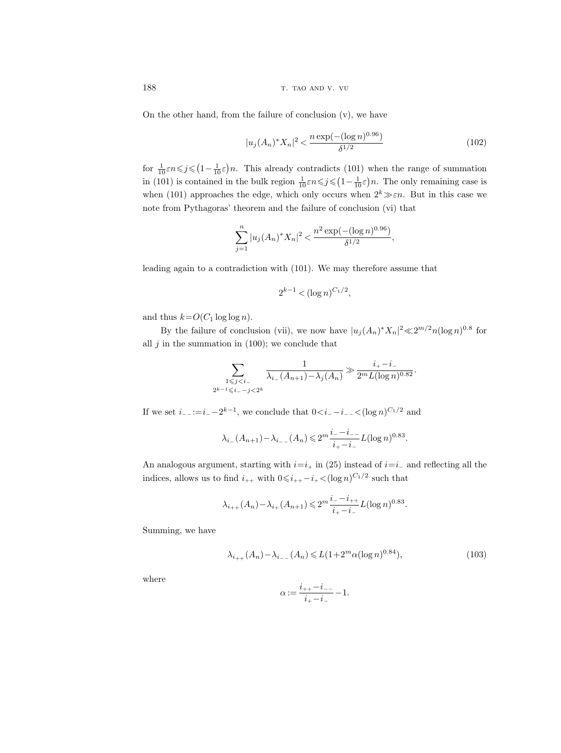On the other hand, from the failure of conclusion (v), we have

$$|u_j(A_n)^* X_n|^2 < \frac{n \exp(-(\log n)^{0.96})}{\delta^{1/2}} \tag{102}$$

for $\frac{1}{10}\varepsilon n \leqslant j \leqslant \left(1-\frac{1}{10}\varepsilon\right)n$. This already contradicts (101) when the range of summation in (101) is contained in the bulk region $\frac{1}{10}\varepsilon n \leqslant j \leqslant \left(1-\frac{1}{10}\varepsilon\right)n$. The only remaining case is when (101) approaches the edge, which only occurs when $2^k \gg \varepsilon n$. But in this case we note from Pythagoras' theorem and the failure of conclusion (vi) that

$$\sum_{j=1}^{n} |u_j(A_n)^* X_n|^2 < \frac{n^2 \exp(-(\log n)^{0.96})}{\delta^{1/2}},$$

leading again to a contradiction with (101). We may therefore assume that

$$2^{k-1} < (\log n)^{C_1/2},$$

and thus $k = O(C_1 \log \log n)$.

By the failure of conclusion (vii), we now have $|u_j(A_n)^* X_n|^2 \ll 2^{m/2} n (\log n)^{0.8}$ for all $j$ in the summation in (100); we conclude that

$$\sum_{\substack{1 \leqslant j < i_- \\ 2^{k-1} \leqslant i_- - j < 2^k}} \frac{1}{\lambda_{i_-}(A_{n+1}) - \lambda_j(A_n)} \gg \frac{i_+ - i_-}{2^m L (\log n)^{0.82}}.$$

If we set $i_{--} := i_- - 2^{k-1}$, we conclude that $0 < i_- - i_{--} < (\log n)^{C_1/2}$ and

$$\lambda_{i_-}(A_{n+1}) - \lambda_{i_{--}}(A_n) \leqslant 2^m \frac{i_- - i_{--}}{i_+ - i_-} L (\log n)^{0.83}.$$

An analogous argument, starting with $i = i_+$ in (25) instead of $i = i_-$ and reflecting all the indices, allows us to find $i_{++}$ with $0 \leqslant i_{++} - i_+ < (\log n)^{C_1/2}$ such that

$$\lambda_{i_{++}}(A_n) - \lambda_{i_+}(A_{n+1}) \leqslant 2^m \frac{i_- - i_{++}}{i_+ - i_-} L (\log n)^{0.83}.$$

Summing, we have

$$\lambda_{i_{++}}(A_n) - \lambda_{i_{--}}(A_n) \leqslant L(1 + 2^m \alpha (\log n)^{0.84}), \tag{103}$$

where

$$\alpha := \frac{i_{++} - i_{--}}{i_+ - i_-} - 1.$$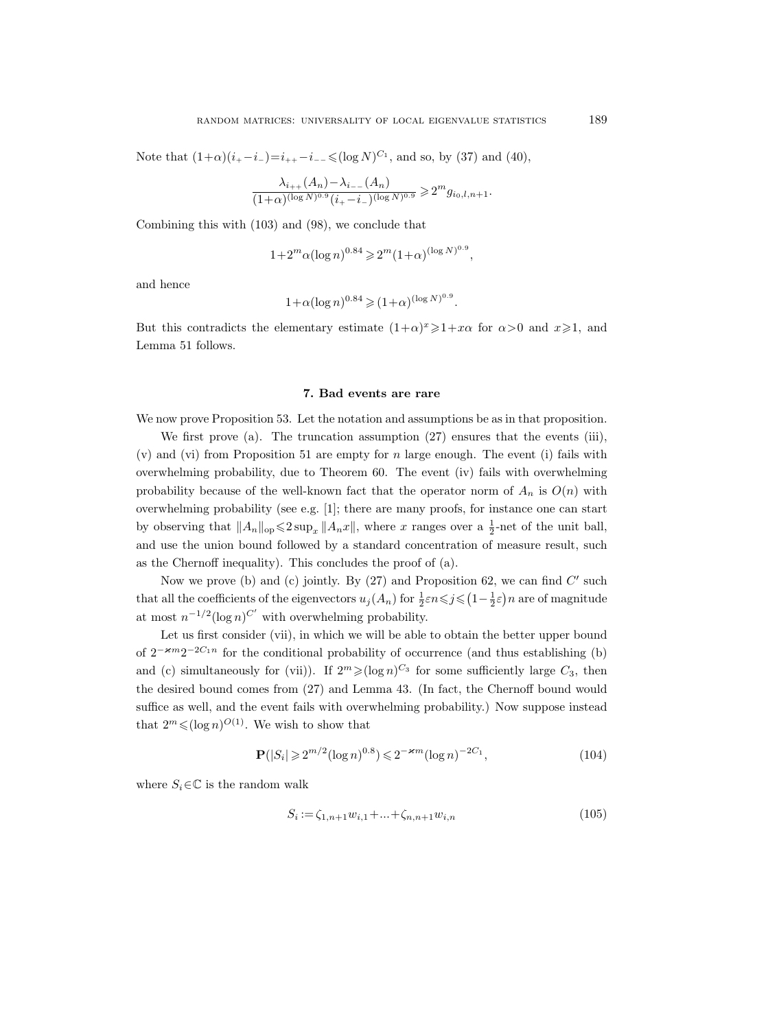Note that $(1+\alpha)(i_+-i_-)=i_{++}-i_{--}\leqslant(\log N)^{C_1}$, and so, by (37) and (40),

$$\frac{\lambda_{i_{++}}(A_n)-\lambda_{i_{--}}(A_n)}{(1+\alpha)^{(\log N)^{0.9}}(i_+-i_-)^{(\log N)^{0.9}}}\geqslant 2^m g_{i_0,l,n+1}.$$

Combining this with (103) and (98), we conclude that

$$1+2^m\alpha(\log n)^{0.84}\geqslant 2^m(1+\alpha)^{(\log N)^{0.9}},$$

and hence

$$1+\alpha(\log n)^{0.84}\geqslant(1+\alpha)^{(\log N)^{0.9}}.$$

But this contradicts the elementary estimate $(1+\alpha)^x\geqslant 1+x\alpha$ for $\alpha>0$ and $x\geqslant 1$, and Lemma 51 follows.

## 7. Bad events are rare

We now prove Proposition 53. Let the notation and assumptions be as in that proposition.

We first prove (a). The truncation assumption (27) ensures that the events (iii), (v) and (vi) from Proposition 51 are empty for $n$ large enough. The event (i) fails with overwhelming probability, due to Theorem 60. The event (iv) fails with overwhelming probability because of the well-known fact that the operator norm of $A_n$ is $O(n)$ with overwhelming probability (see e.g. [1]; there are many proofs, for instance one can start by observing that $\|A_n\|_{\mathrm{op}}\leqslant 2\sup_x\|A_n x\|$, where $x$ ranges over a $\frac{1}{2}$-net of the unit ball, and use the union bound followed by a standard concentration of measure result, such as the Chernoff inequality). This concludes the proof of (a).

Now we prove (b) and (c) jointly. By (27) and Proposition 62, we can find $C'$ such that all the coefficients of the eigenvectors $u_j(A_n)$ for $\frac{1}{2}\varepsilon n\leqslant j\leqslant\left(1-\frac{1}{2}\varepsilon\right)n$ are of magnitude at most $n^{-1/2}(\log n)^{C'}$ with overwhelming probability.

Let us first consider (vii), in which we will be able to obtain the better upper bound of $2^{-\varkappa m}2^{-2C_1 n}$ for the conditional probability of occurrence (and thus establishing (b) and (c) simultaneously for (vii)). If $2^m\geqslant(\log n)^{C_3}$ for some sufficiently large $C_3$, then the desired bound comes from (27) and Lemma 43. (In fact, the Chernoff bound would suffice as well, and the event fails with overwhelming probability.) Now suppose instead that $2^m\leqslant(\log n)^{O(1)}$. We wish to show that

$$\mathbf{P}(|S_i|\geqslant 2^{m/2}(\log n)^{0.8})\leqslant 2^{-\varkappa m}(\log n)^{-2C_1},\tag{104}$$

where $S_i\in\mathbb{C}$ is the random walk

$$S_i:=\zeta_{1,n+1}w_{i,1}+\ldots+\zeta_{n,n+1}w_{i,n}\tag{105}$$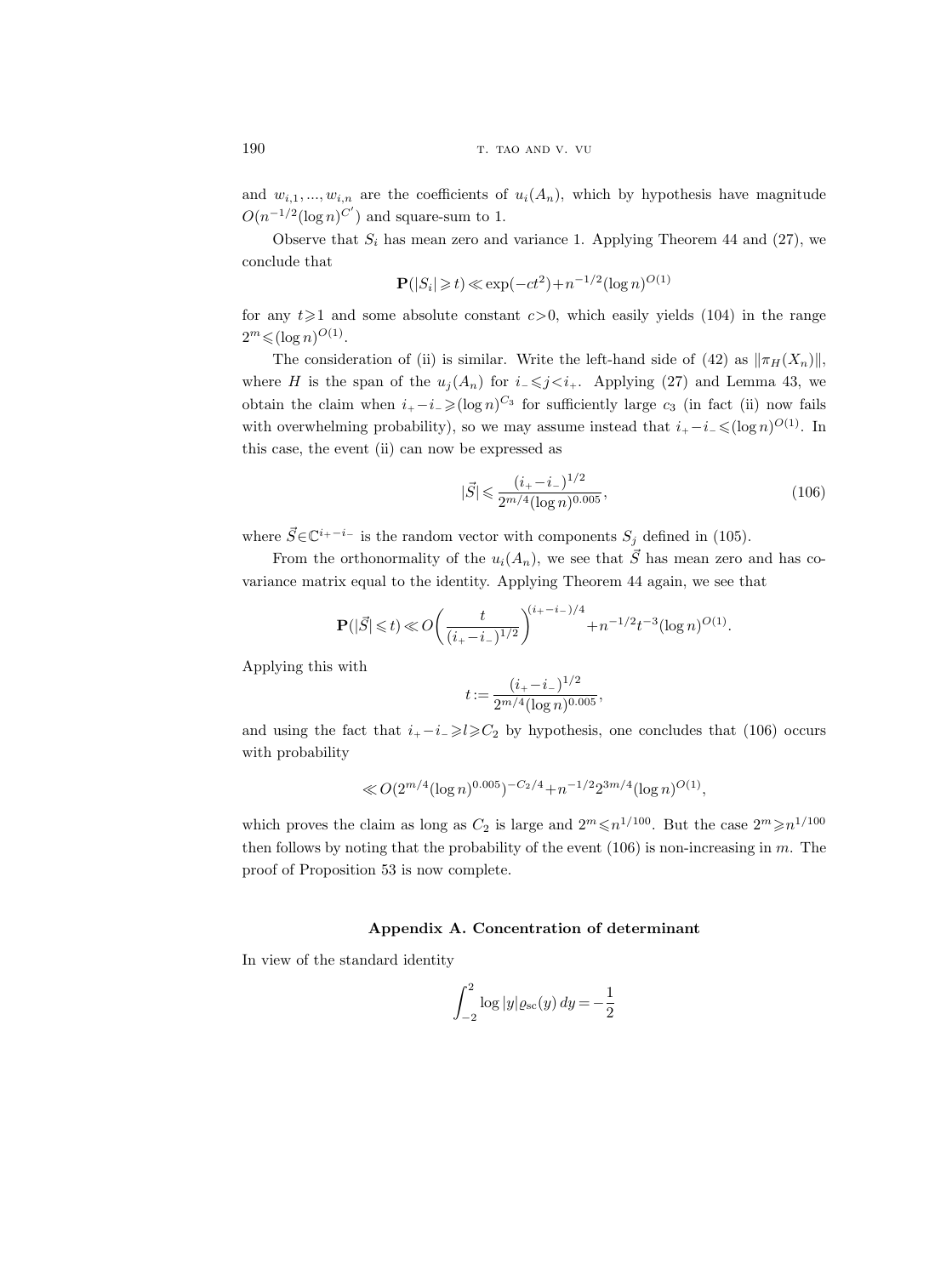and $w_{i,1}, ..., w_{i,n}$ are the coefficients of $u_i(A_n)$, which by hypothesis have magnitude $O(n^{-1/2}(\log n)^{C'})$ and square-sum to 1.

Observe that $S_i$ has mean zero and variance 1. Applying Theorem 44 and (27), we conclude that

$$\mathbf{P}(|S_i| \geqslant t) \ll \exp(-ct^2) + n^{-1/2}(\log n)^{O(1)}$$

for any $t \geqslant 1$ and some absolute constant $c > 0$, which easily yields (104) in the range $2^m \leqslant (\log n)^{O(1)}$.

The consideration of (ii) is similar. Write the left-hand side of (42) as $\|\pi_H(X_n)\|$, where $H$ is the span of the $u_j(A_n)$ for $i_- \leqslant j < i_+$. Applying (27) and Lemma 43, we obtain the claim when $i_+ - i_- \geqslant (\log n)^{C_3}$ for sufficiently large $c_3$ (in fact (ii) now fails with overwhelming probability), so we may assume instead that $i_+ - i_- \leqslant (\log n)^{O(1)}$. In this case, the event (ii) can now be expressed as

$$|\vec{S}| \leqslant \frac{(i_+ - i_-)^{1/2}}{2^{m/4}(\log n)^{0.005}}, \tag{106}$$

where $\vec{S} \in \mathbb{C}^{i_+ - i_-}$ is the random vector with components $S_j$ defined in (105).

From the orthonormality of the $u_i(A_n)$, we see that $\vec{S}$ has mean zero and has covariance matrix equal to the identity. Applying Theorem 44 again, we see that

$$\mathbf{P}(|\vec{S}| \leqslant t) \ll O\left(\frac{t}{(i_+ - i_-)^{1/2}}\right)^{(i_+ - i_-)/4} + n^{-1/2} t^{-3} (\log n)^{O(1)}.$$

Applying this with

$$t := \frac{(i_+ - i_-)^{1/2}}{2^{m/4}(\log n)^{0.005}},$$

and using the fact that $i_+ - i_- \geqslant l \geqslant C_2$ by hypothesis, one concludes that (106) occurs with probability

$$\ll O(2^{m/4}(\log n)^{0.005})^{-C_2/4} + n^{-1/2} 2^{3m/4} (\log n)^{O(1)},$$

which proves the claim as long as $C_2$ is large and $2^m \leqslant n^{1/100}$. But the case $2^m \geqslant n^{1/100}$ then follows by noting that the probability of the event (106) is non-increasing in $m$. The proof of Proposition 53 is now complete.

## Appendix A. Concentration of determinant

In view of the standard identity

$$\int_{-2}^{2} \log |y| \varrho_{\mathrm{sc}}(y)\, dy = -\frac{1}{2}$$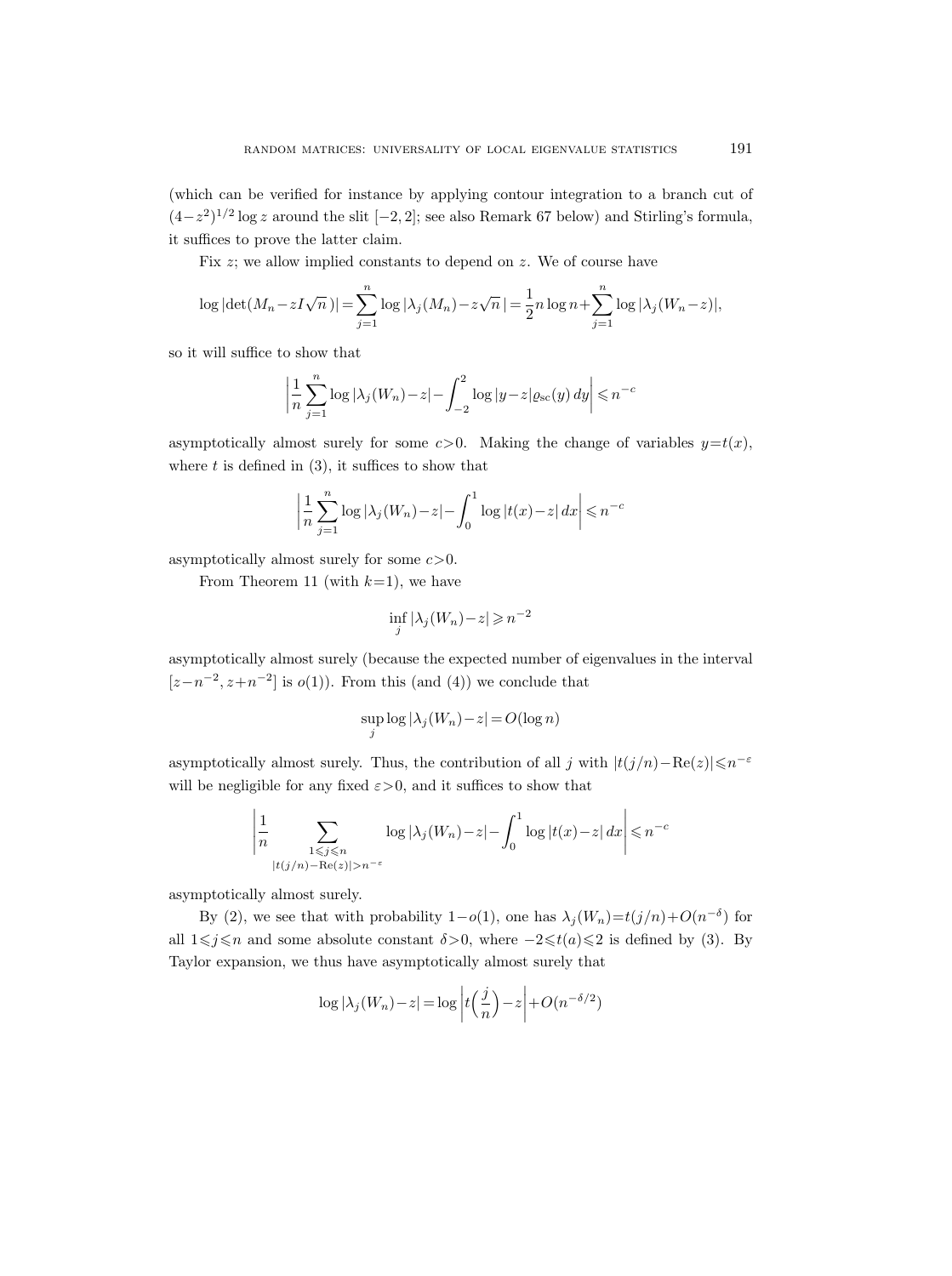(which can be verified for instance by applying contour integration to a branch cut of $(4-z^2)^{1/2}\log z$ around the slit $[-2,2]$; see also Remark 67 below) and Stirling's formula, it suffices to prove the latter claim.

Fix $z$; we allow implied constants to depend on $z$. We of course have

$$\log|\det(M_n - zI\sqrt{n})| = \sum_{j=1}^{n} \log|\lambda_j(M_n) - z\sqrt{n}\,| = \frac{1}{2}n\log n + \sum_{j=1}^{n}\log|\lambda_j(W_n - z)|,$$

so it will suffice to show that

$$\left|\frac{1}{n}\sum_{j=1}^{n}\log|\lambda_j(W_n)-z| - \int_{-2}^{2}\log|y-z|\varrho_{\mathrm{sc}}(y)\,dy\right| \leqslant n^{-c}$$

asymptotically almost surely for some $c>0$. Making the change of variables $y=t(x)$, where $t$ is defined in (3), it suffices to show that

$$\left|\frac{1}{n}\sum_{j=1}^{n}\log|\lambda_j(W_n)-z| - \int_{0}^{1}\log|t(x)-z|\,dx\right| \leqslant n^{-c}$$

asymptotically almost surely for some $c>0$.

From Theorem 11 (with $k=1$), we have

$$\inf_j |\lambda_j(W_n)-z| \geqslant n^{-2}$$

asymptotically almost surely (because the expected number of eigenvalues in the interval $[z-n^{-2}, z+n^{-2}]$ is $o(1)$). From this (and (4)) we conclude that

$$\sup_j \log|\lambda_j(W_n)-z| = O(\log n)$$

asymptotically almost surely. Thus, the contribution of all $j$ with $|t(j/n)-\mathrm{Re}(z)|\leqslant n^{-\varepsilon}$ will be negligible for any fixed $\varepsilon>0$, and it suffices to show that

$$\left|\frac{1}{n}\sum_{\substack{1\leqslant j\leqslant n\\ |t(j/n)-\mathrm{Re}(z)|>n^{-\varepsilon}}}\log|\lambda_j(W_n)-z| - \int_{0}^{1}\log|t(x)-z|\,dx\right| \leqslant n^{-c}$$

asymptotically almost surely.

By (2), we see that with probability $1-o(1)$, one has $\lambda_j(W_n)=t(j/n)+O(n^{-\delta})$ for all $1\leqslant j\leqslant n$ and some absolute constant $\delta>0$, where $-2\leqslant t(a)\leqslant 2$ is defined by (3). By Taylor expansion, we thus have asymptotically almost surely that

$$\log|\lambda_j(W_n)-z| = \log\left|t\Big(\frac{j}{n}\Big)-z\right| + O(n^{-\delta/2})$$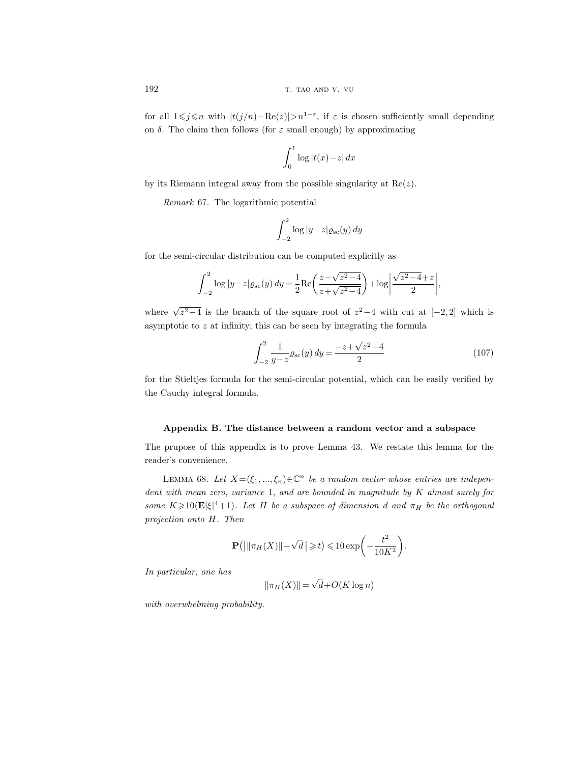for all $1 \leqslant j \leqslant n$ with $|t(j/n) - \mathrm{Re}(z)| > n^{1-\varepsilon}$, if $\varepsilon$ is chosen sufficiently small depending on $\delta$. The claim then follows (for $\varepsilon$ small enough) by approximating

$$\int_0^1 \log |t(x) - z| \, dx$$

by its Riemann integral away from the possible singularity at $\mathrm{Re}(z)$.

*Remark* 67. The logarithmic potential

$$\int_{-2}^{2} \log |y - z| \varrho_{\mathrm{sc}}(y) \, dy$$

for the semi-circular distribution can be computed explicitly as

$$\int_{-2}^{2} \log |y - z| \varrho_{\mathrm{sc}}(y) \, dy = \frac{1}{2} \mathrm{Re}\left( \frac{z - \sqrt{z^2 - 4}}{z + \sqrt{z^2 - 4}} \right) + \log \left| \frac{\sqrt{z^2 - 4} + z}{2} \right|,$$

where $\sqrt{z^2 - 4}$ is the branch of the square root of $z^2 - 4$ with cut at $[-2, 2]$ which is asymptotic to $z$ at infinity; this can be seen by integrating the formula

$$\int_{-2}^{2} \frac{1}{y - z} \varrho_{\mathrm{sc}}(y) \, dy = \frac{-z + \sqrt{z^2 - 4}}{2} \tag{107}$$

for the Stieltjes formula for the semi-circular potential, which can be easily verified by the Cauchy integral formula.

## Appendix B. The distance between a random vector and a subspace

The prupose of this appendix is to prove Lemma 43. We restate this lemma for the reader's convenience.

LEMMA 68. *Let $X = (\xi_1, ..., \xi_n) \in \mathbb{C}^n$ be a random vector whose entries are independent with mean zero, variance* 1, *and are bounded in magnitude by $K$ almost surely for some $K \geqslant 10(\mathbf{E}|\xi|^4 + 1)$. Let $H$ be a subspace of dimension $d$ and $\pi_H$ be the orthogonal projection onto $H$. Then*

$$\mathbf{P}\big( \big| \|\pi_H(X)\| - \sqrt{d} \, \big| \geqslant t \big) \leqslant 10 \exp\left( -\frac{t^2}{10K^2} \right).$$

*In particular, one has*

$$\|\pi_H(X)\| = \sqrt{d} + O(K \log n)$$

*with overwhelming probability.*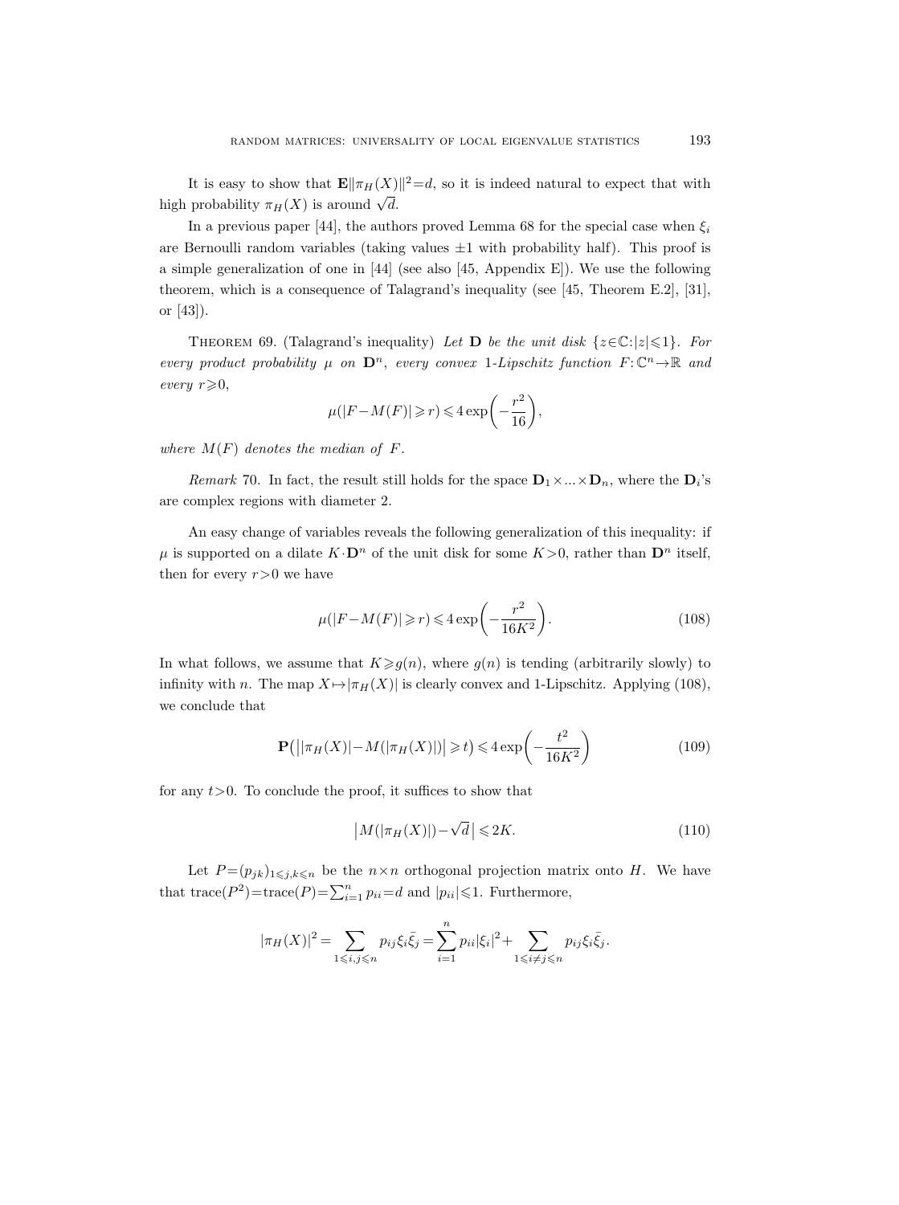It is easy to show that $\mathbf{E}\|\pi_H(X)\|^2=d$, so it is indeed natural to expect that with high probability $\pi_H(X)$ is around $\sqrt{d}$.

In a previous paper [44], the authors proved Lemma 68 for the special case when $\xi_i$ are Bernoulli random variables (taking values $\pm 1$ with probability half). This proof is a simple generalization of one in [44] (see also [45, Appendix E]). We use the following theorem, which is a consequence of Talagrand's inequality (see [45, Theorem E.2], [31], or [43]).

Theorem 69. (Talagrand's inequality) *Let* $\mathbf{D}$ *be the unit disk* $\{z\in\mathbb{C}:|z|\leqslant 1\}$. *For every product probability* $\mu$ *on* $\mathbf{D}^n$, *every convex* 1*-Lipschitz function* $F:\mathbb{C}^n\to\mathbb{R}$ *and every* $r\geqslant 0$,

$$\mu(|F-M(F)|\geqslant r)\leqslant 4\exp\left(-\frac{r^2}{16}\right),$$

*where* $M(F)$ *denotes the median of* $F$.

*Remark* 70. In fact, the result still holds for the space $\mathbf{D}_1\times\ldots\times\mathbf{D}_n$, where the $\mathbf{D}_i$'s are complex regions with diameter 2.

An easy change of variables reveals the following generalization of this inequality: if $\mu$ is supported on a dilate $K\cdot\mathbf{D}^n$ of the unit disk for some $K>0$, rather than $\mathbf{D}^n$ itself, then for every $r>0$ we have

$$\mu(|F-M(F)|\geqslant r)\leqslant 4\exp\left(-\frac{r^2}{16K^2}\right). \tag{108}$$

In what follows, we assume that $K\geqslant g(n)$, where $g(n)$ is tending (arbitrarily slowly) to infinity with $n$. The map $X\mapsto|\pi_H(X)|$ is clearly convex and 1-Lipschitz. Applying (108), we conclude that

$$\mathbf{P}\big(\big||\pi_H(X)|-M(|\pi_H(X)|)\big|\geqslant t\big)\leqslant 4\exp\left(-\frac{t^2}{16K^2}\right) \tag{109}$$

for any $t>0$. To conclude the proof, it suffices to show that

$$\big|M(|\pi_H(X)|)-\sqrt{d}\,\big|\leqslant 2K. \tag{110}$$

Let $P=(p_{jk})_{1\leqslant j,k\leqslant n}$ be the $n\times n$ orthogonal projection matrix onto $H$. We have that $\operatorname{trace}(P^2)=\operatorname{trace}(P)=\sum_{i=1}^n p_{ii}=d$ and $|p_{ii}|\leqslant 1$. Furthermore,

$$|\pi_H(X)|^2=\sum_{1\leqslant i,j\leqslant n}p_{ij}\xi_i\bar{\xi}_j=\sum_{i=1}^n p_{ii}|\xi_i|^2+\sum_{1\leqslant i\neq j\leqslant n}p_{ij}\xi_i\bar{\xi}_j.$$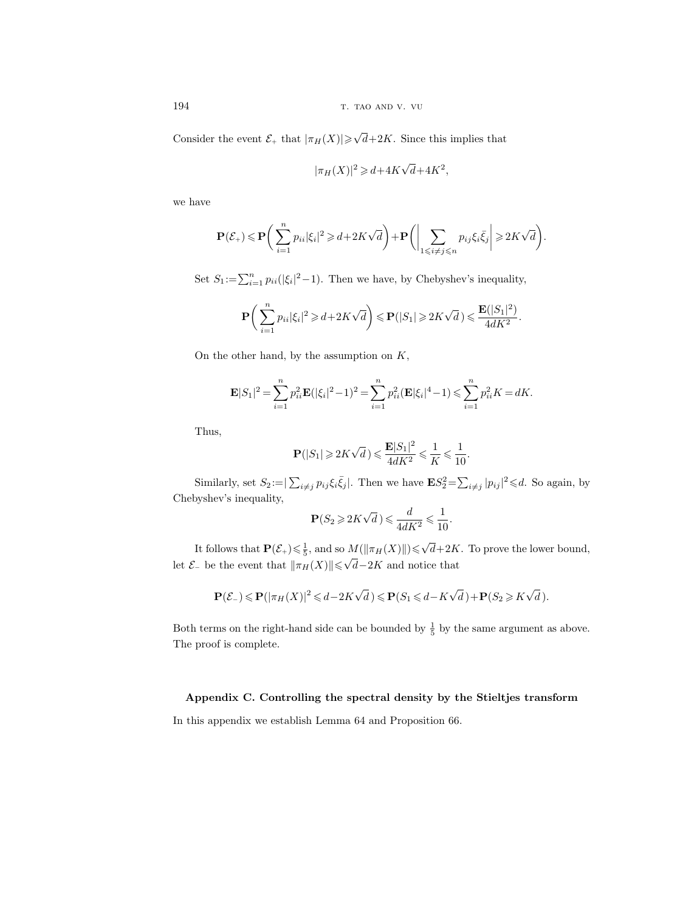Consider the event $\mathcal{E}_+$ that $|\pi_H(X)| \geqslant \sqrt{d}+2K$. Since this implies that

$$|\pi_H(X)|^2 \geqslant d+4K\sqrt{d}+4K^2,$$

we have

$$\mathbf{P}(\mathcal{E}_+) \leqslant \mathbf{P}\biggl(\sum_{i=1}^n p_{ii}|\xi_i|^2 \geqslant d+2K\sqrt{d}\biggr)+\mathbf{P}\biggl(\biggl|\sum_{1\leqslant i\neq j\leqslant n} p_{ij}\xi_i\bar{\xi}_j\biggr| \geqslant 2K\sqrt{d}\biggr).$$

Set $S_1 := \sum_{i=1}^n p_{ii}(|\xi_i|^2-1)$. Then we have, by Chebyshev's inequality,

$$\mathbf{P}\biggl(\sum_{i=1}^n p_{ii}|\xi_i|^2 \geqslant d+2K\sqrt{d}\biggr) \leqslant \mathbf{P}(|S_1| \geqslant 2K\sqrt{d}\,) \leqslant \frac{\mathbf{E}(|S_1|^2)}{4dK^2}.$$

On the other hand, by the assumption on $K$,

$$\mathbf{E}|S_1|^2 = \sum_{i=1}^n p_{ii}^2 \mathbf{E}(|\xi_i|^2-1)^2 = \sum_{i=1}^n p_{ii}^2(\mathbf{E}|\xi_i|^4-1) \leqslant \sum_{i=1}^n p_{ii}^2 K = dK.$$

Thus,

$$\mathbf{P}(|S_1| \geqslant 2K\sqrt{d}\,) \leqslant \frac{\mathbf{E}|S_1|^2}{4dK^2} \leqslant \frac{1}{K} \leqslant \frac{1}{10}.$$

Similarly, set $S_2 := |\sum_{i\neq j} p_{ij}\xi_i\bar{\xi}_j|$. Then we have $\mathbf{E}S_2^2 = \sum_{i\neq j}|p_{ij}|^2 \leqslant d$. So again, by Chebyshev's inequality,

$$\mathbf{P}(S_2 \geqslant 2K\sqrt{d}\,) \leqslant \frac{d}{4dK^2} \leqslant \frac{1}{10}.$$

It follows that $\mathbf{P}(\mathcal{E}_+) \leqslant \frac{1}{5}$, and so $M(\|\pi_H(X)\|) \leqslant \sqrt{d}+2K$. To prove the lower bound, let $\mathcal{E}_-$ be the event that $\|\pi_H(X)\| \leqslant \sqrt{d}-2K$ and notice that

$$\mathbf{P}(\mathcal{E}_-) \leqslant \mathbf{P}(|\pi_H(X)|^2 \leqslant d-2K\sqrt{d}\,) \leqslant \mathbf{P}(S_1 \leqslant d-K\sqrt{d}\,)+\mathbf{P}(S_2 \geqslant K\sqrt{d}\,).$$

Both terms on the right-hand side can be bounded by $\frac{1}{5}$ by the same argument as above. The proof is complete.

## Appendix C. Controlling the spectral density by the Stieltjes transform

In this appendix we establish Lemma 64 and Proposition 66.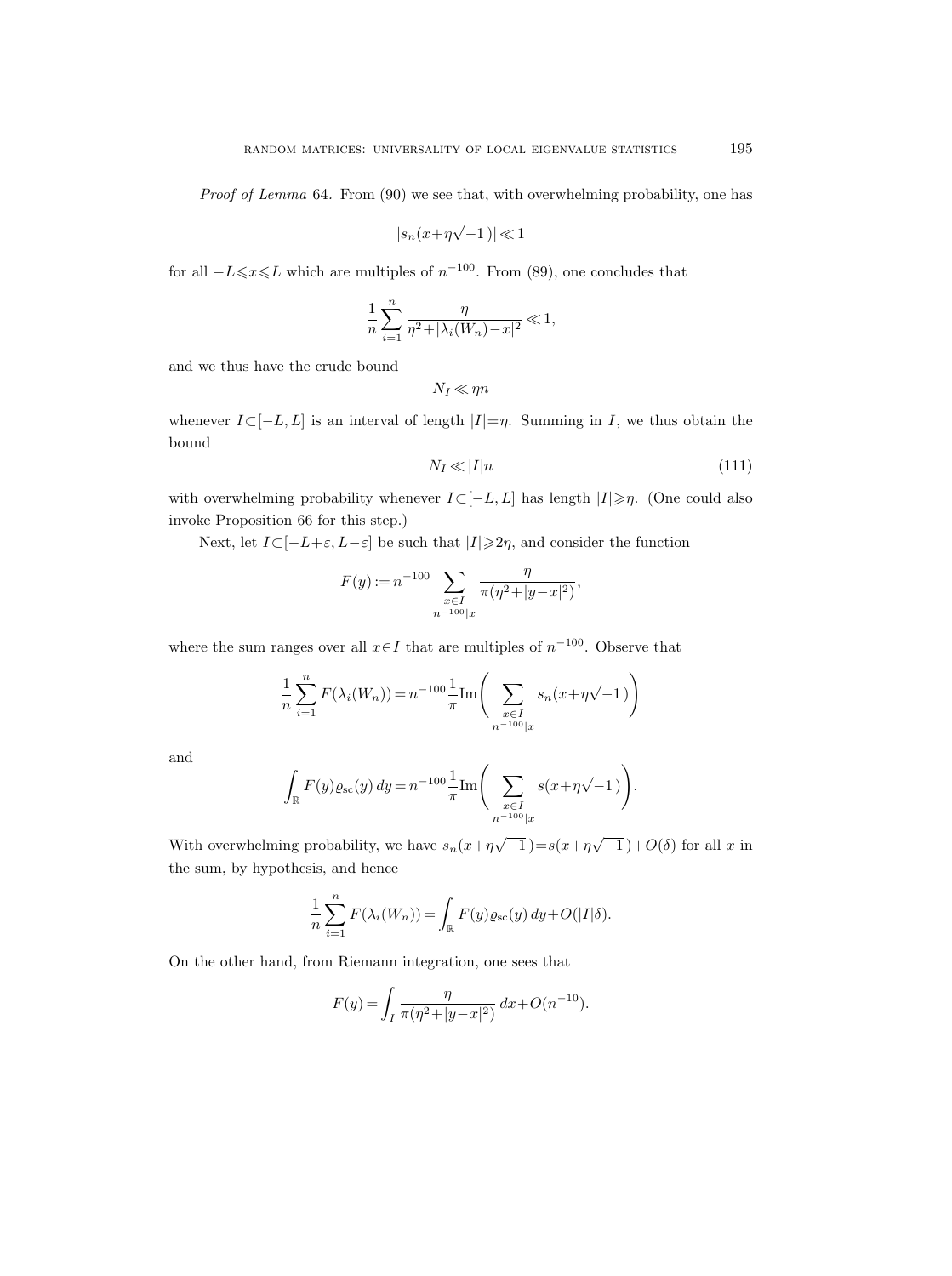*Proof of Lemma* 64. From (90) we see that, with overwhelming probability, one has

$$|s_n(x+\eta\sqrt{-1}\,)| \ll 1$$

for all $-L \leqslant x \leqslant L$ which are multiples of $n^{-100}$. From (89), one concludes that

$$\frac{1}{n}\sum_{i=1}^{n} \frac{\eta}{\eta^2+|\lambda_i(W_n)-x|^2} \ll 1,$$

and we thus have the crude bound

$$N_I \ll \eta n$$

whenever $I \subset [-L, L]$ is an interval of length $|I| = \eta$. Summing in $I$, we thus obtain the bound

$$N_I \ll |I| n \tag{111}$$

with overwhelming probability whenever $I \subset [-L, L]$ has length $|I| \geqslant \eta$. (One could also invoke Proposition 66 for this step.)

Next, let $I \subset [-L+\varepsilon, L-\varepsilon]$ be such that $|I| \geqslant 2\eta$, and consider the function

$$F(y) := n^{-100} \sum_{\substack{x \in I \\ n^{-100} | x}} \frac{\eta}{\pi(\eta^2+|y-x|^2)},$$

where the sum ranges over all $x \in I$ that are multiples of $n^{-100}$. Observe that

$$\frac{1}{n}\sum_{i=1}^{n} F(\lambda_i(W_n)) = n^{-100}\frac{1}{\pi}\mathrm{Im}\Bigg(\sum_{\substack{x \in I \\ n^{-100}|x}} s_n(x+\eta\sqrt{-1}\,)\Bigg)$$

and

$$\int_{\mathbb{R}} F(y)\varrho_{\mathrm{sc}}(y)\,dy = n^{-100}\frac{1}{\pi}\mathrm{Im}\Bigg(\sum_{\substack{x \in I \\ n^{-100}|x}} s(x+\eta\sqrt{-1}\,)\Bigg).$$

With overwhelming probability, we have $s_n(x+\eta\sqrt{-1}\,) = s(x+\eta\sqrt{-1}\,)+O(\delta)$ for all $x$ in the sum, by hypothesis, and hence

$$\frac{1}{n}\sum_{i=1}^{n} F(\lambda_i(W_n)) = \int_{\mathbb{R}} F(y)\varrho_{\mathrm{sc}}(y)\,dy + O(|I|\delta).$$

On the other hand, from Riemann integration, one sees that

$$F(y) = \int_I \frac{\eta}{\pi(\eta^2+|y-x|^2)}\,dx + O(n^{-10}).$$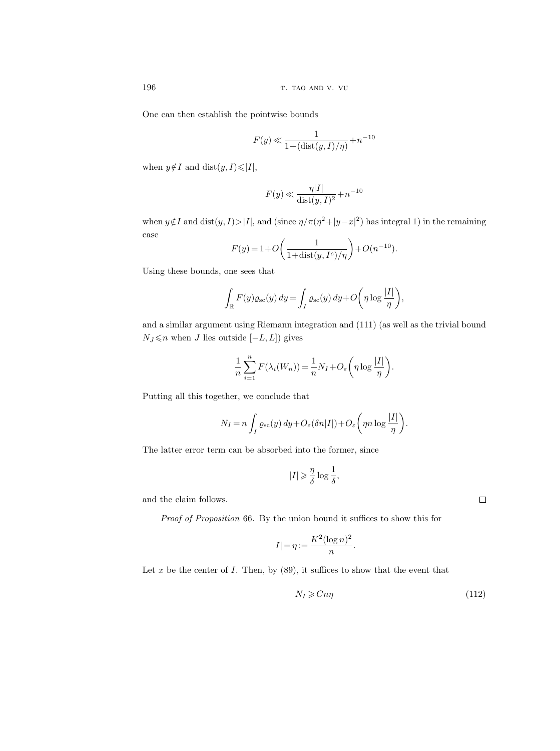One can then establish the pointwise bounds

$$F(y) \ll \frac{1}{1+(\operatorname{dist}(y,I)/\eta)} + n^{-10}$$

when $y \notin I$ and $\operatorname{dist}(y,I) \leqslant |I|$,

$$F(y) \ll \frac{\eta |I|}{\operatorname{dist}(y,I)^2} + n^{-10}$$

when $y \notin I$ and $\operatorname{dist}(y,I) > |I|$, and (since $\eta/\pi(\eta^2+|y-x|^2)$ has integral 1) in the remaining case

$$F(y) = 1 + O\left(\frac{1}{1+\operatorname{dist}(y,I^c)/\eta}\right) + O(n^{-10}).$$

Using these bounds, one sees that

$$\int_{\mathbb{R}} F(y)\varrho_{\mathrm{sc}}(y)\,dy = \int_I \varrho_{\mathrm{sc}}(y)\,dy + O\left(\eta \log \frac{|I|}{\eta}\right),$$

and a similar argument using Riemann integration and (111) (as well as the trivial bound $N_J \leqslant n$ when $J$ lies outside $[-L,L]$) gives

$$\frac{1}{n}\sum_{i=1}^{n} F(\lambda_i(W_n)) = \frac{1}{n} N_I + O_\varepsilon\left(\eta \log \frac{|I|}{\eta}\right).$$

Putting all this together, we conclude that

$$N_I = n\int_I \varrho_{\mathrm{sc}}(y)\,dy + O_\varepsilon(\delta n |I|) + O_\varepsilon\left(\eta n \log \frac{|I|}{\eta}\right).$$

The latter error term can be absorbed into the former, since

$$|I| \geqslant \frac{\eta}{\delta}\log\frac{1}{\delta},$$

and the claim follows. $\square$

*Proof of Proposition* 66. By the union bound it suffices to show this for

$$|I| = \eta := \frac{K^2(\log n)^2}{n}.$$

Let $x$ be the center of $I$. Then, by (89), it suffices to show that the event that

$$N_I \geqslant Cn\eta \tag{112}$$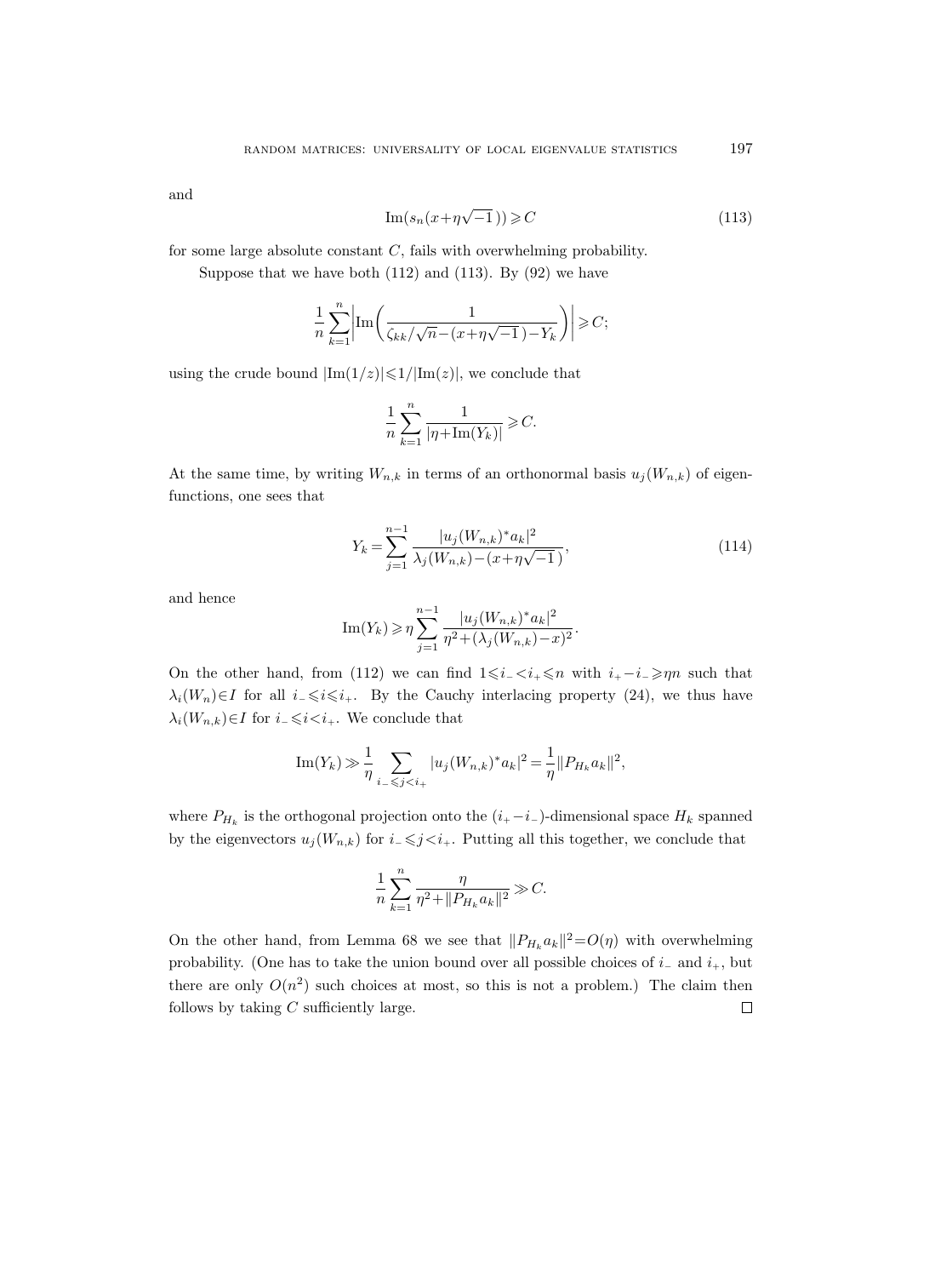and

$$\mathrm{Im}(s_n(x+\eta\sqrt{-1}\,))\geqslant C \tag{113}$$

for some large absolute constant $C$, fails with overwhelming probability.

Suppose that we have both (112) and (113). By (92) we have

$$\frac{1}{n}\sum_{k=1}^{n}\left|\mathrm{Im}\left(\frac{1}{\zeta_{kk}/\sqrt{n}-(x+\eta\sqrt{-1}\,)-Y_k}\right)\right|\geqslant C;$$

using the crude bound $|\mathrm{Im}(1/z)|\leqslant 1/|\mathrm{Im}(z)|$, we conclude that

$$\frac{1}{n}\sum_{k=1}^{n}\frac{1}{|\eta+\mathrm{Im}(Y_k)|}\geqslant C.$$

At the same time, by writing $W_{n,k}$ in terms of an orthonormal basis $u_j(W_{n,k})$ of eigenfunctions, one sees that

$$Y_k=\sum_{j=1}^{n-1}\frac{|u_j(W_{n,k})^*a_k|^2}{\lambda_j(W_{n,k})-(x+\eta\sqrt{-1}\,)}, \tag{114}$$

and hence

$$\mathrm{Im}(Y_k)\geqslant \eta\sum_{j=1}^{n-1}\frac{|u_j(W_{n,k})^*a_k|^2}{\eta^2+(\lambda_j(W_{n,k})-x)^2}.$$

On the other hand, from (112) we can find $1\leqslant i_-<i_+\leqslant n$ with $i_+-i_-\geqslant \eta n$ such that $\lambda_i(W_n)\in I$ for all $i_-\leqslant i\leqslant i_+$. By the Cauchy interlacing property (24), we thus have $\lambda_i(W_{n,k})\in I$ for $i_-\leqslant i<i_+$. We conclude that

$$\mathrm{Im}(Y_k)\gg\frac{1}{\eta}\sum_{i_-\leqslant j<i_+}|u_j(W_{n,k})^*a_k|^2=\frac{1}{\eta}\|P_{H_k}a_k\|^2,$$

where $P_{H_k}$ is the orthogonal projection onto the $(i_+-i_-)$-dimensional space $H_k$ spanned by the eigenvectors $u_j(W_{n,k})$ for $i_-\leqslant j<i_+$. Putting all this together, we conclude that

$$\frac{1}{n}\sum_{k=1}^{n}\frac{\eta}{\eta^2+\|P_{H_k}a_k\|^2}\gg C.$$

On the other hand, from Lemma 68 we see that $\|P_{H_k}a_k\|^2=O(\eta)$ with overwhelming probability. (One has to take the union bound over all possible choices of $i_-$ and $i_+$, but there are only $O(n^2)$ such choices at most, so this is not a problem.) The claim then follows by taking $C$ sufficiently large. $\square$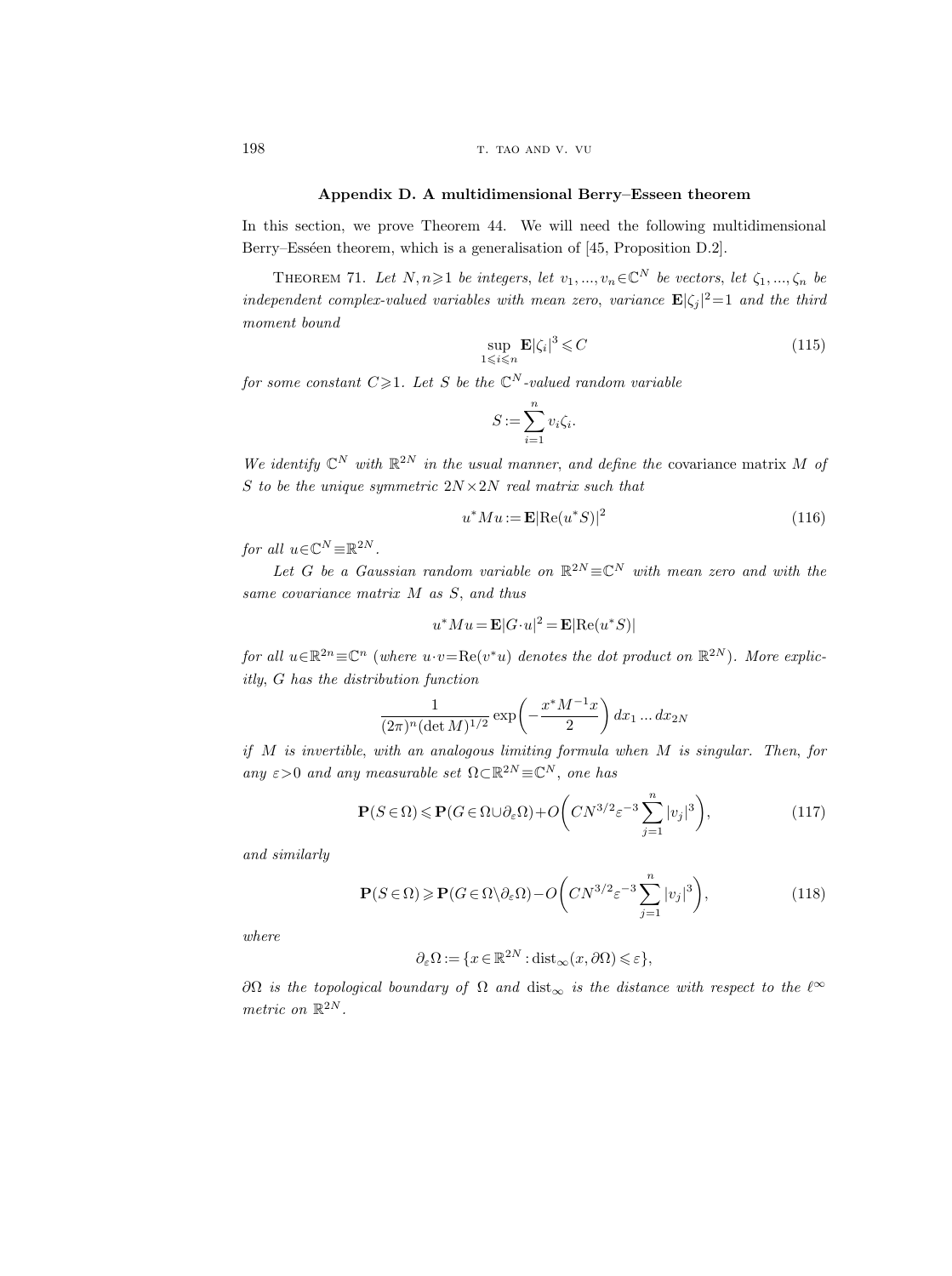## Appendix D. A multidimensional Berry–Esseen theorem

In this section, we prove Theorem 44. We will need the following multidimensional Berry–Esséen theorem, which is a generalisation of [45, Proposition D.2].

THEOREM 71. *Let $N, n \geqslant 1$ be integers, let $v_1, ..., v_n \in \mathbb{C}^N$ be vectors, let $\zeta_1, ..., \zeta_n$ be independent complex-valued variables with mean zero, variance $\mathbf{E}|\zeta_j|^2 = 1$ and the third moment bound*

$$\sup_{1 \leqslant i \leqslant n} \mathbf{E}|\zeta_i|^3 \leqslant C \tag{115}$$

*for some constant $C \geqslant 1$. Let $S$ be the $\mathbb{C}^N$-valued random variable*

$$S := \sum_{i=1}^{n} v_i \zeta_i.$$

*We identify $\mathbb{C}^N$ with $\mathbb{R}^{2N}$ in the usual manner, and define the* covariance matrix *$M$ of $S$ to be the unique symmetric $2N \times 2N$ real matrix such that*

$$u^* M u := \mathbf{E}|\mathrm{Re}(u^* S)|^2 \tag{116}$$

*for all $u \in \mathbb{C}^N \equiv \mathbb{R}^{2N}$.*

*Let $G$ be a Gaussian random variable on $\mathbb{R}^{2N} \equiv \mathbb{C}^N$ with mean zero and with the same covariance matrix $M$ as $S$, and thus*

$$u^* M u = \mathbf{E}|G \cdot u|^2 = \mathbf{E}|\mathrm{Re}(u^* S)|$$

*for all $u \in \mathbb{R}^{2n} \equiv \mathbb{C}^n$ (where $u \cdot v = \mathrm{Re}(v^* u)$ denotes the dot product on $\mathbb{R}^{2N}$). More explicitly, $G$ has the distribution function*

$$\frac{1}{(2\pi)^n (\det M)^{1/2}} \exp\left(-\frac{x^* M^{-1} x}{2}\right) dx_1 \dots dx_{2N}$$

*if $M$ is invertible, with an analogous limiting formula when $M$ is singular. Then, for any $\varepsilon > 0$ and any measurable set $\Omega \subset \mathbb{R}^{2N} \equiv \mathbb{C}^N$, one has*

$$\mathbf{P}(S \in \Omega) \leqslant \mathbf{P}(G \in \Omega \cup \partial_\varepsilon \Omega) + O\left(C N^{3/2} \varepsilon^{-3} \sum_{j=1}^{n} |v_j|^3\right), \tag{117}$$

*and similarly*

$$\mathbf{P}(S \in \Omega) \geqslant \mathbf{P}(G \in \Omega \setminus \partial_\varepsilon \Omega) - O\left(C N^{3/2} \varepsilon^{-3} \sum_{j=1}^{n} |v_j|^3\right), \tag{118}$$

*where*

$$\partial_\varepsilon \Omega := \{x \in \mathbb{R}^{2N} : \mathrm{dist}_\infty(x, \partial\Omega) \leqslant \varepsilon\},$$

*$\partial\Omega$ is the topological boundary of $\Omega$ and $\mathrm{dist}_\infty$ is the distance with respect to the $\ell^\infty$ metric on $\mathbb{R}^{2N}$.*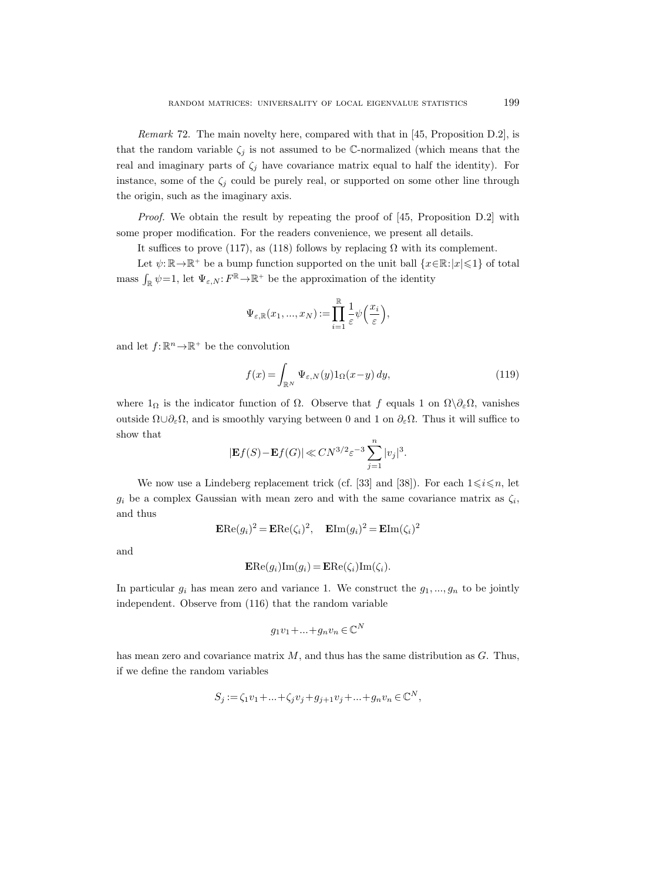*Remark* 72. The main novelty here, compared with that in [45, Proposition D.2], is that the random variable $\zeta_j$ is not assumed to be $\mathbb{C}$-normalized (which means that the real and imaginary parts of $\zeta_j$ have covariance matrix equal to half the identity). For instance, some of the $\zeta_j$ could be purely real, or supported on some other line through the origin, such as the imaginary axis.

*Proof.* We obtain the result by repeating the proof of [45, Proposition D.2] with some proper modification. For the readers convenience, we present all details.

It suffices to prove (117), as (118) follows by replacing $\Omega$ with its complement.

Let $\psi:\mathbb{R}\to\mathbb{R}^+$ be a bump function supported on the unit ball $\{x\in\mathbb{R}:|x|\leqslant 1\}$ of total mass $\int_{\mathbb{R}}\psi=1$, let $\Psi_{\varepsilon,N}:F^{\mathbb{R}}\to\mathbb{R}^+$ be the approximation of the identity

$$\Psi_{\varepsilon,\mathbb{R}}(x_1,...,x_N):=\prod_{i=1}^{\mathbb{R}}\frac{1}{\varepsilon}\psi\Big(\frac{x_i}{\varepsilon}\Big),$$

and let $f:\mathbb{R}^n\to\mathbb{R}^+$ be the convolution

$$f(x)=\int_{\mathbb{R}^N}\Psi_{\varepsilon,N}(y)1_\Omega(x-y)\,dy, \tag{119}$$

where $1_\Omega$ is the indicator function of $\Omega$. Observe that $f$ equals 1 on $\Omega\backslash\partial_\varepsilon\Omega$, vanishes outside $\Omega\cup\partial_\varepsilon\Omega$, and is smoothly varying between 0 and 1 on $\partial_\varepsilon\Omega$. Thus it will suffice to show that

$$|\mathbf{E}f(S)-\mathbf{E}f(G)|\ll CN^{3/2}\varepsilon^{-3}\sum_{j=1}^n|v_j|^3.$$

We now use a Lindeberg replacement trick (cf. [33] and [38]). For each $1\leqslant i\leqslant n$, let $g_i$ be a complex Gaussian with mean zero and with the same covariance matrix as $\zeta_i$, and thus

$$\mathbf{E}\mathrm{Re}(g_i)^2=\mathbf{E}\mathrm{Re}(\zeta_i)^2,\quad \mathbf{E}\mathrm{Im}(g_i)^2=\mathbf{E}\mathrm{Im}(\zeta_i)^2$$

and

$$\mathbf{E}\mathrm{Re}(g_i)\mathrm{Im}(g_i)=\mathbf{E}\mathrm{Re}(\zeta_i)\mathrm{Im}(\zeta_i).$$

In particular $g_i$ has mean zero and variance 1. We construct the $g_1,...,g_n$ to be jointly independent. Observe from (116) that the random variable

$$g_1v_1+...+g_nv_n\in\mathbb{C}^N$$

has mean zero and covariance matrix $M$, and thus has the same distribution as $G$. Thus, if we define the random variables

$$S_j:=\zeta_1v_1+...+\zeta_jv_j+g_{j+1}v_j+...+g_nv_n\in\mathbb{C}^N,$$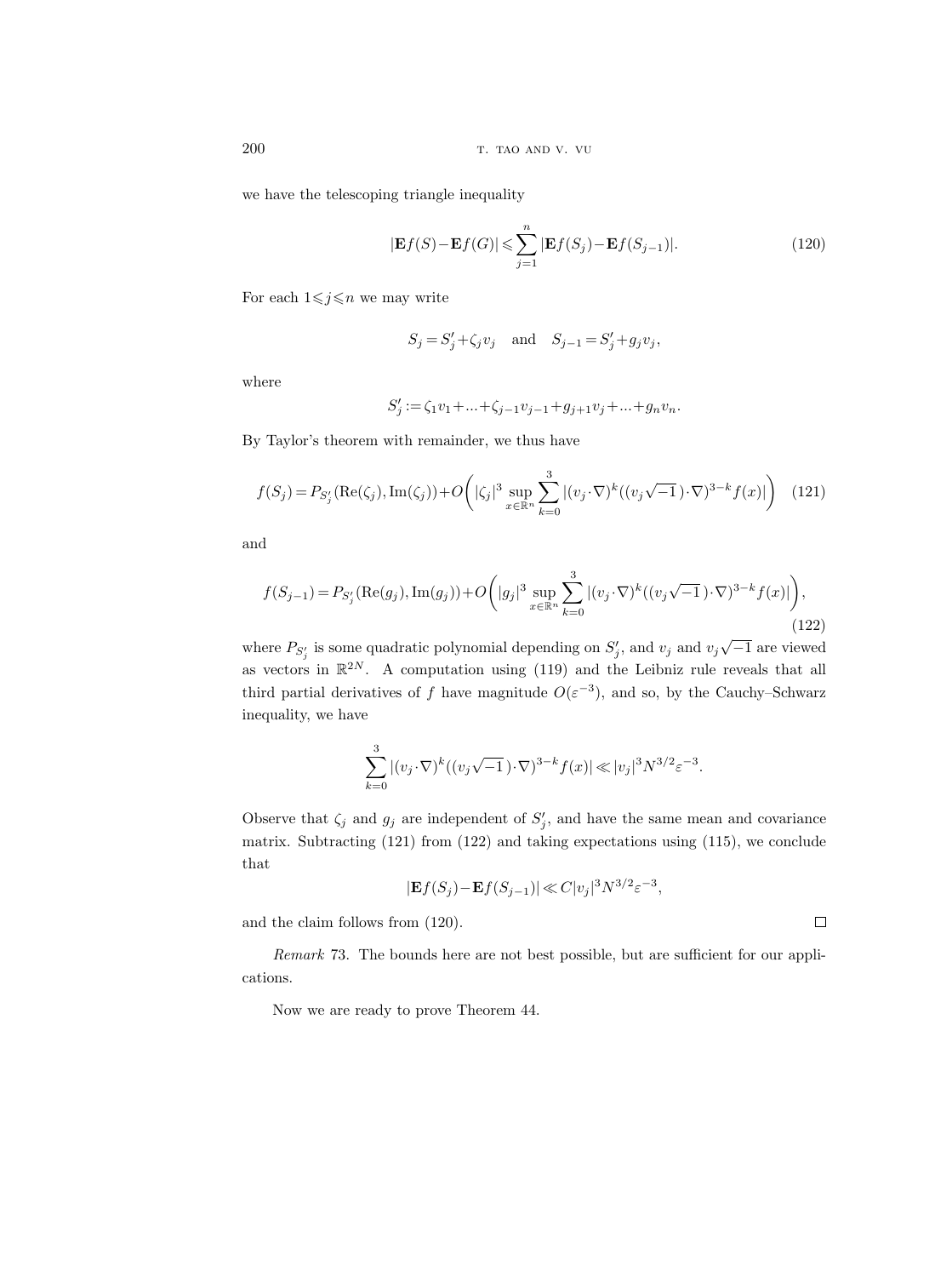we have the telescoping triangle inequality

$$|\mathbf{E}f(S)-\mathbf{E}f(G)| \leqslant \sum_{j=1}^{n} |\mathbf{E}f(S_j)-\mathbf{E}f(S_{j-1})|. \tag{120}$$

For each $1\leqslant j\leqslant n$ we may write

$$S_j = S'_j+\zeta_j v_j \quad \text{and} \quad S_{j-1} = S'_j+g_j v_j,$$

where

$$S'_j := \zeta_1 v_1+...+\zeta_{j-1}v_{j-1}+g_{j+1}v_j+...+g_n v_n.$$

By Taylor's theorem with remainder, we thus have

$$f(S_j) = P_{S'_j}(\operatorname{Re}(\zeta_j), \operatorname{Im}(\zeta_j))+O\biggl(|\zeta_j|^3 \sup_{x\in\mathbb{R}^n} \sum_{k=0}^{3} |(v_j\cdot\nabla)^k((v_j\sqrt{-1}\,)\cdot\nabla)^{3-k} f(x)|\biggr) \tag{121}$$

and

$$f(S_{j-1}) = P_{S'_j}(\operatorname{Re}(g_j), \operatorname{Im}(g_j))+O\biggl(|g_j|^3 \sup_{x\in\mathbb{R}^n} \sum_{k=0}^{3} |(v_j\cdot\nabla)^k((v_j\sqrt{-1}\,)\cdot\nabla)^{3-k} f(x)|\biggr), \tag{122}$$

where $P_{S'_j}$ is some quadratic polynomial depending on $S'_j$, and $v_j$ and $v_j\sqrt{-1}$ are viewed as vectors in $\mathbb{R}^{2N}$. A computation using (119) and the Leibniz rule reveals that all third partial derivatives of $f$ have magnitude $O(\varepsilon^{-3})$, and so, by the Cauchy–Schwarz inequality, we have

$$\sum_{k=0}^{3} |(v_j\cdot\nabla)^k((v_j\sqrt{-1}\,)\cdot\nabla)^{3-k} f(x)| \ll |v_j|^3 N^{3/2}\varepsilon^{-3}.$$

Observe that $\zeta_j$ and $g_j$ are independent of $S'_j$, and have the same mean and covariance matrix. Subtracting (121) from (122) and taking expectations using (115), we conclude that

$$|\mathbf{E}f(S_j)-\mathbf{E}f(S_{j-1})| \ll C|v_j|^3 N^{3/2}\varepsilon^{-3},$$

and the claim follows from (120). □

*Remark* 73. The bounds here are not best possible, but are sufficient for our applications.

Now we are ready to prove Theorem 44.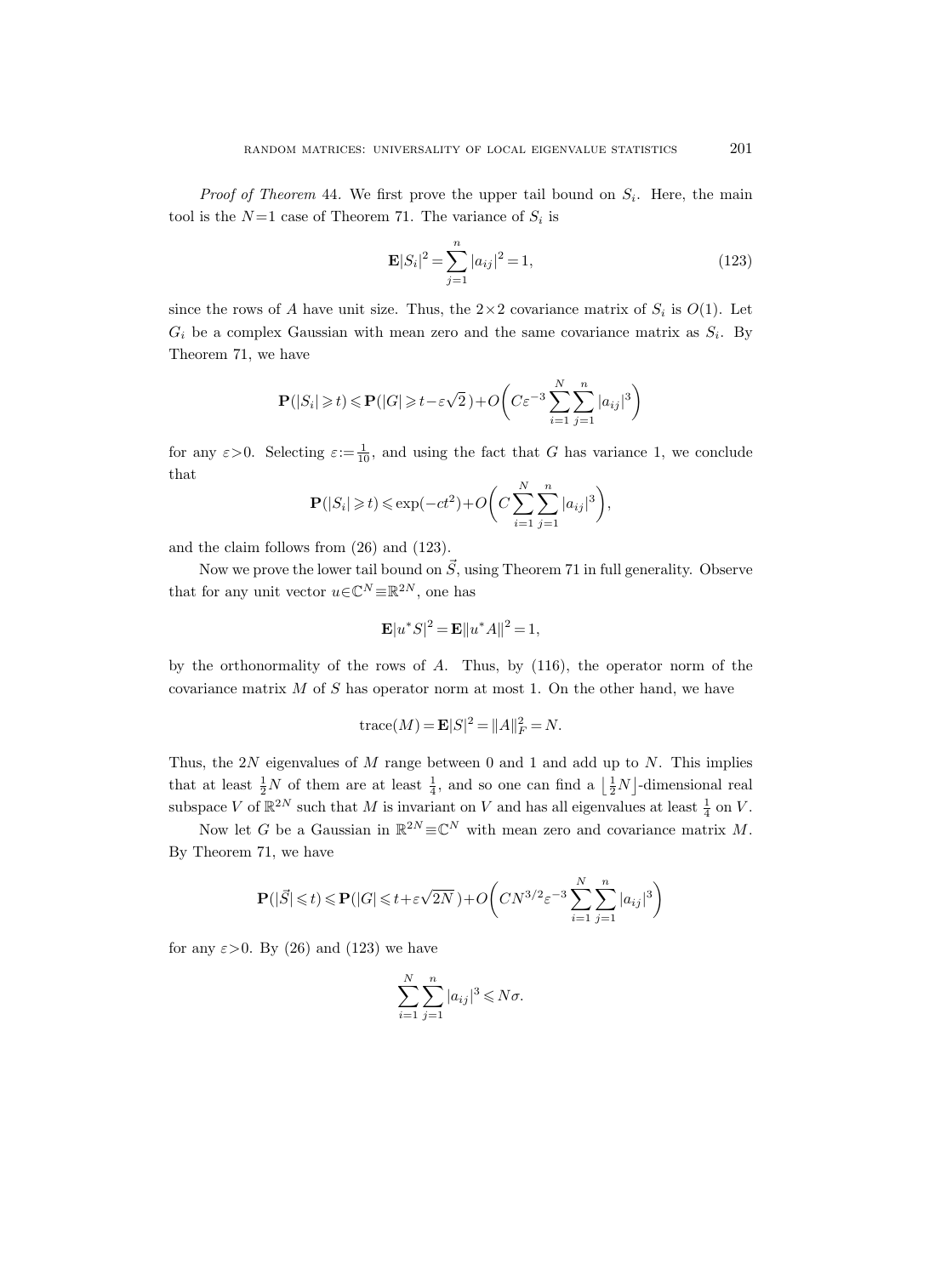*Proof of Theorem* 44. We first prove the upper tail bound on $S_i$. Here, the main tool is the $N=1$ case of Theorem 71. The variance of $S_i$ is

$$\mathbf{E}|S_i|^2 = \sum_{j=1}^{n} |a_{ij}|^2 = 1, \tag{123}$$

since the rows of $A$ have unit size. Thus, the $2\times 2$ covariance matrix of $S_i$ is $O(1)$. Let $G_i$ be a complex Gaussian with mean zero and the same covariance matrix as $S_i$. By Theorem 71, we have

$$\mathbf{P}(|S_i| \geqslant t) \leqslant \mathbf{P}(|G| \geqslant t - \varepsilon\sqrt{2}) + O\bigg(C\varepsilon^{-3} \sum_{i=1}^{N} \sum_{j=1}^{n} |a_{ij}|^3\bigg)$$

for any $\varepsilon > 0$. Selecting $\varepsilon := \frac{1}{10}$, and using the fact that $G$ has variance 1, we conclude that

$$\mathbf{P}(|S_i| \geqslant t) \leqslant \exp(-ct^2) + O\bigg(C \sum_{i=1}^{N} \sum_{j=1}^{n} |a_{ij}|^3\bigg),$$

and the claim follows from (26) and (123).

Now we prove the lower tail bound on $\vec{S}$, using Theorem 71 in full generality. Observe that for any unit vector $u \in \mathbb{C}^N \equiv \mathbb{R}^{2N}$, one has

$$\mathbf{E}|u^* S|^2 = \mathbf{E}\|u^* A\|^2 = 1,$$

by the orthonormality of the rows of $A$. Thus, by (116), the operator norm of the covariance matrix $M$ of $S$ has operator norm at most 1. On the other hand, we have

$$\operatorname{trace}(M) = \mathbf{E}|S|^2 = \|A\|_F^2 = N.$$

Thus, the $2N$ eigenvalues of $M$ range between 0 and 1 and add up to $N$. This implies that at least $\frac{1}{2}N$ of them are at least $\frac{1}{4}$, and so one can find a $\lfloor \frac{1}{2}N \rfloor$-dimensional real subspace $V$ of $\mathbb{R}^{2N}$ such that $M$ is invariant on $V$ and has all eigenvalues at least $\frac{1}{4}$ on $V$.

Now let $G$ be a Gaussian in $\mathbb{R}^{2N} \equiv \mathbb{C}^N$ with mean zero and covariance matrix $M$. By Theorem 71, we have

$$\mathbf{P}(|\vec{S}| \leqslant t) \leqslant \mathbf{P}(|G| \leqslant t + \varepsilon\sqrt{2N}) + O\bigg(CN^{3/2}\varepsilon^{-3} \sum_{i=1}^{N} \sum_{j=1}^{n} |a_{ij}|^3\bigg)$$

for any $\varepsilon > 0$. By (26) and (123) we have

$$\sum_{i=1}^{N} \sum_{j=1}^{n} |a_{ij}|^3 \leqslant N\sigma.$$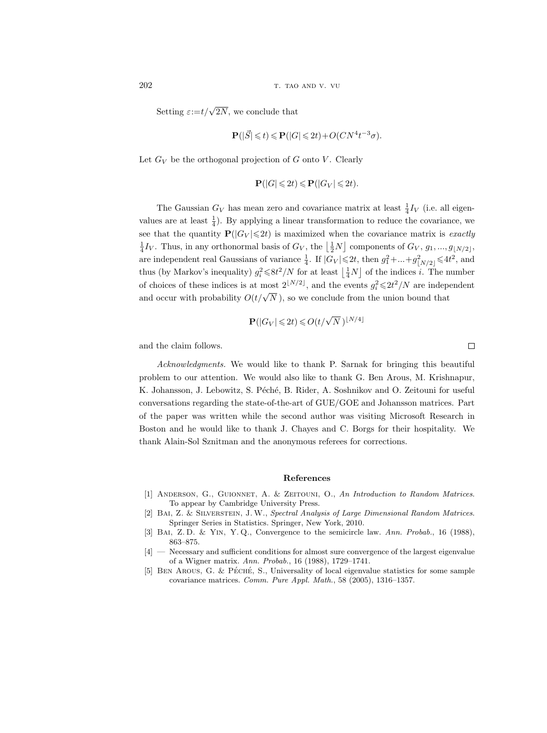Setting $\varepsilon := t/\sqrt{2N}$, we conclude that

$$\mathbf{P}(|\vec{S}| \leqslant t) \leqslant \mathbf{P}(|G| \leqslant 2t) + O(CN^4 t^{-3}\sigma).$$

Let $G_V$ be the orthogonal projection of $G$ onto $V$. Clearly

$$\mathbf{P}(|G| \leqslant 2t) \leqslant \mathbf{P}(|G_V| \leqslant 2t).$$

The Gaussian $G_V$ has mean zero and covariance matrix at least $\frac{1}{4}I_V$ (i.e. all eigenvalues are at least $\frac{1}{4}$). By applying a linear transformation to reduce the covariance, we see that the quantity $\mathbf{P}(|G_V| \leqslant 2t)$ is maximized when the covariance matrix is *exactly* $\frac{1}{4}I_V$. Thus, in any orthonormal basis of $G_V$, the $\lfloor \frac{1}{2}N \rfloor$ components of $G_V$, $g_1, ..., g_{\lfloor N/2 \rfloor}$, are independent real Gaussians of variance $\frac{1}{4}$. If $|G_V| \leqslant 2t$, then $g_1^2 + ... + g_{\lfloor N/2 \rfloor}^2 \leqslant 4t^2$, and thus (by Markov's inequality) $g_i^2 \leqslant 8t^2/N$ for at least $\lfloor \frac{1}{4}N \rfloor$ of the indices $i$. The number of choices of these indices is at most $2^{\lfloor N/2 \rfloor}$, and the events $g_i^2 \leqslant 2t^2/N$ are independent and occur with probability $O(t/\sqrt{N})$, so we conclude from the union bound that

$$\mathbf{P}(|G_V| \leqslant 2t) \leqslant O(t/\sqrt{N})^{\lfloor N/4 \rfloor}$$

and the claim follows. $\square$

*Acknowledgments.* We would like to thank P. Sarnak for bringing this beautiful problem to our attention. We would also like to thank G. Ben Arous, M. Krishnapur, K. Johansson, J. Lebowitz, S. Péché, B. Rider, A. Soshnikov and O. Zeitouni for useful conversations regarding the state-of-the-art of GUE/GOE and Johansson matrices. Part of the paper was written while the second author was visiting Microsoft Research in Boston and he would like to thank J. Chayes and C. Borgs for their hospitality. We thank Alain-Sol Sznitman and the anonymous referees for corrections.

## References

[1] Anderson, G., Guionnet, A. & Zeitouni, O., *An Introduction to Random Matrices*. To appear by Cambridge University Press.

[2] Bai, Z. & Silverstein, J. W., *Spectral Analysis of Large Dimensional Random Matrices*. Springer Series in Statistics. Springer, New York, 2010.

[3] Bai, Z. D. & Yin, Y. Q., Convergence to the semicircle law. *Ann. Probab.*, 16 (1988), 863–875.

[4] — Necessary and sufficient conditions for almost sure convergence of the largest eigenvalue of a Wigner matrix. *Ann. Probab.*, 16 (1988), 1729–1741.

[5] Ben Arous, G. & Péché, S., Universality of local eigenvalue statistics for some sample covariance matrices. *Comm. Pure Appl. Math.*, 58 (2005), 1316–1357.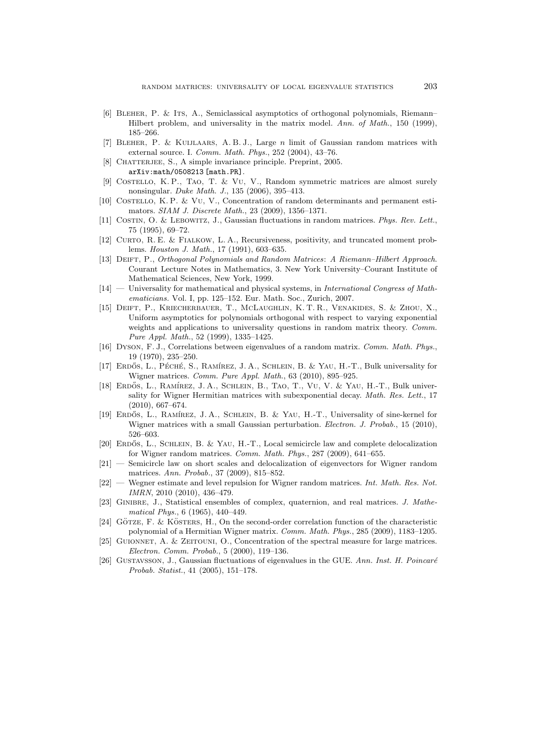[6] Bleher, P. & Its, A., Semiclassical asymptotics of orthogonal polynomials, Riemann–Hilbert problem, and universality in the matrix model. *Ann. of Math.*, 150 (1999), 185–266.

[7] Bleher, P. & Kuijlaars, A. B. J., Large $n$ limit of Gaussian random matrices with external source. I. *Comm. Math. Phys.*, 252 (2004), 43–76.

[8] Chatterjee, S., A simple invariance principle. Preprint, 2005. arXiv:math/0508213 [math.PR].

[9] Costello, K. P., Tao, T. & Vu, V., Random symmetric matrices are almost surely nonsingular. *Duke Math. J.*, 135 (2006), 395–413.

[10] Costello, K. P. & Vu, V., Concentration of random determinants and permanent estimators. *SIAM J. Discrete Math.*, 23 (2009), 1356–1371.

[11] Costin, O. & Lebowitz, J., Gaussian fluctuations in random matrices. *Phys. Rev. Lett.*, 75 (1995), 69–72.

[12] Curto, R. E. & Fialkow, L. A., Recursiveness, positivity, and truncated moment problems. *Houston J. Math.*, 17 (1991), 603–635.

[13] Deift, P., *Orthogonal Polynomials and Random Matrices*: *A Riemann–Hilbert Approach*. Courant Lecture Notes in Mathematics, 3. New York University–Courant Institute of Mathematical Sciences, New York, 1999.

[14] — Universality for mathematical and physical systems, in *International Congress of Mathematicians*. Vol. I, pp. 125–152. Eur. Math. Soc., Zurich, 2007.

[15] Deift, P., Kriecherbauer, T., McLaughlin, K. T. R., Venakides, S. & Zhou, X., Uniform asymptotics for polynomials orthogonal with respect to varying exponential weights and applications to universality questions in random matrix theory. *Comm. Pure Appl. Math.*, 52 (1999), 1335–1425.

[16] Dyson, F. J., Correlations between eigenvalues of a random matrix. *Comm. Math. Phys.*, 19 (1970), 235–250.

[17] Erdős, L., Péché, S., Ramírez, J. A., Schlein, B. & Yau, H.-T., Bulk universality for Wigner matrices. *Comm. Pure Appl. Math.*, 63 (2010), 895–925.

[18] Erdős, L., Ramírez, J. A., Schlein, B., Tao, T., Vu, V. & Yau, H.-T., Bulk universality for Wigner Hermitian matrices with subexponential decay. *Math. Res. Lett.*, 17 (2010), 667–674.

[19] Erdős, L., Ramírez, J. A., Schlein, B. & Yau, H.-T., Universality of sine-kernel for Wigner matrices with a small Gaussian perturbation. *Electron. J. Probab.*, 15 (2010), 526–603.

[20] Erdős, L., Schlein, B. & Yau, H.-T., Local semicircle law and complete delocalization for Wigner random matrices. *Comm. Math. Phys.*, 287 (2009), 641–655.

[21] — Semicircle law on short scales and delocalization of eigenvectors for Wigner random matrices. *Ann. Probab.*, 37 (2009), 815–852.

[22] — Wegner estimate and level repulsion for Wigner random matrices. *Int. Math. Res. Not. IMRN*, 2010 (2010), 436–479.

[23] Ginibre, J., Statistical ensembles of complex, quaternion, and real matrices. *J. Mathematical Phys.*, 6 (1965), 440–449.

[24] Götze, F. & Kösters, H., On the second-order correlation function of the characteristic polynomial of a Hermitian Wigner matrix. *Comm. Math. Phys.*, 285 (2009), 1183–1205.

[25] Guionnet, A. & Zeitouni, O., Concentration of the spectral measure for large matrices. *Electron. Comm. Probab.*, 5 (2000), 119–136.

[26] Gustavsson, J., Gaussian fluctuations of eigenvalues in the GUE. *Ann. Inst. H. Poincaré Probab. Statist.*, 41 (2005), 151–178.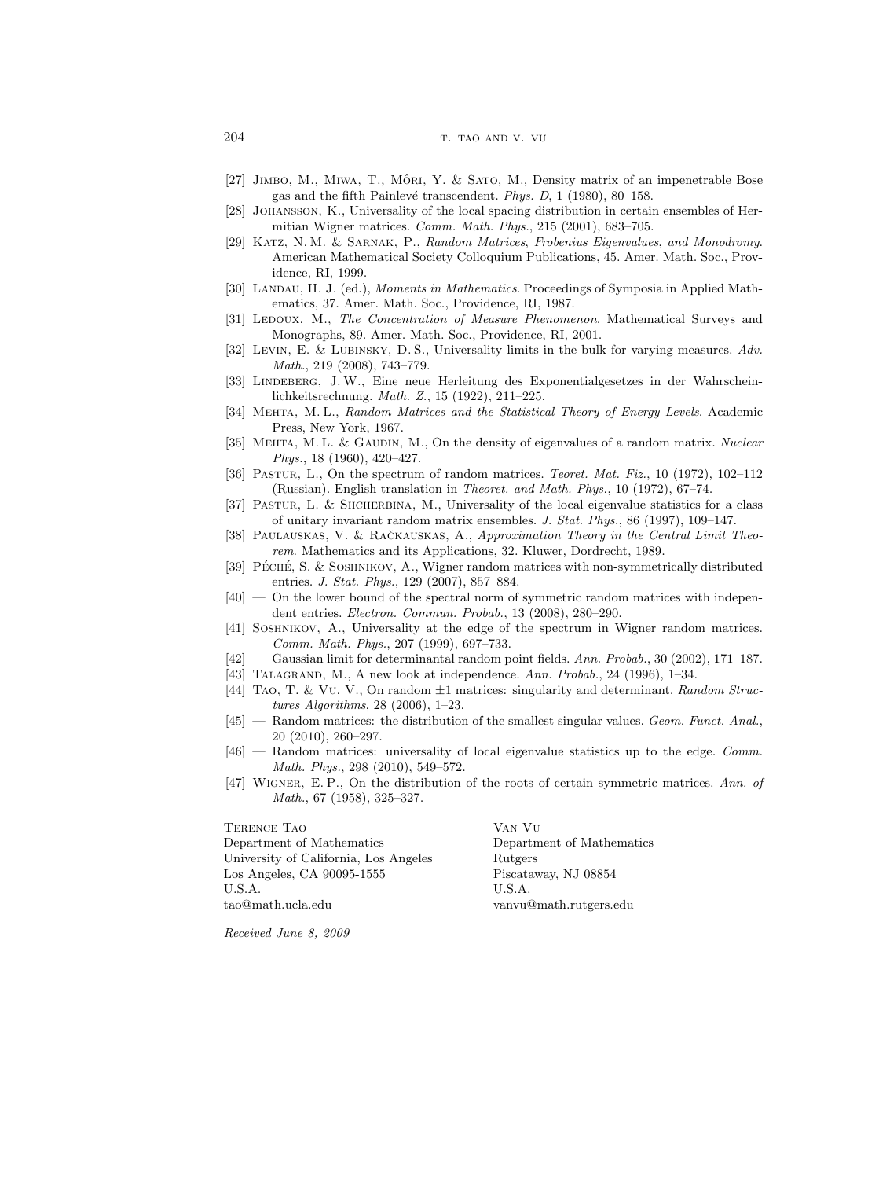[27] Jimbo, M., Miwa, T., Môri, Y. & Sato, M., Density matrix of an impenetrable Bose gas and the fifth Painlevé transcendent. *Phys. D*, 1 (1980), 80–158.

[28] Johansson, K., Universality of the local spacing distribution in certain ensembles of Hermitian Wigner matrices. *Comm. Math. Phys.*, 215 (2001), 683–705.

[29] Katz, N. M. & Sarnak, P., *Random Matrices, Frobenius Eigenvalues, and Monodromy*. American Mathematical Society Colloquium Publications, 45. Amer. Math. Soc., Providence, RI, 1999.

[30] Landau, H. J. (ed.), *Moments in Mathematics*. Proceedings of Symposia in Applied Mathematics, 37. Amer. Math. Soc., Providence, RI, 1987.

[31] Ledoux, M., *The Concentration of Measure Phenomenon*. Mathematical Surveys and Monographs, 89. Amer. Math. Soc., Providence, RI, 2001.

[32] Levin, E. & Lubinsky, D. S., Universality limits in the bulk for varying measures. *Adv. Math.*, 219 (2008), 743–779.

[33] Lindeberg, J. W., Eine neue Herleitung des Exponentialgesetzes in der Wahrscheinlichkeitsrechnung. *Math. Z.*, 15 (1922), 211–225.

[34] Mehta, M. L., *Random Matrices and the Statistical Theory of Energy Levels*. Academic Press, New York, 1967.

[35] Mehta, M. L. & Gaudin, M., On the density of eigenvalues of a random matrix. *Nuclear Phys.*, 18 (1960), 420–427.

[36] Pastur, L., On the spectrum of random matrices. *Teoret. Mat. Fiz.*, 10 (1972), 102–112 (Russian). English translation in *Theoret. and Math. Phys.*, 10 (1972), 67–74.

[37] Pastur, L. & Shcherbina, M., Universality of the local eigenvalue statistics for a class of unitary invariant random matrix ensembles. *J. Stat. Phys.*, 86 (1997), 109–147.

[38] Paulauskas, V. & Račkauskas, A., *Approximation Theory in the Central Limit Theorem*. Mathematics and its Applications, 32. Kluwer, Dordrecht, 1989.

[39] Péché, S. & Soshnikov, A., Wigner random matrices with non-symmetrically distributed entries. *J. Stat. Phys.*, 129 (2007), 857–884.

[40] — On the lower bound of the spectral norm of symmetric random matrices with independent entries. *Electron. Commun. Probab.*, 13 (2008), 280–290.

[41] Soshnikov, A., Universality at the edge of the spectrum in Wigner random matrices. *Comm. Math. Phys.*, 207 (1999), 697–733.

[42] — Gaussian limit for determinantal random point fields. *Ann. Probab.*, 30 (2002), 171–187.

[43] Talagrand, M., A new look at independence. *Ann. Probab.*, 24 (1996), 1–34.

[44] Tao, T. & Vu, V., On random $\pm 1$ matrices: singularity and determinant. *Random Structures Algorithms*, 28 (2006), 1–23.

[45] — Random matrices: the distribution of the smallest singular values. *Geom. Funct. Anal.*, 20 (2010), 260–297.

[46] — Random matrices: universality of local eigenvalue statistics up to the edge. *Comm. Math. Phys.*, 298 (2010), 549–572.

[47] Wigner, E. P., On the distribution of the roots of certain symmetric matrices. *Ann. of Math.*, 67 (1958), 325–327.

Terence Tao
Department of Mathematics
University of California, Los Angeles
Los Angeles, CA 90095-1555
U.S.A.
tao@math.ucla.edu

Van Vu
Department of Mathematics
Rutgers
Piscataway, NJ 08854
U.S.A.
vanvu@math.rutgers.edu

*Received June 8, 2009*